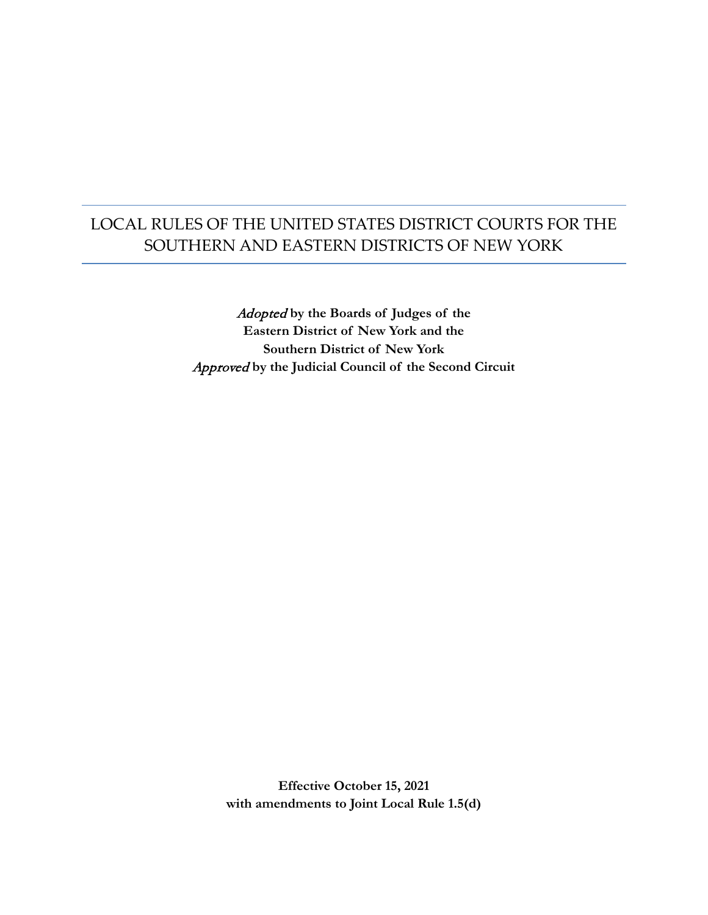# LOCAL RULES OF THE UNITED STATES DISTRICT COURTS FOR THE SOUTHERN AND EASTERN DISTRICTS OF NEW YORK

***Adopted* by the Boards of Judges of the**
**Eastern District of New York and the**
**Southern District of New York**
***Approved* by the Judicial Council of the Second Circuit**

**Effective October 15, 2021**
**with amendments to Joint Local Rule 1.5(d)**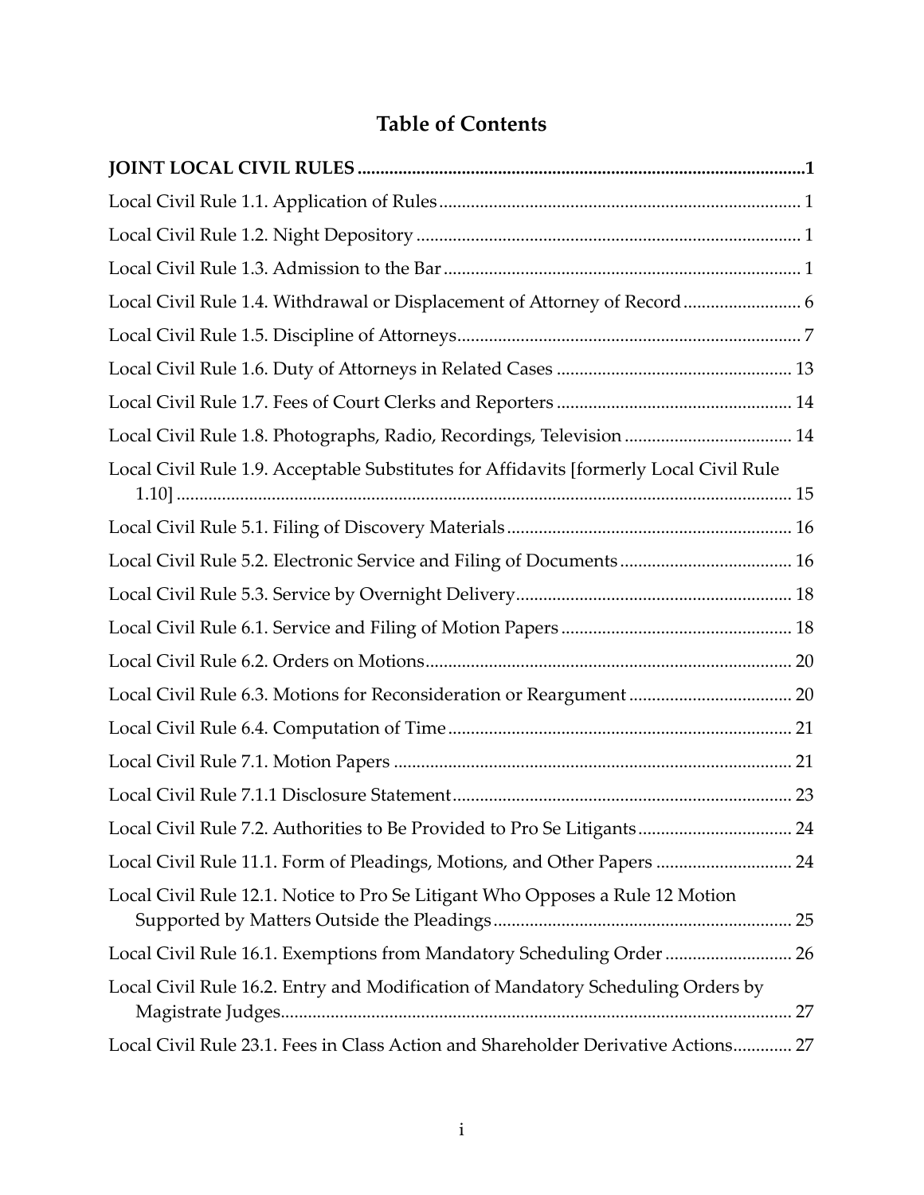# Table of Contents

**JOINT LOCAL CIVIL RULES** .......... **1**

Local Civil Rule 1.1. Application of Rules .......... 1

Local Civil Rule 1.2. Night Depository .......... 1

Local Civil Rule 1.3. Admission to the Bar .......... 1

Local Civil Rule 1.4. Withdrawal or Displacement of Attorney of Record .......... 6

Local Civil Rule 1.5. Discipline of Attorneys .......... 7

Local Civil Rule 1.6. Duty of Attorneys in Related Cases .......... 13

Local Civil Rule 1.7. Fees of Court Clerks and Reporters .......... 14

Local Civil Rule 1.8. Photographs, Radio, Recordings, Television .......... 14

Local Civil Rule 1.9. Acceptable Substitutes for Affidavits [formerly Local Civil Rule 1.10] .......... 15

Local Civil Rule 5.1. Filing of Discovery Materials .......... 16

Local Civil Rule 5.2. Electronic Service and Filing of Documents .......... 16

Local Civil Rule 5.3. Service by Overnight Delivery .......... 18

Local Civil Rule 6.1. Service and Filing of Motion Papers .......... 18

Local Civil Rule 6.2. Orders on Motions .......... 20

Local Civil Rule 6.3. Motions for Reconsideration or Reargument .......... 20

Local Civil Rule 6.4. Computation of Time .......... 21

Local Civil Rule 7.1. Motion Papers .......... 21

Local Civil Rule 7.1.1 Disclosure Statement .......... 23

Local Civil Rule 7.2. Authorities to Be Provided to Pro Se Litigants .......... 24

Local Civil Rule 11.1. Form of Pleadings, Motions, and Other Papers .......... 24

Local Civil Rule 12.1. Notice to Pro Se Litigant Who Opposes a Rule 12 Motion Supported by Matters Outside the Pleadings .......... 25

Local Civil Rule 16.1. Exemptions from Mandatory Scheduling Order .......... 26

Local Civil Rule 16.2. Entry and Modification of Mandatory Scheduling Orders by Magistrate Judges .......... 27

Local Civil Rule 23.1. Fees in Class Action and Shareholder Derivative Actions .......... 27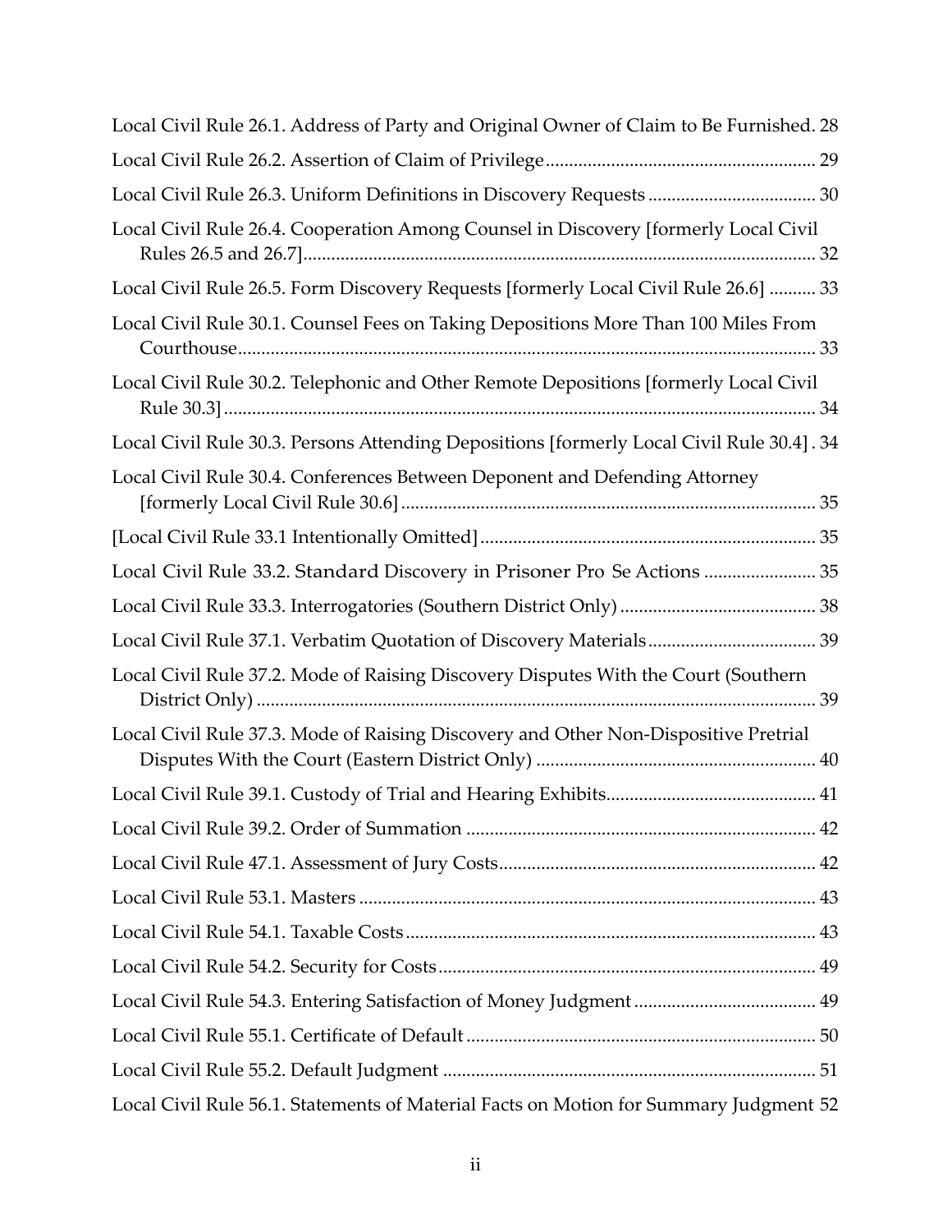Local Civil Rule 26.1. Address of Party and Original Owner of Claim to Be Furnished. 28

Local Civil Rule 26.2. Assertion of Claim of Privilege ... 29

Local Civil Rule 26.3. Uniform Definitions in Discovery Requests ... 30

Local Civil Rule 26.4. Cooperation Among Counsel in Discovery [formerly Local Civil Rules 26.5 and 26.7] ... 32

Local Civil Rule 26.5. Form Discovery Requests [formerly Local Civil Rule 26.6] ... 33

Local Civil Rule 30.1. Counsel Fees on Taking Depositions More Than 100 Miles From Courthouse ... 33

Local Civil Rule 30.2. Telephonic and Other Remote Depositions [formerly Local Civil Rule 30.3] ... 34

Local Civil Rule 30.3. Persons Attending Depositions [formerly Local Civil Rule 30.4] . 34

Local Civil Rule 30.4. Conferences Between Deponent and Defending Attorney [formerly Local Civil Rule 30.6] ... 35

[Local Civil Rule 33.1 Intentionally Omitted] ... 35

Local Civil Rule 33.2. Standard Discovery in Prisoner Pro Se Actions ... 35

Local Civil Rule 33.3. Interrogatories (Southern District Only) ... 38

Local Civil Rule 37.1. Verbatim Quotation of Discovery Materials ... 39

Local Civil Rule 37.2. Mode of Raising Discovery Disputes With the Court (Southern District Only) ... 39

Local Civil Rule 37.3. Mode of Raising Discovery and Other Non-Dispositive Pretrial Disputes With the Court (Eastern District Only) ... 40

Local Civil Rule 39.1. Custody of Trial and Hearing Exhibits ... 41

Local Civil Rule 39.2. Order of Summation ... 42

Local Civil Rule 47.1. Assessment of Jury Costs ... 42

Local Civil Rule 53.1. Masters ... 43

Local Civil Rule 54.1. Taxable Costs ... 43

Local Civil Rule 54.2. Security for Costs ... 49

Local Civil Rule 54.3. Entering Satisfaction of Money Judgment ... 49

Local Civil Rule 55.1. Certificate of Default ... 50

Local Civil Rule 55.2. Default Judgment ... 51

Local Civil Rule 56.1. Statements of Material Facts on Motion for Summary Judgment 52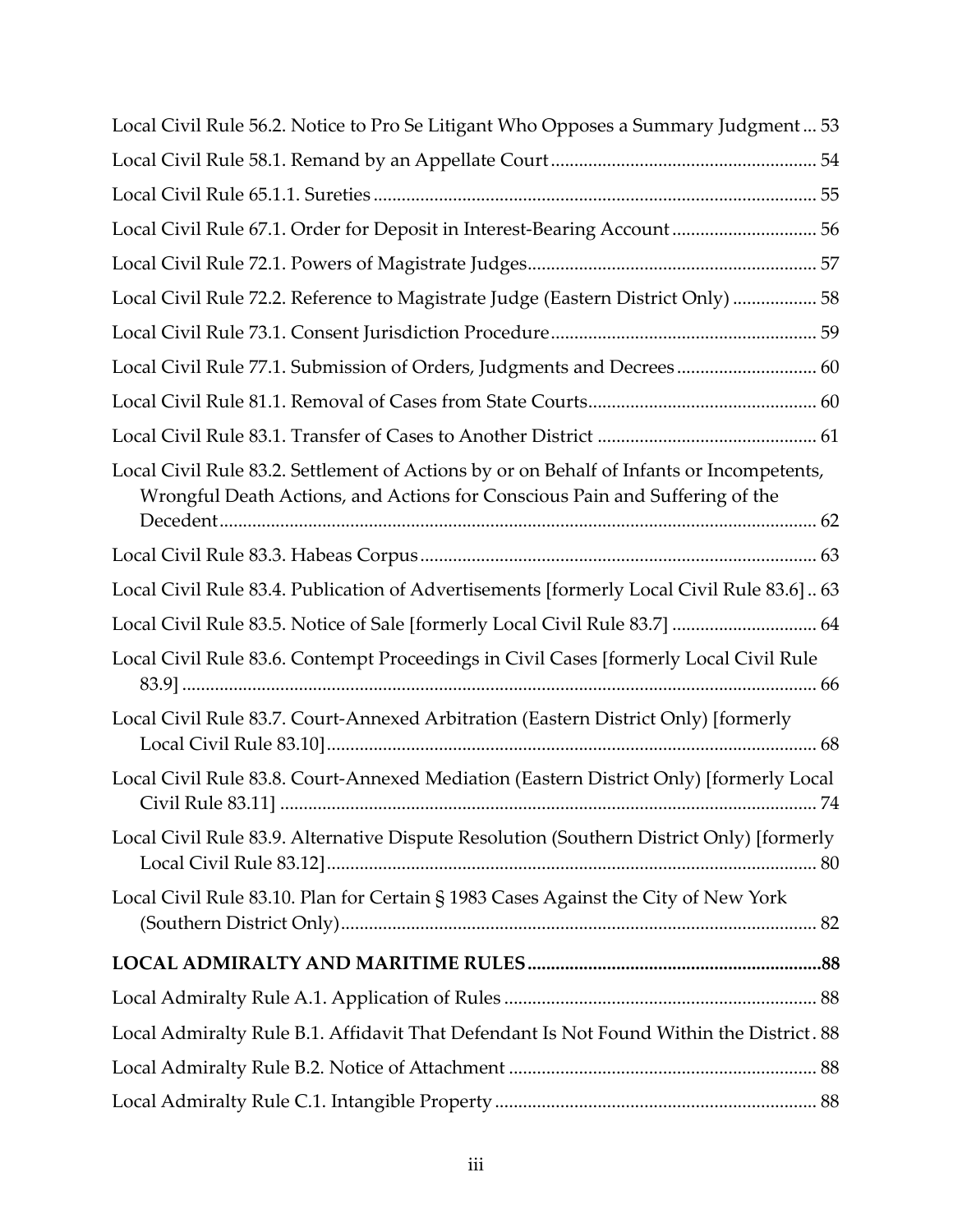Local Civil Rule 56.2. Notice to Pro Se Litigant Who Opposes a Summary Judgment ... 53

Local Civil Rule 58.1. Remand by an Appellate Court ... 54

Local Civil Rule 65.1.1. Sureties ... 55

Local Civil Rule 67.1. Order for Deposit in Interest-Bearing Account ... 56

Local Civil Rule 72.1. Powers of Magistrate Judges ... 57

Local Civil Rule 72.2. Reference to Magistrate Judge (Eastern District Only) ... 58

Local Civil Rule 73.1. Consent Jurisdiction Procedure ... 59

Local Civil Rule 77.1. Submission of Orders, Judgments and Decrees ... 60

Local Civil Rule 81.1. Removal of Cases from State Courts ... 60

Local Civil Rule 83.1. Transfer of Cases to Another District ... 61

Local Civil Rule 83.2. Settlement of Actions by or on Behalf of Infants or Incompetents, Wrongful Death Actions, and Actions for Conscious Pain and Suffering of the Decedent ... 62

Local Civil Rule 83.3. Habeas Corpus ... 63

Local Civil Rule 83.4. Publication of Advertisements [formerly Local Civil Rule 83.6] .. 63

Local Civil Rule 83.5. Notice of Sale [formerly Local Civil Rule 83.7] ... 64

Local Civil Rule 83.6. Contempt Proceedings in Civil Cases [formerly Local Civil Rule 83.9] ... 66

Local Civil Rule 83.7. Court-Annexed Arbitration (Eastern District Only) [formerly Local Civil Rule 83.10] ... 68

Local Civil Rule 83.8. Court-Annexed Mediation (Eastern District Only) [formerly Local Civil Rule 83.11] ... 74

Local Civil Rule 83.9. Alternative Dispute Resolution (Southern District Only) [formerly Local Civil Rule 83.12] ... 80

Local Civil Rule 83.10. Plan for Certain § 1983 Cases Against the City of New York (Southern District Only) ... 82

**LOCAL ADMIRALTY AND MARITIME RULES ... 88**

Local Admiralty Rule A.1. Application of Rules ... 88

Local Admiralty Rule B.1. Affidavit That Defendant Is Not Found Within the District . 88

Local Admiralty Rule B.2. Notice of Attachment ... 88

Local Admiralty Rule C.1. Intangible Property ... 88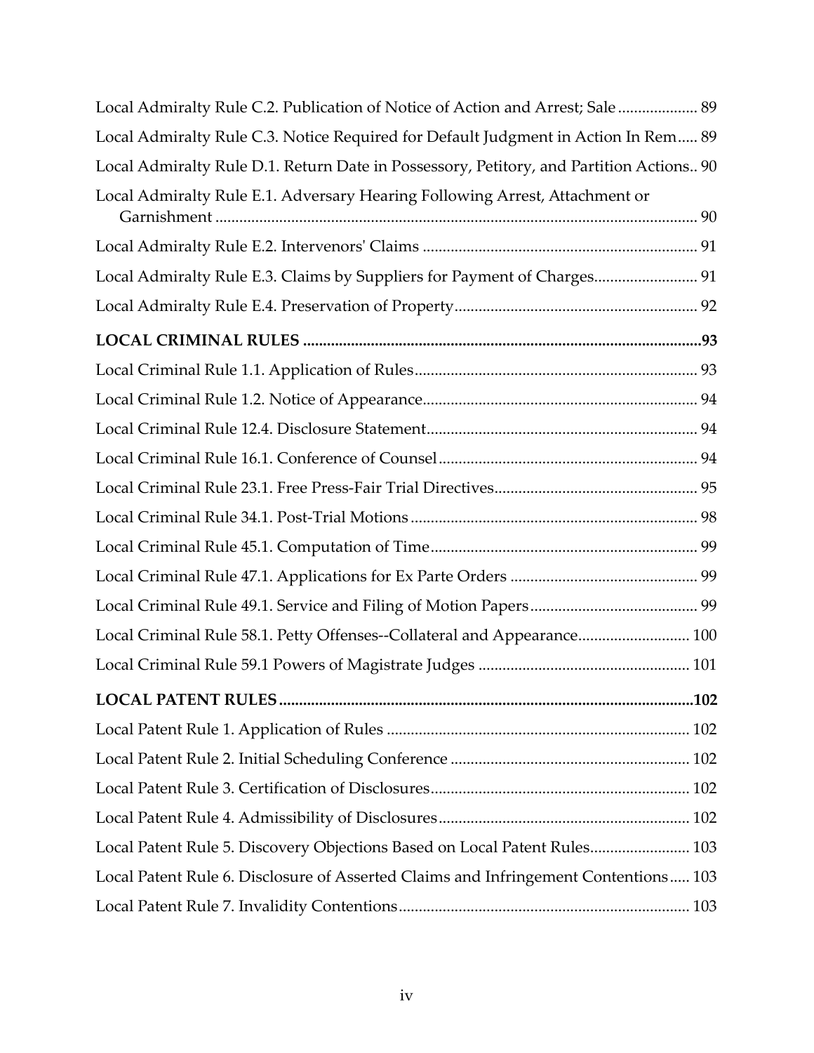Local Admiralty Rule C.2. Publication of Notice of Action and Arrest; Sale .................... 89

Local Admiralty Rule C.3. Notice Required for Default Judgment in Action In Rem..... 89

Local Admiralty Rule D.1. Return Date in Possessory, Petitory, and Partition Actions.. 90

Local Admiralty Rule E.1. Adversary Hearing Following Arrest, Attachment or Garnishment ........................................................................................................................ 90

Local Admiralty Rule E.2. Intervenors' Claims .................................................................... 91

Local Admiralty Rule E.3. Claims by Suppliers for Payment of Charges.......................... 91

Local Admiralty Rule E.4. Preservation of Property............................................................ 92

**LOCAL CRIMINAL RULES ....................................................................................................93**

Local Criminal Rule 1.1. Application of Rules...................................................................... 93

Local Criminal Rule 1.2. Notice of Appearance.................................................................... 94

Local Criminal Rule 12.4. Disclosure Statement................................................................... 94

Local Criminal Rule 16.1. Conference of Counsel................................................................ 94

Local Criminal Rule 23.1. Free Press-Fair Trial Directives................................................... 95

Local Criminal Rule 34.1. Post-Trial Motions....................................................................... 98

Local Criminal Rule 45.1. Computation of Time.................................................................. 99

Local Criminal Rule 47.1. Applications for Ex Parte Orders .............................................. 99

Local Criminal Rule 49.1. Service and Filing of Motion Papers.......................................... 99

Local Criminal Rule 58.1. Petty Offenses--Collateral and Appearance............................ 100

Local Criminal Rule 59.1 Powers of Magistrate Judges ..................................................... 101

**LOCAL PATENT RULES.......................................................................................................102**

Local Patent Rule 1. Application of Rules ........................................................................... 102

Local Patent Rule 2. Initial Scheduling Conference ........................................................... 102

Local Patent Rule 3. Certification of Disclosures................................................................ 102

Local Patent Rule 4. Admissibility of Disclosures.............................................................. 102

Local Patent Rule 5. Discovery Objections Based on Local Patent Rules......................... 103

Local Patent Rule 6. Disclosure of Asserted Claims and Infringement Contentions..... 103

Local Patent Rule 7. Invalidity Contentions........................................................................ 103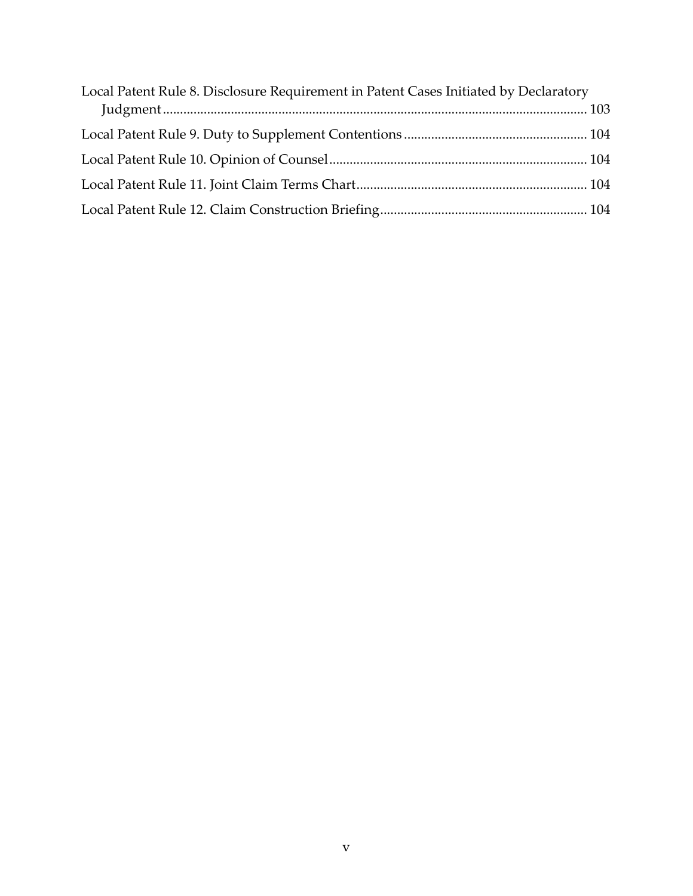Local Patent Rule 8. Disclosure Requirement in Patent Cases Initiated by Declaratory Judgment ........................................................................................................................ 103

Local Patent Rule 9. Duty to Supplement Contentions ..................................................... 104

Local Patent Rule 10. Opinion of Counsel ........................................................................... 104

Local Patent Rule 11. Joint Claim Terms Chart ................................................................... 104

Local Patent Rule 12. Claim Construction Briefing ............................................................ 104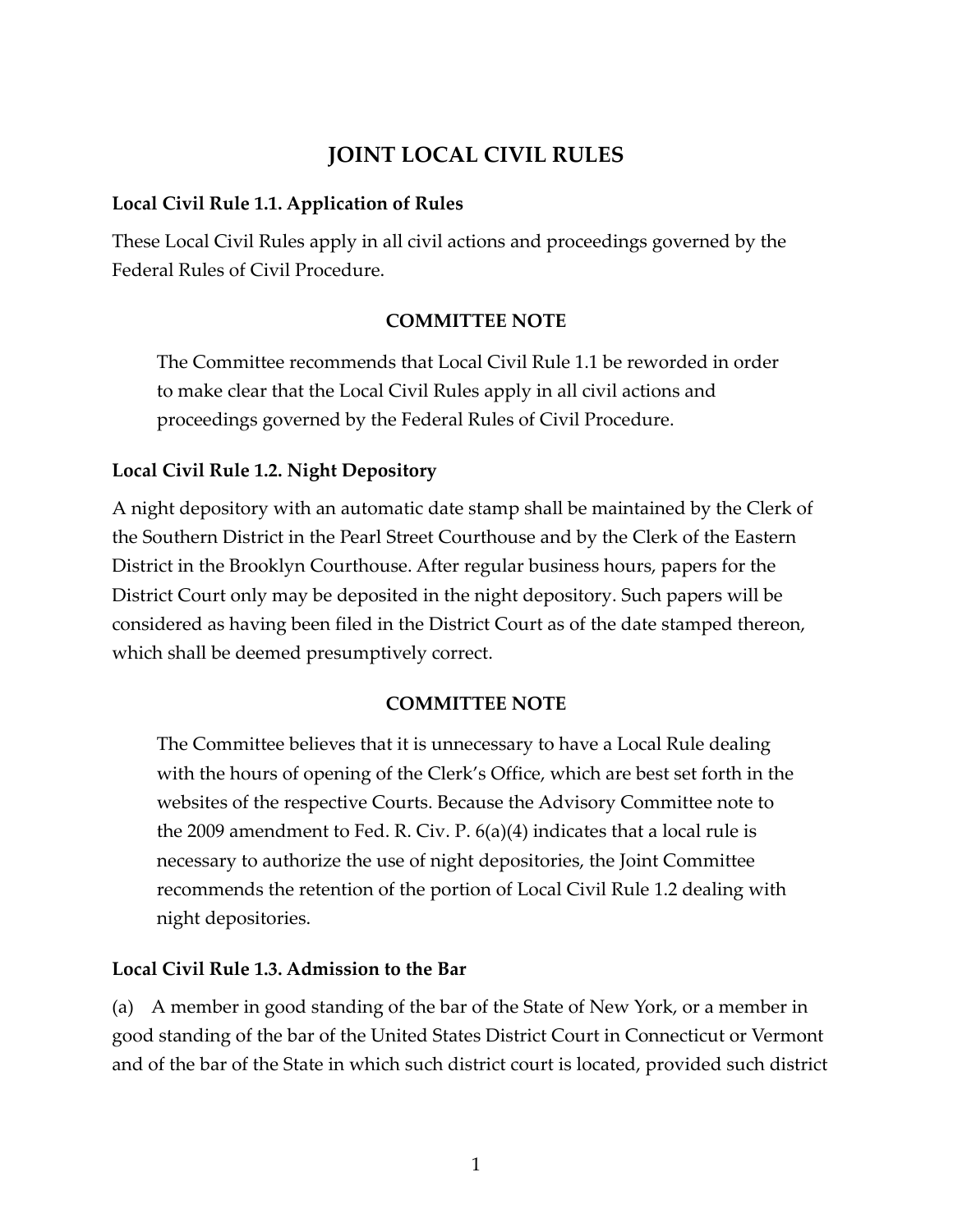# JOINT LOCAL CIVIL RULES

**Local Civil Rule 1.1. Application of Rules**

These Local Civil Rules apply in all civil actions and proceedings governed by the Federal Rules of Civil Procedure.

**COMMITTEE NOTE**

> The Committee recommends that Local Civil Rule 1.1 be reworded in order to make clear that the Local Civil Rules apply in all civil actions and proceedings governed by the Federal Rules of Civil Procedure.

**Local Civil Rule 1.2. Night Depository**

A night depository with an automatic date stamp shall be maintained by the Clerk of the Southern District in the Pearl Street Courthouse and by the Clerk of the Eastern District in the Brooklyn Courthouse. After regular business hours, papers for the District Court only may be deposited in the night depository. Such papers will be considered as having been filed in the District Court as of the date stamped thereon, which shall be deemed presumptively correct.

**COMMITTEE NOTE**

> The Committee believes that it is unnecessary to have a Local Rule dealing with the hours of opening of the Clerk's Office, which are best set forth in the websites of the respective Courts. Because the Advisory Committee note to the 2009 amendment to Fed. R. Civ. P. 6(a)(4) indicates that a local rule is necessary to authorize the use of night depositories, the Joint Committee recommends the retention of the portion of Local Civil Rule 1.2 dealing with night depositories.

**Local Civil Rule 1.3. Admission to the Bar**

(a) A member in good standing of the bar of the State of New York, or a member in good standing of the bar of the United States District Court in Connecticut or Vermont and of the bar of the State in which such district court is located, provided such district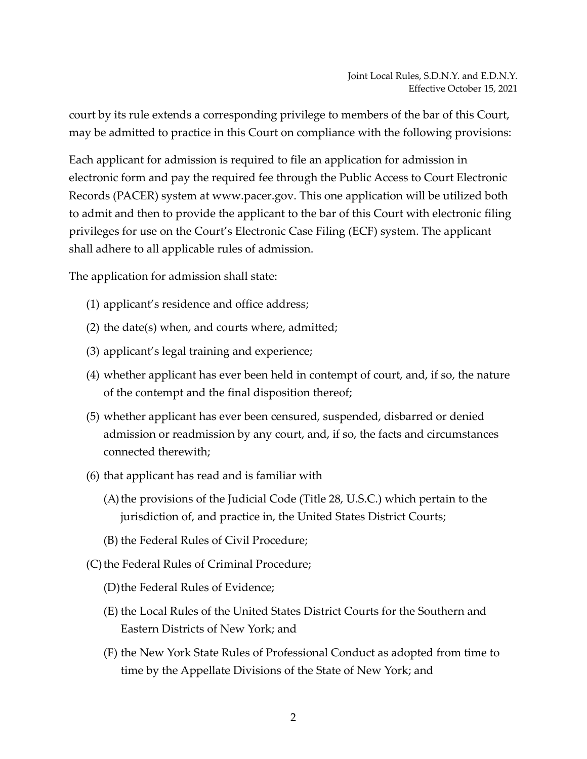court by its rule extends a corresponding privilege to members of the bar of this Court, may be admitted to practice in this Court on compliance with the following provisions:

Each applicant for admission is required to file an application for admission in electronic form and pay the required fee through the Public Access to Court Electronic Records (PACER) system at www.pacer.gov. This one application will be utilized both to admit and then to provide the applicant to the bar of this Court with electronic filing privileges for use on the Court's Electronic Case Filing (ECF) system. The applicant shall adhere to all applicable rules of admission.

The application for admission shall state:

(1) applicant's residence and office address;

(2) the date(s) when, and courts where, admitted;

(3) applicant's legal training and experience;

(4) whether applicant has ever been held in contempt of court, and, if so, the nature of the contempt and the final disposition thereof;

(5) whether applicant has ever been censured, suspended, disbarred or denied admission or readmission by any court, and, if so, the facts and circumstances connected therewith;

(6) that applicant has read and is familiar with

- (A) the provisions of the Judicial Code (Title 28, U.S.C.) which pertain to the jurisdiction of, and practice in, the United States District Courts;
- (B) the Federal Rules of Civil Procedure;
- (C) the Federal Rules of Criminal Procedure;
- (D) the Federal Rules of Evidence;
- (E) the Local Rules of the United States District Courts for the Southern and Eastern Districts of New York; and
- (F) the New York State Rules of Professional Conduct as adopted from time to time by the Appellate Divisions of the State of New York; and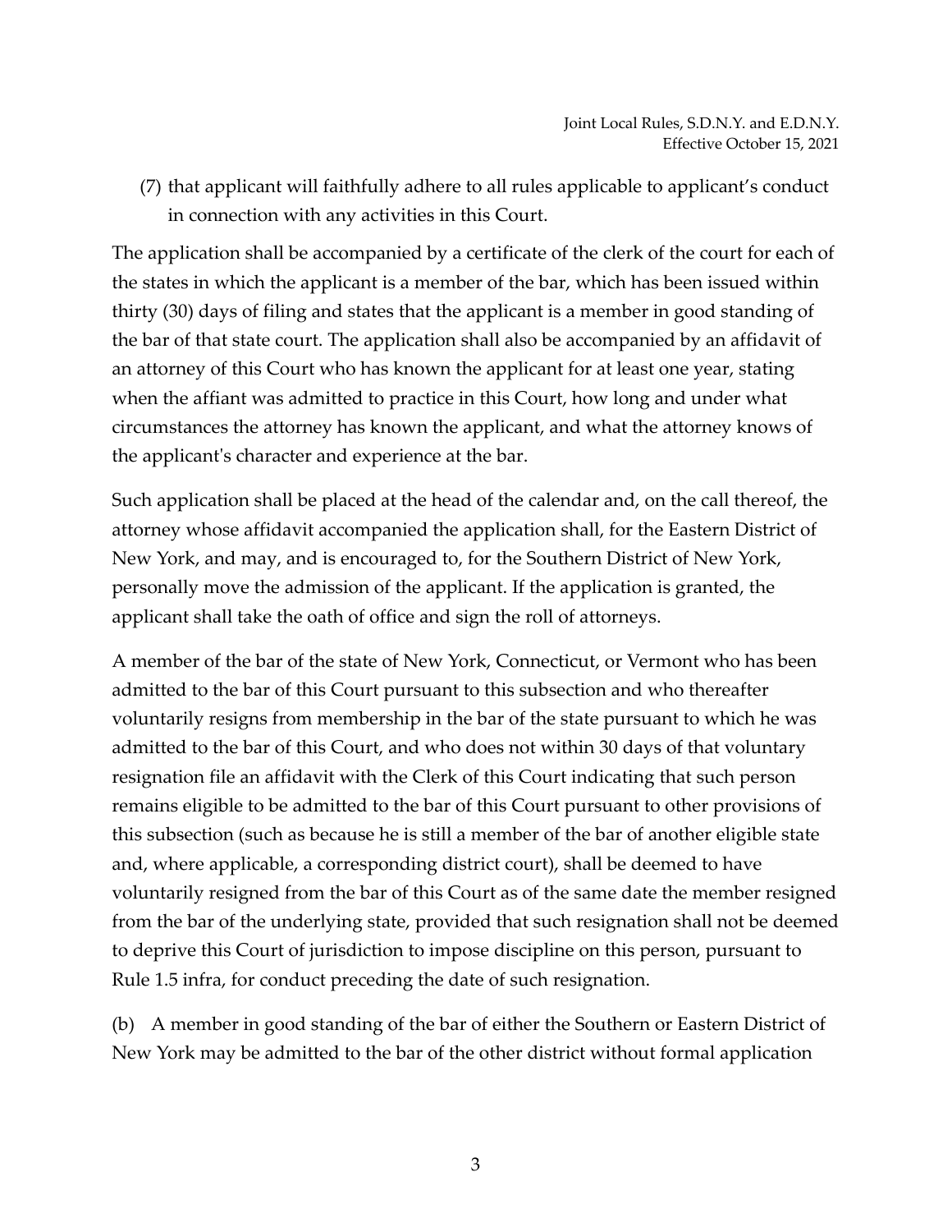(7) that applicant will faithfully adhere to all rules applicable to applicant's conduct in connection with any activities in this Court.

The application shall be accompanied by a certificate of the clerk of the court for each of the states in which the applicant is a member of the bar, which has been issued within thirty (30) days of filing and states that the applicant is a member in good standing of the bar of that state court. The application shall also be accompanied by an affidavit of an attorney of this Court who has known the applicant for at least one year, stating when the affiant was admitted to practice in this Court, how long and under what circumstances the attorney has known the applicant, and what the attorney knows of the applicant's character and experience at the bar.

Such application shall be placed at the head of the calendar and, on the call thereof, the attorney whose affidavit accompanied the application shall, for the Eastern District of New York, and may, and is encouraged to, for the Southern District of New York, personally move the admission of the applicant. If the application is granted, the applicant shall take the oath of office and sign the roll of attorneys.

A member of the bar of the state of New York, Connecticut, or Vermont who has been admitted to the bar of this Court pursuant to this subsection and who thereafter voluntarily resigns from membership in the bar of the state pursuant to which he was admitted to the bar of this Court, and who does not within 30 days of that voluntary resignation file an affidavit with the Clerk of this Court indicating that such person remains eligible to be admitted to the bar of this Court pursuant to other provisions of this subsection (such as because he is still a member of the bar of another eligible state and, where applicable, a corresponding district court), shall be deemed to have voluntarily resigned from the bar of this Court as of the same date the member resigned from the bar of the underlying state, provided that such resignation shall not be deemed to deprive this Court of jurisdiction to impose discipline on this person, pursuant to Rule 1.5 infra, for conduct preceding the date of such resignation.

(b) A member in good standing of the bar of either the Southern or Eastern District of New York may be admitted to the bar of the other district without formal application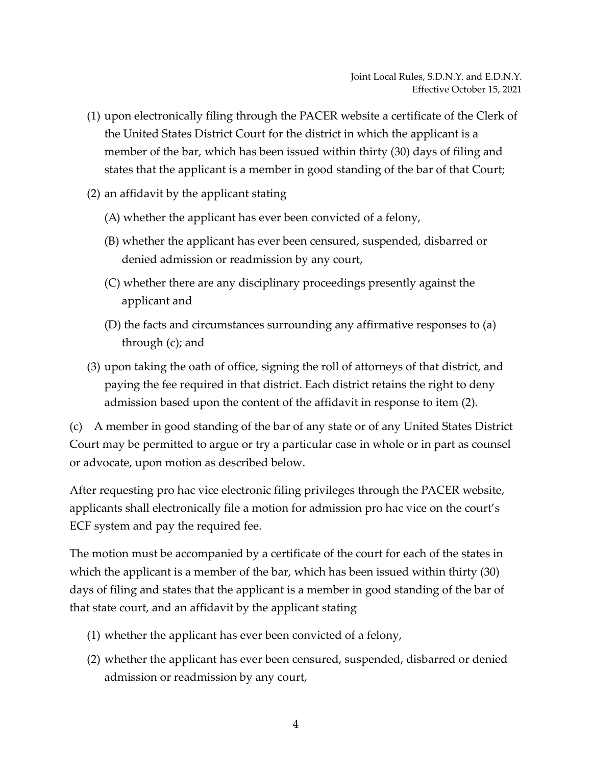(1) upon electronically filing through the PACER website a certificate of the Clerk of the United States District Court for the district in which the applicant is a member of the bar, which has been issued within thirty (30) days of filing and states that the applicant is a member in good standing of the bar of that Court;

(2) an affidavit by the applicant stating

(A) whether the applicant has ever been convicted of a felony,

(B) whether the applicant has ever been censured, suspended, disbarred or denied admission or readmission by any court,

(C) whether there are any disciplinary proceedings presently against the applicant and

(D) the facts and circumstances surrounding any affirmative responses to (a) through (c); and

(3) upon taking the oath of office, signing the roll of attorneys of that district, and paying the fee required in that district. Each district retains the right to deny admission based upon the content of the affidavit in response to item (2).

(c) A member in good standing of the bar of any state or of any United States District Court may be permitted to argue or try a particular case in whole or in part as counsel or advocate, upon motion as described below.

After requesting pro hac vice electronic filing privileges through the PACER website, applicants shall electronically file a motion for admission pro hac vice on the court's ECF system and pay the required fee.

The motion must be accompanied by a certificate of the court for each of the states in which the applicant is a member of the bar, which has been issued within thirty (30) days of filing and states that the applicant is a member in good standing of the bar of that state court, and an affidavit by the applicant stating

(1) whether the applicant has ever been convicted of a felony,

(2) whether the applicant has ever been censured, suspended, disbarred or denied admission or readmission by any court,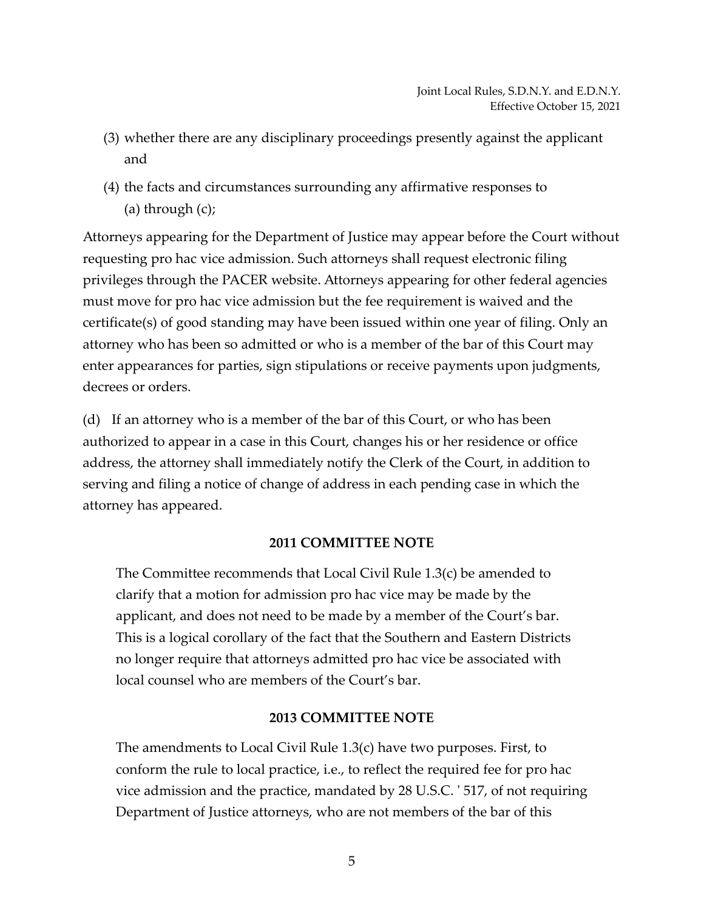(3) whether there are any disciplinary proceedings presently against the applicant and

(4) the facts and circumstances surrounding any affirmative responses to (a) through (c);

Attorneys appearing for the Department of Justice may appear before the Court without requesting pro hac vice admission. Such attorneys shall request electronic filing privileges through the PACER website. Attorneys appearing for other federal agencies must move for pro hac vice admission but the fee requirement is waived and the certificate(s) of good standing may have been issued within one year of filing. Only an attorney who has been so admitted or who is a member of the bar of this Court may enter appearances for parties, sign stipulations or receive payments upon judgments, decrees or orders.

(d) If an attorney who is a member of the bar of this Court, or who has been authorized to appear in a case in this Court, changes his or her residence or office address, the attorney shall immediately notify the Clerk of the Court, in addition to serving and filing a notice of change of address in each pending case in which the attorney has appeared.

**2011 COMMITTEE NOTE**

The Committee recommends that Local Civil Rule 1.3(c) be amended to clarify that a motion for admission pro hac vice may be made by the applicant, and does not need to be made by a member of the Court's bar. This is a logical corollary of the fact that the Southern and Eastern Districts no longer require that attorneys admitted pro hac vice be associated with local counsel who are members of the Court's bar.

**2013 COMMITTEE NOTE**

The amendments to Local Civil Rule 1.3(c) have two purposes. First, to conform the rule to local practice, i.e., to reflect the required fee for pro hac vice admission and the practice, mandated by 28 U.S.C. ' 517, of not requiring Department of Justice attorneys, who are not members of the bar of this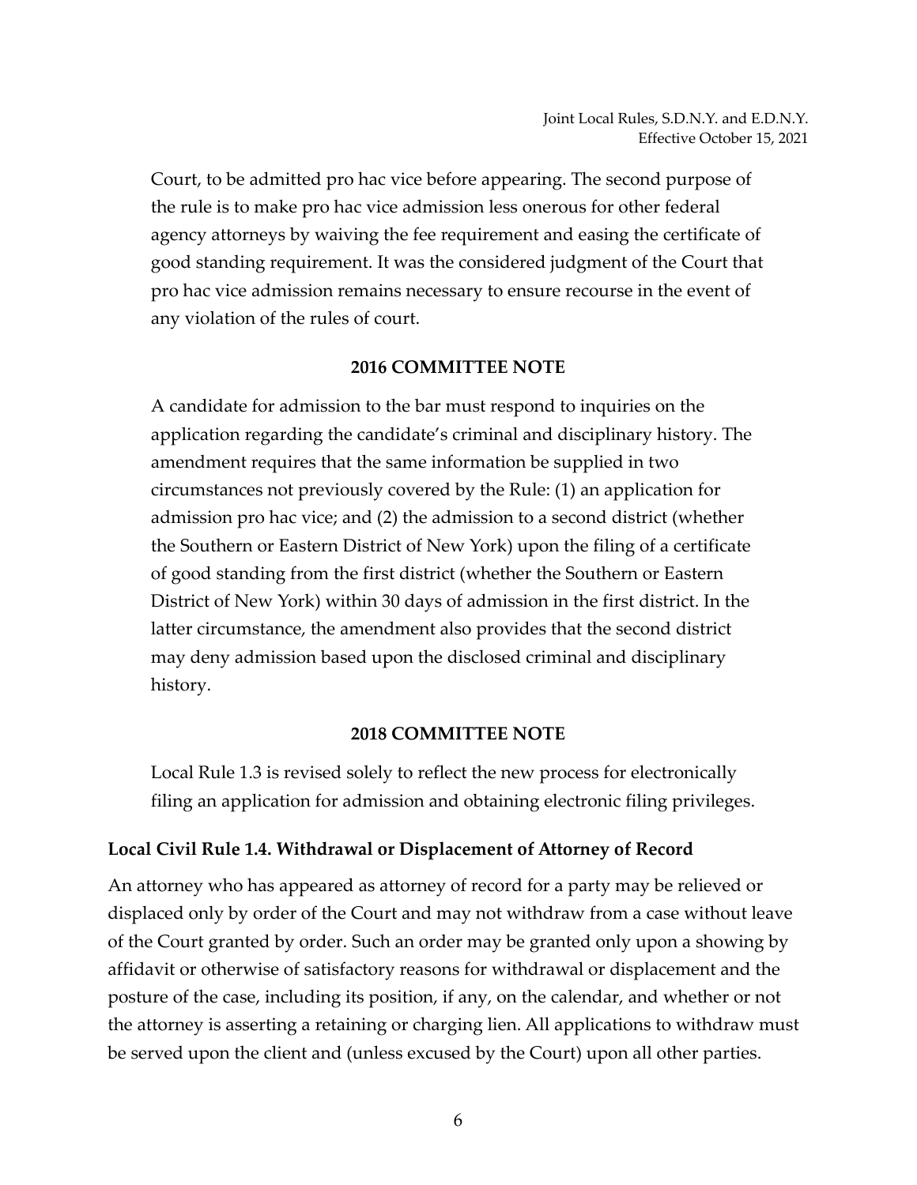Court, to be admitted pro hac vice before appearing. The second purpose of the rule is to make pro hac vice admission less onerous for other federal agency attorneys by waiving the fee requirement and easing the certificate of good standing requirement. It was the considered judgment of the Court that pro hac vice admission remains necessary to ensure recourse in the event of any violation of the rules of court.

**2016 COMMITTEE NOTE**

A candidate for admission to the bar must respond to inquiries on the application regarding the candidate's criminal and disciplinary history. The amendment requires that the same information be supplied in two circumstances not previously covered by the Rule: (1) an application for admission pro hac vice; and (2) the admission to a second district (whether the Southern or Eastern District of New York) upon the filing of a certificate of good standing from the first district (whether the Southern or Eastern District of New York) within 30 days of admission in the first district. In the latter circumstance, the amendment also provides that the second district may deny admission based upon the disclosed criminal and disciplinary history.

**2018 COMMITTEE NOTE**

Local Rule 1.3 is revised solely to reflect the new process for electronically filing an application for admission and obtaining electronic filing privileges.

### Local Civil Rule 1.4. Withdrawal or Displacement of Attorney of Record

An attorney who has appeared as attorney of record for a party may be relieved or displaced only by order of the Court and may not withdraw from a case without leave of the Court granted by order. Such an order may be granted only upon a showing by affidavit or otherwise of satisfactory reasons for withdrawal or displacement and the posture of the case, including its position, if any, on the calendar, and whether or not the attorney is asserting a retaining or charging lien. All applications to withdraw must be served upon the client and (unless excused by the Court) upon all other parties.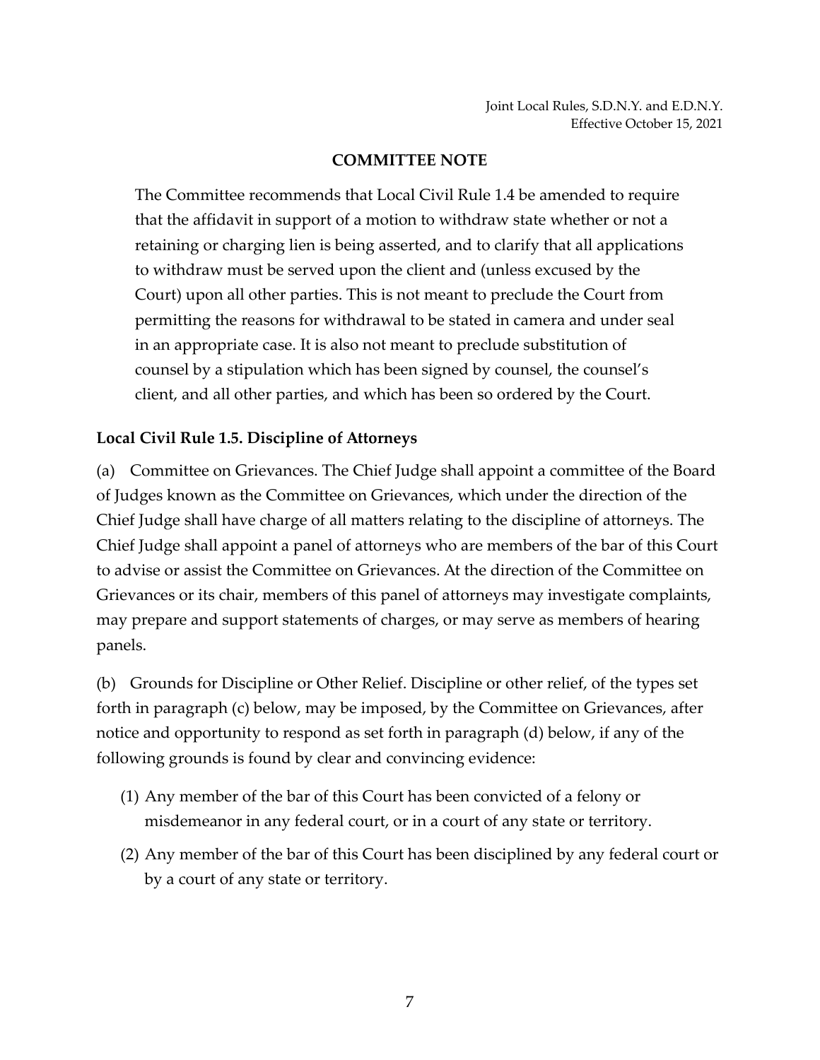**COMMITTEE NOTE**

The Committee recommends that Local Civil Rule 1.4 be amended to require that the affidavit in support of a motion to withdraw state whether or not a retaining or charging lien is being asserted, and to clarify that all applications to withdraw must be served upon the client and (unless excused by the Court) upon all other parties. This is not meant to preclude the Court from permitting the reasons for withdrawal to be stated in camera and under seal in an appropriate case. It is also not meant to preclude substitution of counsel by a stipulation which has been signed by counsel, the counsel's client, and all other parties, and which has been so ordered by the Court.

### Local Civil Rule 1.5. Discipline of Attorneys

(a) Committee on Grievances. The Chief Judge shall appoint a committee of the Board of Judges known as the Committee on Grievances, which under the direction of the Chief Judge shall have charge of all matters relating to the discipline of attorneys. The Chief Judge shall appoint a panel of attorneys who are members of the bar of this Court to advise or assist the Committee on Grievances. At the direction of the Committee on Grievances or its chair, members of this panel of attorneys may investigate complaints, may prepare and support statements of charges, or may serve as members of hearing panels.

(b) Grounds for Discipline or Other Relief. Discipline or other relief, of the types set forth in paragraph (c) below, may be imposed, by the Committee on Grievances, after notice and opportunity to respond as set forth in paragraph (d) below, if any of the following grounds is found by clear and convincing evidence:

(1) Any member of the bar of this Court has been convicted of a felony or misdemeanor in any federal court, or in a court of any state or territory.

(2) Any member of the bar of this Court has been disciplined by any federal court or by a court of any state or territory.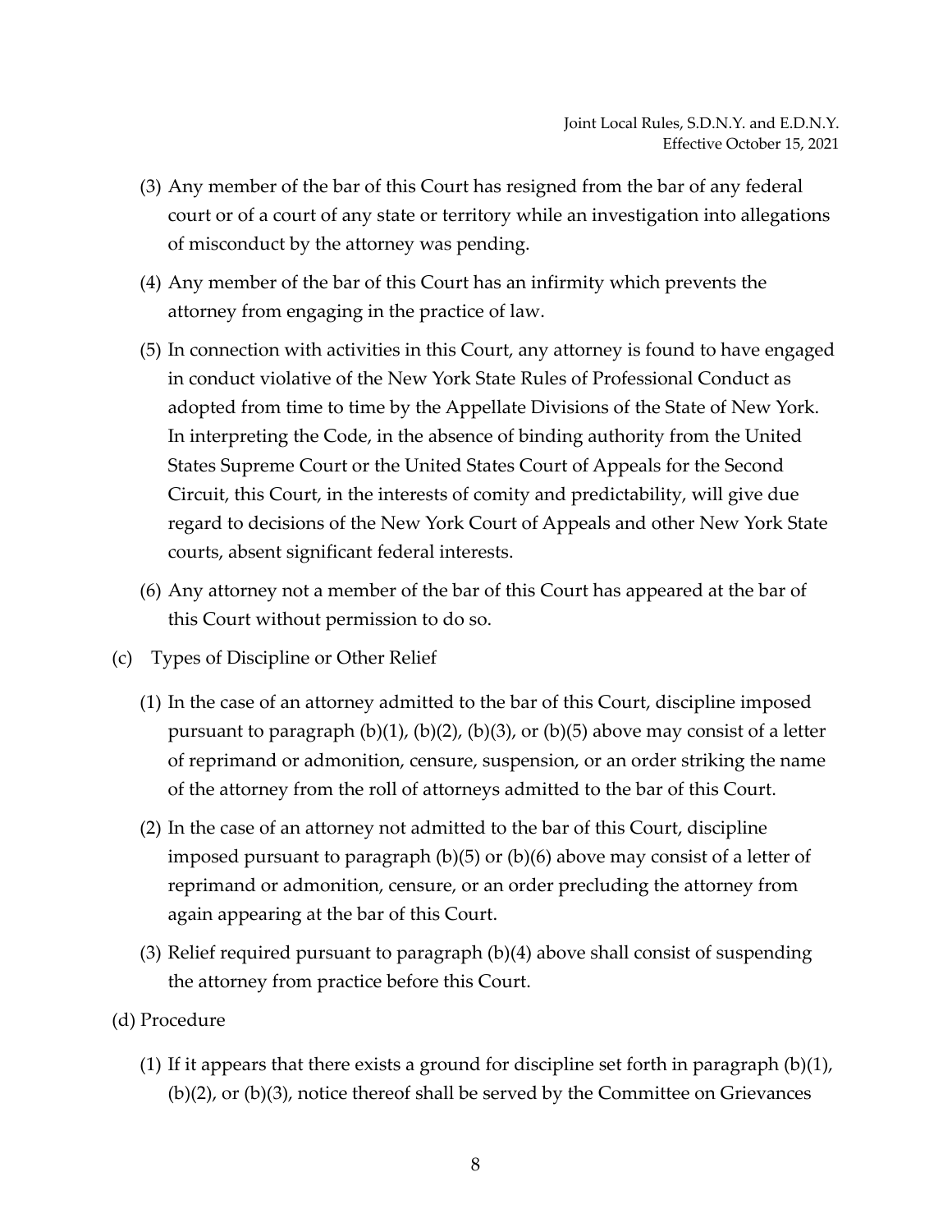(3) Any member of the bar of this Court has resigned from the bar of any federal court or of a court of any state or territory while an investigation into allegations of misconduct by the attorney was pending.

(4) Any member of the bar of this Court has an infirmity which prevents the attorney from engaging in the practice of law.

(5) In connection with activities in this Court, any attorney is found to have engaged in conduct violative of the New York State Rules of Professional Conduct as adopted from time to time by the Appellate Divisions of the State of New York. In interpreting the Code, in the absence of binding authority from the United States Supreme Court or the United States Court of Appeals for the Second Circuit, this Court, in the interests of comity and predictability, will give due regard to decisions of the New York Court of Appeals and other New York State courts, absent significant federal interests.

(6) Any attorney not a member of the bar of this Court has appeared at the bar of this Court without permission to do so.

(c) Types of Discipline or Other Relief

(1) In the case of an attorney admitted to the bar of this Court, discipline imposed pursuant to paragraph (b)(1), (b)(2), (b)(3), or (b)(5) above may consist of a letter of reprimand or admonition, censure, suspension, or an order striking the name of the attorney from the roll of attorneys admitted to the bar of this Court.

(2) In the case of an attorney not admitted to the bar of this Court, discipline imposed pursuant to paragraph (b)(5) or (b)(6) above may consist of a letter of reprimand or admonition, censure, or an order precluding the attorney from again appearing at the bar of this Court.

(3) Relief required pursuant to paragraph (b)(4) above shall consist of suspending the attorney from practice before this Court.

(d) Procedure

(1) If it appears that there exists a ground for discipline set forth in paragraph (b)(1), (b)(2), or (b)(3), notice thereof shall be served by the Committee on Grievances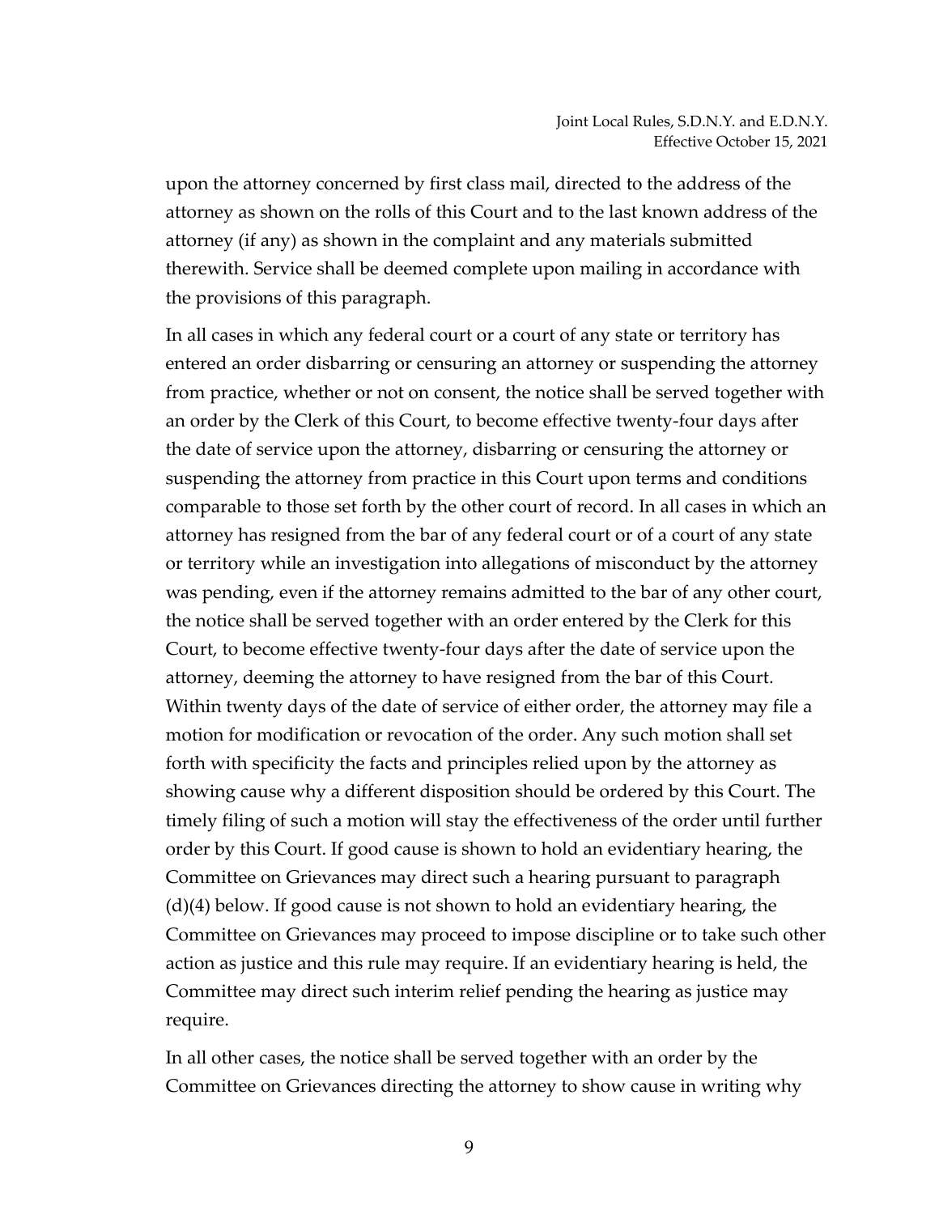upon the attorney concerned by first class mail, directed to the address of the attorney as shown on the rolls of this Court and to the last known address of the attorney (if any) as shown in the complaint and any materials submitted therewith. Service shall be deemed complete upon mailing in accordance with the provisions of this paragraph.

In all cases in which any federal court or a court of any state or territory has entered an order disbarring or censuring an attorney or suspending the attorney from practice, whether or not on consent, the notice shall be served together with an order by the Clerk of this Court, to become effective twenty-four days after the date of service upon the attorney, disbarring or censuring the attorney or suspending the attorney from practice in this Court upon terms and conditions comparable to those set forth by the other court of record. In all cases in which an attorney has resigned from the bar of any federal court or of a court of any state or territory while an investigation into allegations of misconduct by the attorney was pending, even if the attorney remains admitted to the bar of any other court, the notice shall be served together with an order entered by the Clerk for this Court, to become effective twenty-four days after the date of service upon the attorney, deeming the attorney to have resigned from the bar of this Court. Within twenty days of the date of service of either order, the attorney may file a motion for modification or revocation of the order. Any such motion shall set forth with specificity the facts and principles relied upon by the attorney as showing cause why a different disposition should be ordered by this Court. The timely filing of such a motion will stay the effectiveness of the order until further order by this Court. If good cause is shown to hold an evidentiary hearing, the Committee on Grievances may direct such a hearing pursuant to paragraph (d)(4) below. If good cause is not shown to hold an evidentiary hearing, the Committee on Grievances may proceed to impose discipline or to take such other action as justice and this rule may require. If an evidentiary hearing is held, the Committee may direct such interim relief pending the hearing as justice may require.

In all other cases, the notice shall be served together with an order by the Committee on Grievances directing the attorney to show cause in writing why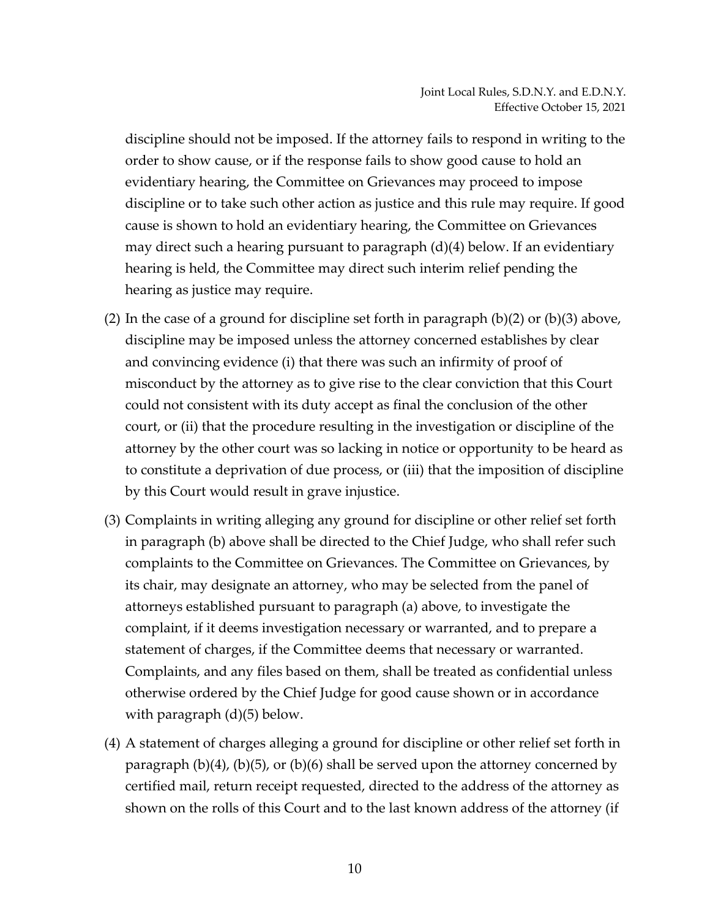discipline should not be imposed. If the attorney fails to respond in writing to the order to show cause, or if the response fails to show good cause to hold an evidentiary hearing, the Committee on Grievances may proceed to impose discipline or to take such other action as justice and this rule may require. If good cause is shown to hold an evidentiary hearing, the Committee on Grievances may direct such a hearing pursuant to paragraph (d)(4) below. If an evidentiary hearing is held, the Committee may direct such interim relief pending the hearing as justice may require.

(2) In the case of a ground for discipline set forth in paragraph (b)(2) or (b)(3) above, discipline may be imposed unless the attorney concerned establishes by clear and convincing evidence (i) that there was such an infirmity of proof of misconduct by the attorney as to give rise to the clear conviction that this Court could not consistent with its duty accept as final the conclusion of the other court, or (ii) that the procedure resulting in the investigation or discipline of the attorney by the other court was so lacking in notice or opportunity to be heard as to constitute a deprivation of due process, or (iii) that the imposition of discipline by this Court would result in grave injustice.

(3) Complaints in writing alleging any ground for discipline or other relief set forth in paragraph (b) above shall be directed to the Chief Judge, who shall refer such complaints to the Committee on Grievances. The Committee on Grievances, by its chair, may designate an attorney, who may be selected from the panel of attorneys established pursuant to paragraph (a) above, to investigate the complaint, if it deems investigation necessary or warranted, and to prepare a statement of charges, if the Committee deems that necessary or warranted. Complaints, and any files based on them, shall be treated as confidential unless otherwise ordered by the Chief Judge for good cause shown or in accordance with paragraph (d)(5) below.

(4) A statement of charges alleging a ground for discipline or other relief set forth in paragraph (b)(4), (b)(5), or (b)(6) shall be served upon the attorney concerned by certified mail, return receipt requested, directed to the address of the attorney as shown on the rolls of this Court and to the last known address of the attorney (if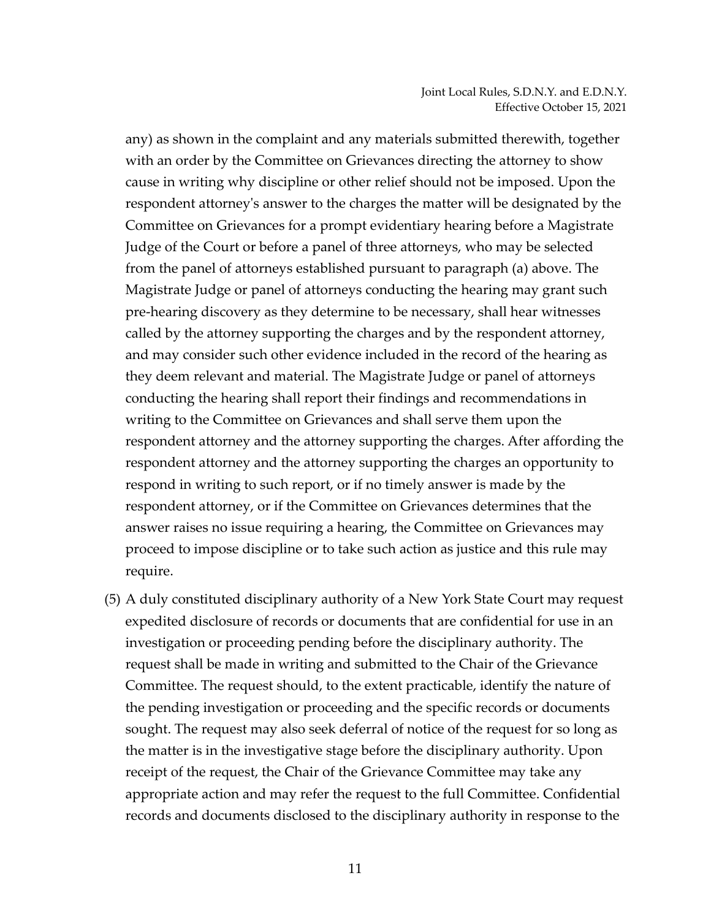any) as shown in the complaint and any materials submitted therewith, together with an order by the Committee on Grievances directing the attorney to show cause in writing why discipline or other relief should not be imposed. Upon the respondent attorney's answer to the charges the matter will be designated by the Committee on Grievances for a prompt evidentiary hearing before a Magistrate Judge of the Court or before a panel of three attorneys, who may be selected from the panel of attorneys established pursuant to paragraph (a) above. The Magistrate Judge or panel of attorneys conducting the hearing may grant such pre-hearing discovery as they determine to be necessary, shall hear witnesses called by the attorney supporting the charges and by the respondent attorney, and may consider such other evidence included in the record of the hearing as they deem relevant and material. The Magistrate Judge or panel of attorneys conducting the hearing shall report their findings and recommendations in writing to the Committee on Grievances and shall serve them upon the respondent attorney and the attorney supporting the charges. After affording the respondent attorney and the attorney supporting the charges an opportunity to respond in writing to such report, or if no timely answer is made by the respondent attorney, or if the Committee on Grievances determines that the answer raises no issue requiring a hearing, the Committee on Grievances may proceed to impose discipline or to take such action as justice and this rule may require.

(5) A duly constituted disciplinary authority of a New York State Court may request expedited disclosure of records or documents that are confidential for use in an investigation or proceeding pending before the disciplinary authority. The request shall be made in writing and submitted to the Chair of the Grievance Committee. The request should, to the extent practicable, identify the nature of the pending investigation or proceeding and the specific records or documents sought. The request may also seek deferral of notice of the request for so long as the matter is in the investigative stage before the disciplinary authority. Upon receipt of the request, the Chair of the Grievance Committee may take any appropriate action and may refer the request to the full Committee. Confidential records and documents disclosed to the disciplinary authority in response to the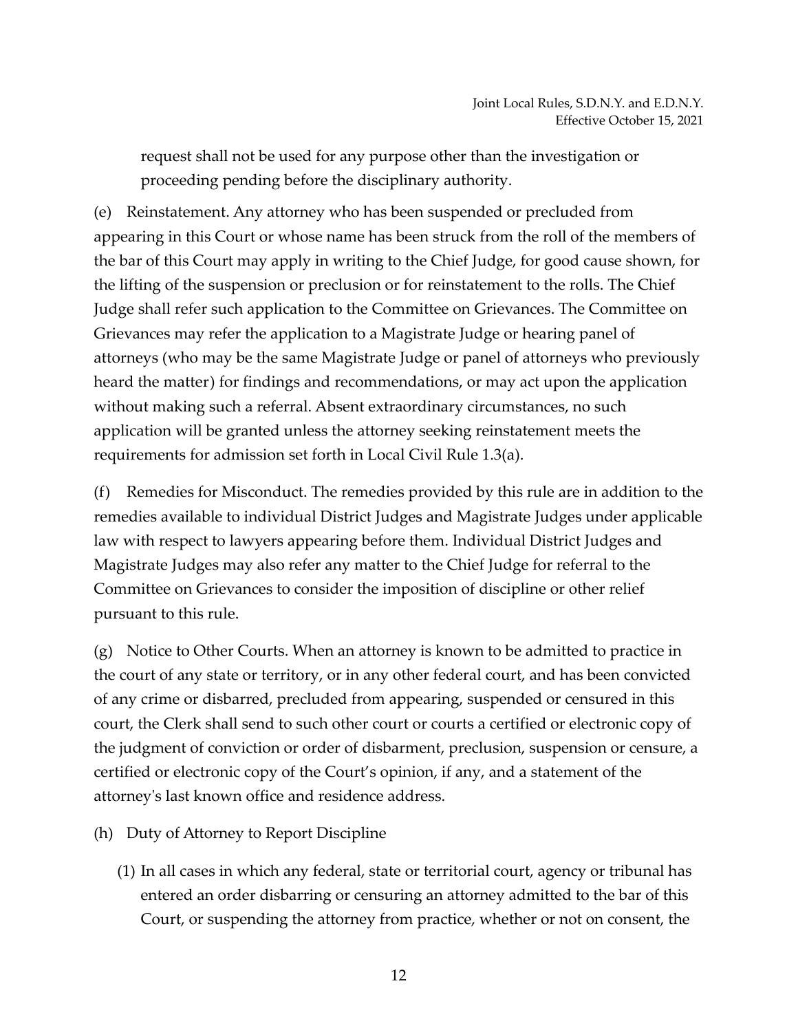request shall not be used for any purpose other than the investigation or proceeding pending before the disciplinary authority.

(e) Reinstatement. Any attorney who has been suspended or precluded from appearing in this Court or whose name has been struck from the roll of the members of the bar of this Court may apply in writing to the Chief Judge, for good cause shown, for the lifting of the suspension or preclusion or for reinstatement to the rolls. The Chief Judge shall refer such application to the Committee on Grievances. The Committee on Grievances may refer the application to a Magistrate Judge or hearing panel of attorneys (who may be the same Magistrate Judge or panel of attorneys who previously heard the matter) for findings and recommendations, or may act upon the application without making such a referral. Absent extraordinary circumstances, no such application will be granted unless the attorney seeking reinstatement meets the requirements for admission set forth in Local Civil Rule 1.3(a).

(f) Remedies for Misconduct. The remedies provided by this rule are in addition to the remedies available to individual District Judges and Magistrate Judges under applicable law with respect to lawyers appearing before them. Individual District Judges and Magistrate Judges may also refer any matter to the Chief Judge for referral to the Committee on Grievances to consider the imposition of discipline or other relief pursuant to this rule.

(g) Notice to Other Courts. When an attorney is known to be admitted to practice in the court of any state or territory, or in any other federal court, and has been convicted of any crime or disbarred, precluded from appearing, suspended or censured in this court, the Clerk shall send to such other court or courts a certified or electronic copy of the judgment of conviction or order of disbarment, preclusion, suspension or censure, a certified or electronic copy of the Court's opinion, if any, and a statement of the attorney's last known office and residence address.

(h) Duty of Attorney to Report Discipline

(1) In all cases in which any federal, state or territorial court, agency or tribunal has entered an order disbarring or censuring an attorney admitted to the bar of this Court, or suspending the attorney from practice, whether or not on consent, the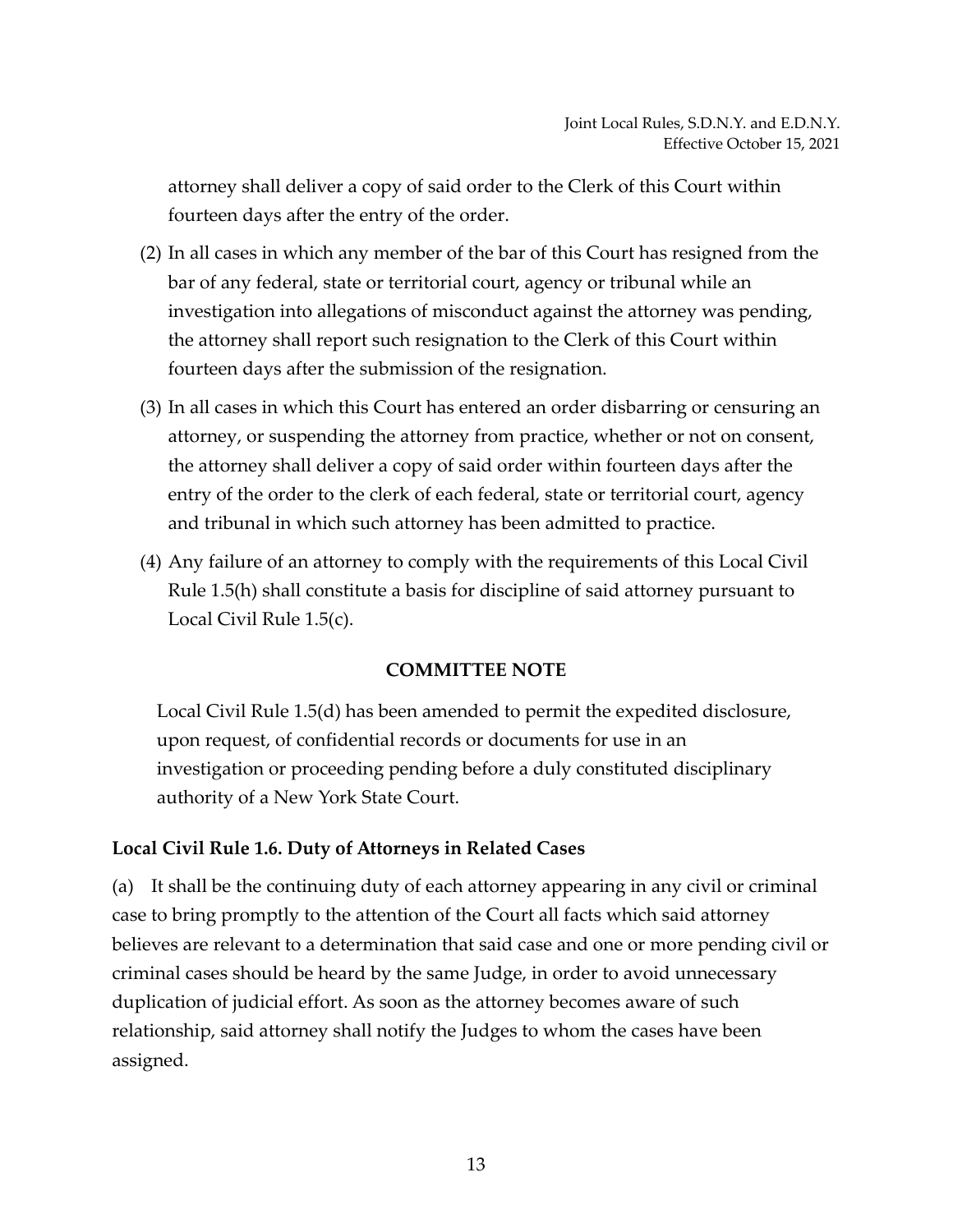attorney shall deliver a copy of said order to the Clerk of this Court within fourteen days after the entry of the order.

(2) In all cases in which any member of the bar of this Court has resigned from the bar of any federal, state or territorial court, agency or tribunal while an investigation into allegations of misconduct against the attorney was pending, the attorney shall report such resignation to the Clerk of this Court within fourteen days after the submission of the resignation.

(3) In all cases in which this Court has entered an order disbarring or censuring an attorney, or suspending the attorney from practice, whether or not on consent, the attorney shall deliver a copy of said order within fourteen days after the entry of the order to the clerk of each federal, state or territorial court, agency and tribunal in which such attorney has been admitted to practice.

(4) Any failure of an attorney to comply with the requirements of this Local Civil Rule 1.5(h) shall constitute a basis for discipline of said attorney pursuant to Local Civil Rule 1.5(c).

**COMMITTEE NOTE**

Local Civil Rule 1.5(d) has been amended to permit the expedited disclosure, upon request, of confidential records or documents for use in an investigation or proceeding pending before a duly constituted disciplinary authority of a New York State Court.

### Local Civil Rule 1.6. Duty of Attorneys in Related Cases

(a) It shall be the continuing duty of each attorney appearing in any civil or criminal case to bring promptly to the attention of the Court all facts which said attorney believes are relevant to a determination that said case and one or more pending civil or criminal cases should be heard by the same Judge, in order to avoid unnecessary duplication of judicial effort. As soon as the attorney becomes aware of such relationship, said attorney shall notify the Judges to whom the cases have been assigned.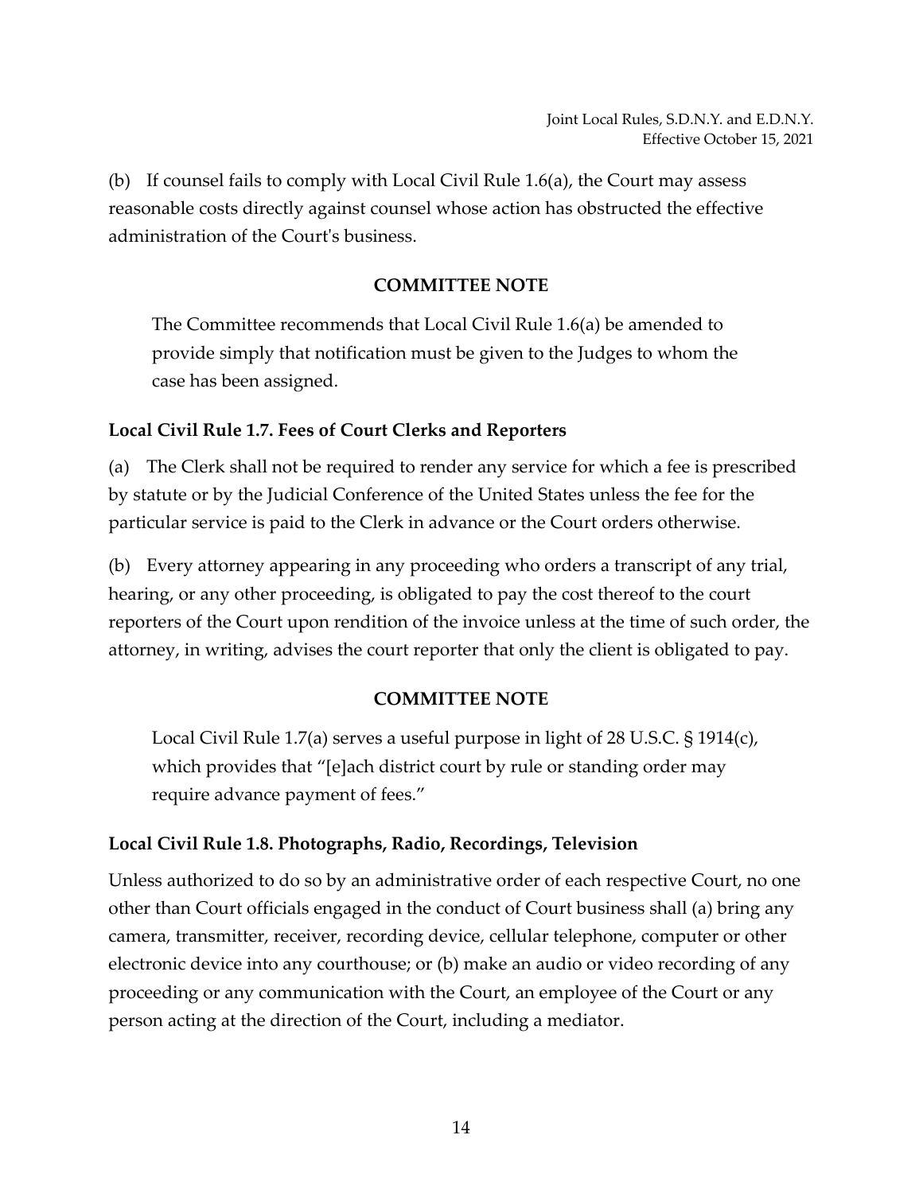(b) If counsel fails to comply with Local Civil Rule 1.6(a), the Court may assess reasonable costs directly against counsel whose action has obstructed the effective administration of the Court's business.

**COMMITTEE NOTE**

The Committee recommends that Local Civil Rule 1.6(a) be amended to provide simply that notification must be given to the Judges to whom the case has been assigned.

### Local Civil Rule 1.7. Fees of Court Clerks and Reporters

(a) The Clerk shall not be required to render any service for which a fee is prescribed by statute or by the Judicial Conference of the United States unless the fee for the particular service is paid to the Clerk in advance or the Court orders otherwise.

(b) Every attorney appearing in any proceeding who orders a transcript of any trial, hearing, or any other proceeding, is obligated to pay the cost thereof to the court reporters of the Court upon rendition of the invoice unless at the time of such order, the attorney, in writing, advises the court reporter that only the client is obligated to pay.

**COMMITTEE NOTE**

Local Civil Rule 1.7(a) serves a useful purpose in light of 28 U.S.C. § 1914(c), which provides that "[e]ach district court by rule or standing order may require advance payment of fees."

### Local Civil Rule 1.8. Photographs, Radio, Recordings, Television

Unless authorized to do so by an administrative order of each respective Court, no one other than Court officials engaged in the conduct of Court business shall (a) bring any camera, transmitter, receiver, recording device, cellular telephone, computer or other electronic device into any courthouse; or (b) make an audio or video recording of any proceeding or any communication with the Court, an employee of the Court or any person acting at the direction of the Court, including a mediator.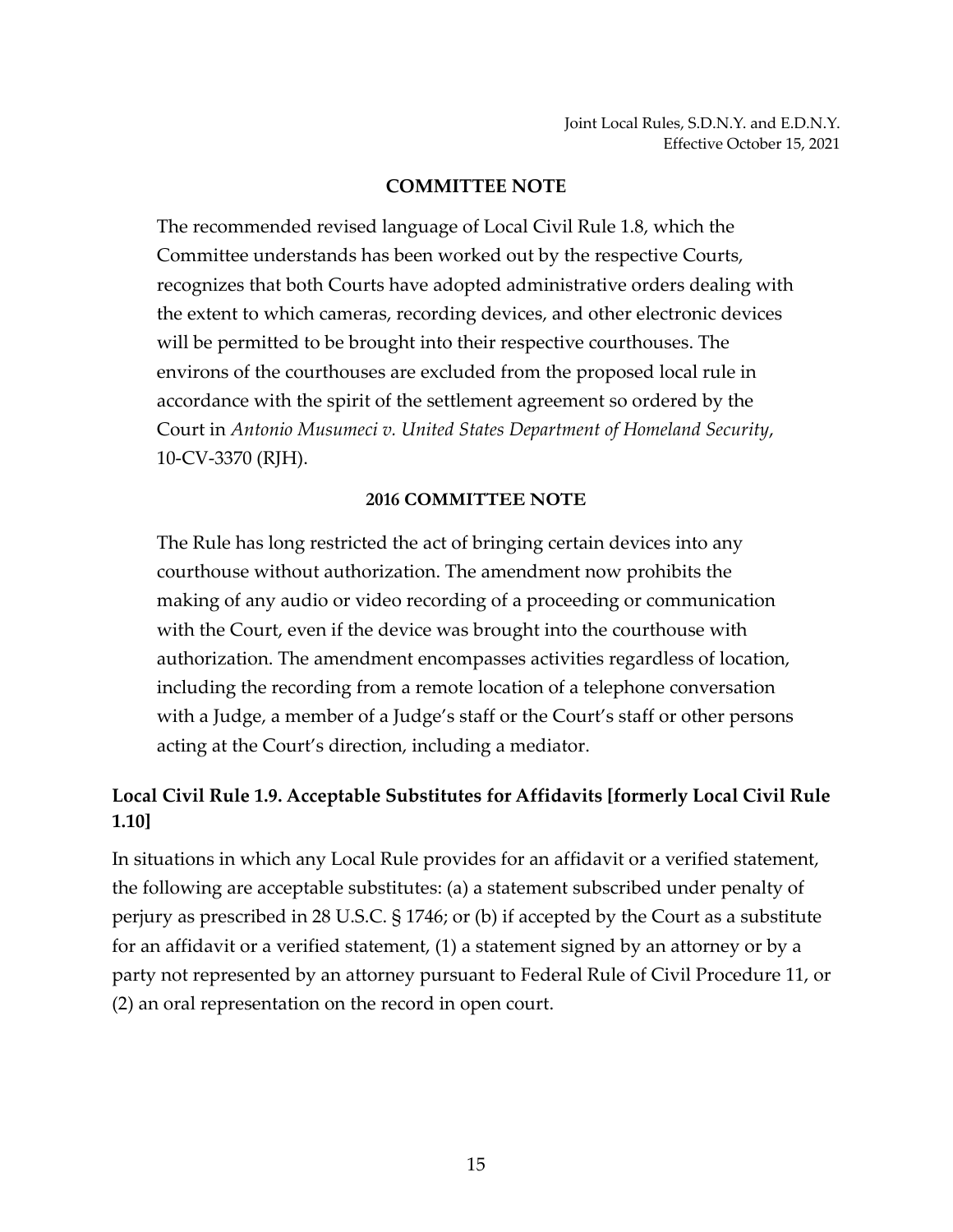### COMMITTEE NOTE

The recommended revised language of Local Civil Rule 1.8, which the Committee understands has been worked out by the respective Courts, recognizes that both Courts have adopted administrative orders dealing with the extent to which cameras, recording devices, and other electronic devices will be permitted to be brought into their respective courthouses. The environs of the courthouses are excluded from the proposed local rule in accordance with the spirit of the settlement agreement so ordered by the Court in *Antonio Musumeci v. United States Department of Homeland Security*, 10-CV-3370 (RJH).

#### 2016 COMMITTEE NOTE

The Rule has long restricted the act of bringing certain devices into any courthouse without authorization. The amendment now prohibits the making of any audio or video recording of a proceeding or communication with the Court, even if the device was brought into the courthouse with authorization. The amendment encompasses activities regardless of location, including the recording from a remote location of a telephone conversation with a Judge, a member of a Judge's staff or the Court's staff or other persons acting at the Court's direction, including a mediator.

## Local Civil Rule 1.9. Acceptable Substitutes for Affidavits [formerly Local Civil Rule 1.10]

In situations in which any Local Rule provides for an affidavit or a verified statement, the following are acceptable substitutes: (a) a statement subscribed under penalty of perjury as prescribed in 28 U.S.C. § 1746; or (b) if accepted by the Court as a substitute for an affidavit or a verified statement, (1) a statement signed by an attorney or by a party not represented by an attorney pursuant to Federal Rule of Civil Procedure 11, or (2) an oral representation on the record in open court.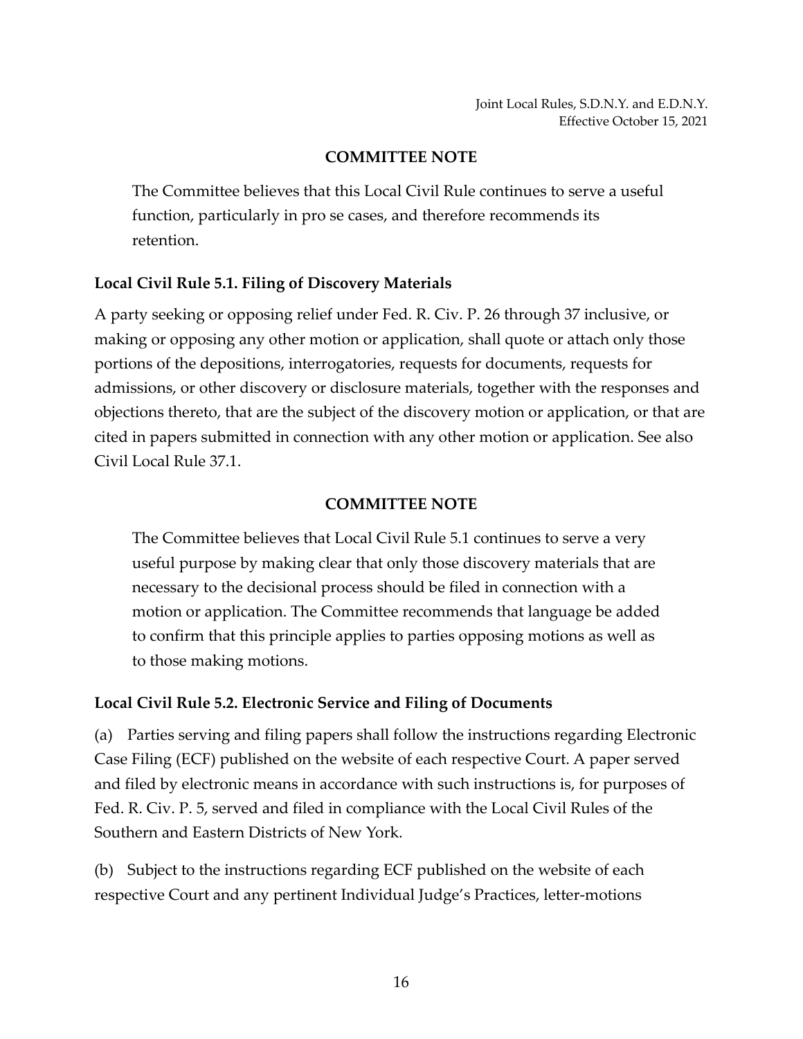### COMMITTEE NOTE

The Committee believes that this Local Civil Rule continues to serve a useful function, particularly in pro se cases, and therefore recommends its retention.

### Local Civil Rule 5.1. Filing of Discovery Materials

A party seeking or opposing relief under Fed. R. Civ. P. 26 through 37 inclusive, or making or opposing any other motion or application, shall quote or attach only those portions of the depositions, interrogatories, requests for documents, requests for admissions, or other discovery or disclosure materials, together with the responses and objections thereto, that are the subject of the discovery motion or application, or that are cited in papers submitted in connection with any other motion or application. See also Civil Local Rule 37.1.

### COMMITTEE NOTE

The Committee believes that Local Civil Rule 5.1 continues to serve a very useful purpose by making clear that only those discovery materials that are necessary to the decisional process should be filed in connection with a motion or application. The Committee recommends that language be added to confirm that this principle applies to parties opposing motions as well as to those making motions.

### Local Civil Rule 5.2. Electronic Service and Filing of Documents

(a) Parties serving and filing papers shall follow the instructions regarding Electronic Case Filing (ECF) published on the website of each respective Court. A paper served and filed by electronic means in accordance with such instructions is, for purposes of Fed. R. Civ. P. 5, served and filed in compliance with the Local Civil Rules of the Southern and Eastern Districts of New York.

(b) Subject to the instructions regarding ECF published on the website of each respective Court and any pertinent Individual Judge's Practices, letter-motions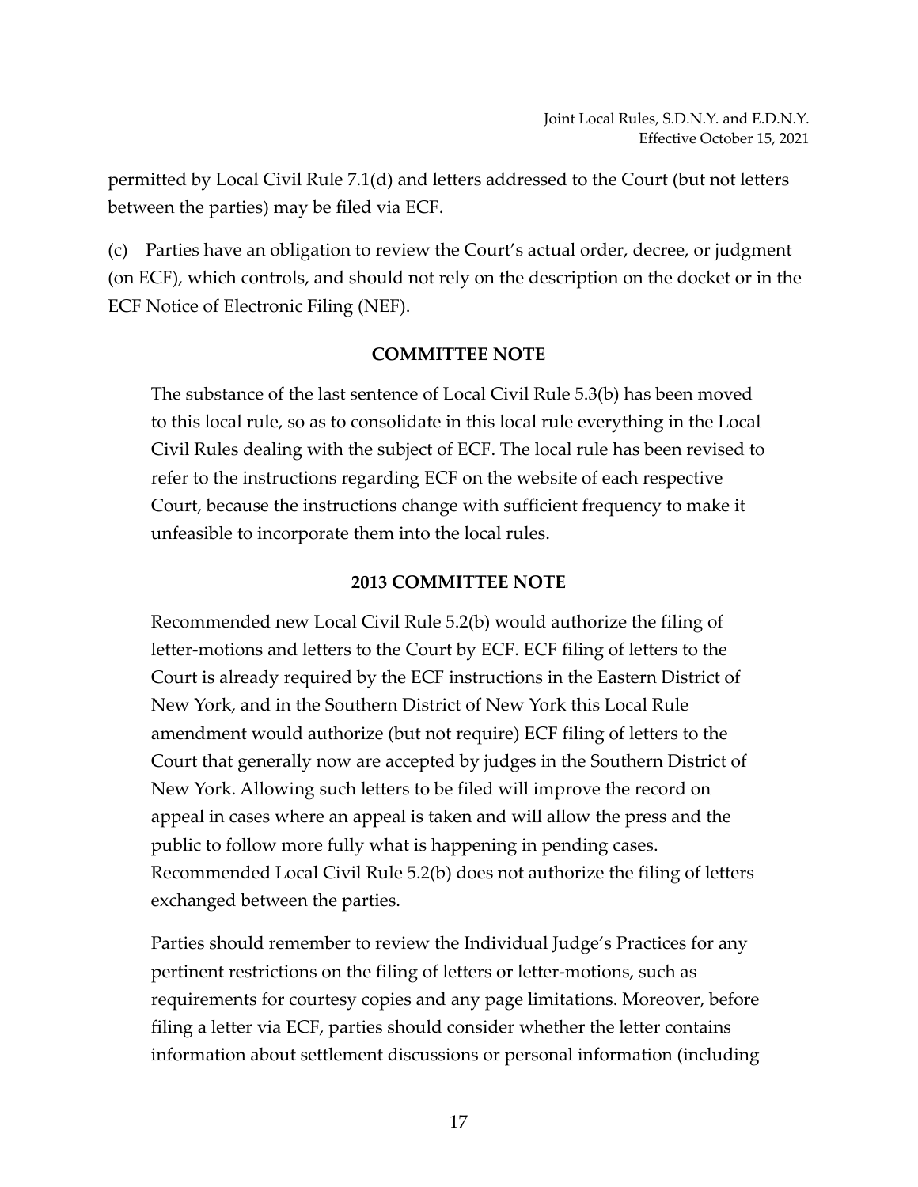permitted by Local Civil Rule 7.1(d) and letters addressed to the Court (but not letters between the parties) may be filed via ECF.

(c) Parties have an obligation to review the Court's actual order, decree, or judgment (on ECF), which controls, and should not rely on the description on the docket or in the ECF Notice of Electronic Filing (NEF).

**COMMITTEE NOTE**

The substance of the last sentence of Local Civil Rule 5.3(b) has been moved to this local rule, so as to consolidate in this local rule everything in the Local Civil Rules dealing with the subject of ECF. The local rule has been revised to refer to the instructions regarding ECF on the website of each respective Court, because the instructions change with sufficient frequency to make it unfeasible to incorporate them into the local rules.

**2013 COMMITTEE NOTE**

Recommended new Local Civil Rule 5.2(b) would authorize the filing of letter-motions and letters to the Court by ECF. ECF filing of letters to the Court is already required by the ECF instructions in the Eastern District of New York, and in the Southern District of New York this Local Rule amendment would authorize (but not require) ECF filing of letters to the Court that generally now are accepted by judges in the Southern District of New York. Allowing such letters to be filed will improve the record on appeal in cases where an appeal is taken and will allow the press and the public to follow more fully what is happening in pending cases. Recommended Local Civil Rule 5.2(b) does not authorize the filing of letters exchanged between the parties.

Parties should remember to review the Individual Judge's Practices for any pertinent restrictions on the filing of letters or letter-motions, such as requirements for courtesy copies and any page limitations. Moreover, before filing a letter via ECF, parties should consider whether the letter contains information about settlement discussions or personal information (including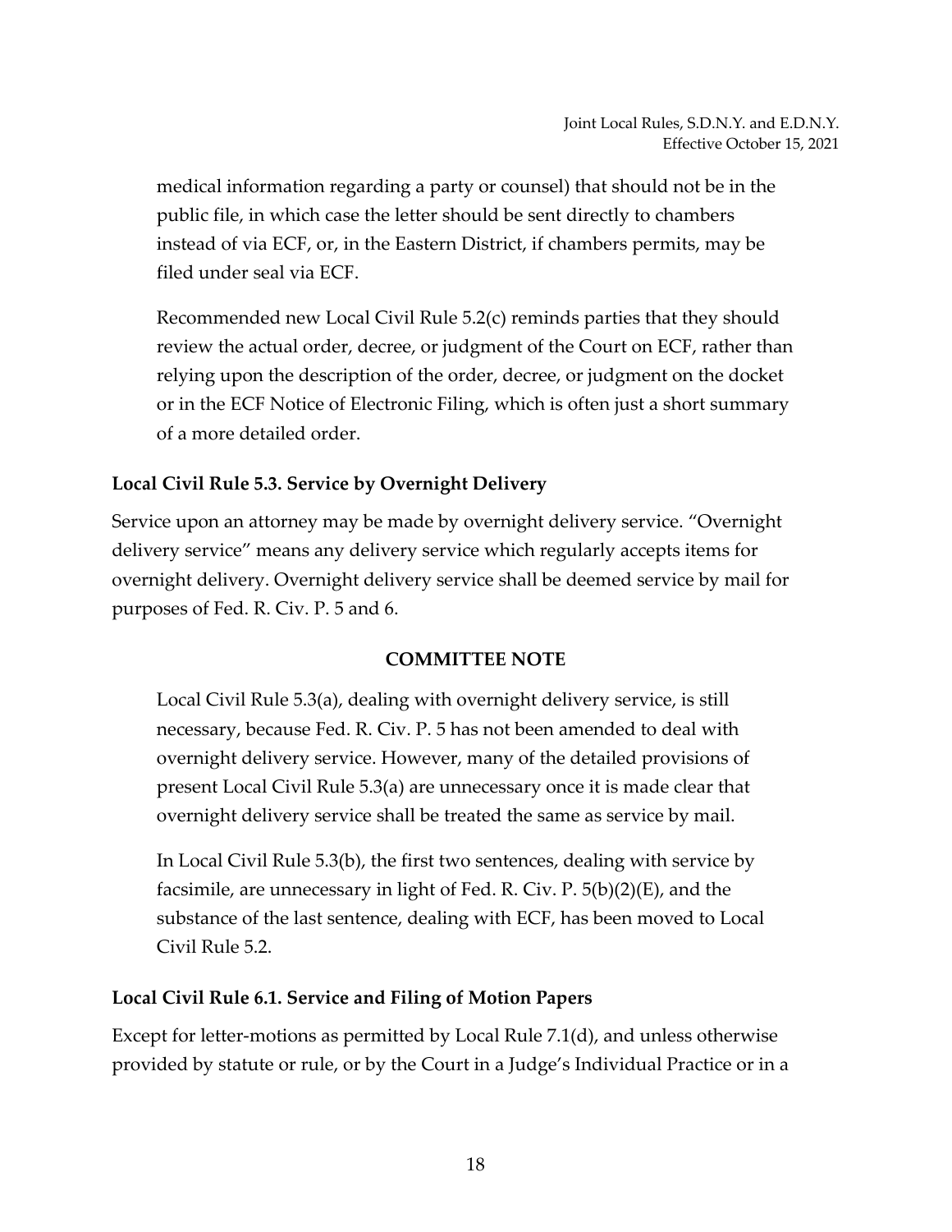medical information regarding a party or counsel) that should not be in the public file, in which case the letter should be sent directly to chambers instead of via ECF, or, in the Eastern District, if chambers permits, may be filed under seal via ECF.

Recommended new Local Civil Rule 5.2(c) reminds parties that they should review the actual order, decree, or judgment of the Court on ECF, rather than relying upon the description of the order, decree, or judgment on the docket or in the ECF Notice of Electronic Filing, which is often just a short summary of a more detailed order.

### Local Civil Rule 5.3. Service by Overnight Delivery

Service upon an attorney may be made by overnight delivery service. "Overnight delivery service" means any delivery service which regularly accepts items for overnight delivery. Overnight delivery service shall be deemed service by mail for purposes of Fed. R. Civ. P. 5 and 6.

**COMMITTEE NOTE**

Local Civil Rule 5.3(a), dealing with overnight delivery service, is still necessary, because Fed. R. Civ. P. 5 has not been amended to deal with overnight delivery service. However, many of the detailed provisions of present Local Civil Rule 5.3(a) are unnecessary once it is made clear that overnight delivery service shall be treated the same as service by mail.

In Local Civil Rule 5.3(b), the first two sentences, dealing with service by facsimile, are unnecessary in light of Fed. R. Civ. P. 5(b)(2)(E), and the substance of the last sentence, dealing with ECF, has been moved to Local Civil Rule 5.2.

### Local Civil Rule 6.1. Service and Filing of Motion Papers

Except for letter-motions as permitted by Local Rule 7.1(d), and unless otherwise provided by statute or rule, or by the Court in a Judge's Individual Practice or in a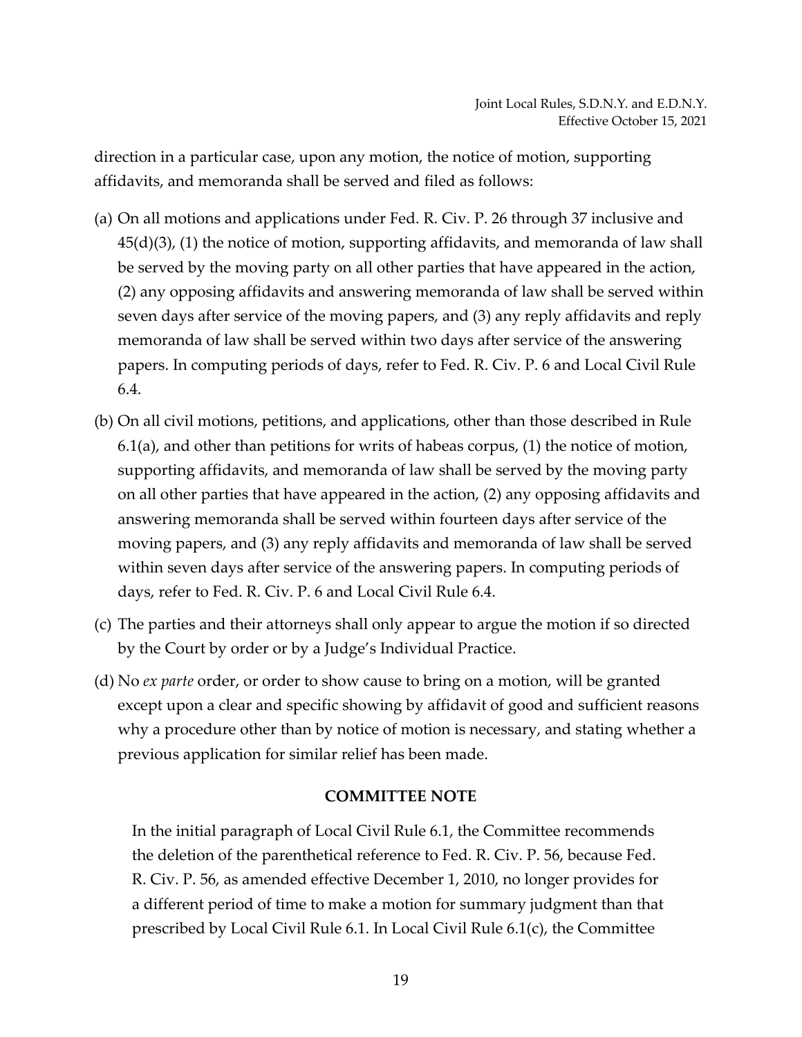direction in a particular case, upon any motion, the notice of motion, supporting affidavits, and memoranda shall be served and filed as follows:

(a) On all motions and applications under Fed. R. Civ. P. 26 through 37 inclusive and 45(d)(3), (1) the notice of motion, supporting affidavits, and memoranda of law shall be served by the moving party on all other parties that have appeared in the action, (2) any opposing affidavits and answering memoranda of law shall be served within seven days after service of the moving papers, and (3) any reply affidavits and reply memoranda of law shall be served within two days after service of the answering papers. In computing periods of days, refer to Fed. R. Civ. P. 6 and Local Civil Rule 6.4.

(b) On all civil motions, petitions, and applications, other than those described in Rule 6.1(a), and other than petitions for writs of habeas corpus, (1) the notice of motion, supporting affidavits, and memoranda of law shall be served by the moving party on all other parties that have appeared in the action, (2) any opposing affidavits and answering memoranda shall be served within fourteen days after service of the moving papers, and (3) any reply affidavits and memoranda of law shall be served within seven days after service of the answering papers. In computing periods of days, refer to Fed. R. Civ. P. 6 and Local Civil Rule 6.4.

(c) The parties and their attorneys shall only appear to argue the motion if so directed by the Court by order or by a Judge's Individual Practice.

(d) No *ex parte* order, or order to show cause to bring on a motion, will be granted except upon a clear and specific showing by affidavit of good and sufficient reasons why a procedure other than by notice of motion is necessary, and stating whether a previous application for similar relief has been made.

**COMMITTEE NOTE**

In the initial paragraph of Local Civil Rule 6.1, the Committee recommends the deletion of the parenthetical reference to Fed. R. Civ. P. 56, because Fed. R. Civ. P. 56, as amended effective December 1, 2010, no longer provides for a different period of time to make a motion for summary judgment than that prescribed by Local Civil Rule 6.1. In Local Civil Rule 6.1(c), the Committee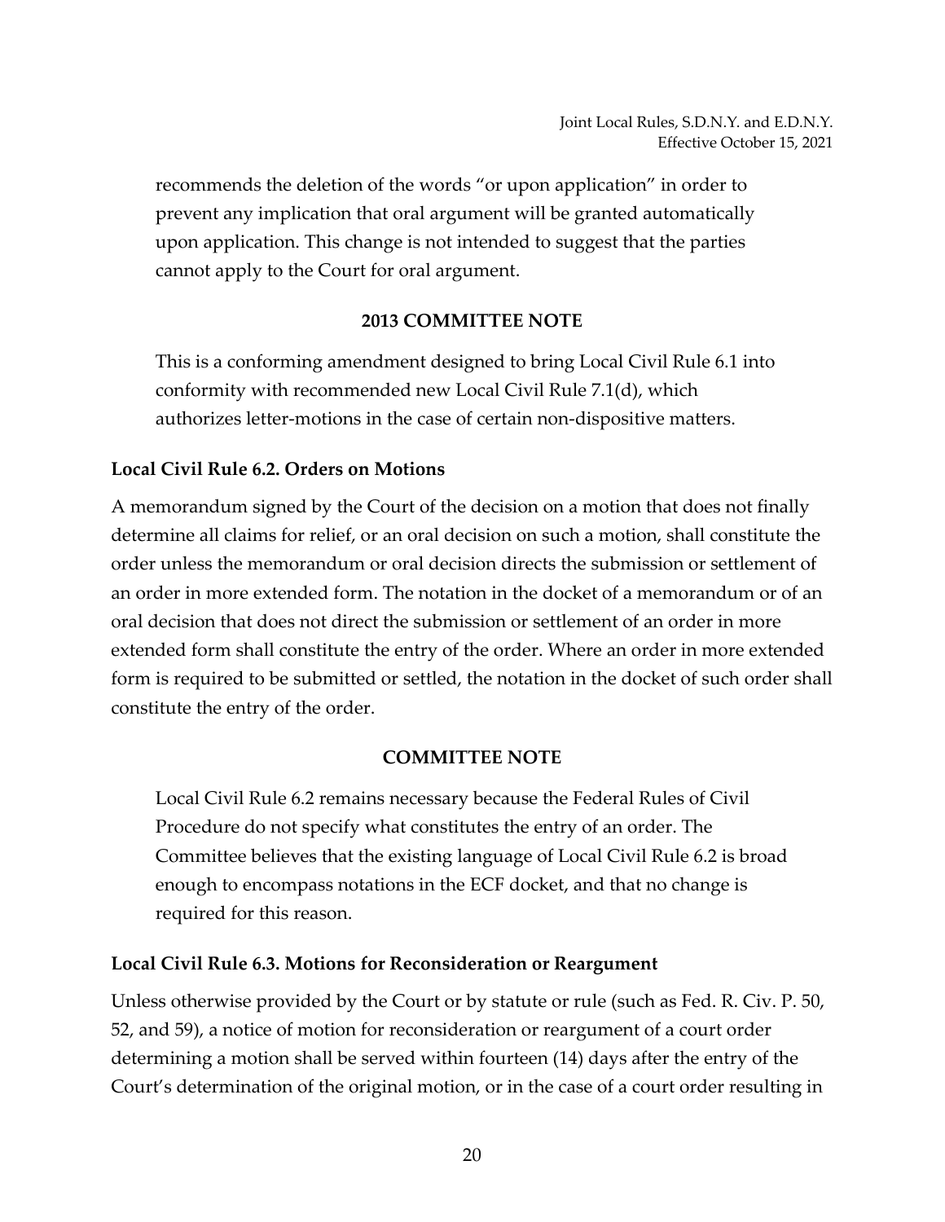recommends the deletion of the words "or upon application" in order to prevent any implication that oral argument will be granted automatically upon application. This change is not intended to suggest that the parties cannot apply to the Court for oral argument.

**2013 COMMITTEE NOTE**

This is a conforming amendment designed to bring Local Civil Rule 6.1 into conformity with recommended new Local Civil Rule 7.1(d), which authorizes letter-motions in the case of certain non-dispositive matters.

**Local Civil Rule 6.2. Orders on Motions**

A memorandum signed by the Court of the decision on a motion that does not finally determine all claims for relief, or an oral decision on such a motion, shall constitute the order unless the memorandum or oral decision directs the submission or settlement of an order in more extended form. The notation in the docket of a memorandum or of an oral decision that does not direct the submission or settlement of an order in more extended form shall constitute the entry of the order. Where an order in more extended form is required to be submitted or settled, the notation in the docket of such order shall constitute the entry of the order.

**COMMITTEE NOTE**

Local Civil Rule 6.2 remains necessary because the Federal Rules of Civil Procedure do not specify what constitutes the entry of an order. The Committee believes that the existing language of Local Civil Rule 6.2 is broad enough to encompass notations in the ECF docket, and that no change is required for this reason.

**Local Civil Rule 6.3. Motions for Reconsideration or Reargument**

Unless otherwise provided by the Court or by statute or rule (such as Fed. R. Civ. P. 50, 52, and 59), a notice of motion for reconsideration or reargument of a court order determining a motion shall be served within fourteen (14) days after the entry of the Court's determination of the original motion, or in the case of a court order resulting in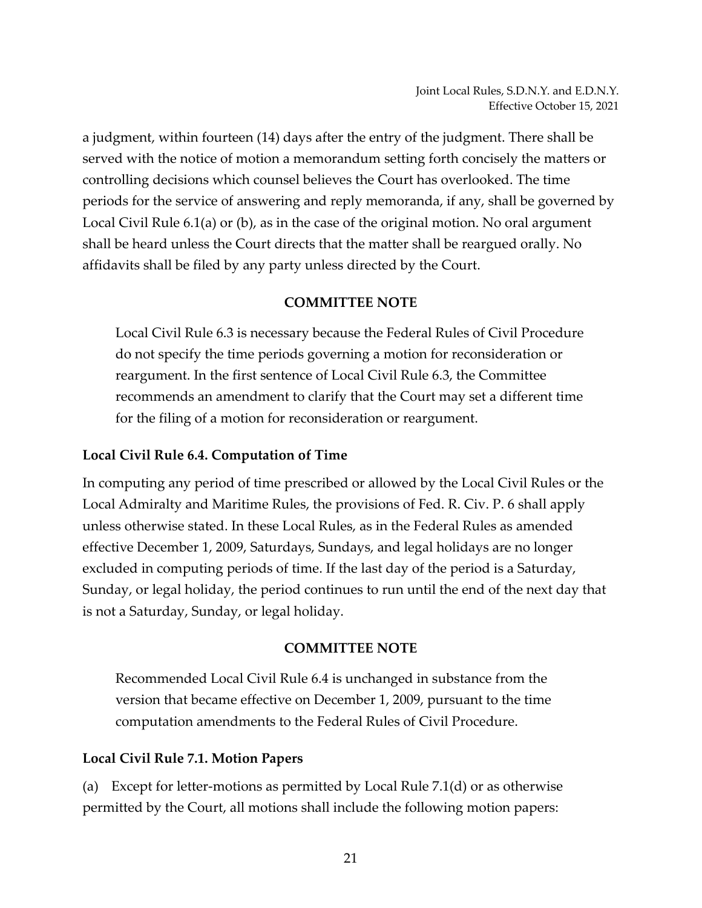a judgment, within fourteen (14) days after the entry of the judgment. There shall be served with the notice of motion a memorandum setting forth concisely the matters or controlling decisions which counsel believes the Court has overlooked. The time periods for the service of answering and reply memoranda, if any, shall be governed by Local Civil Rule 6.1(a) or (b), as in the case of the original motion. No oral argument shall be heard unless the Court directs that the matter shall be reargued orally. No affidavits shall be filed by any party unless directed by the Court.

**COMMITTEE NOTE**

Local Civil Rule 6.3 is necessary because the Federal Rules of Civil Procedure do not specify the time periods governing a motion for reconsideration or reargument. In the first sentence of Local Civil Rule 6.3, the Committee recommends an amendment to clarify that the Court may set a different time for the filing of a motion for reconsideration or reargument.

**Local Civil Rule 6.4. Computation of Time**

In computing any period of time prescribed or allowed by the Local Civil Rules or the Local Admiralty and Maritime Rules, the provisions of Fed. R. Civ. P. 6 shall apply unless otherwise stated. In these Local Rules, as in the Federal Rules as amended effective December 1, 2009, Saturdays, Sundays, and legal holidays are no longer excluded in computing periods of time. If the last day of the period is a Saturday, Sunday, or legal holiday, the period continues to run until the end of the next day that is not a Saturday, Sunday, or legal holiday.

**COMMITTEE NOTE**

Recommended Local Civil Rule 6.4 is unchanged in substance from the version that became effective on December 1, 2009, pursuant to the time computation amendments to the Federal Rules of Civil Procedure.

**Local Civil Rule 7.1. Motion Papers**

(a) Except for letter-motions as permitted by Local Rule 7.1(d) or as otherwise permitted by the Court, all motions shall include the following motion papers: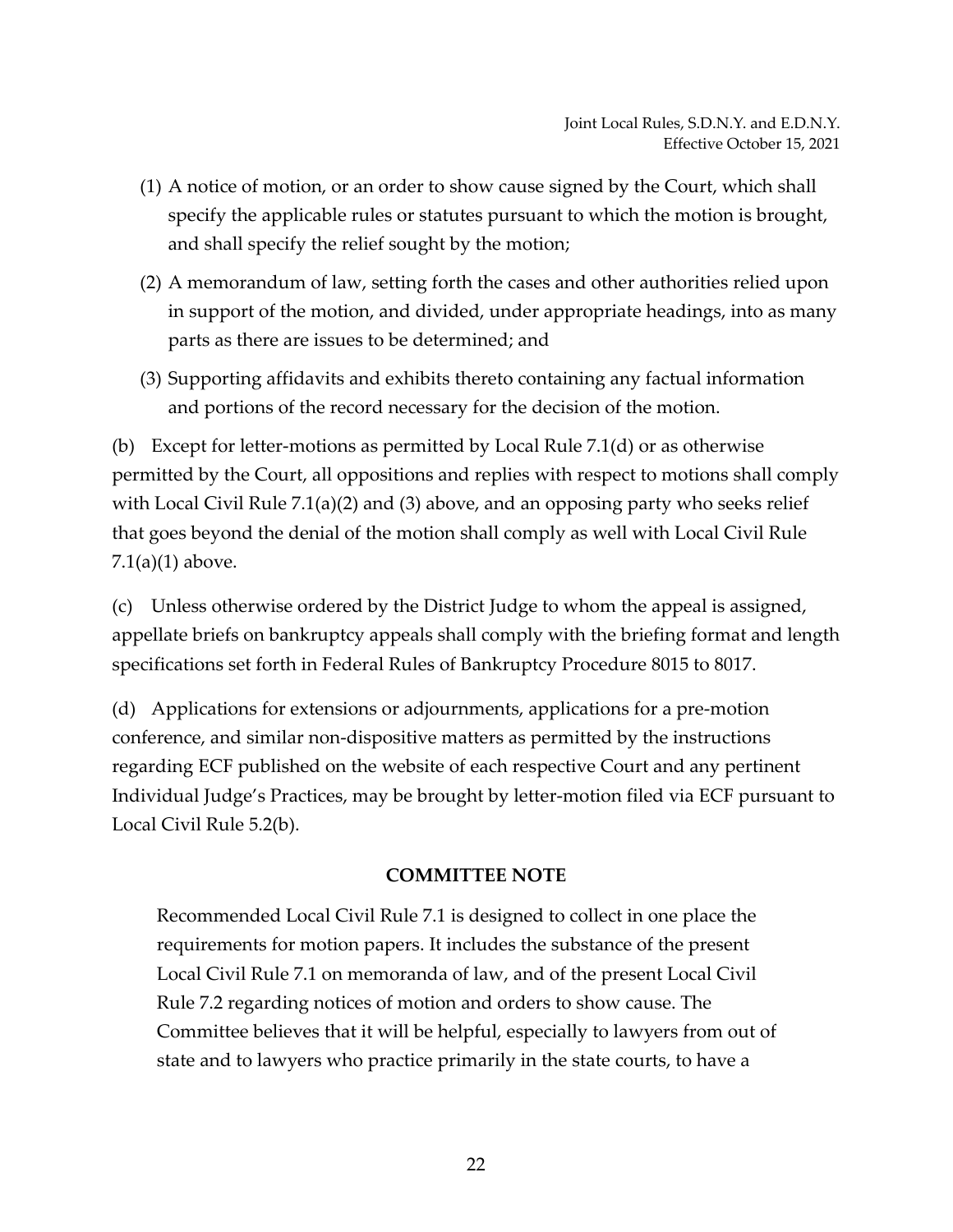(1) A notice of motion, or an order to show cause signed by the Court, which shall specify the applicable rules or statutes pursuant to which the motion is brought, and shall specify the relief sought by the motion;

(2) A memorandum of law, setting forth the cases and other authorities relied upon in support of the motion, and divided, under appropriate headings, into as many parts as there are issues to be determined; and

(3) Supporting affidavits and exhibits thereto containing any factual information and portions of the record necessary for the decision of the motion.

(b) Except for letter-motions as permitted by Local Rule 7.1(d) or as otherwise permitted by the Court, all oppositions and replies with respect to motions shall comply with Local Civil Rule 7.1(a)(2) and (3) above, and an opposing party who seeks relief that goes beyond the denial of the motion shall comply as well with Local Civil Rule 7.1(a)(1) above.

(c) Unless otherwise ordered by the District Judge to whom the appeal is assigned, appellate briefs on bankruptcy appeals shall comply with the briefing format and length specifications set forth in Federal Rules of Bankruptcy Procedure 8015 to 8017.

(d) Applications for extensions or adjournments, applications for a pre-motion conference, and similar non-dispositive matters as permitted by the instructions regarding ECF published on the website of each respective Court and any pertinent Individual Judge's Practices, may be brought by letter-motion filed via ECF pursuant to Local Civil Rule 5.2(b).

**COMMITTEE NOTE**

Recommended Local Civil Rule 7.1 is designed to collect in one place the requirements for motion papers. It includes the substance of the present Local Civil Rule 7.1 on memoranda of law, and of the present Local Civil Rule 7.2 regarding notices of motion and orders to show cause. The Committee believes that it will be helpful, especially to lawyers from out of state and to lawyers who practice primarily in the state courts, to have a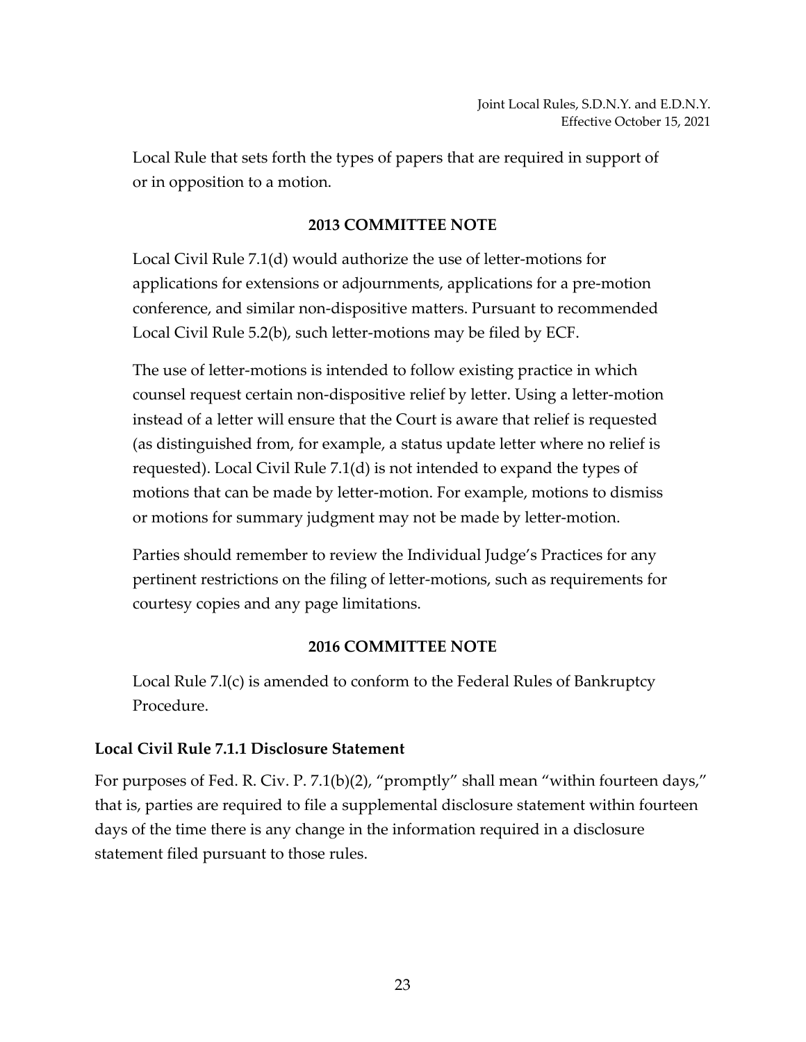Local Rule that sets forth the types of papers that are required in support of or in opposition to a motion.

**2013 COMMITTEE NOTE**

Local Civil Rule 7.1(d) would authorize the use of letter-motions for applications for extensions or adjournments, applications for a pre-motion conference, and similar non-dispositive matters. Pursuant to recommended Local Civil Rule 5.2(b), such letter-motions may be filed by ECF.

The use of letter-motions is intended to follow existing practice in which counsel request certain non-dispositive relief by letter. Using a letter-motion instead of a letter will ensure that the Court is aware that relief is requested (as distinguished from, for example, a status update letter where no relief is requested). Local Civil Rule 7.1(d) is not intended to expand the types of motions that can be made by letter-motion. For example, motions to dismiss or motions for summary judgment may not be made by letter-motion.

Parties should remember to review the Individual Judge's Practices for any pertinent restrictions on the filing of letter-motions, such as requirements for courtesy copies and any page limitations.

**2016 COMMITTEE NOTE**

Local Rule 7.l(c) is amended to conform to the Federal Rules of Bankruptcy Procedure.

### Local Civil Rule 7.1.1 Disclosure Statement

For purposes of Fed. R. Civ. P. 7.1(b)(2), "promptly" shall mean "within fourteen days," that is, parties are required to file a supplemental disclosure statement within fourteen days of the time there is any change in the information required in a disclosure statement filed pursuant to those rules.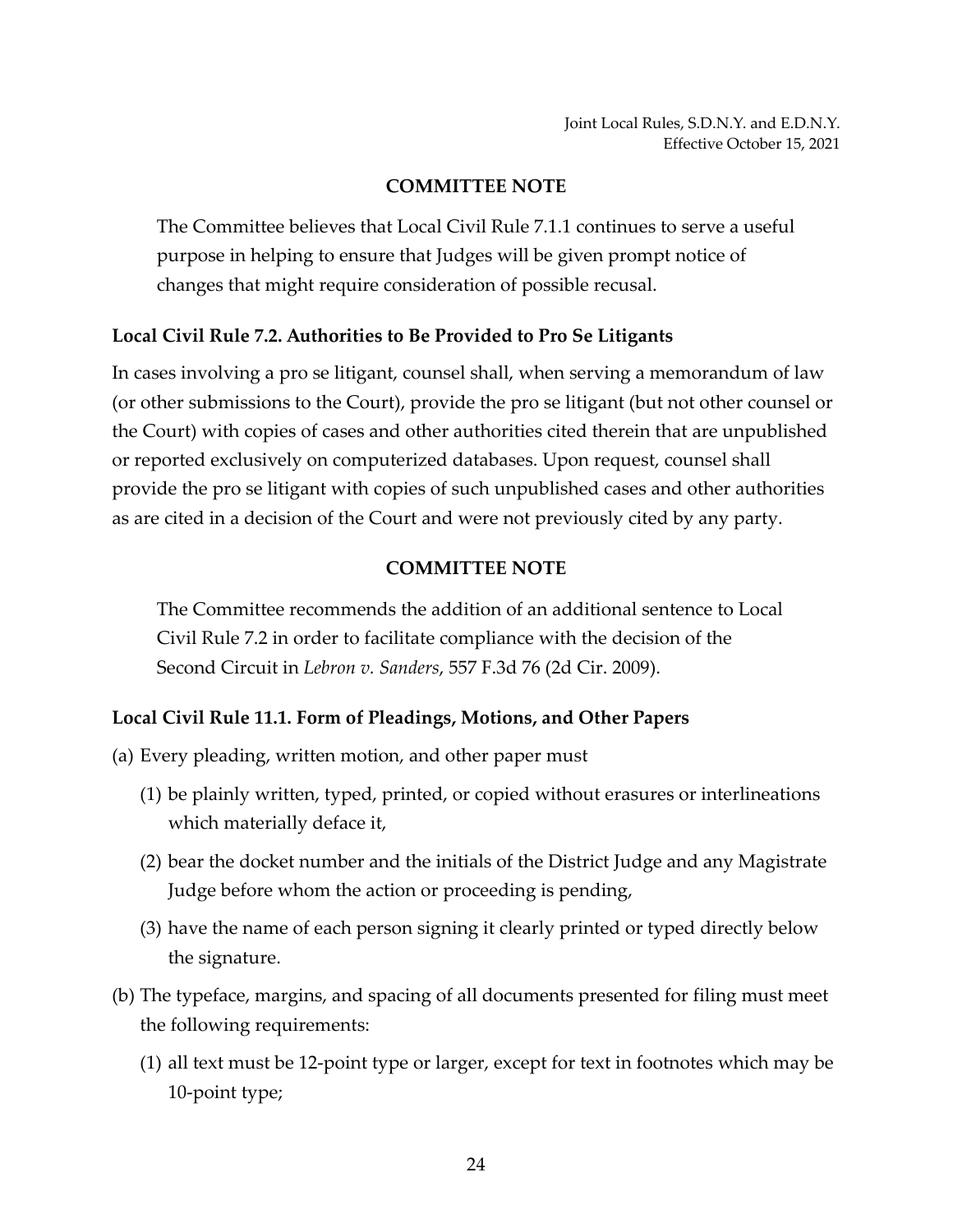### COMMITTEE NOTE

The Committee believes that Local Civil Rule 7.1.1 continues to serve a useful purpose in helping to ensure that Judges will be given prompt notice of changes that might require consideration of possible recusal.

## Local Civil Rule 7.2. Authorities to Be Provided to Pro Se Litigants

In cases involving a pro se litigant, counsel shall, when serving a memorandum of law (or other submissions to the Court), provide the pro se litigant (but not other counsel or the Court) with copies of cases and other authorities cited therein that are unpublished or reported exclusively on computerized databases. Upon request, counsel shall provide the pro se litigant with copies of such unpublished cases and other authorities as are cited in a decision of the Court and were not previously cited by any party.

### COMMITTEE NOTE

The Committee recommends the addition of an additional sentence to Local Civil Rule 7.2 in order to facilitate compliance with the decision of the Second Circuit in *Lebron v. Sanders*, 557 F.3d 76 (2d Cir. 2009).

## Local Civil Rule 11.1. Form of Pleadings, Motions, and Other Papers

(a) Every pleading, written motion, and other paper must

(1) be plainly written, typed, printed, or copied without erasures or interlineations which materially deface it,

(2) bear the docket number and the initials of the District Judge and any Magistrate Judge before whom the action or proceeding is pending,

(3) have the name of each person signing it clearly printed or typed directly below the signature.

(b) The typeface, margins, and spacing of all documents presented for filing must meet the following requirements:

(1) all text must be 12-point type or larger, except for text in footnotes which may be 10-point type;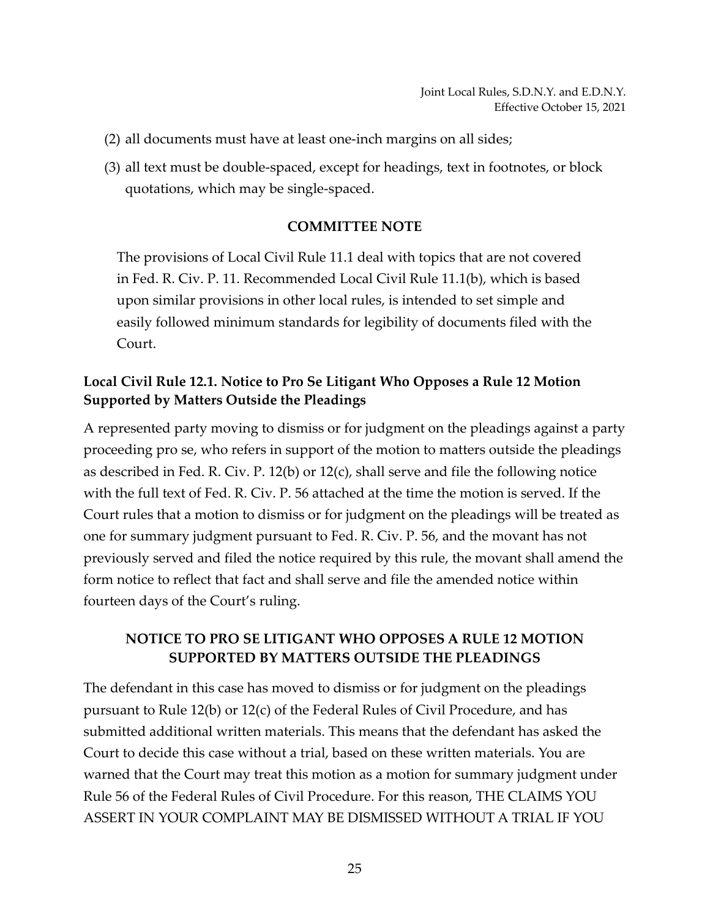(2) all documents must have at least one-inch margins on all sides;

(3) all text must be double-spaced, except for headings, text in footnotes, or block quotations, which may be single-spaced.

**COMMITTEE NOTE**

The provisions of Local Civil Rule 11.1 deal with topics that are not covered in Fed. R. Civ. P. 11. Recommended Local Civil Rule 11.1(b), which is based upon similar provisions in other local rules, is intended to set simple and easily followed minimum standards for legibility of documents filed with the Court.

### Local Civil Rule 12.1. Notice to Pro Se Litigant Who Opposes a Rule 12 Motion Supported by Matters Outside the Pleadings

A represented party moving to dismiss or for judgment on the pleadings against a party proceeding pro se, who refers in support of the motion to matters outside the pleadings as described in Fed. R. Civ. P. 12(b) or 12(c), shall serve and file the following notice with the full text of Fed. R. Civ. P. 56 attached at the time the motion is served. If the Court rules that a motion to dismiss or for judgment on the pleadings will be treated as one for summary judgment pursuant to Fed. R. Civ. P. 56, and the movant has not previously served and filed the notice required by this rule, the movant shall amend the form notice to reflect that fact and shall serve and file the amended notice within fourteen days of the Court's ruling.

**NOTICE TO PRO SE LITIGANT WHO OPPOSES A RULE 12 MOTION SUPPORTED BY MATTERS OUTSIDE THE PLEADINGS**

The defendant in this case has moved to dismiss or for judgment on the pleadings pursuant to Rule 12(b) or 12(c) of the Federal Rules of Civil Procedure, and has submitted additional written materials. This means that the defendant has asked the Court to decide this case without a trial, based on these written materials. You are warned that the Court may treat this motion as a motion for summary judgment under Rule 56 of the Federal Rules of Civil Procedure. For this reason, THE CLAIMS YOU ASSERT IN YOUR COMPLAINT MAY BE DISMISSED WITHOUT A TRIAL IF YOU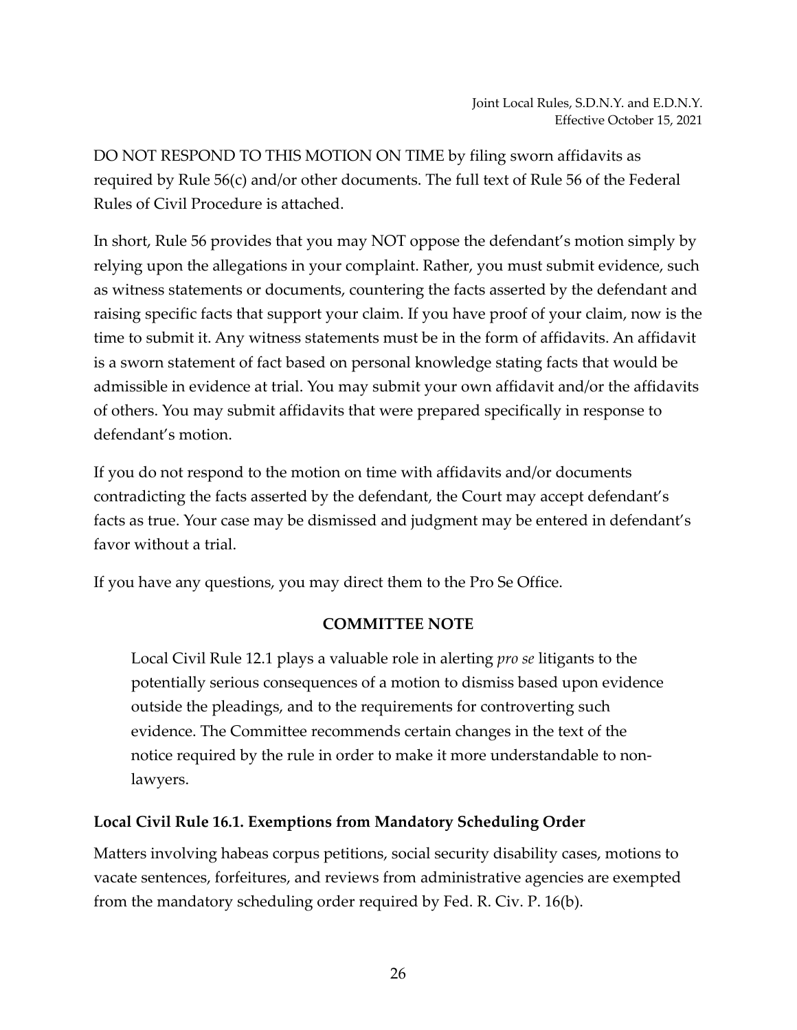DO NOT RESPOND TO THIS MOTION ON TIME by filing sworn affidavits as required by Rule 56(c) and/or other documents. The full text of Rule 56 of the Federal Rules of Civil Procedure is attached.

In short, Rule 56 provides that you may NOT oppose the defendant's motion simply by relying upon the allegations in your complaint. Rather, you must submit evidence, such as witness statements or documents, countering the facts asserted by the defendant and raising specific facts that support your claim. If you have proof of your claim, now is the time to submit it. Any witness statements must be in the form of affidavits. An affidavit is a sworn statement of fact based on personal knowledge stating facts that would be admissible in evidence at trial. You may submit your own affidavit and/or the affidavits of others. You may submit affidavits that were prepared specifically in response to defendant's motion.

If you do not respond to the motion on time with affidavits and/or documents contradicting the facts asserted by the defendant, the Court may accept defendant's facts as true. Your case may be dismissed and judgment may be entered in defendant's favor without a trial.

If you have any questions, you may direct them to the Pro Se Office.

**COMMITTEE NOTE**

> Local Civil Rule 12.1 plays a valuable role in alerting *pro se* litigants to the potentially serious consequences of a motion to dismiss based upon evidence outside the pleadings, and to the requirements for controverting such evidence. The Committee recommends certain changes in the text of the notice required by the rule in order to make it more understandable to non-lawyers.

**Local Civil Rule 16.1. Exemptions from Mandatory Scheduling Order**

Matters involving habeas corpus petitions, social security disability cases, motions to vacate sentences, forfeitures, and reviews from administrative agencies are exempted from the mandatory scheduling order required by Fed. R. Civ. P. 16(b).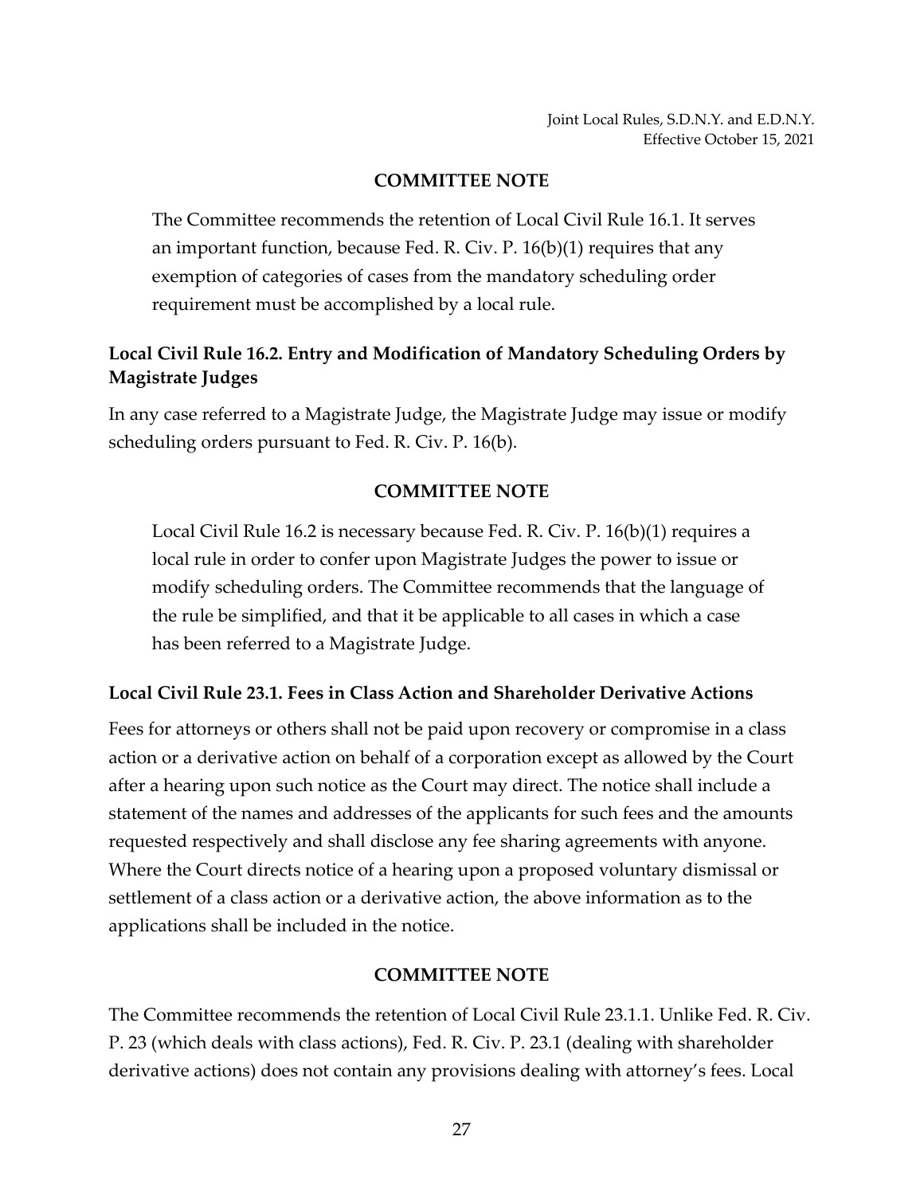### COMMITTEE NOTE

The Committee recommends the retention of Local Civil Rule 16.1. It serves an important function, because Fed. R. Civ. P. 16(b)(1) requires that any exemption of categories of cases from the mandatory scheduling order requirement must be accomplished by a local rule.

## Local Civil Rule 16.2. Entry and Modification of Mandatory Scheduling Orders by Magistrate Judges

In any case referred to a Magistrate Judge, the Magistrate Judge may issue or modify scheduling orders pursuant to Fed. R. Civ. P. 16(b).

### COMMITTEE NOTE

Local Civil Rule 16.2 is necessary because Fed. R. Civ. P. 16(b)(1) requires a local rule in order to confer upon Magistrate Judges the power to issue or modify scheduling orders. The Committee recommends that the language of the rule be simplified, and that it be applicable to all cases in which a case has been referred to a Magistrate Judge.

## Local Civil Rule 23.1. Fees in Class Action and Shareholder Derivative Actions

Fees for attorneys or others shall not be paid upon recovery or compromise in a class action or a derivative action on behalf of a corporation except as allowed by the Court after a hearing upon such notice as the Court may direct. The notice shall include a statement of the names and addresses of the applicants for such fees and the amounts requested respectively and shall disclose any fee sharing agreements with anyone. Where the Court directs notice of a hearing upon a proposed voluntary dismissal or settlement of a class action or a derivative action, the above information as to the applications shall be included in the notice.

### COMMITTEE NOTE

The Committee recommends the retention of Local Civil Rule 23.1.1. Unlike Fed. R. Civ. P. 23 (which deals with class actions), Fed. R. Civ. P. 23.1 (dealing with shareholder derivative actions) does not contain any provisions dealing with attorney's fees. Local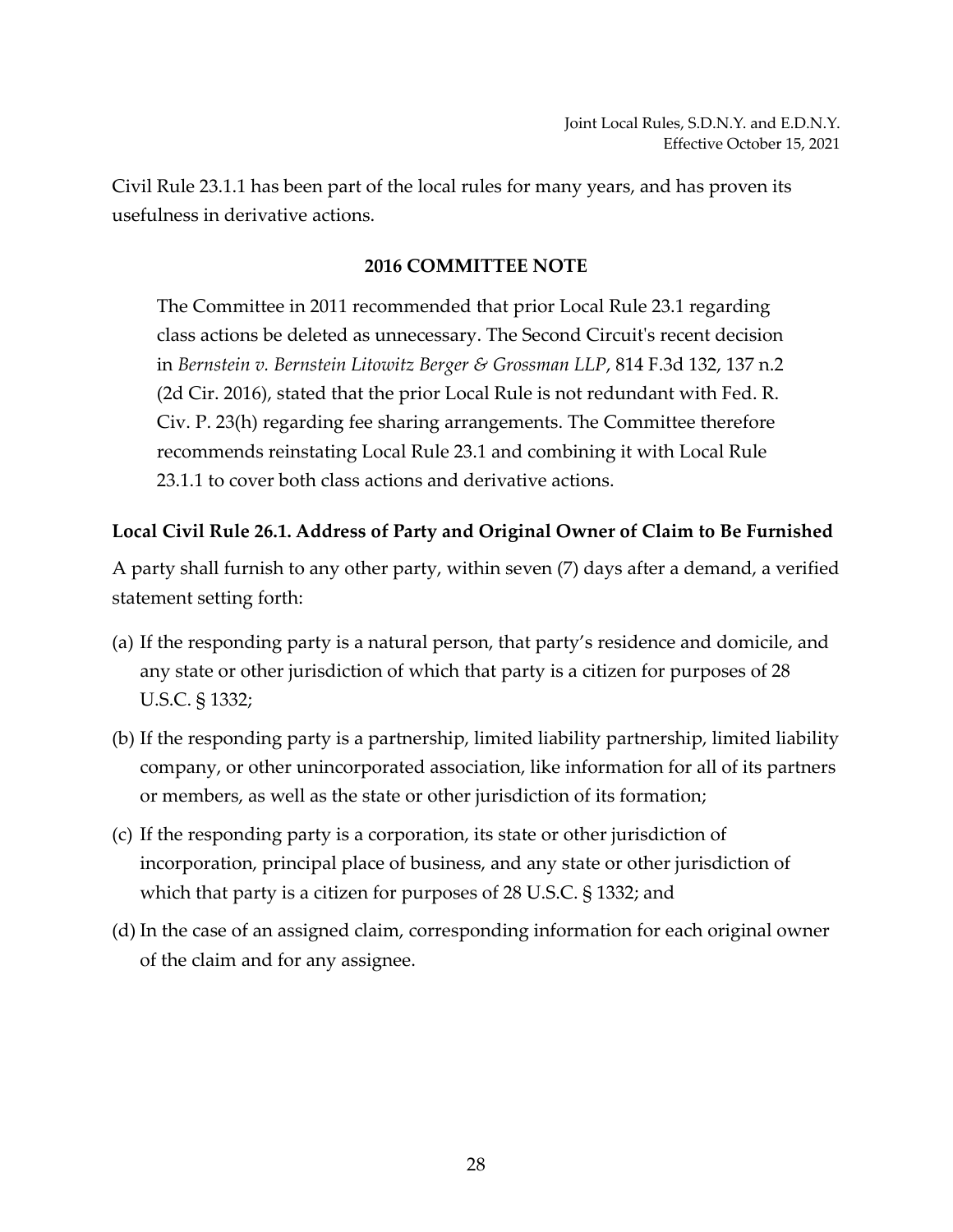Civil Rule 23.1.1 has been part of the local rules for many years, and has proven its usefulness in derivative actions.

### 2016 COMMITTEE NOTE

The Committee in 2011 recommended that prior Local Rule 23.1 regarding class actions be deleted as unnecessary. The Second Circuit's recent decision in *Bernstein v. Bernstein Litowitz Berger & Grossman LLP*, 814 F.3d 132, 137 n.2 (2d Cir. 2016), stated that the prior Local Rule is not redundant with Fed. R. Civ. P. 23(h) regarding fee sharing arrangements. The Committee therefore recommends reinstating Local Rule 23.1 and combining it with Local Rule 23.1.1 to cover both class actions and derivative actions.

## Local Civil Rule 26.1. Address of Party and Original Owner of Claim to Be Furnished

A party shall furnish to any other party, within seven (7) days after a demand, a verified statement setting forth:

(a) If the responding party is a natural person, that party's residence and domicile, and any state or other jurisdiction of which that party is a citizen for purposes of 28 U.S.C. § 1332;

(b) If the responding party is a partnership, limited liability partnership, limited liability company, or other unincorporated association, like information for all of its partners or members, as well as the state or other jurisdiction of its formation;

(c) If the responding party is a corporation, its state or other jurisdiction of incorporation, principal place of business, and any state or other jurisdiction of which that party is a citizen for purposes of 28 U.S.C. § 1332; and

(d) In the case of an assigned claim, corresponding information for each original owner of the claim and for any assignee.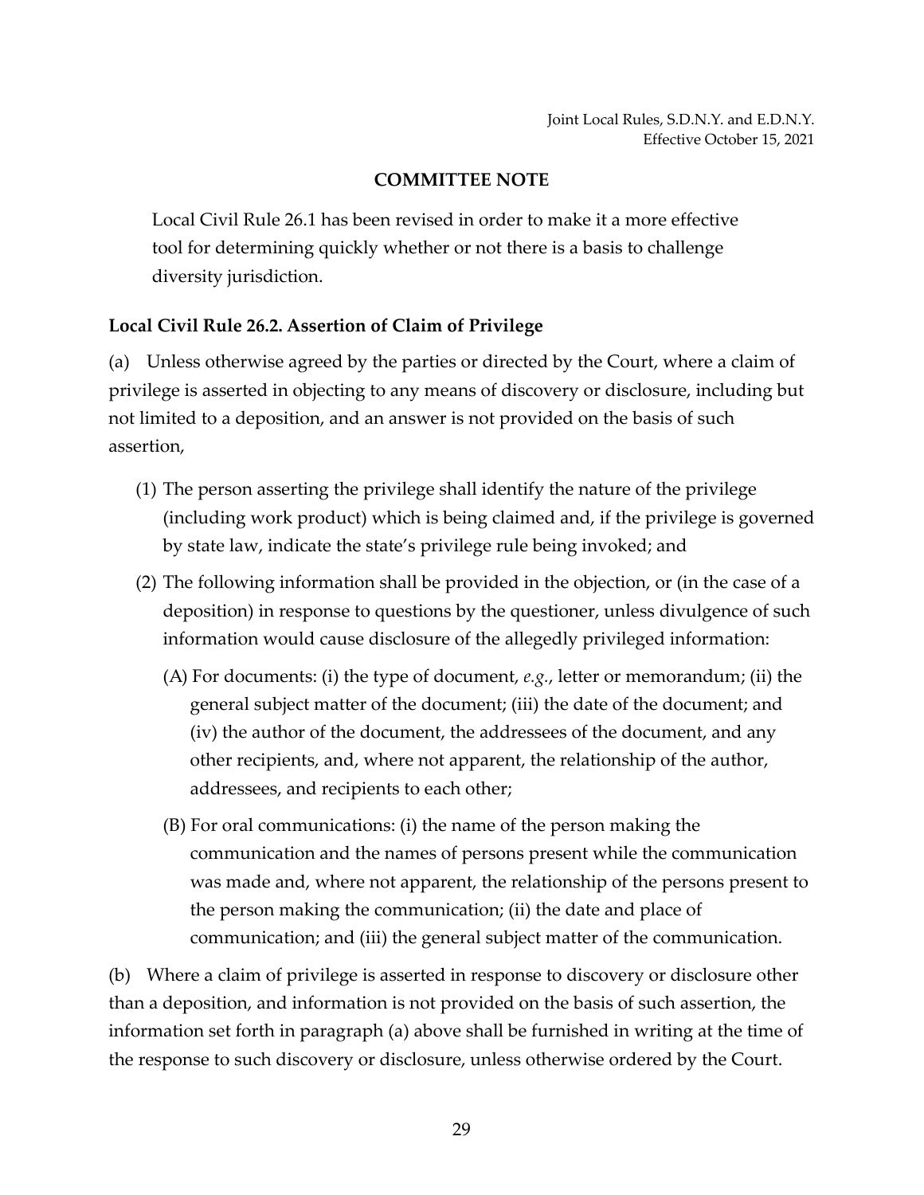**COMMITTEE NOTE**

Local Civil Rule 26.1 has been revised in order to make it a more effective tool for determining quickly whether or not there is a basis to challenge diversity jurisdiction.

**Local Civil Rule 26.2. Assertion of Claim of Privilege**

(a) Unless otherwise agreed by the parties or directed by the Court, where a claim of privilege is asserted in objecting to any means of discovery or disclosure, including but not limited to a deposition, and an answer is not provided on the basis of such assertion,

(1) The person asserting the privilege shall identify the nature of the privilege (including work product) which is being claimed and, if the privilege is governed by state law, indicate the state's privilege rule being invoked; and

(2) The following information shall be provided in the objection, or (in the case of a deposition) in response to questions by the questioner, unless divulgence of such information would cause disclosure of the allegedly privileged information:

(A) For documents: (i) the type of document, *e.g.*, letter or memorandum; (ii) the general subject matter of the document; (iii) the date of the document; and (iv) the author of the document, the addressees of the document, and any other recipients, and, where not apparent, the relationship of the author, addressees, and recipients to each other;

(B) For oral communications: (i) the name of the person making the communication and the names of persons present while the communication was made and, where not apparent, the relationship of the persons present to the person making the communication; (ii) the date and place of communication; and (iii) the general subject matter of the communication.

(b) Where a claim of privilege is asserted in response to discovery or disclosure other than a deposition, and information is not provided on the basis of such assertion, the information set forth in paragraph (a) above shall be furnished in writing at the time of the response to such discovery or disclosure, unless otherwise ordered by the Court.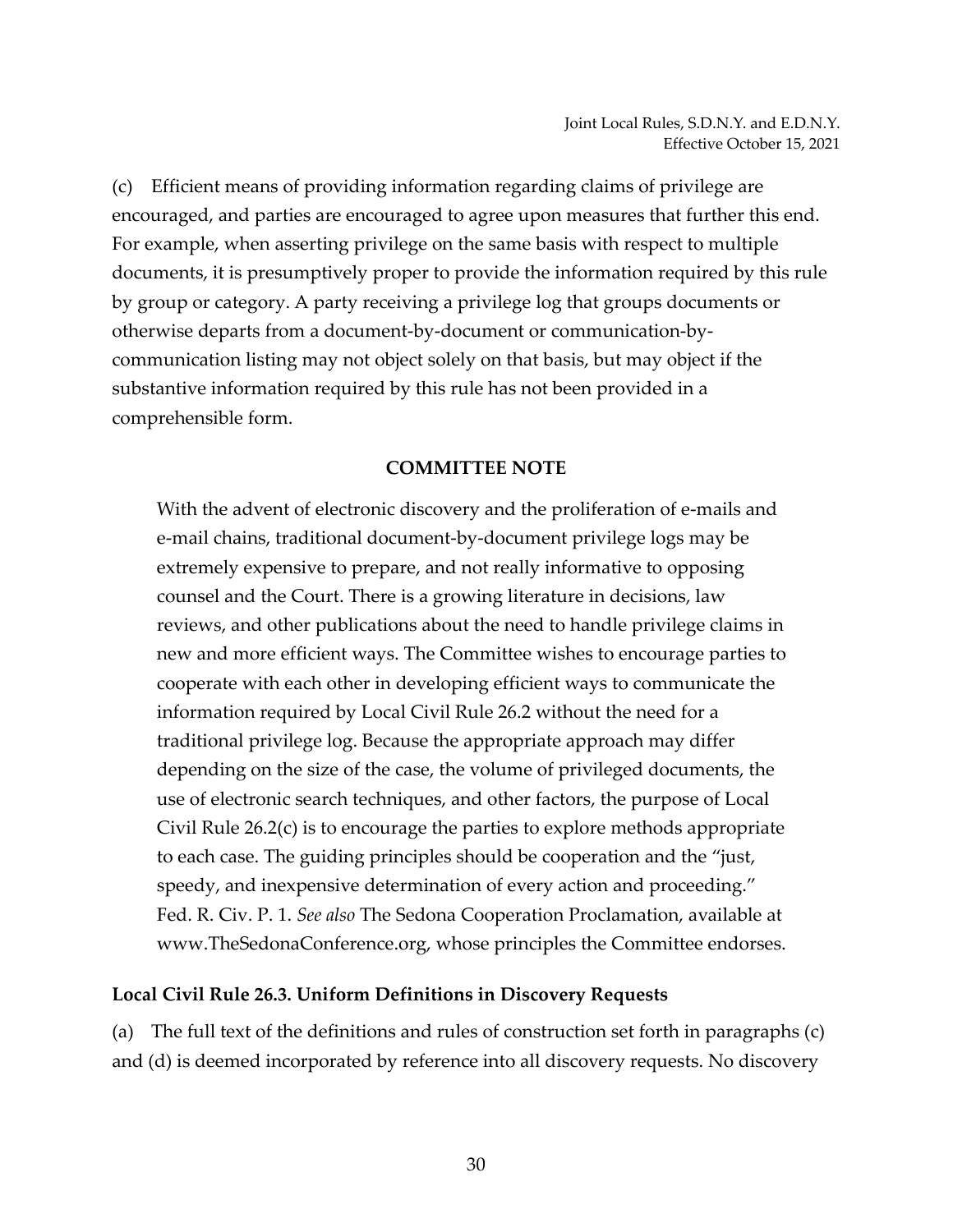(c) Efficient means of providing information regarding claims of privilege are encouraged, and parties are encouraged to agree upon measures that further this end. For example, when asserting privilege on the same basis with respect to multiple documents, it is presumptively proper to provide the information required by this rule by group or category. A party receiving a privilege log that groups documents or otherwise departs from a document-by-document or communication-by-communication listing may not object solely on that basis, but may object if the substantive information required by this rule has not been provided in a comprehensible form.

**COMMITTEE NOTE**

> With the advent of electronic discovery and the proliferation of e-mails and e-mail chains, traditional document-by-document privilege logs may be extremely expensive to prepare, and not really informative to opposing counsel and the Court. There is a growing literature in decisions, law reviews, and other publications about the need to handle privilege claims in new and more efficient ways. The Committee wishes to encourage parties to cooperate with each other in developing efficient ways to communicate the information required by Local Civil Rule 26.2 without the need for a traditional privilege log. Because the appropriate approach may differ depending on the size of the case, the volume of privileged documents, the use of electronic search techniques, and other factors, the purpose of Local Civil Rule 26.2(c) is to encourage the parties to explore methods appropriate to each case. The guiding principles should be cooperation and the "just, speedy, and inexpensive determination of every action and proceeding." Fed. R. Civ. P. 1. *See also* The Sedona Cooperation Proclamation, available at www.TheSedonaConference.org, whose principles the Committee endorses.

**Local Civil Rule 26.3. Uniform Definitions in Discovery Requests**

(a) The full text of the definitions and rules of construction set forth in paragraphs (c) and (d) is deemed incorporated by reference into all discovery requests. No discovery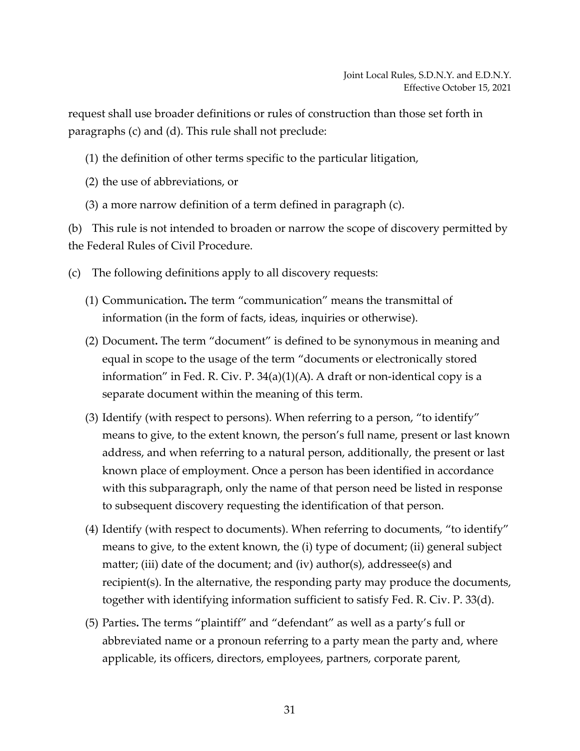request shall use broader definitions or rules of construction than those set forth in paragraphs (c) and (d). This rule shall not preclude:

(1) the definition of other terms specific to the particular litigation,

(2) the use of abbreviations, or

(3) a more narrow definition of a term defined in paragraph (c).

(b) This rule is not intended to broaden or narrow the scope of discovery permitted by the Federal Rules of Civil Procedure.

(c) The following definitions apply to all discovery requests:

(1) Communication**.** The term "communication" means the transmittal of information (in the form of facts, ideas, inquiries or otherwise).

(2) Document**.** The term "document" is defined to be synonymous in meaning and equal in scope to the usage of the term "documents or electronically stored information" in Fed. R. Civ. P. 34(a)(1)(A). A draft or non-identical copy is a separate document within the meaning of this term.

(3) Identify (with respect to persons). When referring to a person, "to identify" means to give, to the extent known, the person's full name, present or last known address, and when referring to a natural person, additionally, the present or last known place of employment. Once a person has been identified in accordance with this subparagraph, only the name of that person need be listed in response to subsequent discovery requesting the identification of that person.

(4) Identify (with respect to documents). When referring to documents, "to identify" means to give, to the extent known, the (i) type of document; (ii) general subject matter; (iii) date of the document; and (iv) author(s), addressee(s) and recipient(s). In the alternative, the responding party may produce the documents, together with identifying information sufficient to satisfy Fed. R. Civ. P. 33(d).

(5) Parties**.** The terms "plaintiff" and "defendant" as well as a party's full or abbreviated name or a pronoun referring to a party mean the party and, where applicable, its officers, directors, employees, partners, corporate parent,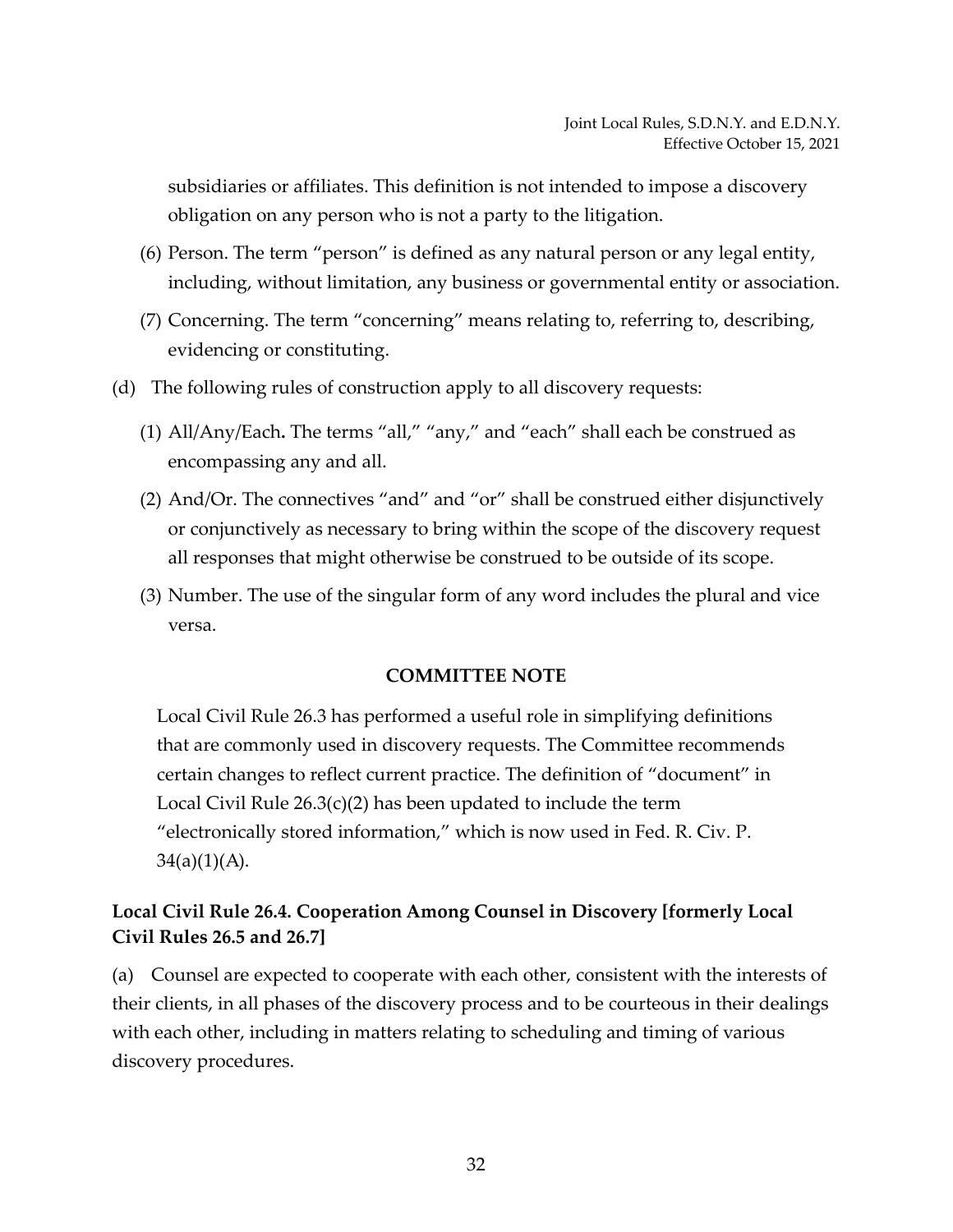subsidiaries or affiliates. This definition is not intended to impose a discovery obligation on any person who is not a party to the litigation.

(6) Person. The term "person" is defined as any natural person or any legal entity, including, without limitation, any business or governmental entity or association.

(7) Concerning. The term "concerning" means relating to, referring to, describing, evidencing or constituting.

(d) The following rules of construction apply to all discovery requests:

(1) All/Any/Each**.** The terms "all," "any," and "each" shall each be construed as encompassing any and all.

(2) And/Or. The connectives "and" and "or" shall be construed either disjunctively or conjunctively as necessary to bring within the scope of the discovery request all responses that might otherwise be construed to be outside of its scope.

(3) Number. The use of the singular form of any word includes the plural and vice versa.

**COMMITTEE NOTE**

Local Civil Rule 26.3 has performed a useful role in simplifying definitions that are commonly used in discovery requests. The Committee recommends certain changes to reflect current practice. The definition of "document" in Local Civil Rule 26.3(c)(2) has been updated to include the term "electronically stored information," which is now used in Fed. R. Civ. P. 34(a)(1)(A).

### Local Civil Rule 26.4. Cooperation Among Counsel in Discovery [formerly Local Civil Rules 26.5 and 26.7]

(a) Counsel are expected to cooperate with each other, consistent with the interests of their clients, in all phases of the discovery process and to be courteous in their dealings with each other, including in matters relating to scheduling and timing of various discovery procedures.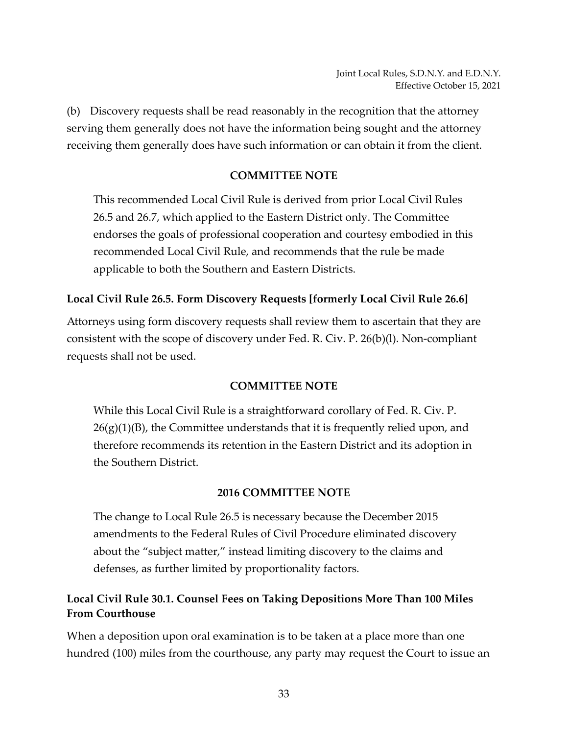(b) Discovery requests shall be read reasonably in the recognition that the attorney serving them generally does not have the information being sought and the attorney receiving them generally does have such information or can obtain it from the client.

**COMMITTEE NOTE**

This recommended Local Civil Rule is derived from prior Local Civil Rules 26.5 and 26.7, which applied to the Eastern District only. The Committee endorses the goals of professional cooperation and courtesy embodied in this recommended Local Civil Rule, and recommends that the rule be made applicable to both the Southern and Eastern Districts.

### Local Civil Rule 26.5. Form Discovery Requests [formerly Local Civil Rule 26.6]

Attorneys using form discovery requests shall review them to ascertain that they are consistent with the scope of discovery under Fed. R. Civ. P. 26(b)(l). Non-compliant requests shall not be used.

**COMMITTEE NOTE**

While this Local Civil Rule is a straightforward corollary of Fed. R. Civ. P. 26(g)(1)(B), the Committee understands that it is frequently relied upon, and therefore recommends its retention in the Eastern District and its adoption in the Southern District.

**2016 COMMITTEE NOTE**

The change to Local Rule 26.5 is necessary because the December 2015 amendments to the Federal Rules of Civil Procedure eliminated discovery about the "subject matter," instead limiting discovery to the claims and defenses, as further limited by proportionality factors.

### Local Civil Rule 30.1. Counsel Fees on Taking Depositions More Than 100 Miles From Courthouse

When a deposition upon oral examination is to be taken at a place more than one hundred (100) miles from the courthouse, any party may request the Court to issue an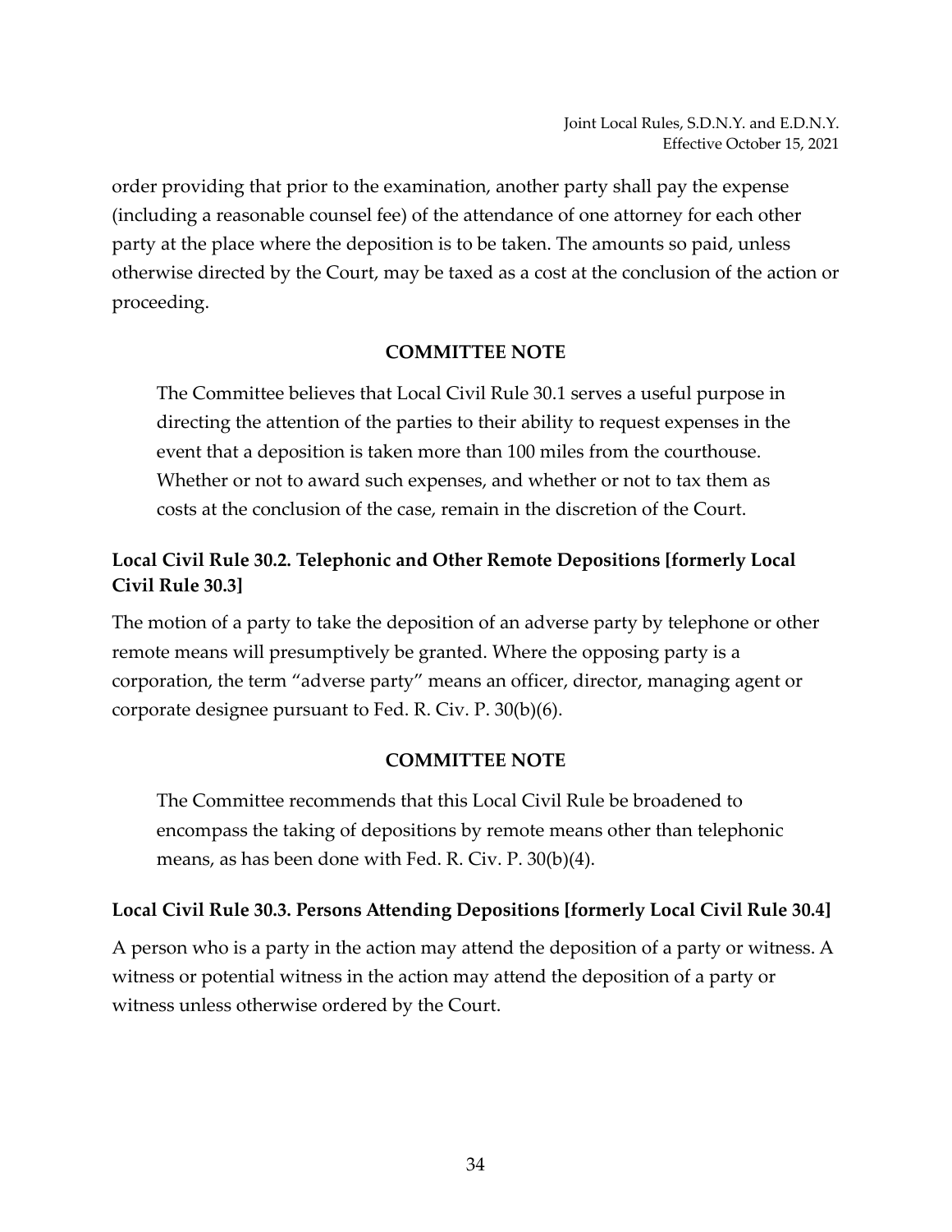order providing that prior to the examination, another party shall pay the expense (including a reasonable counsel fee) of the attendance of one attorney for each other party at the place where the deposition is to be taken. The amounts so paid, unless otherwise directed by the Court, may be taxed as a cost at the conclusion of the action or proceeding.

**COMMITTEE NOTE**

> The Committee believes that Local Civil Rule 30.1 serves a useful purpose in directing the attention of the parties to their ability to request expenses in the event that a deposition is taken more than 100 miles from the courthouse. Whether or not to award such expenses, and whether or not to tax them as costs at the conclusion of the case, remain in the discretion of the Court.

### Local Civil Rule 30.2. Telephonic and Other Remote Depositions [formerly Local Civil Rule 30.3]

The motion of a party to take the deposition of an adverse party by telephone or other remote means will presumptively be granted. Where the opposing party is a corporation, the term "adverse party" means an officer, director, managing agent or corporate designee pursuant to Fed. R. Civ. P. 30(b)(6).

**COMMITTEE NOTE**

> The Committee recommends that this Local Civil Rule be broadened to encompass the taking of depositions by remote means other than telephonic means, as has been done with Fed. R. Civ. P. 30(b)(4).

### Local Civil Rule 30.3. Persons Attending Depositions [formerly Local Civil Rule 30.4]

A person who is a party in the action may attend the deposition of a party or witness. A witness or potential witness in the action may attend the deposition of a party or witness unless otherwise ordered by the Court.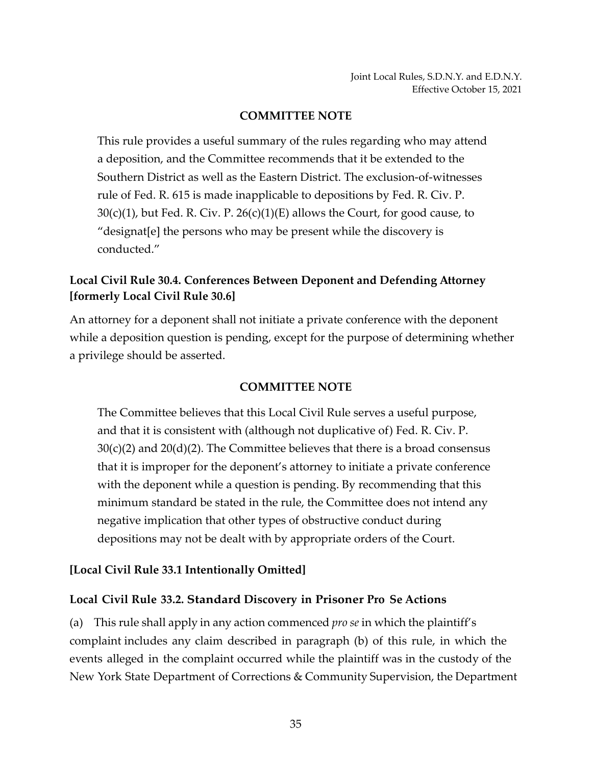### COMMITTEE NOTE

This rule provides a useful summary of the rules regarding who may attend a deposition, and the Committee recommends that it be extended to the Southern District as well as the Eastern District. The exclusion-of-witnesses rule of Fed. R. 615 is made inapplicable to depositions by Fed. R. Civ. P. 30(c)(1), but Fed. R. Civ. P. 26(c)(1)(E) allows the Court, for good cause, to "designat[e] the persons who may be present while the discovery is conducted."

## Local Civil Rule 30.4. Conferences Between Deponent and Defending Attorney [formerly Local Civil Rule 30.6]

An attorney for a deponent shall not initiate a private conference with the deponent while a deposition question is pending, except for the purpose of determining whether a privilege should be asserted.

### COMMITTEE NOTE

The Committee believes that this Local Civil Rule serves a useful purpose, and that it is consistent with (although not duplicative of) Fed. R. Civ. P. 30(c)(2) and 20(d)(2). The Committee believes that there is a broad consensus that it is improper for the deponent's attorney to initiate a private conference with the deponent while a question is pending. By recommending that this minimum standard be stated in the rule, the Committee does not intend any negative implication that other types of obstructive conduct during depositions may not be dealt with by appropriate orders of the Court.

## [Local Civil Rule 33.1 Intentionally Omitted]

## Local Civil Rule 33.2. Standard Discovery in Prisoner Pro Se Actions

(a) This rule shall apply in any action commenced *pro se* in which the plaintiff's complaint includes any claim described in paragraph (b) of this rule, in which the events alleged in the complaint occurred while the plaintiff was in the custody of the New York State Department of Corrections & Community Supervision, the Department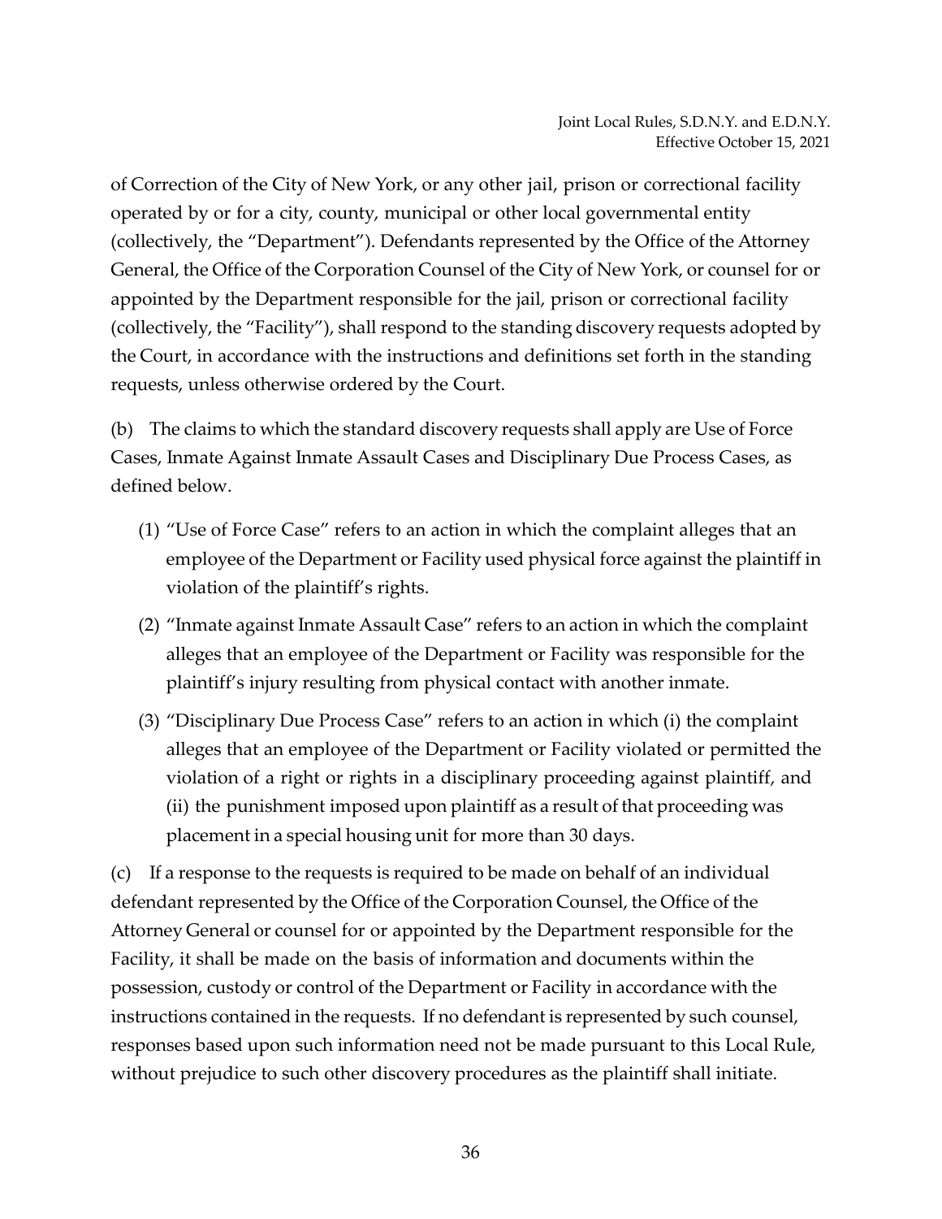of Correction of the City of New York, or any other jail, prison or correctional facility operated by or for a city, county, municipal or other local governmental entity (collectively, the "Department"). Defendants represented by the Office of the Attorney General, the Office of the Corporation Counsel of the City of New York, or counsel for or appointed by the Department responsible for the jail, prison or correctional facility (collectively, the "Facility"), shall respond to the standing discovery requests adopted by the Court, in accordance with the instructions and definitions set forth in the standing requests, unless otherwise ordered by the Court.

(b) The claims to which the standard discovery requests shall apply are Use of Force Cases, Inmate Against Inmate Assault Cases and Disciplinary Due Process Cases, as defined below.

(1) "Use of Force Case" refers to an action in which the complaint alleges that an employee of the Department or Facility used physical force against the plaintiff in violation of the plaintiff's rights.

(2) "Inmate against Inmate Assault Case" refers to an action in which the complaint alleges that an employee of the Department or Facility was responsible for the plaintiff's injury resulting from physical contact with another inmate.

(3) "Disciplinary Due Process Case" refers to an action in which (i) the complaint alleges that an employee of the Department or Facility violated or permitted the violation of a right or rights in a disciplinary proceeding against plaintiff, and (ii) the punishment imposed upon plaintiff as a result of that proceeding was placement in a special housing unit for more than 30 days.

(c) If a response to the requests is required to be made on behalf of an individual defendant represented by the Office of the Corporation Counsel, the Office of the Attorney General or counsel for or appointed by the Department responsible for the Facility, it shall be made on the basis of information and documents within the possession, custody or control of the Department or Facility in accordance with the instructions contained in the requests. If no defendant is represented by such counsel, responses based upon such information need not be made pursuant to this Local Rule, without prejudice to such other discovery procedures as the plaintiff shall initiate.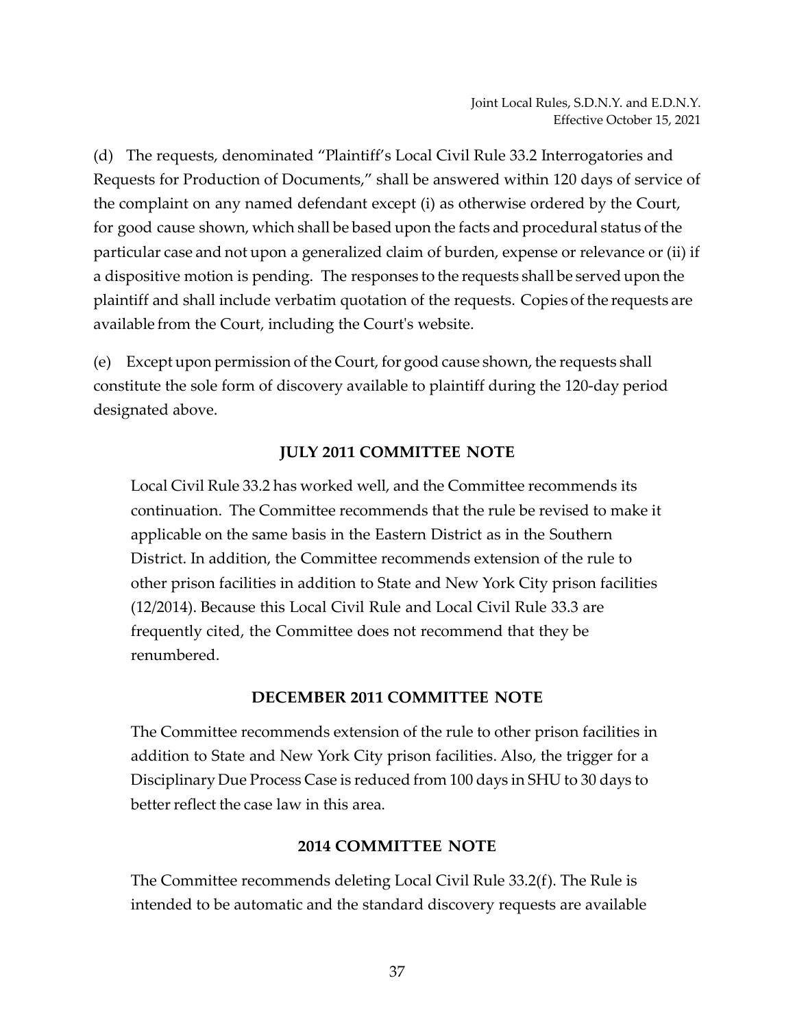(d) The requests, denominated "Plaintiff's Local Civil Rule 33.2 Interrogatories and Requests for Production of Documents," shall be answered within 120 days of service of the complaint on any named defendant except (i) as otherwise ordered by the Court, for good cause shown, which shall be based upon the facts and procedural status of the particular case and not upon a generalized claim of burden, expense or relevance or (ii) if a dispositive motion is pending. The responses to the requests shall be served upon the plaintiff and shall include verbatim quotation of the requests. Copies of the requests are available from the Court, including the Court's website.

(e) Except upon permission of the Court, for good cause shown, the requests shall constitute the sole form of discovery available to plaintiff during the 120-day period designated above.

### JULY 2011 COMMITTEE NOTE

Local Civil Rule 33.2 has worked well, and the Committee recommends its continuation. The Committee recommends that the rule be revised to make it applicable on the same basis in the Eastern District as in the Southern District. In addition, the Committee recommends extension of the rule to other prison facilities in addition to State and New York City prison facilities (12/2014). Because this Local Civil Rule and Local Civil Rule 33.3 are frequently cited, the Committee does not recommend that they be renumbered.

### DECEMBER 2011 COMMITTEE NOTE

The Committee recommends extension of the rule to other prison facilities in addition to State and New York City prison facilities. Also, the trigger for a Disciplinary Due Process Case is reduced from 100 days in SHU to 30 days to better reflect the case law in this area.

### 2014 COMMITTEE NOTE

The Committee recommends deleting Local Civil Rule 33.2(f). The Rule is intended to be automatic and the standard discovery requests are available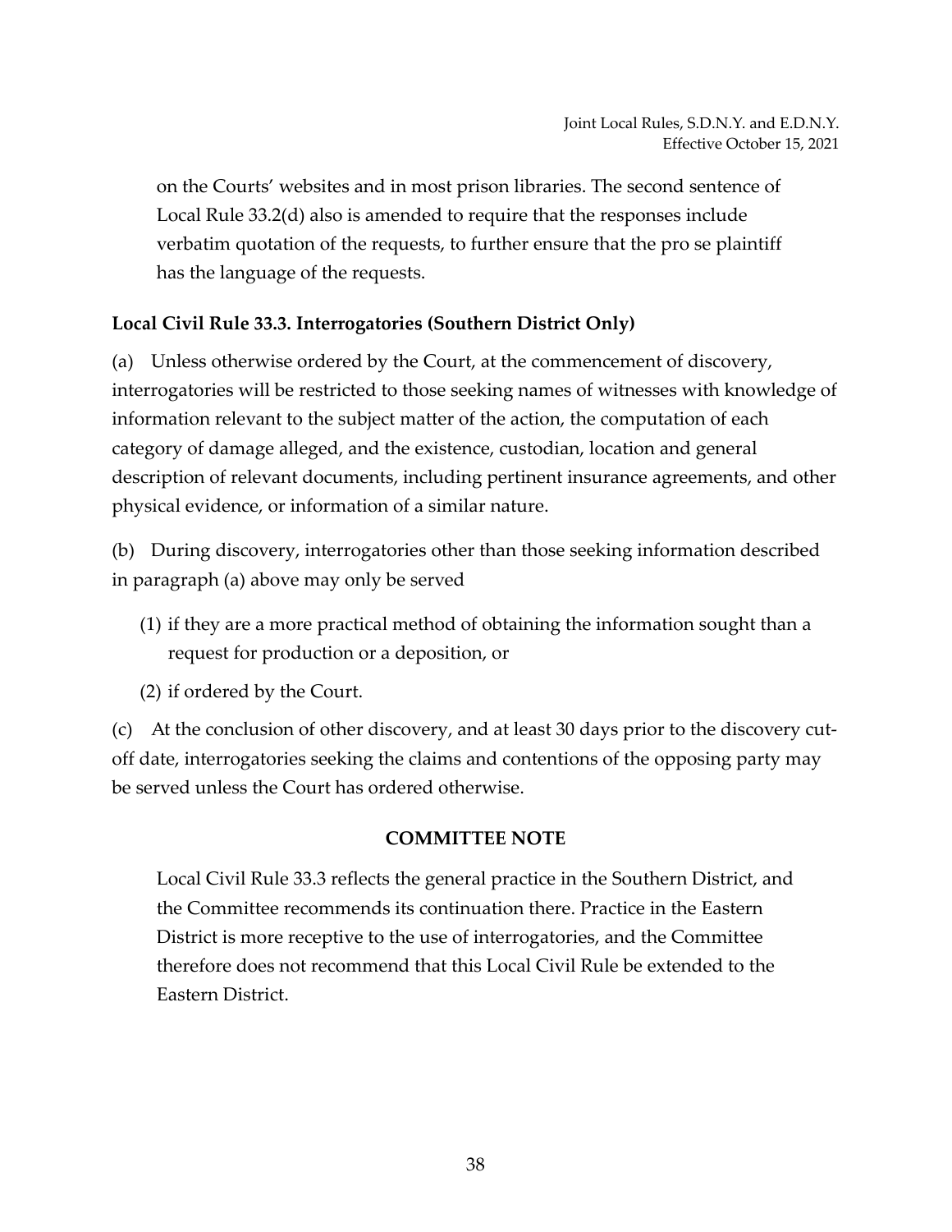on the Courts' websites and in most prison libraries. The second sentence of Local Rule 33.2(d) also is amended to require that the responses include verbatim quotation of the requests, to further ensure that the pro se plaintiff has the language of the requests.

### Local Civil Rule 33.3. Interrogatories (Southern District Only)

(a) Unless otherwise ordered by the Court, at the commencement of discovery, interrogatories will be restricted to those seeking names of witnesses with knowledge of information relevant to the subject matter of the action, the computation of each category of damage alleged, and the existence, custodian, location and general description of relevant documents, including pertinent insurance agreements, and other physical evidence, or information of a similar nature.

(b) During discovery, interrogatories other than those seeking information described in paragraph (a) above may only be served

(1) if they are a more practical method of obtaining the information sought than a request for production or a deposition, or

(2) if ordered by the Court.

(c) At the conclusion of other discovery, and at least 30 days prior to the discovery cut-off date, interrogatories seeking the claims and contentions of the opposing party may be served unless the Court has ordered otherwise.

#### COMMITTEE NOTE

Local Civil Rule 33.3 reflects the general practice in the Southern District, and the Committee recommends its continuation there. Practice in the Eastern District is more receptive to the use of interrogatories, and the Committee therefore does not recommend that this Local Civil Rule be extended to the Eastern District.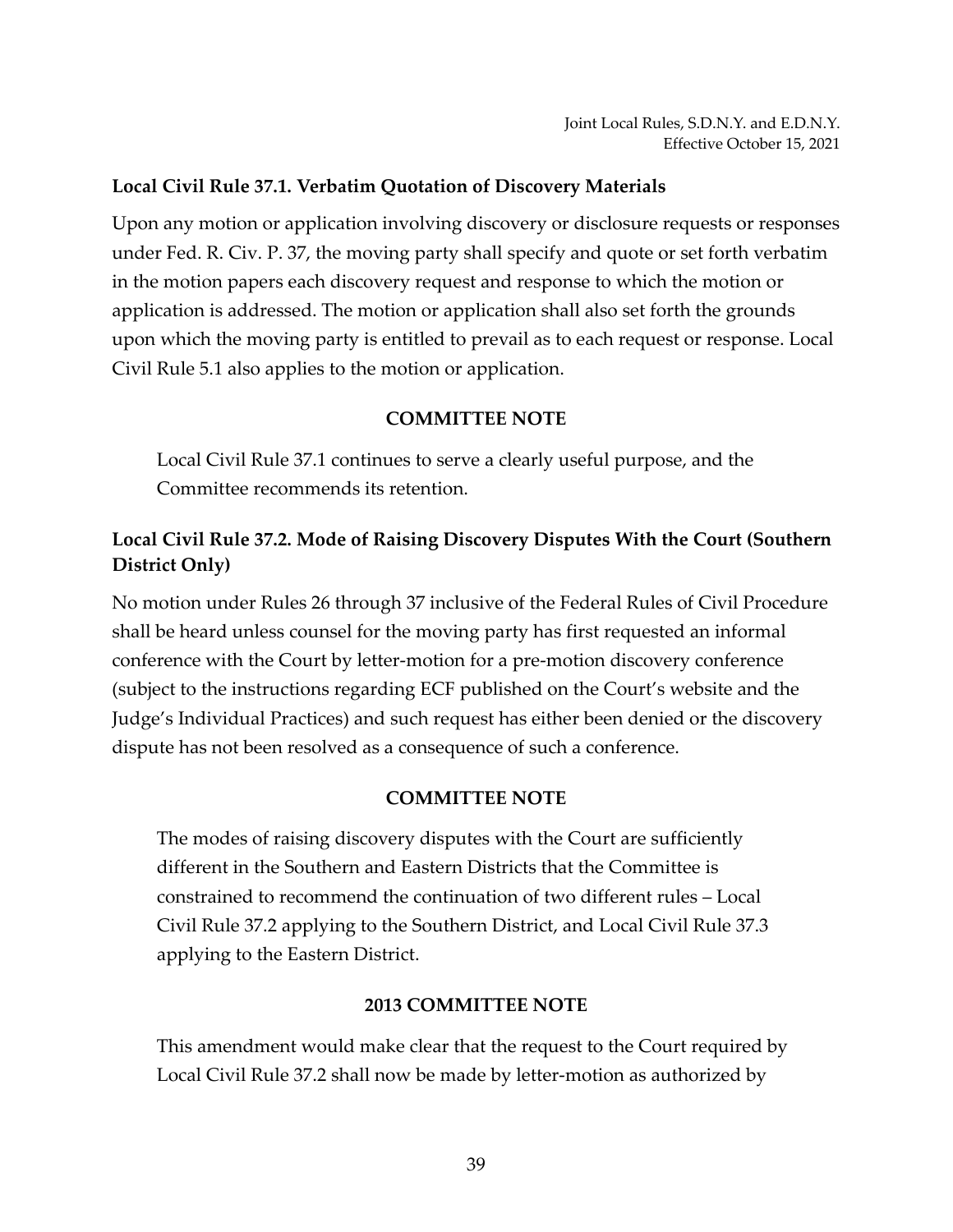## Local Civil Rule 37.1. Verbatim Quotation of Discovery Materials

Upon any motion or application involving discovery or disclosure requests or responses under Fed. R. Civ. P. 37, the moving party shall specify and quote or set forth verbatim in the motion papers each discovery request and response to which the motion or application is addressed. The motion or application shall also set forth the grounds upon which the moving party is entitled to prevail as to each request or response. Local Civil Rule 5.1 also applies to the motion or application.

### COMMITTEE NOTE

Local Civil Rule 37.1 continues to serve a clearly useful purpose, and the Committee recommends its retention.

## Local Civil Rule 37.2. Mode of Raising Discovery Disputes With the Court (Southern District Only)

No motion under Rules 26 through 37 inclusive of the Federal Rules of Civil Procedure shall be heard unless counsel for the moving party has first requested an informal conference with the Court by letter-motion for a pre-motion discovery conference (subject to the instructions regarding ECF published on the Court's website and the Judge's Individual Practices) and such request has either been denied or the discovery dispute has not been resolved as a consequence of such a conference.

### COMMITTEE NOTE

The modes of raising discovery disputes with the Court are sufficiently different in the Southern and Eastern Districts that the Committee is constrained to recommend the continuation of two different rules – Local Civil Rule 37.2 applying to the Southern District, and Local Civil Rule 37.3 applying to the Eastern District.

### 2013 COMMITTEE NOTE

This amendment would make clear that the request to the Court required by Local Civil Rule 37.2 shall now be made by letter-motion as authorized by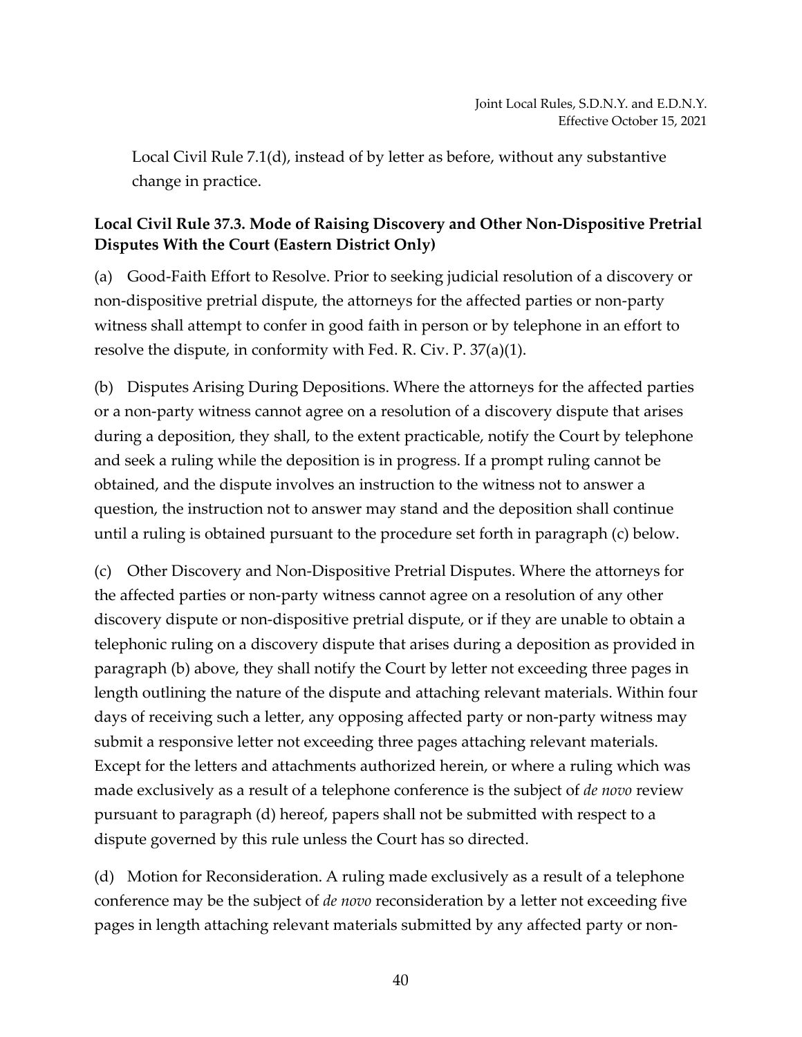Local Civil Rule 7.1(d), instead of by letter as before, without any substantive change in practice.

**Local Civil Rule 37.3. Mode of Raising Discovery and Other Non-Dispositive Pretrial Disputes With the Court (Eastern District Only)**

(a) Good-Faith Effort to Resolve. Prior to seeking judicial resolution of a discovery or non-dispositive pretrial dispute, the attorneys for the affected parties or non-party witness shall attempt to confer in good faith in person or by telephone in an effort to resolve the dispute, in conformity with Fed. R. Civ. P. 37(a)(1).

(b) Disputes Arising During Depositions. Where the attorneys for the affected parties or a non-party witness cannot agree on a resolution of a discovery dispute that arises during a deposition, they shall, to the extent practicable, notify the Court by telephone and seek a ruling while the deposition is in progress. If a prompt ruling cannot be obtained, and the dispute involves an instruction to the witness not to answer a question, the instruction not to answer may stand and the deposition shall continue until a ruling is obtained pursuant to the procedure set forth in paragraph (c) below.

(c) Other Discovery and Non-Dispositive Pretrial Disputes. Where the attorneys for the affected parties or non-party witness cannot agree on a resolution of any other discovery dispute or non-dispositive pretrial dispute, or if they are unable to obtain a telephonic ruling on a discovery dispute that arises during a deposition as provided in paragraph (b) above, they shall notify the Court by letter not exceeding three pages in length outlining the nature of the dispute and attaching relevant materials. Within four days of receiving such a letter, any opposing affected party or non-party witness may submit a responsive letter not exceeding three pages attaching relevant materials. Except for the letters and attachments authorized herein, or where a ruling which was made exclusively as a result of a telephone conference is the subject of *de novo* review pursuant to paragraph (d) hereof, papers shall not be submitted with respect to a dispute governed by this rule unless the Court has so directed.

(d) Motion for Reconsideration. A ruling made exclusively as a result of a telephone conference may be the subject of *de novo* reconsideration by a letter not exceeding five pages in length attaching relevant materials submitted by any affected party or non-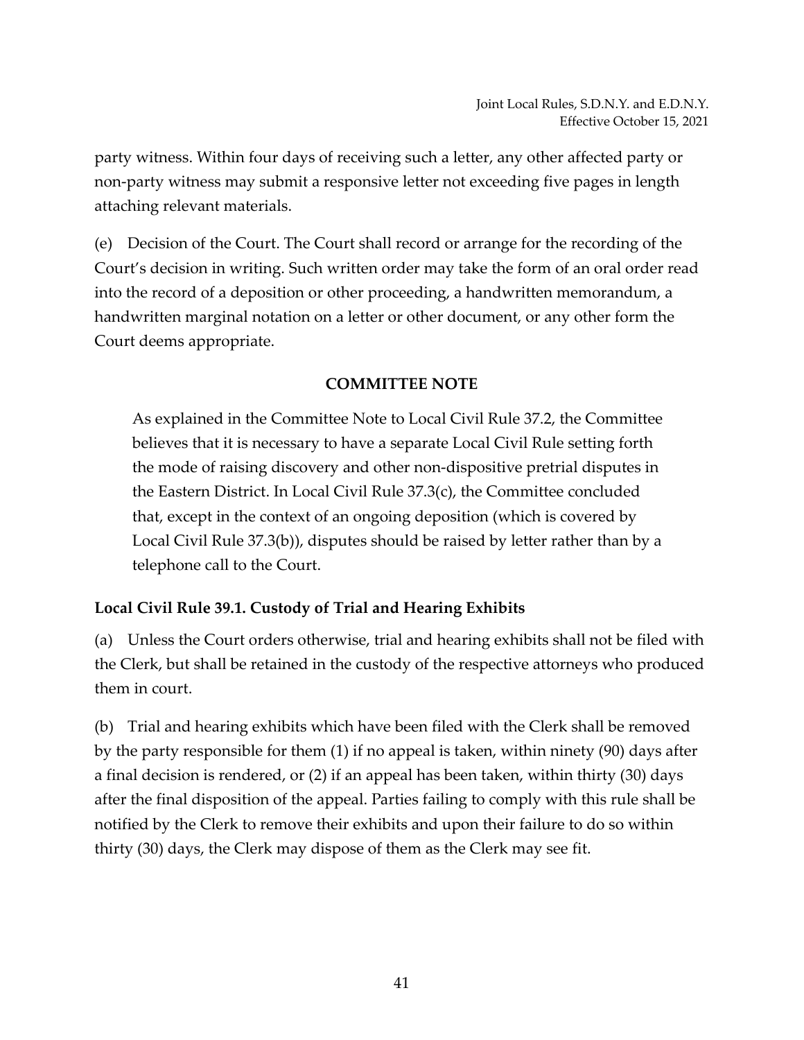party witness. Within four days of receiving such a letter, any other affected party or non-party witness may submit a responsive letter not exceeding five pages in length attaching relevant materials.

(e) Decision of the Court. The Court shall record or arrange for the recording of the Court's decision in writing. Such written order may take the form of an oral order read into the record of a deposition or other proceeding, a handwritten memorandum, a handwritten marginal notation on a letter or other document, or any other form the Court deems appropriate.

**COMMITTEE NOTE**

As explained in the Committee Note to Local Civil Rule 37.2, the Committee believes that it is necessary to have a separate Local Civil Rule setting forth the mode of raising discovery and other non-dispositive pretrial disputes in the Eastern District. In Local Civil Rule 37.3(c), the Committee concluded that, except in the context of an ongoing deposition (which is covered by Local Civil Rule 37.3(b)), disputes should be raised by letter rather than by a telephone call to the Court.

### Local Civil Rule 39.1. Custody of Trial and Hearing Exhibits

(a) Unless the Court orders otherwise, trial and hearing exhibits shall not be filed with the Clerk, but shall be retained in the custody of the respective attorneys who produced them in court.

(b) Trial and hearing exhibits which have been filed with the Clerk shall be removed by the party responsible for them (1) if no appeal is taken, within ninety (90) days after a final decision is rendered, or (2) if an appeal has been taken, within thirty (30) days after the final disposition of the appeal. Parties failing to comply with this rule shall be notified by the Clerk to remove their exhibits and upon their failure to do so within thirty (30) days, the Clerk may dispose of them as the Clerk may see fit.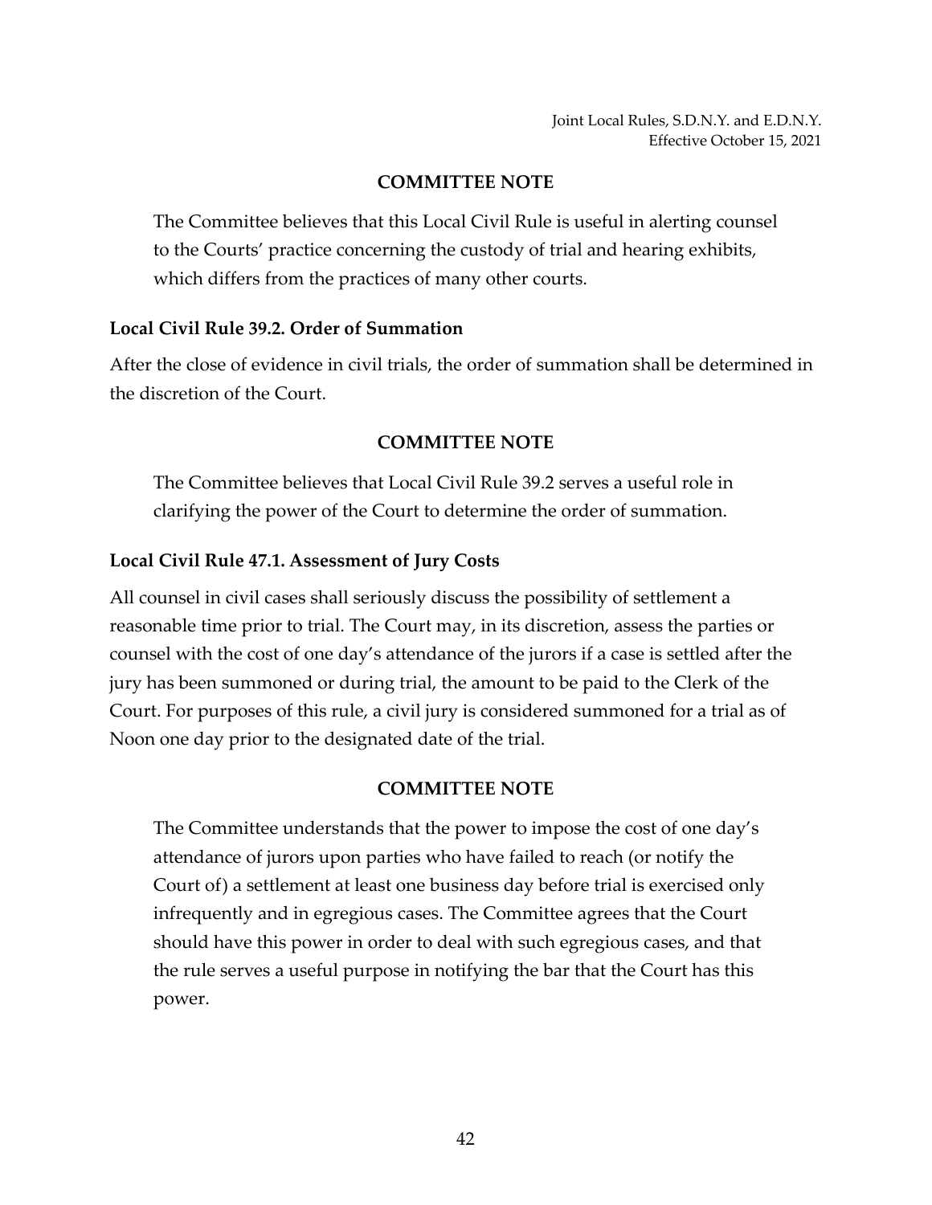## COMMITTEE NOTE

The Committee believes that this Local Civil Rule is useful in alerting counsel to the Courts' practice concerning the custody of trial and hearing exhibits, which differs from the practices of many other courts.

### Local Civil Rule 39.2. Order of Summation

After the close of evidence in civil trials, the order of summation shall be determined in the discretion of the Court.

## COMMITTEE NOTE

The Committee believes that Local Civil Rule 39.2 serves a useful role in clarifying the power of the Court to determine the order of summation.

### Local Civil Rule 47.1. Assessment of Jury Costs

All counsel in civil cases shall seriously discuss the possibility of settlement a reasonable time prior to trial. The Court may, in its discretion, assess the parties or counsel with the cost of one day's attendance of the jurors if a case is settled after the jury has been summoned or during trial, the amount to be paid to the Clerk of the Court. For purposes of this rule, a civil jury is considered summoned for a trial as of Noon one day prior to the designated date of the trial.

## COMMITTEE NOTE

The Committee understands that the power to impose the cost of one day's attendance of jurors upon parties who have failed to reach (or notify the Court of) a settlement at least one business day before trial is exercised only infrequently and in egregious cases. The Committee agrees that the Court should have this power in order to deal with such egregious cases, and that the rule serves a useful purpose in notifying the bar that the Court has this power.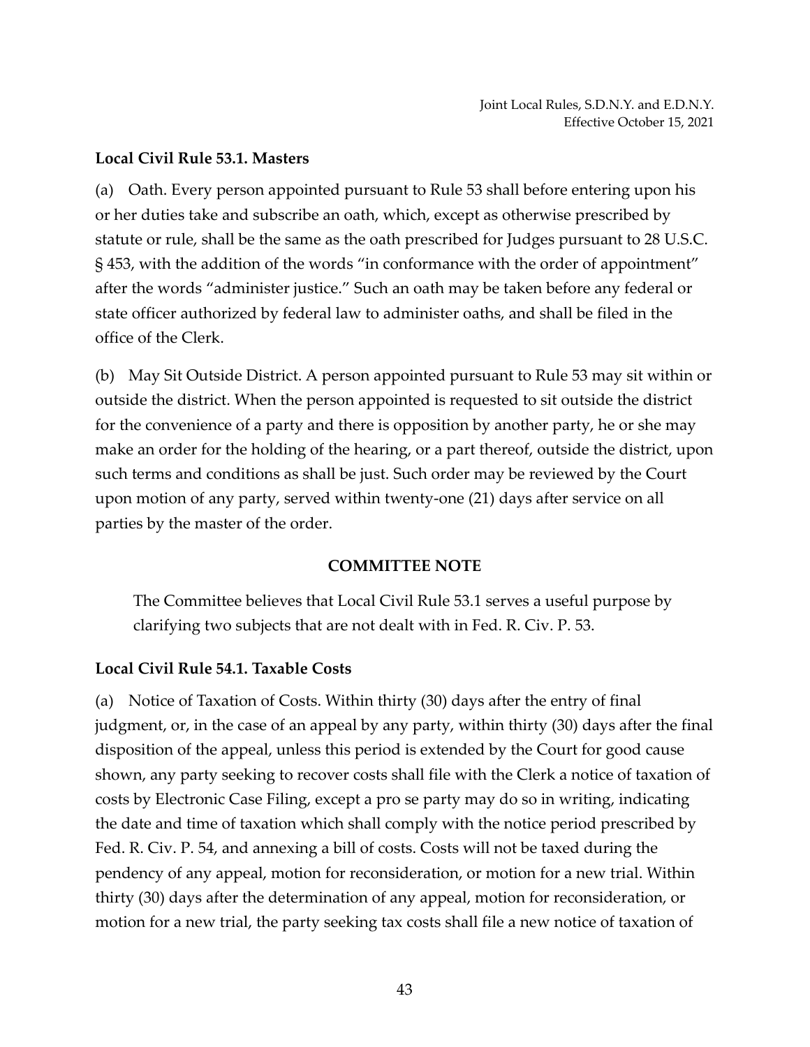### Local Civil Rule 53.1. Masters

(a) Oath. Every person appointed pursuant to Rule 53 shall before entering upon his or her duties take and subscribe an oath, which, except as otherwise prescribed by statute or rule, shall be the same as the oath prescribed for Judges pursuant to 28 U.S.C. § 453, with the addition of the words "in conformance with the order of appointment" after the words "administer justice." Such an oath may be taken before any federal or state officer authorized by federal law to administer oaths, and shall be filed in the office of the Clerk.

(b) May Sit Outside District. A person appointed pursuant to Rule 53 may sit within or outside the district. When the person appointed is requested to sit outside the district for the convenience of a party and there is opposition by another party, he or she may make an order for the holding of the hearing, or a part thereof, outside the district, upon such terms and conditions as shall be just. Such order may be reviewed by the Court upon motion of any party, served within twenty-one (21) days after service on all parties by the master of the order.

**COMMITTEE NOTE**

The Committee believes that Local Civil Rule 53.1 serves a useful purpose by clarifying two subjects that are not dealt with in Fed. R. Civ. P. 53.

### Local Civil Rule 54.1. Taxable Costs

(a) Notice of Taxation of Costs. Within thirty (30) days after the entry of final judgment, or, in the case of an appeal by any party, within thirty (30) days after the final disposition of the appeal, unless this period is extended by the Court for good cause shown, any party seeking to recover costs shall file with the Clerk a notice of taxation of costs by Electronic Case Filing, except a pro se party may do so in writing, indicating the date and time of taxation which shall comply with the notice period prescribed by Fed. R. Civ. P. 54, and annexing a bill of costs. Costs will not be taxed during the pendency of any appeal, motion for reconsideration, or motion for a new trial. Within thirty (30) days after the determination of any appeal, motion for reconsideration, or motion for a new trial, the party seeking tax costs shall file a new notice of taxation of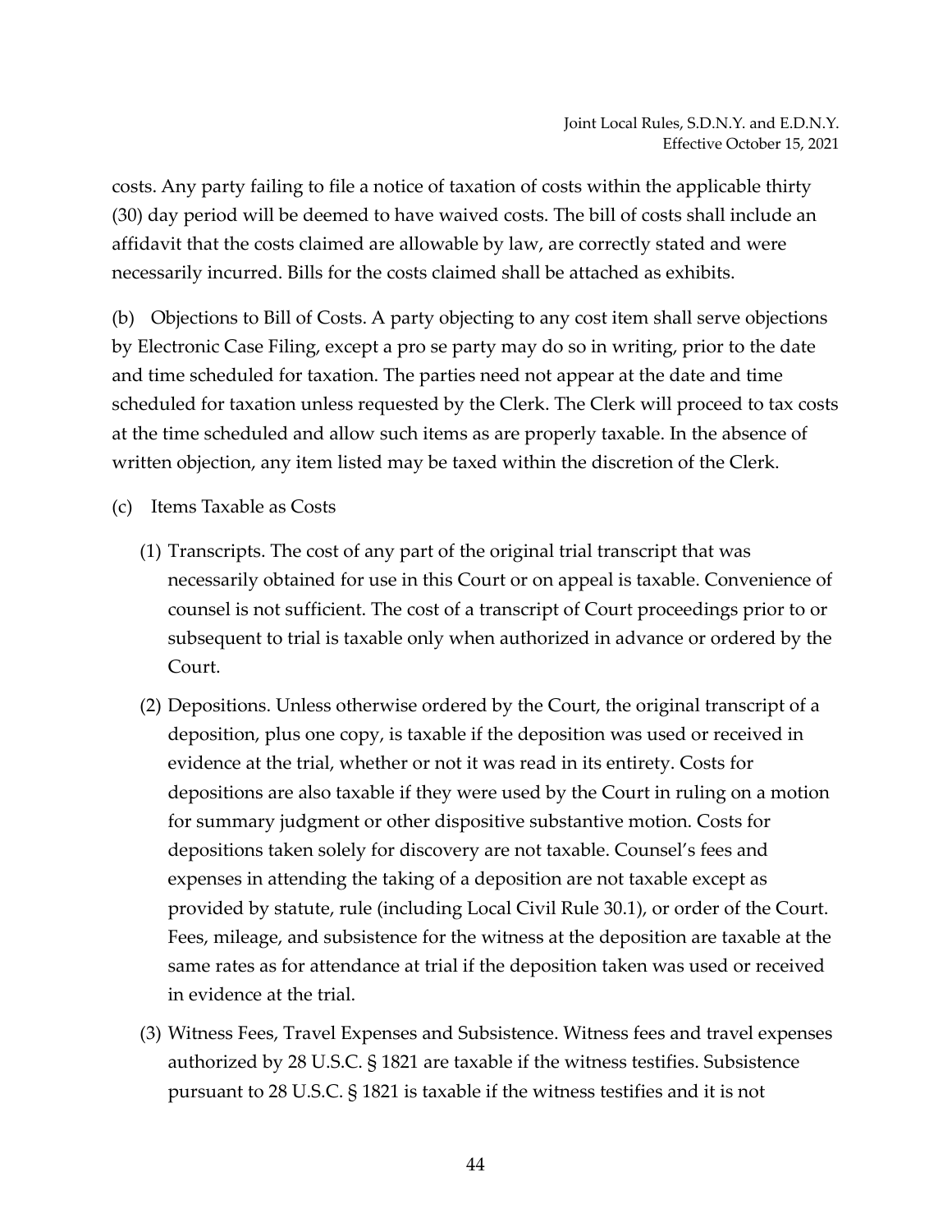costs. Any party failing to file a notice of taxation of costs within the applicable thirty (30) day period will be deemed to have waived costs. The bill of costs shall include an affidavit that the costs claimed are allowable by law, are correctly stated and were necessarily incurred. Bills for the costs claimed shall be attached as exhibits.

(b) Objections to Bill of Costs. A party objecting to any cost item shall serve objections by Electronic Case Filing, except a pro se party may do so in writing, prior to the date and time scheduled for taxation. The parties need not appear at the date and time scheduled for taxation unless requested by the Clerk. The Clerk will proceed to tax costs at the time scheduled and allow such items as are properly taxable. In the absence of written objection, any item listed may be taxed within the discretion of the Clerk.

(c) Items Taxable as Costs

(1) Transcripts. The cost of any part of the original trial transcript that was necessarily obtained for use in this Court or on appeal is taxable. Convenience of counsel is not sufficient. The cost of a transcript of Court proceedings prior to or subsequent to trial is taxable only when authorized in advance or ordered by the Court.

(2) Depositions. Unless otherwise ordered by the Court, the original transcript of a deposition, plus one copy, is taxable if the deposition was used or received in evidence at the trial, whether or not it was read in its entirety. Costs for depositions are also taxable if they were used by the Court in ruling on a motion for summary judgment or other dispositive substantive motion. Costs for depositions taken solely for discovery are not taxable. Counsel's fees and expenses in attending the taking of a deposition are not taxable except as provided by statute, rule (including Local Civil Rule 30.1), or order of the Court. Fees, mileage, and subsistence for the witness at the deposition are taxable at the same rates as for attendance at trial if the deposition taken was used or received in evidence at the trial.

(3) Witness Fees, Travel Expenses and Subsistence. Witness fees and travel expenses authorized by 28 U.S.C. § 1821 are taxable if the witness testifies. Subsistence pursuant to 28 U.S.C. § 1821 is taxable if the witness testifies and it is not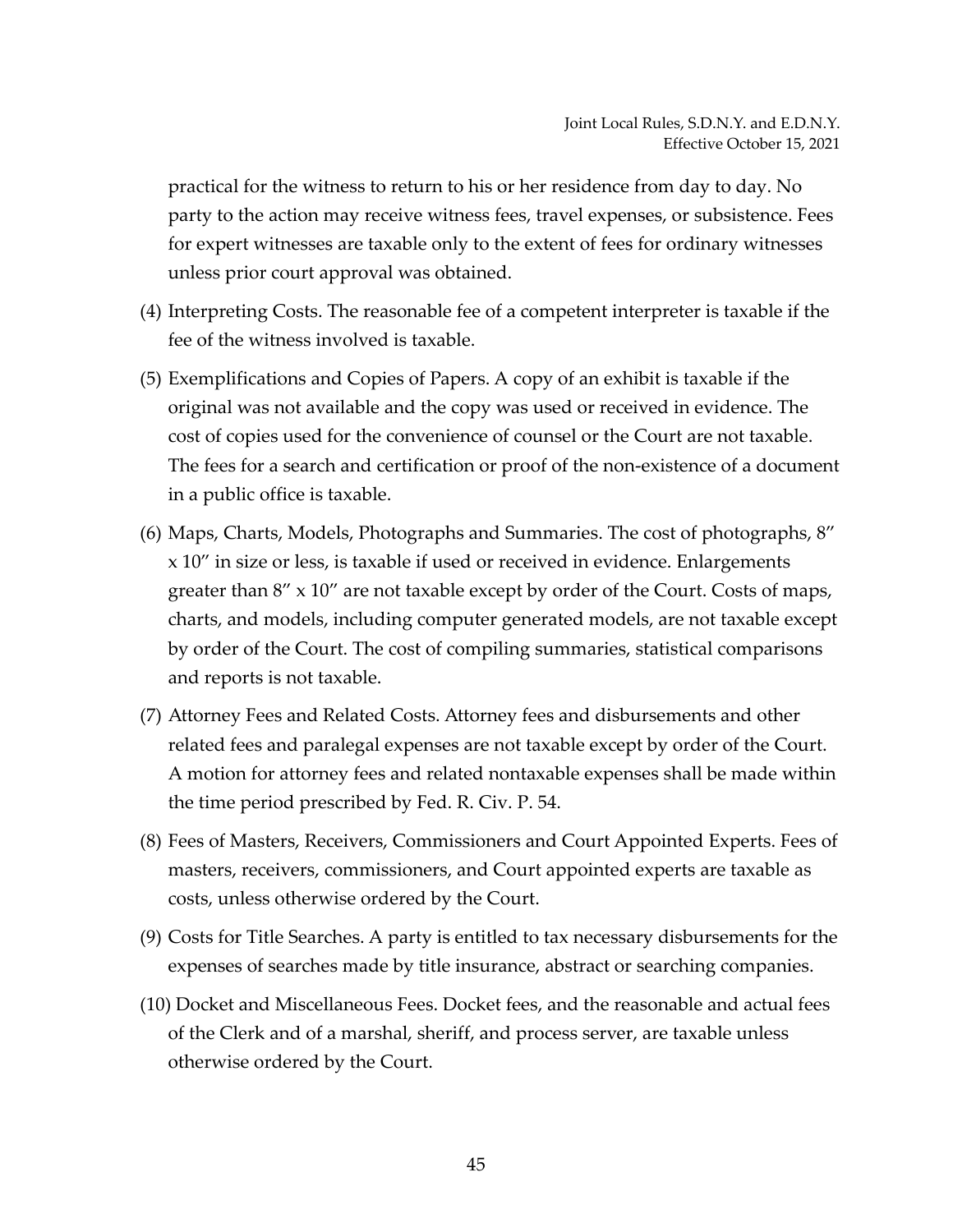practical for the witness to return to his or her residence from day to day. No party to the action may receive witness fees, travel expenses, or subsistence. Fees for expert witnesses are taxable only to the extent of fees for ordinary witnesses unless prior court approval was obtained.

(4) Interpreting Costs. The reasonable fee of a competent interpreter is taxable if the fee of the witness involved is taxable.

(5) Exemplifications and Copies of Papers. A copy of an exhibit is taxable if the original was not available and the copy was used or received in evidence. The cost of copies used for the convenience of counsel or the Court are not taxable. The fees for a search and certification or proof of the non-existence of a document in a public office is taxable.

(6) Maps, Charts, Models, Photographs and Summaries. The cost of photographs, 8" x 10" in size or less, is taxable if used or received in evidence. Enlargements greater than 8" x 10" are not taxable except by order of the Court. Costs of maps, charts, and models, including computer generated models, are not taxable except by order of the Court. The cost of compiling summaries, statistical comparisons and reports is not taxable.

(7) Attorney Fees and Related Costs. Attorney fees and disbursements and other related fees and paralegal expenses are not taxable except by order of the Court. A motion for attorney fees and related nontaxable expenses shall be made within the time period prescribed by Fed. R. Civ. P. 54.

(8) Fees of Masters, Receivers, Commissioners and Court Appointed Experts. Fees of masters, receivers, commissioners, and Court appointed experts are taxable as costs, unless otherwise ordered by the Court.

(9) Costs for Title Searches. A party is entitled to tax necessary disbursements for the expenses of searches made by title insurance, abstract or searching companies.

(10) Docket and Miscellaneous Fees. Docket fees, and the reasonable and actual fees of the Clerk and of a marshal, sheriff, and process server, are taxable unless otherwise ordered by the Court.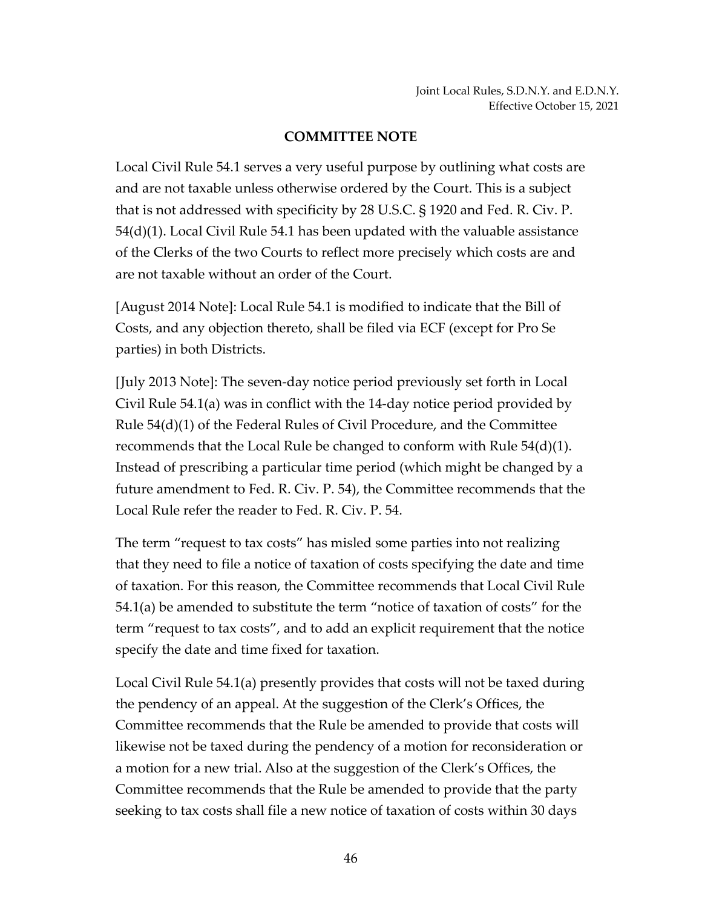### COMMITTEE NOTE

Local Civil Rule 54.1 serves a very useful purpose by outlining what costs are and are not taxable unless otherwise ordered by the Court. This is a subject that is not addressed with specificity by 28 U.S.C. § 1920 and Fed. R. Civ. P. 54(d)(1). Local Civil Rule 54.1 has been updated with the valuable assistance of the Clerks of the two Courts to reflect more precisely which costs are and are not taxable without an order of the Court.

[August 2014 Note]: Local Rule 54.1 is modified to indicate that the Bill of Costs, and any objection thereto, shall be filed via ECF (except for Pro Se parties) in both Districts.

[July 2013 Note]: The seven-day notice period previously set forth in Local Civil Rule 54.1(a) was in conflict with the 14-day notice period provided by Rule 54(d)(1) of the Federal Rules of Civil Procedure, and the Committee recommends that the Local Rule be changed to conform with Rule 54(d)(1). Instead of prescribing a particular time period (which might be changed by a future amendment to Fed. R. Civ. P. 54), the Committee recommends that the Local Rule refer the reader to Fed. R. Civ. P. 54.

The term "request to tax costs" has misled some parties into not realizing that they need to file a notice of taxation of costs specifying the date and time of taxation. For this reason, the Committee recommends that Local Civil Rule 54.1(a) be amended to substitute the term "notice of taxation of costs" for the term "request to tax costs", and to add an explicit requirement that the notice specify the date and time fixed for taxation.

Local Civil Rule 54.1(a) presently provides that costs will not be taxed during the pendency of an appeal. At the suggestion of the Clerk's Offices, the Committee recommends that the Rule be amended to provide that costs will likewise not be taxed during the pendency of a motion for reconsideration or a motion for a new trial. Also at the suggestion of the Clerk's Offices, the Committee recommends that the Rule be amended to provide that the party seeking to tax costs shall file a new notice of taxation of costs within 30 days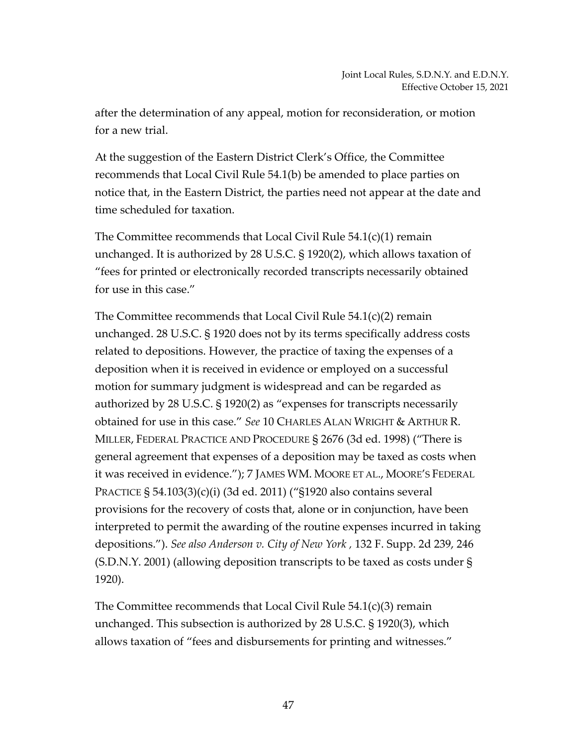after the determination of any appeal, motion for reconsideration, or motion for a new trial.

At the suggestion of the Eastern District Clerk's Office, the Committee recommends that Local Civil Rule 54.1(b) be amended to place parties on notice that, in the Eastern District, the parties need not appear at the date and time scheduled for taxation.

The Committee recommends that Local Civil Rule 54.1(c)(1) remain unchanged. It is authorized by 28 U.S.C. § 1920(2), which allows taxation of "fees for printed or electronically recorded transcripts necessarily obtained for use in this case."

The Committee recommends that Local Civil Rule 54.1(c)(2) remain unchanged. 28 U.S.C. § 1920 does not by its terms specifically address costs related to depositions. However, the practice of taxing the expenses of a deposition when it is received in evidence or employed on a successful motion for summary judgment is widespread and can be regarded as authorized by 28 U.S.C. § 1920(2) as "expenses for transcripts necessarily obtained for use in this case." *See* 10 CHARLES ALAN WRIGHT & ARTHUR R. MILLER, FEDERAL PRACTICE AND PROCEDURE § 2676 (3d ed. 1998) ("There is general agreement that expenses of a deposition may be taxed as costs when it was received in evidence."); 7 JAMES WM. MOORE ET AL., MOORE'S FEDERAL PRACTICE § 54.103(3)(c)(i) (3d ed. 2011) ("§1920 also contains several provisions for the recovery of costs that, alone or in conjunction, have been interpreted to permit the awarding of the routine expenses incurred in taking depositions."). *See also Anderson v. City of New York* , 132 F. Supp. 2d 239, 246 (S.D.N.Y. 2001) (allowing deposition transcripts to be taxed as costs under § 1920).

The Committee recommends that Local Civil Rule 54.1(c)(3) remain unchanged. This subsection is authorized by 28 U.S.C. § 1920(3), which allows taxation of "fees and disbursements for printing and witnesses."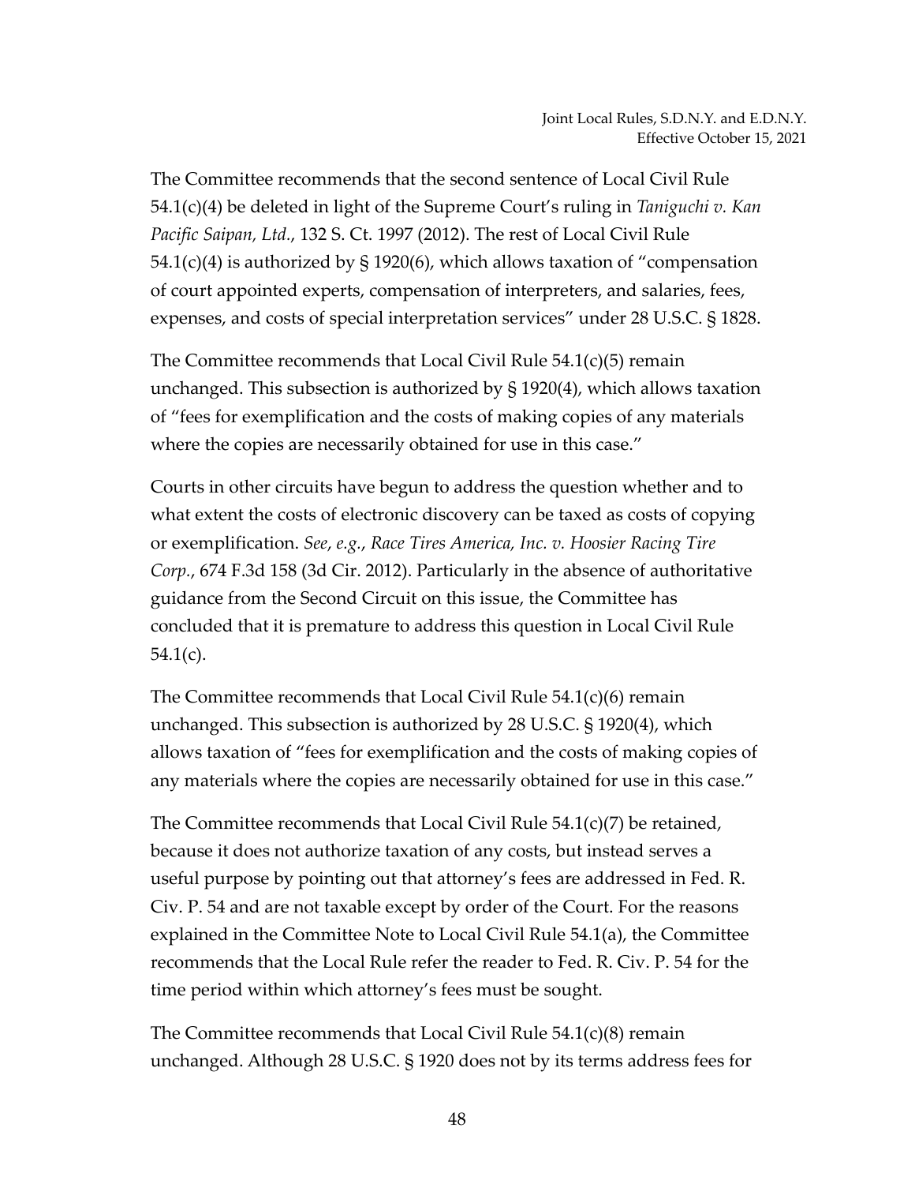The Committee recommends that the second sentence of Local Civil Rule 54.1(c)(4) be deleted in light of the Supreme Court's ruling in *Taniguchi v. Kan Pacific Saipan, Ltd.*, 132 S. Ct. 1997 (2012). The rest of Local Civil Rule 54.1(c)(4) is authorized by § 1920(6), which allows taxation of "compensation of court appointed experts, compensation of interpreters, and salaries, fees, expenses, and costs of special interpretation services" under 28 U.S.C. § 1828.

The Committee recommends that Local Civil Rule 54.1(c)(5) remain unchanged. This subsection is authorized by § 1920(4), which allows taxation of "fees for exemplification and the costs of making copies of any materials where the copies are necessarily obtained for use in this case."

Courts in other circuits have begun to address the question whether and to what extent the costs of electronic discovery can be taxed as costs of copying or exemplification. *See*, *e.g.*, *Race Tires America, Inc. v. Hoosier Racing Tire Corp.*, 674 F.3d 158 (3d Cir. 2012). Particularly in the absence of authoritative guidance from the Second Circuit on this issue, the Committee has concluded that it is premature to address this question in Local Civil Rule 54.1(c).

The Committee recommends that Local Civil Rule 54.1(c)(6) remain unchanged. This subsection is authorized by 28 U.S.C. § 1920(4), which allows taxation of "fees for exemplification and the costs of making copies of any materials where the copies are necessarily obtained for use in this case."

The Committee recommends that Local Civil Rule 54.1(c)(7) be retained, because it does not authorize taxation of any costs, but instead serves a useful purpose by pointing out that attorney's fees are addressed in Fed. R. Civ. P. 54 and are not taxable except by order of the Court. For the reasons explained in the Committee Note to Local Civil Rule 54.1(a), the Committee recommends that the Local Rule refer the reader to Fed. R. Civ. P. 54 for the time period within which attorney's fees must be sought.

The Committee recommends that Local Civil Rule 54.1(c)(8) remain unchanged. Although 28 U.S.C. § 1920 does not by its terms address fees for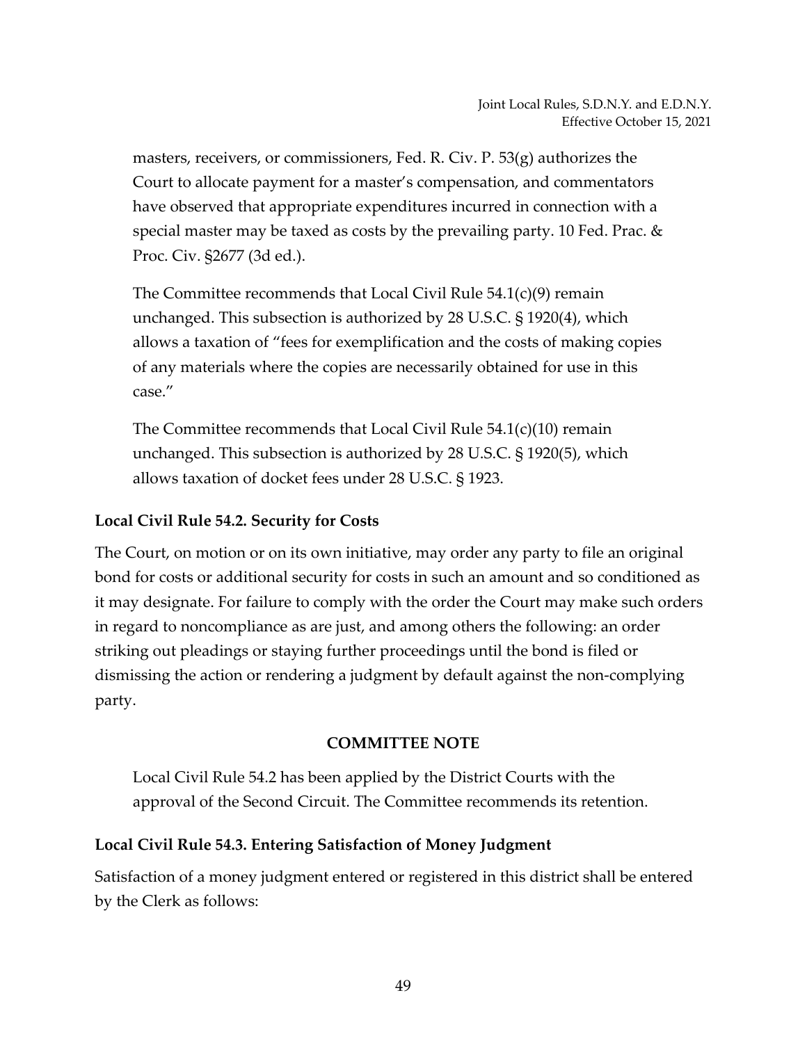masters, receivers, or commissioners, Fed. R. Civ. P. 53(g) authorizes the Court to allocate payment for a master's compensation, and commentators have observed that appropriate expenditures incurred in connection with a special master may be taxed as costs by the prevailing party. 10 Fed. Prac. & Proc. Civ. §2677 (3d ed.).

The Committee recommends that Local Civil Rule 54.1(c)(9) remain unchanged. This subsection is authorized by 28 U.S.C. § 1920(4), which allows a taxation of "fees for exemplification and the costs of making copies of any materials where the copies are necessarily obtained for use in this case."

The Committee recommends that Local Civil Rule 54.1(c)(10) remain unchanged. This subsection is authorized by 28 U.S.C. § 1920(5), which allows taxation of docket fees under 28 U.S.C. § 1923.

### Local Civil Rule 54.2. Security for Costs

The Court, on motion or on its own initiative, may order any party to file an original bond for costs or additional security for costs in such an amount and so conditioned as it may designate. For failure to comply with the order the Court may make such orders in regard to noncompliance as are just, and among others the following: an order striking out pleadings or staying further proceedings until the bond is filed or dismissing the action or rendering a judgment by default against the non-complying party.

**COMMITTEE NOTE**

Local Civil Rule 54.2 has been applied by the District Courts with the approval of the Second Circuit. The Committee recommends its retention.

### Local Civil Rule 54.3. Entering Satisfaction of Money Judgment

Satisfaction of a money judgment entered or registered in this district shall be entered by the Clerk as follows: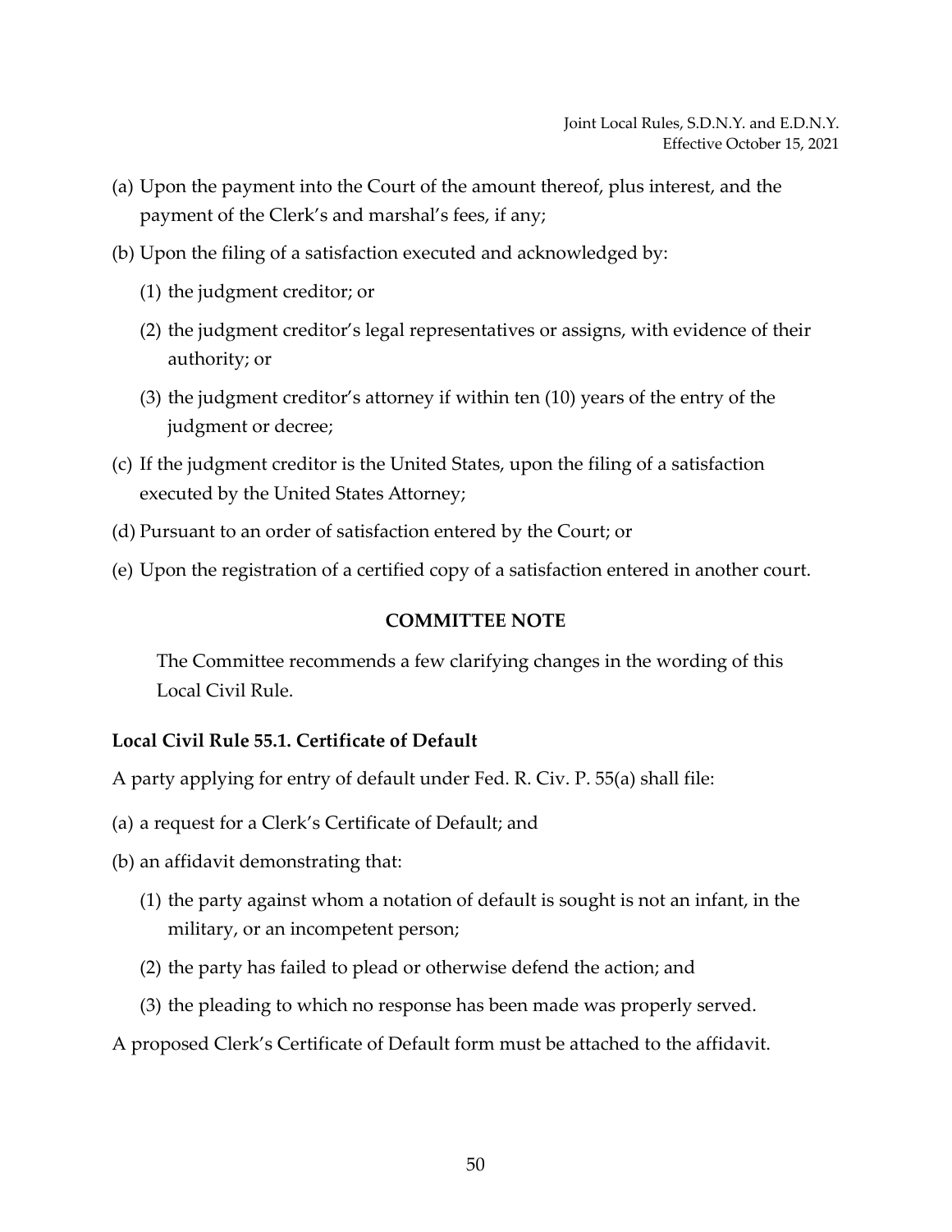(a) Upon the payment into the Court of the amount thereof, plus interest, and the payment of the Clerk's and marshal's fees, if any;

(b) Upon the filing of a satisfaction executed and acknowledged by:

    (1) the judgment creditor; or

    (2) the judgment creditor's legal representatives or assigns, with evidence of their authority; or

    (3) the judgment creditor's attorney if within ten (10) years of the entry of the judgment or decree;

(c) If the judgment creditor is the United States, upon the filing of a satisfaction executed by the United States Attorney;

(d) Pursuant to an order of satisfaction entered by the Court; or

(e) Upon the registration of a certified copy of a satisfaction entered in another court.

**COMMITTEE NOTE**

The Committee recommends a few clarifying changes in the wording of this Local Civil Rule.

### Local Civil Rule 55.1. Certificate of Default

A party applying for entry of default under Fed. R. Civ. P. 55(a) shall file:

(a) a request for a Clerk's Certificate of Default; and

(b) an affidavit demonstrating that:

    (1) the party against whom a notation of default is sought is not an infant, in the military, or an incompetent person;

    (2) the party has failed to plead or otherwise defend the action; and

    (3) the pleading to which no response has been made was properly served.

A proposed Clerk's Certificate of Default form must be attached to the affidavit.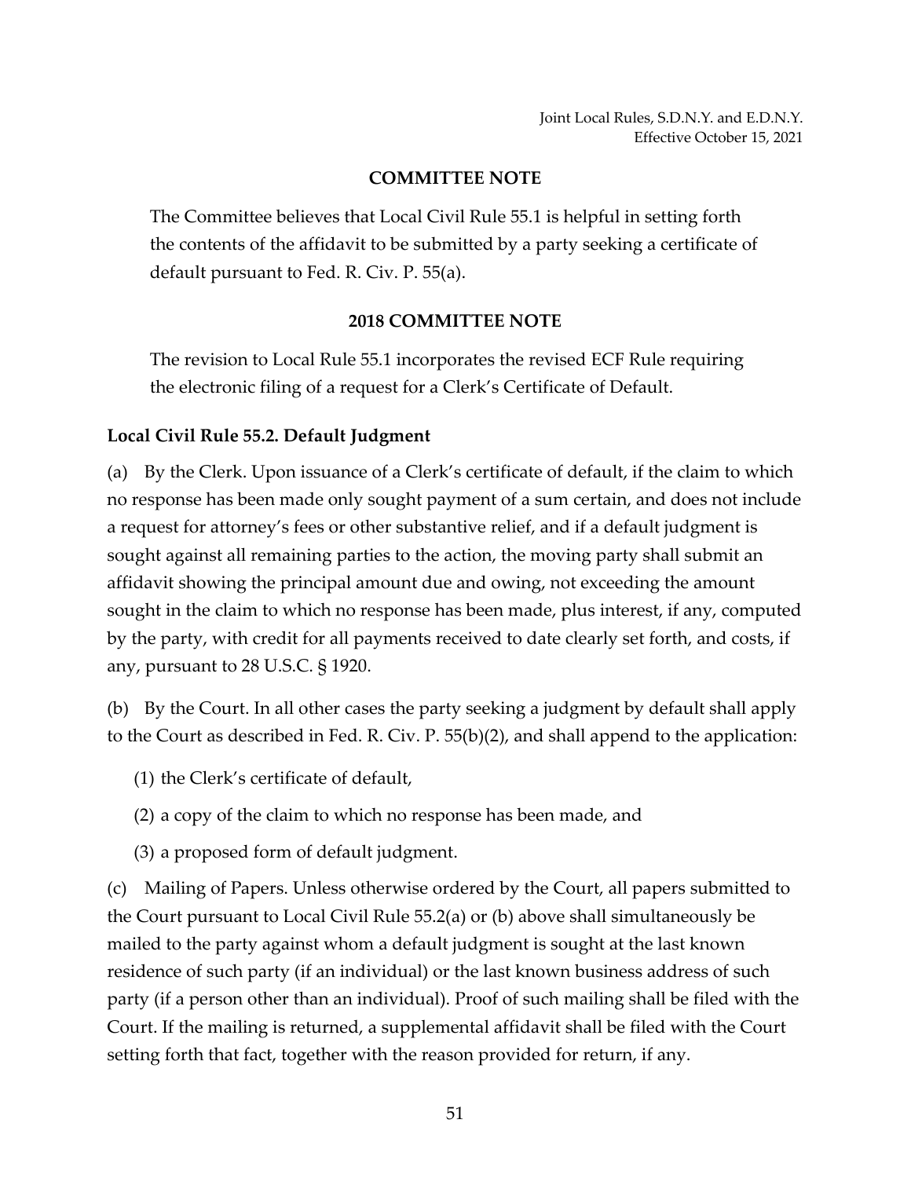#### COMMITTEE NOTE

The Committee believes that Local Civil Rule 55.1 is helpful in setting forth the contents of the affidavit to be submitted by a party seeking a certificate of default pursuant to Fed. R. Civ. P. 55(a).

#### 2018 COMMITTEE NOTE

The revision to Local Rule 55.1 incorporates the revised ECF Rule requiring the electronic filing of a request for a Clerk's Certificate of Default.

### Local Civil Rule 55.2. Default Judgment

(a) By the Clerk. Upon issuance of a Clerk's certificate of default, if the claim to which no response has been made only sought payment of a sum certain, and does not include a request for attorney's fees or other substantive relief, and if a default judgment is sought against all remaining parties to the action, the moving party shall submit an affidavit showing the principal amount due and owing, not exceeding the amount sought in the claim to which no response has been made, plus interest, if any, computed by the party, with credit for all payments received to date clearly set forth, and costs, if any, pursuant to 28 U.S.C. § 1920.

(b) By the Court. In all other cases the party seeking a judgment by default shall apply to the Court as described in Fed. R. Civ. P. 55(b)(2), and shall append to the application:

(1) the Clerk's certificate of default,

(2) a copy of the claim to which no response has been made, and

(3) a proposed form of default judgment.

(c) Mailing of Papers. Unless otherwise ordered by the Court, all papers submitted to the Court pursuant to Local Civil Rule 55.2(a) or (b) above shall simultaneously be mailed to the party against whom a default judgment is sought at the last known residence of such party (if an individual) or the last known business address of such party (if a person other than an individual). Proof of such mailing shall be filed with the Court. If the mailing is returned, a supplemental affidavit shall be filed with the Court setting forth that fact, together with the reason provided for return, if any.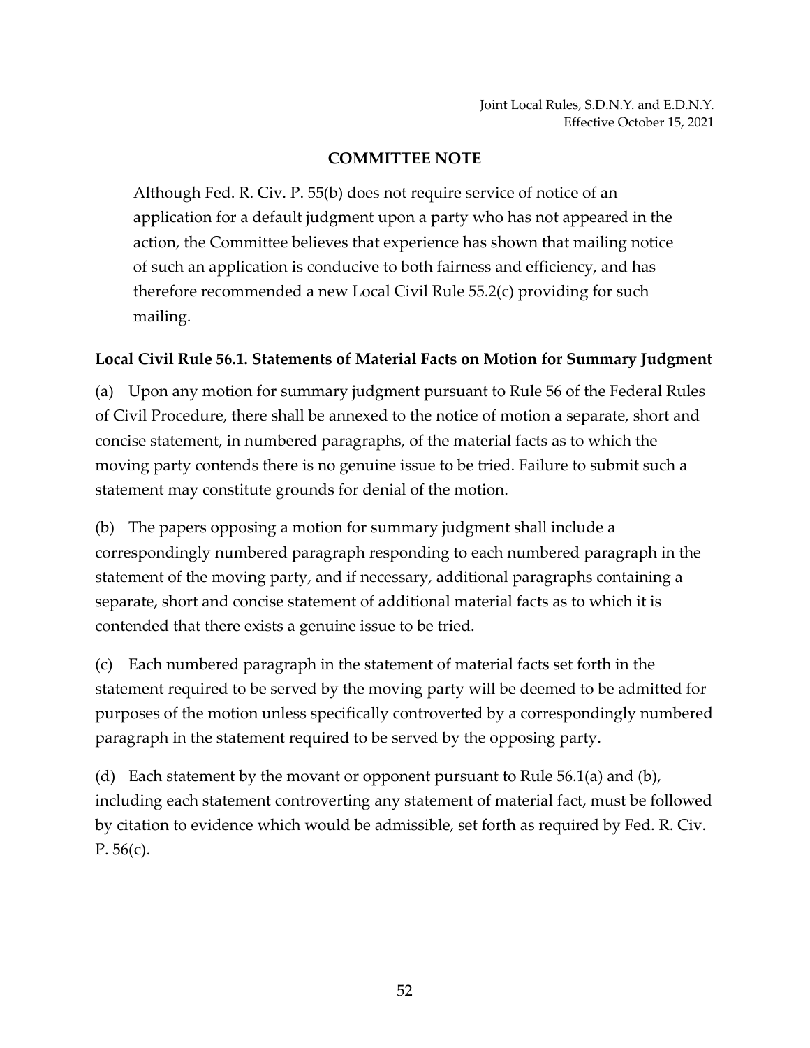### COMMITTEE NOTE

Although Fed. R. Civ. P. 55(b) does not require service of notice of an application for a default judgment upon a party who has not appeared in the action, the Committee believes that experience has shown that mailing notice of such an application is conducive to both fairness and efficiency, and has therefore recommended a new Local Civil Rule 55.2(c) providing for such mailing.

### Local Civil Rule 56.1. Statements of Material Facts on Motion for Summary Judgment

(a) Upon any motion for summary judgment pursuant to Rule 56 of the Federal Rules of Civil Procedure, there shall be annexed to the notice of motion a separate, short and concise statement, in numbered paragraphs, of the material facts as to which the moving party contends there is no genuine issue to be tried. Failure to submit such a statement may constitute grounds for denial of the motion.

(b) The papers opposing a motion for summary judgment shall include a correspondingly numbered paragraph responding to each numbered paragraph in the statement of the moving party, and if necessary, additional paragraphs containing a separate, short and concise statement of additional material facts as to which it is contended that there exists a genuine issue to be tried.

(c) Each numbered paragraph in the statement of material facts set forth in the statement required to be served by the moving party will be deemed to be admitted for purposes of the motion unless specifically controverted by a correspondingly numbered paragraph in the statement required to be served by the opposing party.

(d) Each statement by the movant or opponent pursuant to Rule 56.1(a) and (b), including each statement controverting any statement of material fact, must be followed by citation to evidence which would be admissible, set forth as required by Fed. R. Civ. P. 56(c).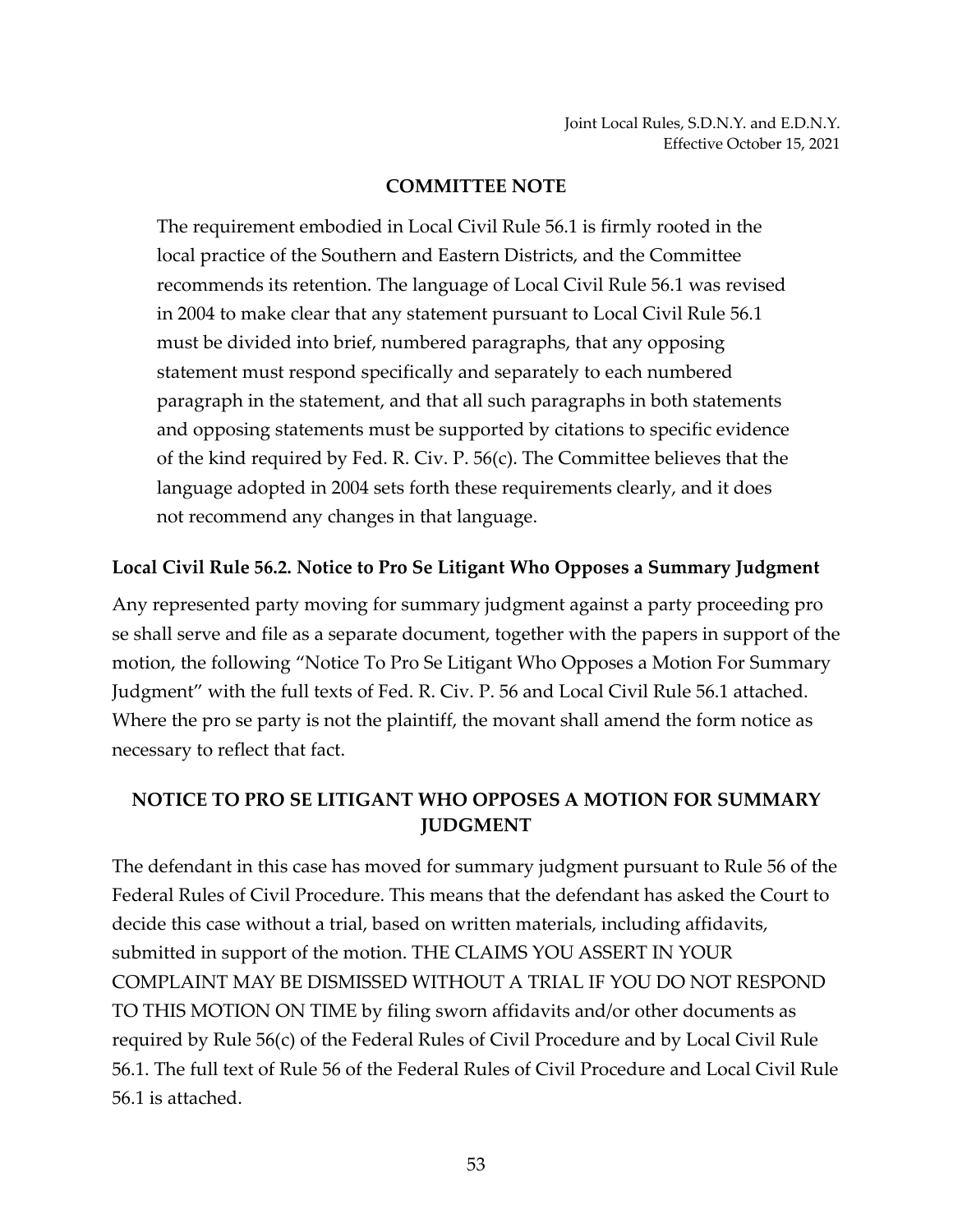**COMMITTEE NOTE**

The requirement embodied in Local Civil Rule 56.1 is firmly rooted in the local practice of the Southern and Eastern Districts, and the Committee recommends its retention. The language of Local Civil Rule 56.1 was revised in 2004 to make clear that any statement pursuant to Local Civil Rule 56.1 must be divided into brief, numbered paragraphs, that any opposing statement must respond specifically and separately to each numbered paragraph in the statement, and that all such paragraphs in both statements and opposing statements must be supported by citations to specific evidence of the kind required by Fed. R. Civ. P. 56(c). The Committee believes that the language adopted in 2004 sets forth these requirements clearly, and it does not recommend any changes in that language.

### Local Civil Rule 56.2. Notice to Pro Se Litigant Who Opposes a Summary Judgment

Any represented party moving for summary judgment against a party proceeding pro se shall serve and file as a separate document, together with the papers in support of the motion, the following "Notice To Pro Se Litigant Who Opposes a Motion For Summary Judgment" with the full texts of Fed. R. Civ. P. 56 and Local Civil Rule 56.1 attached. Where the pro se party is not the plaintiff, the movant shall amend the form notice as necessary to reflect that fact.

**NOTICE TO PRO SE LITIGANT WHO OPPOSES A MOTION FOR SUMMARY JUDGMENT**

The defendant in this case has moved for summary judgment pursuant to Rule 56 of the Federal Rules of Civil Procedure. This means that the defendant has asked the Court to decide this case without a trial, based on written materials, including affidavits, submitted in support of the motion. THE CLAIMS YOU ASSERT IN YOUR COMPLAINT MAY BE DISMISSED WITHOUT A TRIAL IF YOU DO NOT RESPOND TO THIS MOTION ON TIME by filing sworn affidavits and/or other documents as required by Rule 56(c) of the Federal Rules of Civil Procedure and by Local Civil Rule 56.1. The full text of Rule 56 of the Federal Rules of Civil Procedure and Local Civil Rule 56.1 is attached.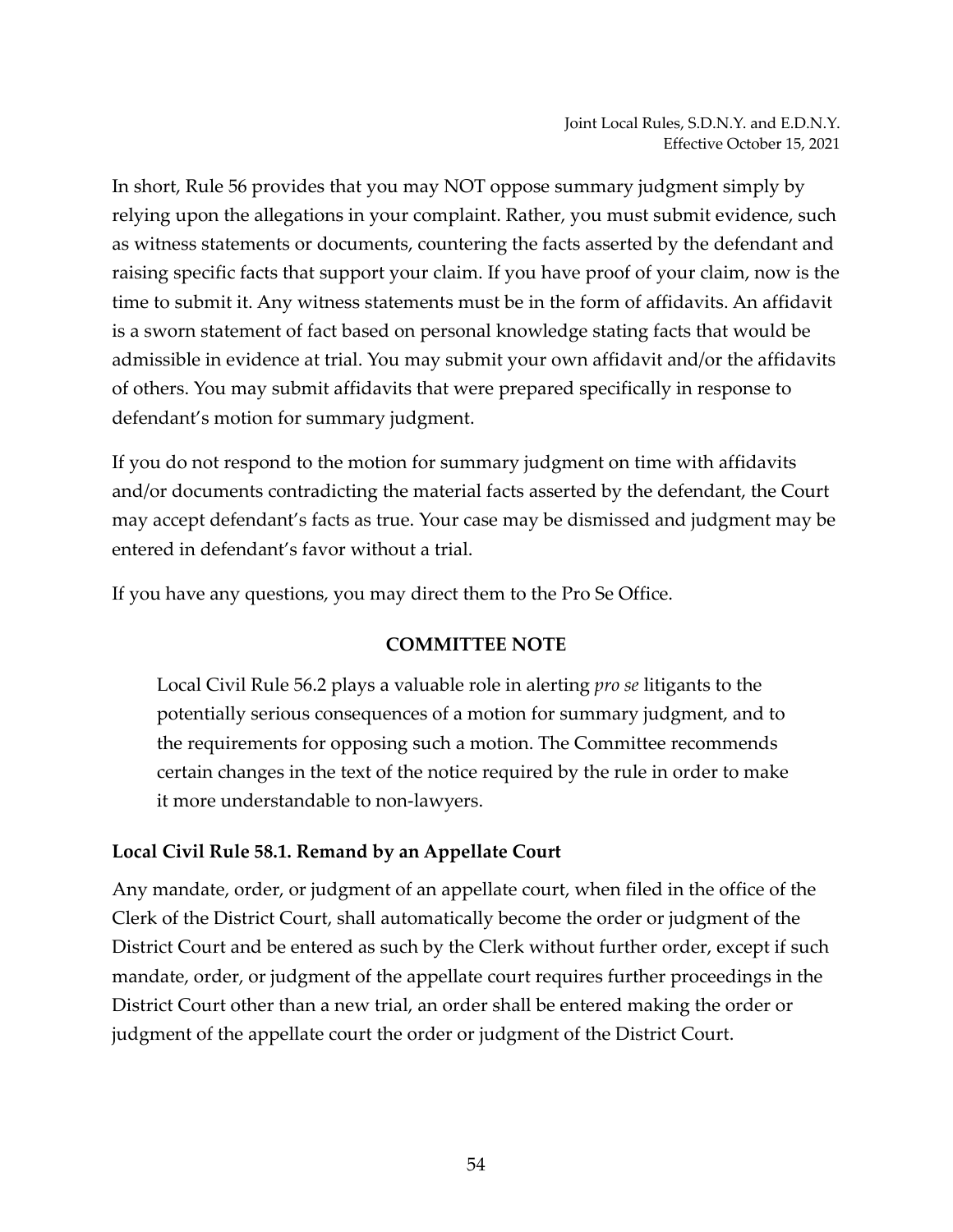In short, Rule 56 provides that you may NOT oppose summary judgment simply by relying upon the allegations in your complaint. Rather, you must submit evidence, such as witness statements or documents, countering the facts asserted by the defendant and raising specific facts that support your claim. If you have proof of your claim, now is the time to submit it. Any witness statements must be in the form of affidavits. An affidavit is a sworn statement of fact based on personal knowledge stating facts that would be admissible in evidence at trial. You may submit your own affidavit and/or the affidavits of others. You may submit affidavits that were prepared specifically in response to defendant's motion for summary judgment.

If you do not respond to the motion for summary judgment on time with affidavits and/or documents contradicting the material facts asserted by the defendant, the Court may accept defendant's facts as true. Your case may be dismissed and judgment may be entered in defendant's favor without a trial.

If you have any questions, you may direct them to the Pro Se Office.

**COMMITTEE NOTE**

> Local Civil Rule 56.2 plays a valuable role in alerting *pro se* litigants to the potentially serious consequences of a motion for summary judgment, and to the requirements for opposing such a motion. The Committee recommends certain changes in the text of the notice required by the rule in order to make it more understandable to non-lawyers.

### Local Civil Rule 58.1. Remand by an Appellate Court

Any mandate, order, or judgment of an appellate court, when filed in the office of the Clerk of the District Court, shall automatically become the order or judgment of the District Court and be entered as such by the Clerk without further order, except if such mandate, order, or judgment of the appellate court requires further proceedings in the District Court other than a new trial, an order shall be entered making the order or judgment of the appellate court the order or judgment of the District Court.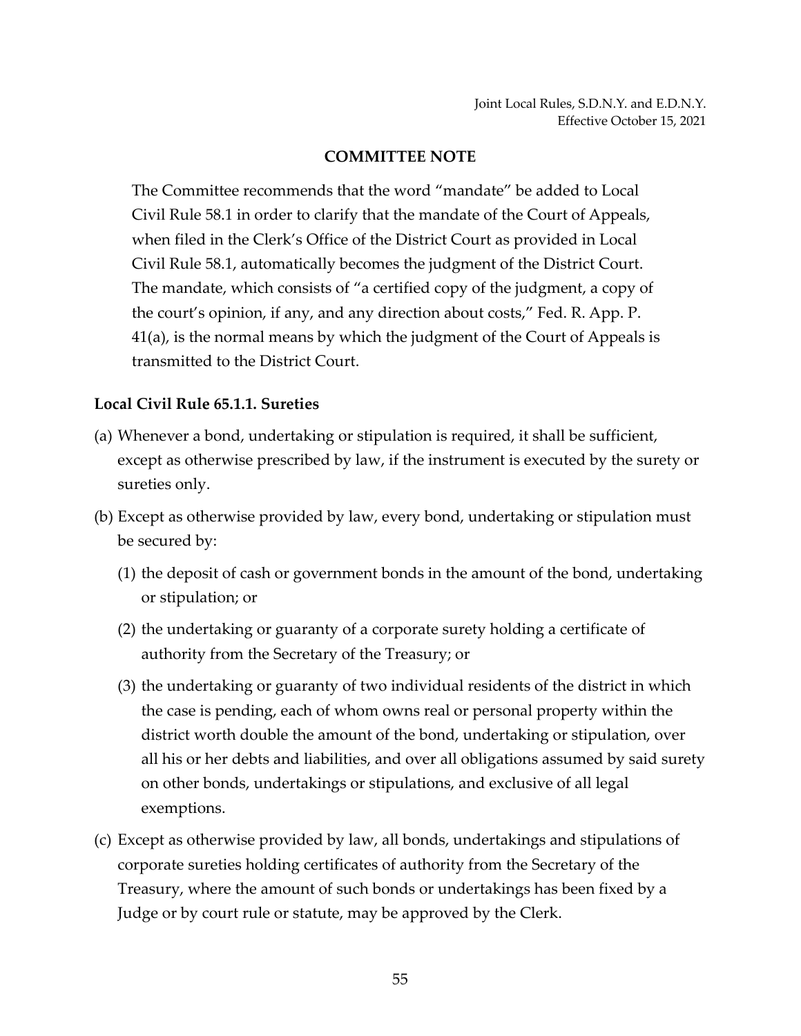### COMMITTEE NOTE

The Committee recommends that the word "mandate" be added to Local Civil Rule 58.1 in order to clarify that the mandate of the Court of Appeals, when filed in the Clerk's Office of the District Court as provided in Local Civil Rule 58.1, automatically becomes the judgment of the District Court. The mandate, which consists of "a certified copy of the judgment, a copy of the court's opinion, if any, and any direction about costs," Fed. R. App. P. 41(a), is the normal means by which the judgment of the Court of Appeals is transmitted to the District Court.

### Local Civil Rule 65.1.1. Sureties

(a) Whenever a bond, undertaking or stipulation is required, it shall be sufficient, except as otherwise prescribed by law, if the instrument is executed by the surety or sureties only.

(b) Except as otherwise provided by law, every bond, undertaking or stipulation must be secured by:

  (1) the deposit of cash or government bonds in the amount of the bond, undertaking or stipulation; or

  (2) the undertaking or guaranty of a corporate surety holding a certificate of authority from the Secretary of the Treasury; or

  (3) the undertaking or guaranty of two individual residents of the district in which the case is pending, each of whom owns real or personal property within the district worth double the amount of the bond, undertaking or stipulation, over all his or her debts and liabilities, and over all obligations assumed by said surety on other bonds, undertakings or stipulations, and exclusive of all legal exemptions.

(c) Except as otherwise provided by law, all bonds, undertakings and stipulations of corporate sureties holding certificates of authority from the Secretary of the Treasury, where the amount of such bonds or undertakings has been fixed by a Judge or by court rule or statute, may be approved by the Clerk.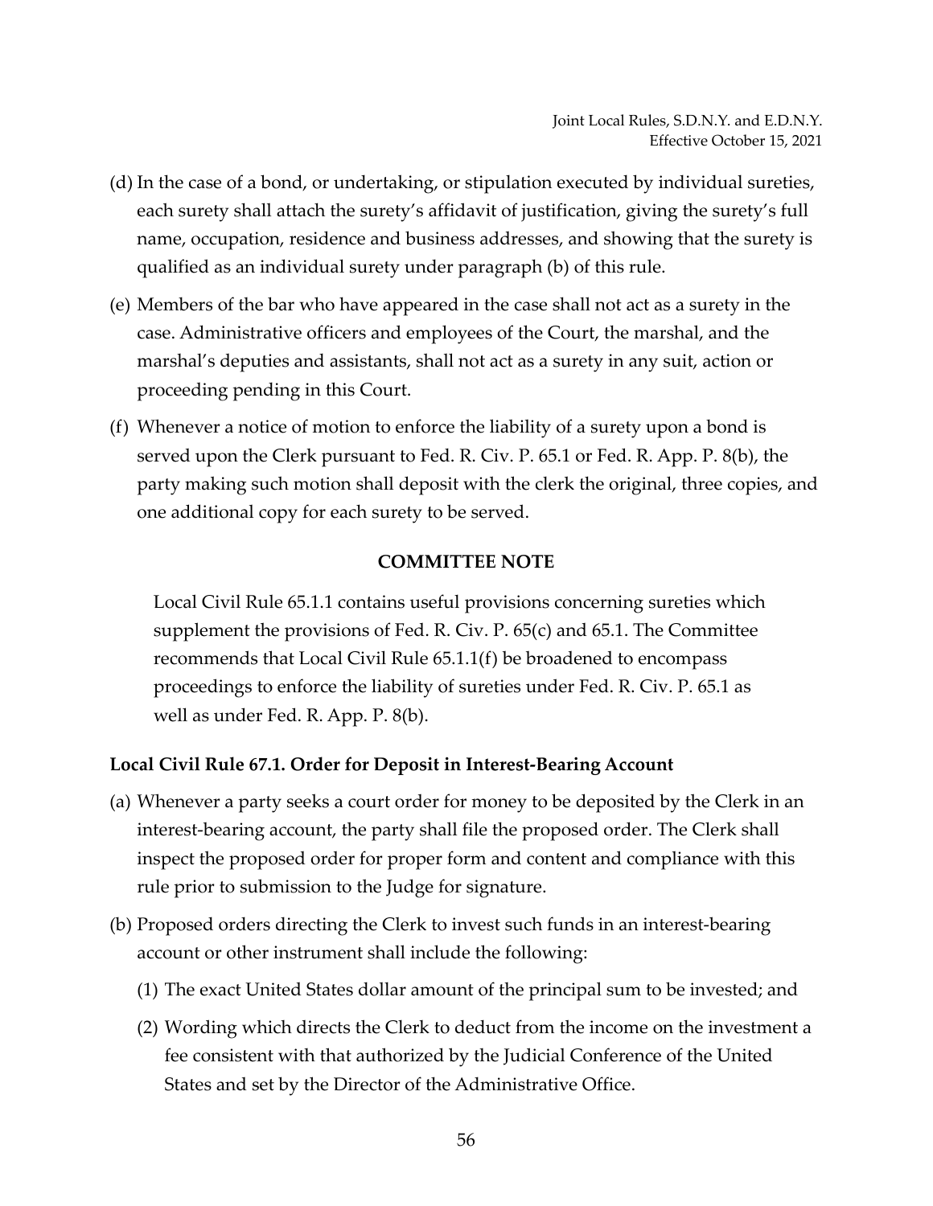(d) In the case of a bond, or undertaking, or stipulation executed by individual sureties, each surety shall attach the surety's affidavit of justification, giving the surety's full name, occupation, residence and business addresses, and showing that the surety is qualified as an individual surety under paragraph (b) of this rule.

(e) Members of the bar who have appeared in the case shall not act as a surety in the case. Administrative officers and employees of the Court, the marshal, and the marshal's deputies and assistants, shall not act as a surety in any suit, action or proceeding pending in this Court.

(f) Whenever a notice of motion to enforce the liability of a surety upon a bond is served upon the Clerk pursuant to Fed. R. Civ. P. 65.1 or Fed. R. App. P. 8(b), the party making such motion shall deposit with the clerk the original, three copies, and one additional copy for each surety to be served.

**COMMITTEE NOTE**

Local Civil Rule 65.1.1 contains useful provisions concerning sureties which supplement the provisions of Fed. R. Civ. P. 65(c) and 65.1. The Committee recommends that Local Civil Rule 65.1.1(f) be broadened to encompass proceedings to enforce the liability of sureties under Fed. R. Civ. P. 65.1 as well as under Fed. R. App. P. 8(b).

### Local Civil Rule 67.1. Order for Deposit in Interest-Bearing Account

(a) Whenever a party seeks a court order for money to be deposited by the Clerk in an interest-bearing account, the party shall file the proposed order. The Clerk shall inspect the proposed order for proper form and content and compliance with this rule prior to submission to the Judge for signature.

(b) Proposed orders directing the Clerk to invest such funds in an interest-bearing account or other instrument shall include the following:

  (1) The exact United States dollar amount of the principal sum to be invested; and

  (2) Wording which directs the Clerk to deduct from the income on the investment a fee consistent with that authorized by the Judicial Conference of the United States and set by the Director of the Administrative Office.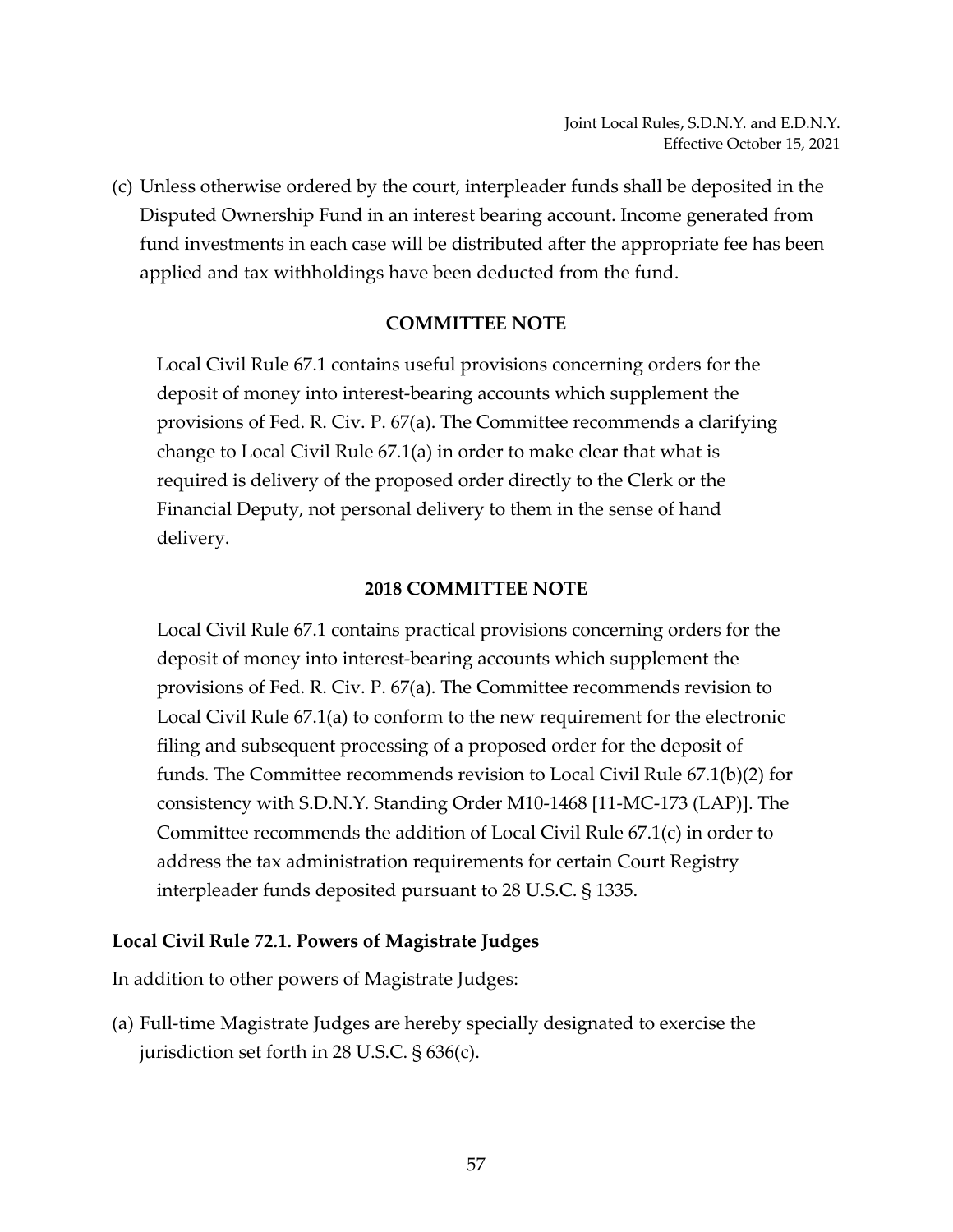(c) Unless otherwise ordered by the court, interpleader funds shall be deposited in the Disputed Ownership Fund in an interest bearing account. Income generated from fund investments in each case will be distributed after the appropriate fee has been applied and tax withholdings have been deducted from the fund.

**COMMITTEE NOTE**

Local Civil Rule 67.1 contains useful provisions concerning orders for the deposit of money into interest-bearing accounts which supplement the provisions of Fed. R. Civ. P. 67(a). The Committee recommends a clarifying change to Local Civil Rule 67.1(a) in order to make clear that what is required is delivery of the proposed order directly to the Clerk or the Financial Deputy, not personal delivery to them in the sense of hand delivery.

**2018 COMMITTEE NOTE**

Local Civil Rule 67.1 contains practical provisions concerning orders for the deposit of money into interest-bearing accounts which supplement the provisions of Fed. R. Civ. P. 67(a). The Committee recommends revision to Local Civil Rule 67.1(a) to conform to the new requirement for the electronic filing and subsequent processing of a proposed order for the deposit of funds. The Committee recommends revision to Local Civil Rule 67.1(b)(2) for consistency with S.D.N.Y. Standing Order M10-1468 [11-MC-173 (LAP)]. The Committee recommends the addition of Local Civil Rule 67.1(c) in order to address the tax administration requirements for certain Court Registry interpleader funds deposited pursuant to 28 U.S.C. § 1335.

**Local Civil Rule 72.1. Powers of Magistrate Judges**

In addition to other powers of Magistrate Judges:

(a) Full-time Magistrate Judges are hereby specially designated to exercise the jurisdiction set forth in 28 U.S.C. § 636(c).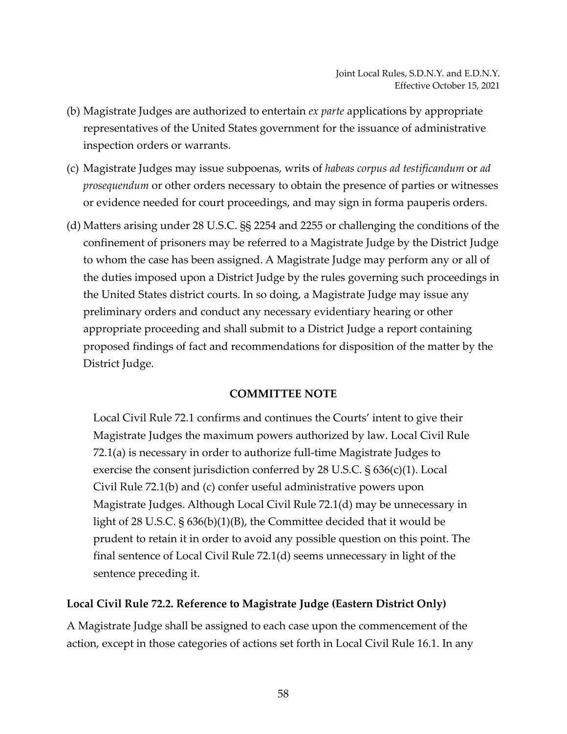(b) Magistrate Judges are authorized to entertain *ex parte* applications by appropriate representatives of the United States government for the issuance of administrative inspection orders or warrants.

(c) Magistrate Judges may issue subpoenas, writs of *habeas corpus ad testificandum* or *ad prosequendum* or other orders necessary to obtain the presence of parties or witnesses or evidence needed for court proceedings, and may sign in forma pauperis orders.

(d) Matters arising under 28 U.S.C. §§ 2254 and 2255 or challenging the conditions of the confinement of prisoners may be referred to a Magistrate Judge by the District Judge to whom the case has been assigned. A Magistrate Judge may perform any or all of the duties imposed upon a District Judge by the rules governing such proceedings in the United States district courts. In so doing, a Magistrate Judge may issue any preliminary orders and conduct any necessary evidentiary hearing or other appropriate proceeding and shall submit to a District Judge a report containing proposed findings of fact and recommendations for disposition of the matter by the District Judge.

**COMMITTEE NOTE**

Local Civil Rule 72.1 confirms and continues the Courts' intent to give their Magistrate Judges the maximum powers authorized by law. Local Civil Rule 72.1(a) is necessary in order to authorize full-time Magistrate Judges to exercise the consent jurisdiction conferred by 28 U.S.C. § 636(c)(1). Local Civil Rule 72.1(b) and (c) confer useful administrative powers upon Magistrate Judges. Although Local Civil Rule 72.1(d) may be unnecessary in light of 28 U.S.C. § 636(b)(1)(B), the Committee decided that it would be prudent to retain it in order to avoid any possible question on this point. The final sentence of Local Civil Rule 72.1(d) seems unnecessary in light of the sentence preceding it.

### Local Civil Rule 72.2. Reference to Magistrate Judge (Eastern District Only)

A Magistrate Judge shall be assigned to each case upon the commencement of the action, except in those categories of actions set forth in Local Civil Rule 16.1. In any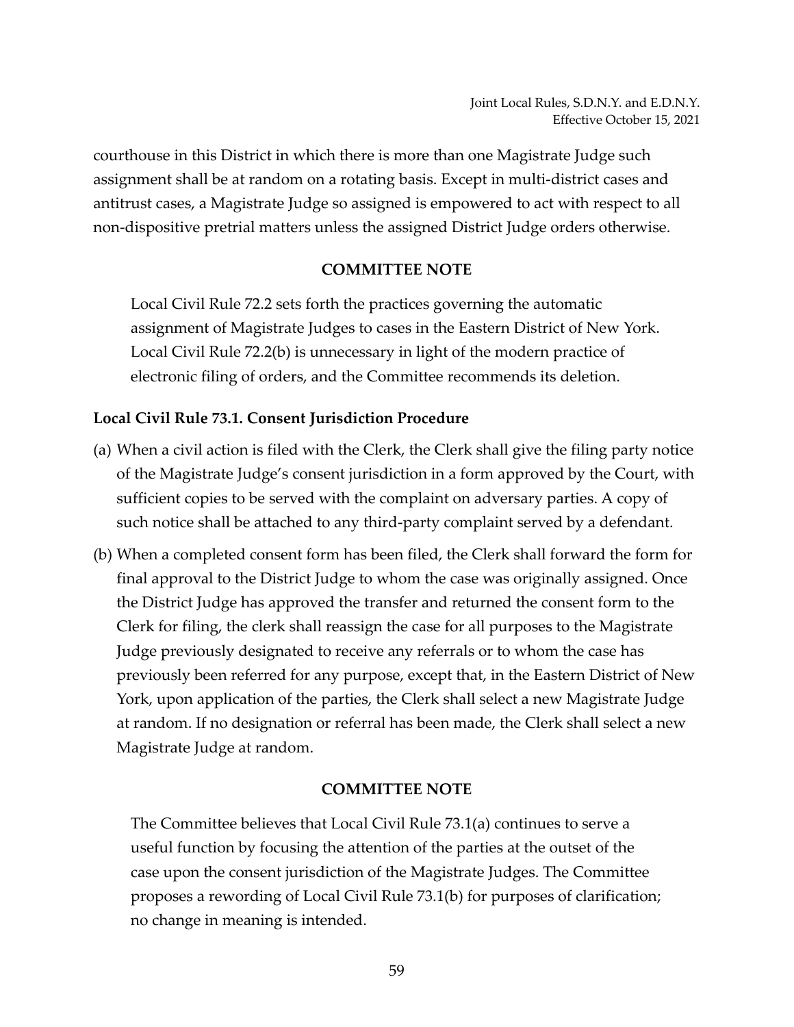courthouse in this District in which there is more than one Magistrate Judge such assignment shall be at random on a rotating basis. Except in multi-district cases and antitrust cases, a Magistrate Judge so assigned is empowered to act with respect to all non-dispositive pretrial matters unless the assigned District Judge orders otherwise.

**COMMITTEE NOTE**

Local Civil Rule 72.2 sets forth the practices governing the automatic assignment of Magistrate Judges to cases in the Eastern District of New York. Local Civil Rule 72.2(b) is unnecessary in light of the modern practice of electronic filing of orders, and the Committee recommends its deletion.

**Local Civil Rule 73.1. Consent Jurisdiction Procedure**

(a) When a civil action is filed with the Clerk, the Clerk shall give the filing party notice of the Magistrate Judge's consent jurisdiction in a form approved by the Court, with sufficient copies to be served with the complaint on adversary parties. A copy of such notice shall be attached to any third-party complaint served by a defendant.

(b) When a completed consent form has been filed, the Clerk shall forward the form for final approval to the District Judge to whom the case was originally assigned. Once the District Judge has approved the transfer and returned the consent form to the Clerk for filing, the clerk shall reassign the case for all purposes to the Magistrate Judge previously designated to receive any referrals or to whom the case has previously been referred for any purpose, except that, in the Eastern District of New York, upon application of the parties, the Clerk shall select a new Magistrate Judge at random. If no designation or referral has been made, the Clerk shall select a new Magistrate Judge at random.

**COMMITTEE NOTE**

The Committee believes that Local Civil Rule 73.1(a) continues to serve a useful function by focusing the attention of the parties at the outset of the case upon the consent jurisdiction of the Magistrate Judges. The Committee proposes a rewording of Local Civil Rule 73.1(b) for purposes of clarification; no change in meaning is intended.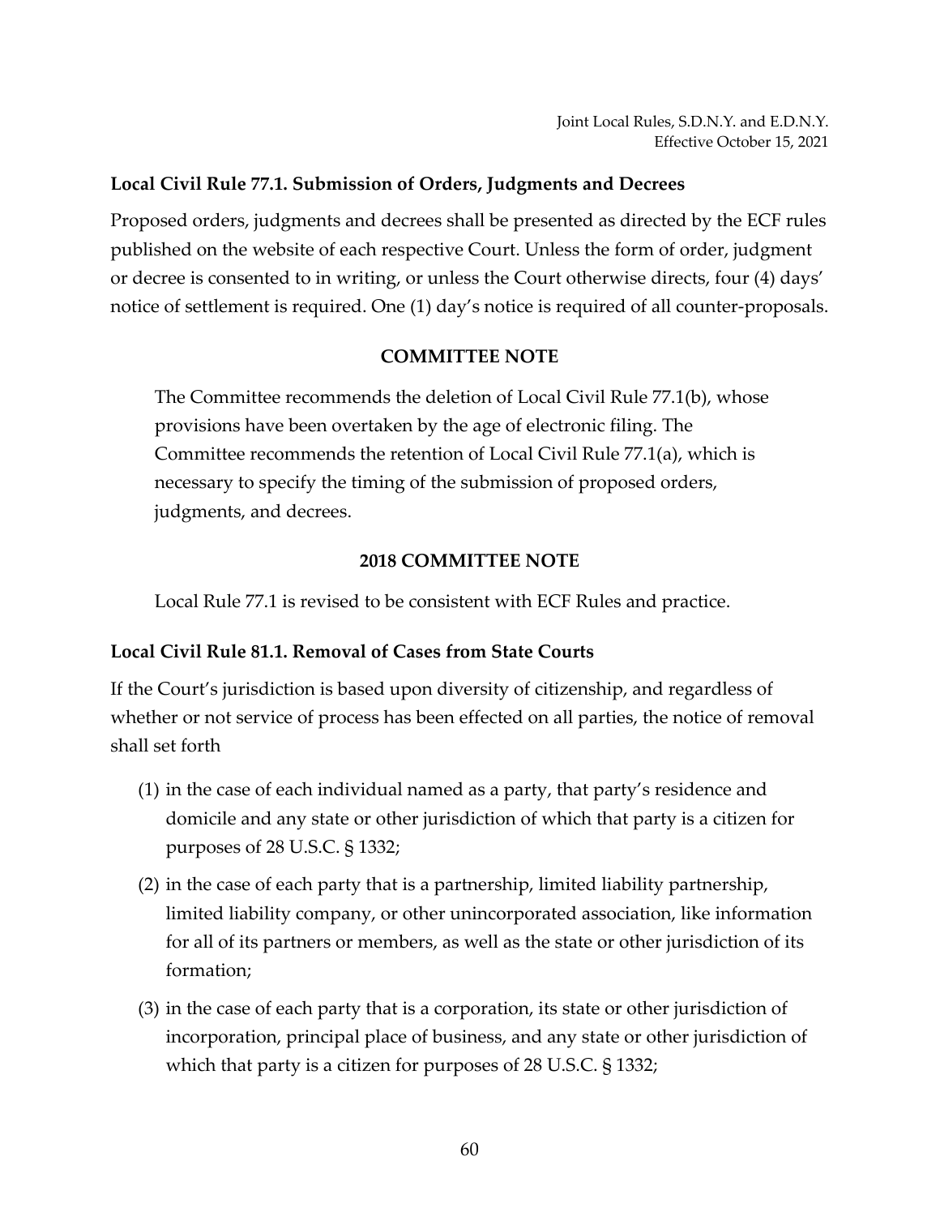### Local Civil Rule 77.1. Submission of Orders, Judgments and Decrees

Proposed orders, judgments and decrees shall be presented as directed by the ECF rules published on the website of each respective Court. Unless the form of order, judgment or decree is consented to in writing, or unless the Court otherwise directs, four (4) days' notice of settlement is required. One (1) day's notice is required of all counter-proposals.

#### COMMITTEE NOTE

The Committee recommends the deletion of Local Civil Rule 77.1(b), whose provisions have been overtaken by the age of electronic filing. The Committee recommends the retention of Local Civil Rule 77.1(a), which is necessary to specify the timing of the submission of proposed orders, judgments, and decrees.

#### 2018 COMMITTEE NOTE

Local Rule 77.1 is revised to be consistent with ECF Rules and practice.

### Local Civil Rule 81.1. Removal of Cases from State Courts

If the Court's jurisdiction is based upon diversity of citizenship, and regardless of whether or not service of process has been effected on all parties, the notice of removal shall set forth

(1) in the case of each individual named as a party, that party's residence and domicile and any state or other jurisdiction of which that party is a citizen for purposes of 28 U.S.C. § 1332;

(2) in the case of each party that is a partnership, limited liability partnership, limited liability company, or other unincorporated association, like information for all of its partners or members, as well as the state or other jurisdiction of its formation;

(3) in the case of each party that is a corporation, its state or other jurisdiction of incorporation, principal place of business, and any state or other jurisdiction of which that party is a citizen for purposes of 28 U.S.C. § 1332;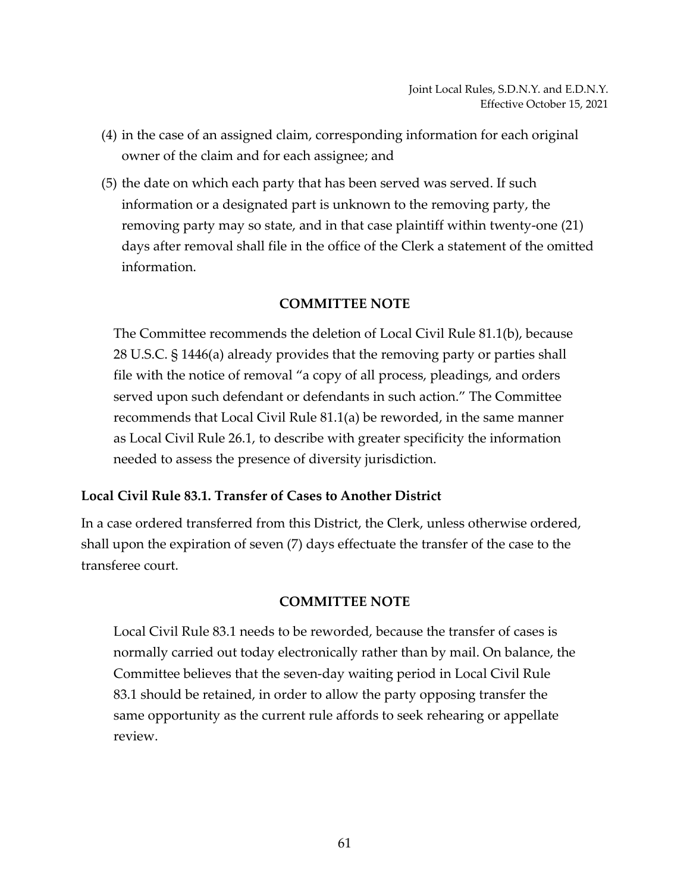(4) in the case of an assigned claim, corresponding information for each original owner of the claim and for each assignee; and

(5) the date on which each party that has been served was served. If such information or a designated part is unknown to the removing party, the removing party may so state, and in that case plaintiff within twenty-one (21) days after removal shall file in the office of the Clerk a statement of the omitted information.

**COMMITTEE NOTE**

The Committee recommends the deletion of Local Civil Rule 81.1(b), because 28 U.S.C. § 1446(a) already provides that the removing party or parties shall file with the notice of removal "a copy of all process, pleadings, and orders served upon such defendant or defendants in such action." The Committee recommends that Local Civil Rule 81.1(a) be reworded, in the same manner as Local Civil Rule 26.1, to describe with greater specificity the information needed to assess the presence of diversity jurisdiction.

### Local Civil Rule 83.1. Transfer of Cases to Another District

In a case ordered transferred from this District, the Clerk, unless otherwise ordered, shall upon the expiration of seven (7) days effectuate the transfer of the case to the transferee court.

**COMMITTEE NOTE**

Local Civil Rule 83.1 needs to be reworded, because the transfer of cases is normally carried out today electronically rather than by mail. On balance, the Committee believes that the seven-day waiting period in Local Civil Rule 83.1 should be retained, in order to allow the party opposing transfer the same opportunity as the current rule affords to seek rehearing or appellate review.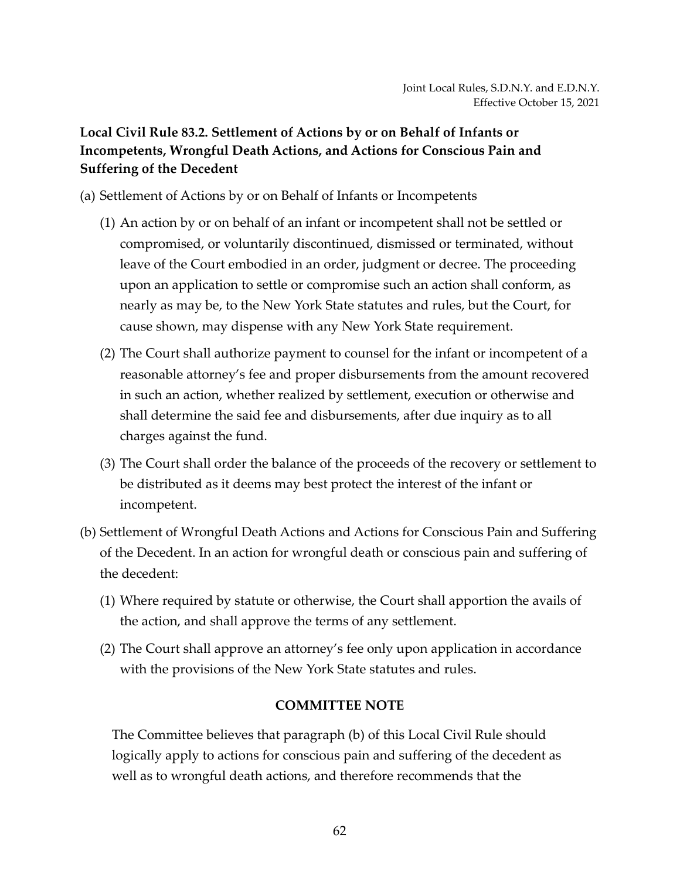**Local Civil Rule 83.2. Settlement of Actions by or on Behalf of Infants or Incompetents, Wrongful Death Actions, and Actions for Conscious Pain and Suffering of the Decedent**

(a) Settlement of Actions by or on Behalf of Infants or Incompetents

(1) An action by or on behalf of an infant or incompetent shall not be settled or compromised, or voluntarily discontinued, dismissed or terminated, without leave of the Court embodied in an order, judgment or decree. The proceeding upon an application to settle or compromise such an action shall conform, as nearly as may be, to the New York State statutes and rules, but the Court, for cause shown, may dispense with any New York State requirement.

(2) The Court shall authorize payment to counsel for the infant or incompetent of a reasonable attorney's fee and proper disbursements from the amount recovered in such an action, whether realized by settlement, execution or otherwise and shall determine the said fee and disbursements, after due inquiry as to all charges against the fund.

(3) The Court shall order the balance of the proceeds of the recovery or settlement to be distributed as it deems may best protect the interest of the infant or incompetent.

(b) Settlement of Wrongful Death Actions and Actions for Conscious Pain and Suffering of the Decedent. In an action for wrongful death or conscious pain and suffering of the decedent:

(1) Where required by statute or otherwise, the Court shall apportion the avails of the action, and shall approve the terms of any settlement.

(2) The Court shall approve an attorney's fee only upon application in accordance with the provisions of the New York State statutes and rules.

**COMMITTEE NOTE**

The Committee believes that paragraph (b) of this Local Civil Rule should logically apply to actions for conscious pain and suffering of the decedent as well as to wrongful death actions, and therefore recommends that the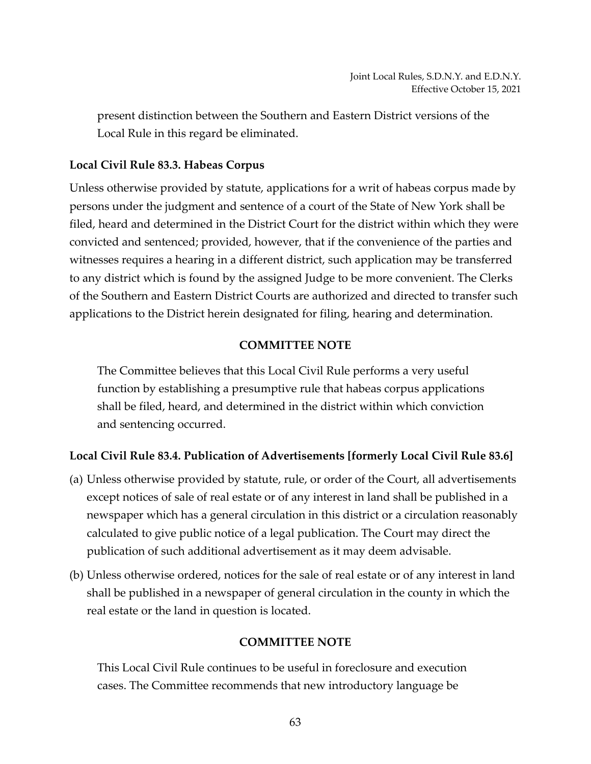present distinction between the Southern and Eastern District versions of the Local Rule in this regard be eliminated.

### Local Civil Rule 83.3. Habeas Corpus

Unless otherwise provided by statute, applications for a writ of habeas corpus made by persons under the judgment and sentence of a court of the State of New York shall be filed, heard and determined in the District Court for the district within which they were convicted and sentenced; provided, however, that if the convenience of the parties and witnesses requires a hearing in a different district, such application may be transferred to any district which is found by the assigned Judge to be more convenient. The Clerks of the Southern and Eastern District Courts are authorized and directed to transfer such applications to the District herein designated for filing, hearing and determination.

#### COMMITTEE NOTE

The Committee believes that this Local Civil Rule performs a very useful function by establishing a presumptive rule that habeas corpus applications shall be filed, heard, and determined in the district within which conviction and sentencing occurred.

### Local Civil Rule 83.4. Publication of Advertisements [formerly Local Civil Rule 83.6]

(a) Unless otherwise provided by statute, rule, or order of the Court, all advertisements except notices of sale of real estate or of any interest in land shall be published in a newspaper which has a general circulation in this district or a circulation reasonably calculated to give public notice of a legal publication. The Court may direct the publication of such additional advertisement as it may deem advisable.

(b) Unless otherwise ordered, notices for the sale of real estate or of any interest in land shall be published in a newspaper of general circulation in the county in which the real estate or the land in question is located.

#### COMMITTEE NOTE

This Local Civil Rule continues to be useful in foreclosure and execution cases. The Committee recommends that new introductory language be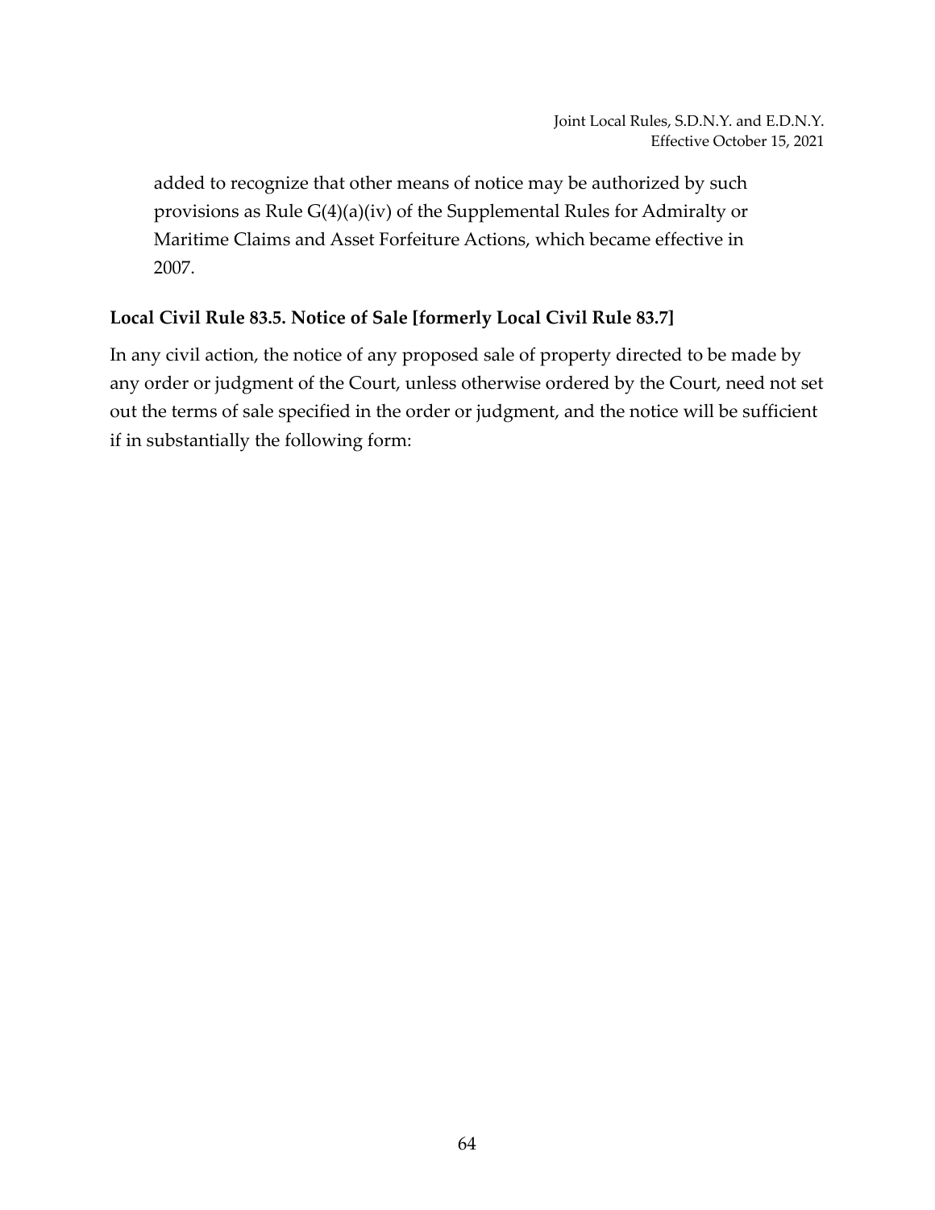added to recognize that other means of notice may be authorized by such provisions as Rule G(4)(a)(iv) of the Supplemental Rules for Admiralty or Maritime Claims and Asset Forfeiture Actions, which became effective in 2007.

### Local Civil Rule 83.5. Notice of Sale [formerly Local Civil Rule 83.7]

In any civil action, the notice of any proposed sale of property directed to be made by any order or judgment of the Court, unless otherwise ordered by the Court, need not set out the terms of sale specified in the order or judgment, and the notice will be sufficient if in substantially the following form: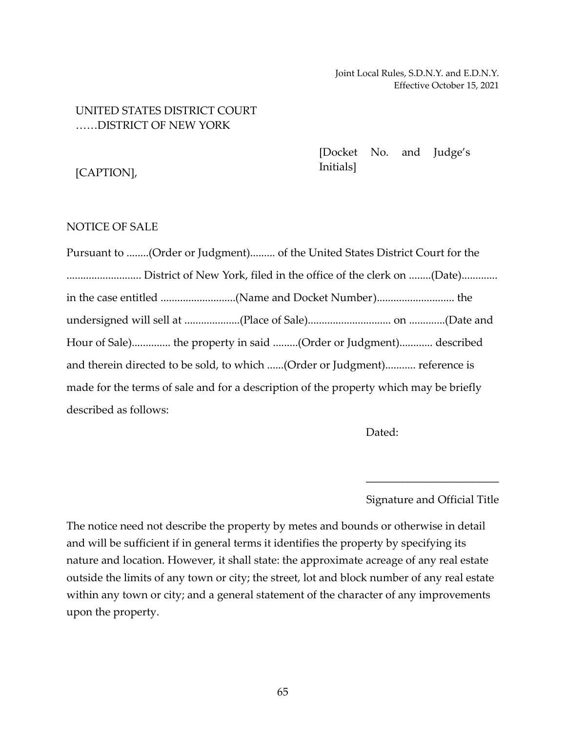UNITED STATES DISTRICT COURT
……DISTRICT OF NEW YORK

[CAPTION],

[Docket No. and Judge's Initials]

NOTICE OF SALE

Pursuant to ........(Order or Judgment)......... of the United States District Court for the ........................... District of New York, filed in the office of the clerk on ........(Date)............. in the case entitled ...........................(Name and Docket Number)............................ the undersigned will sell at ....................(Place of Sale).............................. on .............(Date and Hour of Sale).............. the property in said .........(Order or Judgment)............ described and therein directed to be sold, to which ......(Order or Judgment)........... reference is made for the terms of sale and for a description of the property which may be briefly described as follows:

Dated:

________________________

Signature and Official Title

The notice need not describe the property by metes and bounds or otherwise in detail and will be sufficient if in general terms it identifies the property by specifying its nature and location. However, it shall state: the approximate acreage of any real estate outside the limits of any town or city; the street, lot and block number of any real estate within any town or city; and a general statement of the character of any improvements upon the property.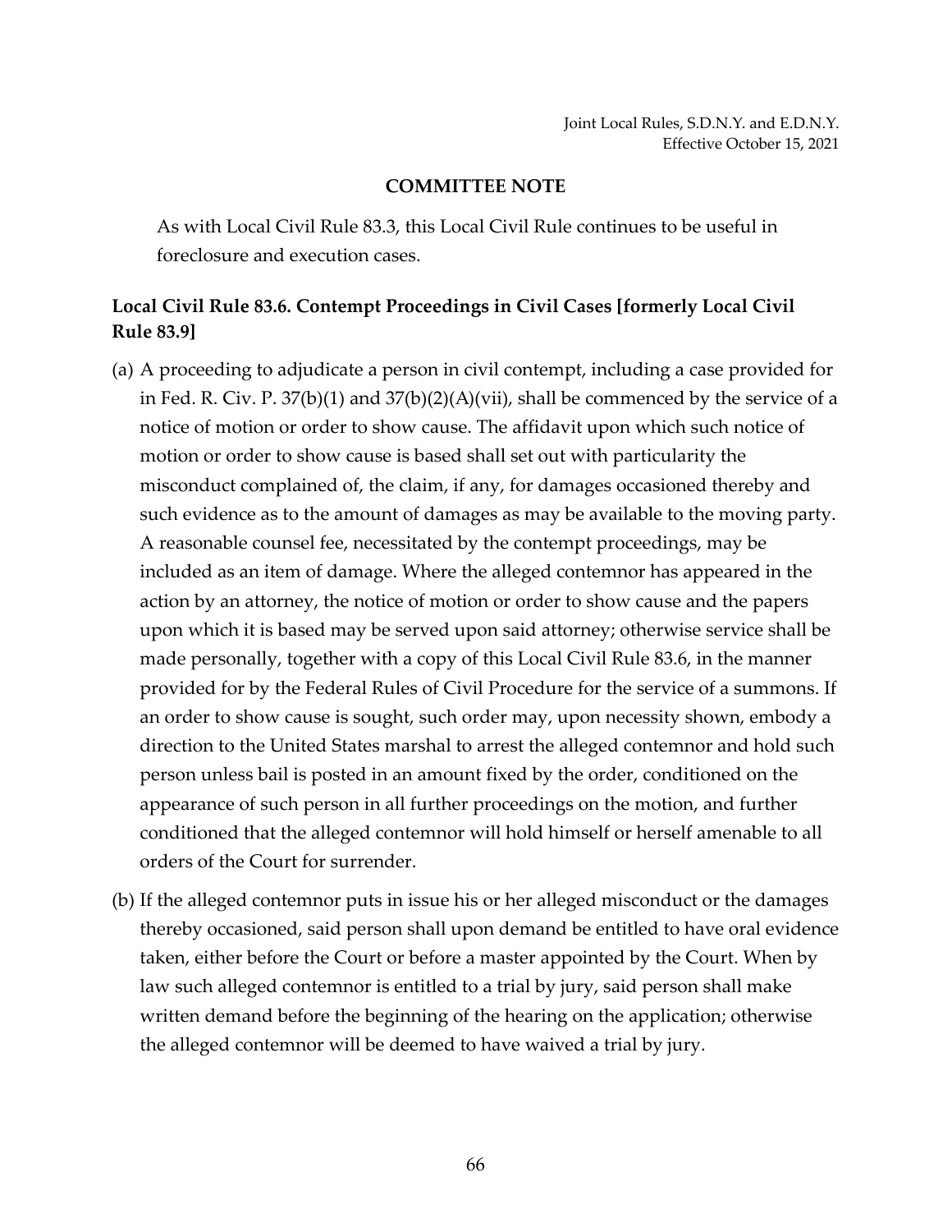**COMMITTEE NOTE**

As with Local Civil Rule 83.3, this Local Civil Rule continues to be useful in foreclosure and execution cases.

### Local Civil Rule 83.6. Contempt Proceedings in Civil Cases [formerly Local Civil Rule 83.9]

(a) A proceeding to adjudicate a person in civil contempt, including a case provided for in Fed. R. Civ. P. 37(b)(1) and 37(b)(2)(A)(vii), shall be commenced by the service of a notice of motion or order to show cause. The affidavit upon which such notice of motion or order to show cause is based shall set out with particularity the misconduct complained of, the claim, if any, for damages occasioned thereby and such evidence as to the amount of damages as may be available to the moving party. A reasonable counsel fee, necessitated by the contempt proceedings, may be included as an item of damage. Where the alleged contemnor has appeared in the action by an attorney, the notice of motion or order to show cause and the papers upon which it is based may be served upon said attorney; otherwise service shall be made personally, together with a copy of this Local Civil Rule 83.6, in the manner provided for by the Federal Rules of Civil Procedure for the service of a summons. If an order to show cause is sought, such order may, upon necessity shown, embody a direction to the United States marshal to arrest the alleged contemnor and hold such person unless bail is posted in an amount fixed by the order, conditioned on the appearance of such person in all further proceedings on the motion, and further conditioned that the alleged contemnor will hold himself or herself amenable to all orders of the Court for surrender.

(b) If the alleged contemnor puts in issue his or her alleged misconduct or the damages thereby occasioned, said person shall upon demand be entitled to have oral evidence taken, either before the Court or before a master appointed by the Court. When by law such alleged contemnor is entitled to a trial by jury, said person shall make written demand before the beginning of the hearing on the application; otherwise the alleged contemnor will be deemed to have waived a trial by jury.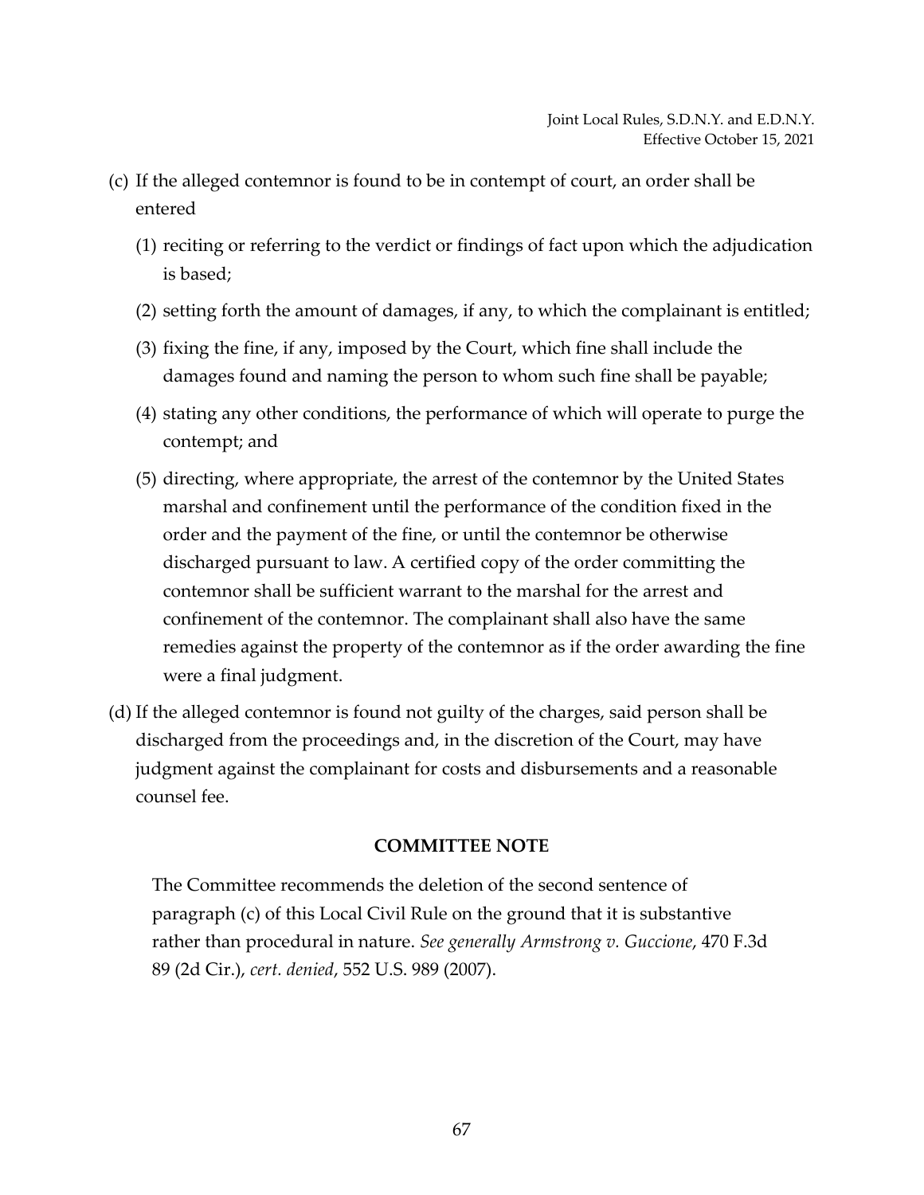(c) If the alleged contemnor is found to be in contempt of court, an order shall be entered

   (1) reciting or referring to the verdict or findings of fact upon which the adjudication is based;

   (2) setting forth the amount of damages, if any, to which the complainant is entitled;

   (3) fixing the fine, if any, imposed by the Court, which fine shall include the damages found and naming the person to whom such fine shall be payable;

   (4) stating any other conditions, the performance of which will operate to purge the contempt; and

   (5) directing, where appropriate, the arrest of the contemnor by the United States marshal and confinement until the performance of the condition fixed in the order and the payment of the fine, or until the contemnor be otherwise discharged pursuant to law. A certified copy of the order committing the contemnor shall be sufficient warrant to the marshal for the arrest and confinement of the contemnor. The complainant shall also have the same remedies against the property of the contemnor as if the order awarding the fine were a final judgment.

(d) If the alleged contemnor is found not guilty of the charges, said person shall be discharged from the proceedings and, in the discretion of the Court, may have judgment against the complainant for costs and disbursements and a reasonable counsel fee.

**COMMITTEE NOTE**

The Committee recommends the deletion of the second sentence of paragraph (c) of this Local Civil Rule on the ground that it is substantive rather than procedural in nature. *See generally Armstrong v. Guccione*, 470 F.3d 89 (2d Cir.), *cert. denied*, 552 U.S. 989 (2007).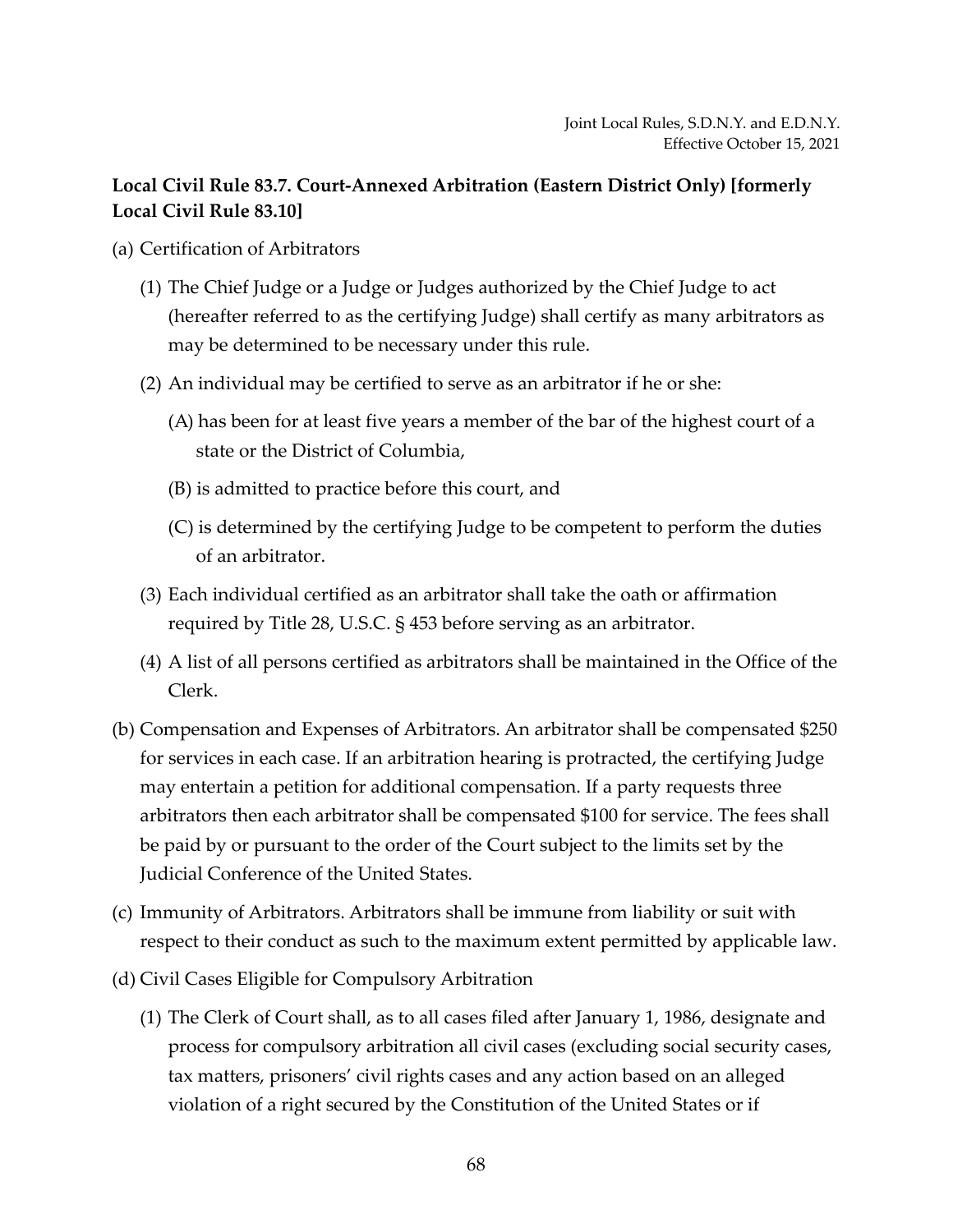**Local Civil Rule 83.7. Court-Annexed Arbitration (Eastern District Only) [formerly Local Civil Rule 83.10]**

(a) Certification of Arbitrators

(1) The Chief Judge or a Judge or Judges authorized by the Chief Judge to act (hereafter referred to as the certifying Judge) shall certify as many arbitrators as may be determined to be necessary under this rule.

(2) An individual may be certified to serve as an arbitrator if he or she:

(A) has been for at least five years a member of the bar of the highest court of a state or the District of Columbia,

(B) is admitted to practice before this court, and

(C) is determined by the certifying Judge to be competent to perform the duties of an arbitrator.

(3) Each individual certified as an arbitrator shall take the oath or affirmation required by Title 28, U.S.C. § 453 before serving as an arbitrator.

(4) A list of all persons certified as arbitrators shall be maintained in the Office of the Clerk.

(b) Compensation and Expenses of Arbitrators. An arbitrator shall be compensated $250 for services in each case. If an arbitration hearing is protracted, the certifying Judge may entertain a petition for additional compensation. If a party requests three arbitrators then each arbitrator shall be compensated $100 for service. The fees shall be paid by or pursuant to the order of the Court subject to the limits set by the Judicial Conference of the United States.

(c) Immunity of Arbitrators. Arbitrators shall be immune from liability or suit with respect to their conduct as such to the maximum extent permitted by applicable law.

(d) Civil Cases Eligible for Compulsory Arbitration

(1) The Clerk of Court shall, as to all cases filed after January 1, 1986, designate and process for compulsory arbitration all civil cases (excluding social security cases, tax matters, prisoners' civil rights cases and any action based on an alleged violation of a right secured by the Constitution of the United States or if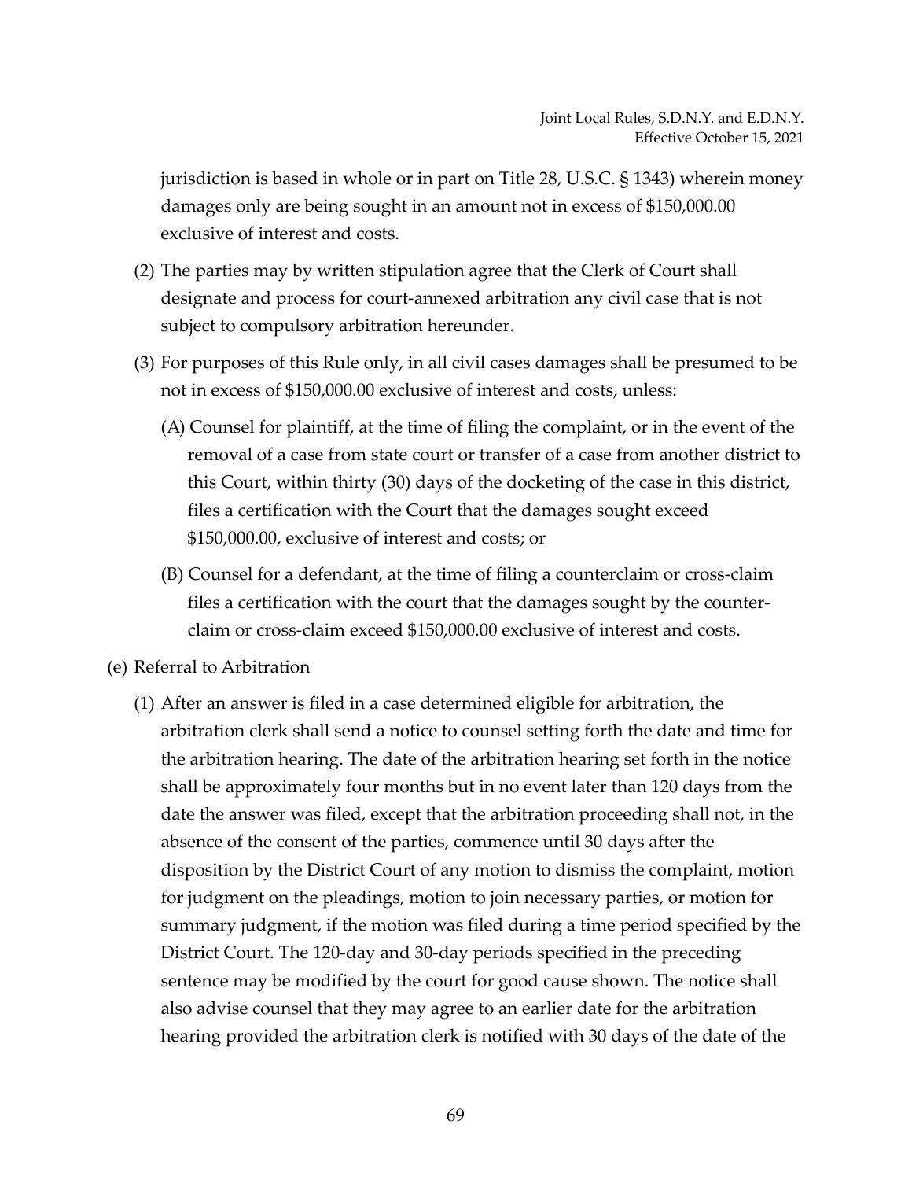jurisdiction is based in whole or in part on Title 28, U.S.C. § 1343) wherein money damages only are being sought in an amount not in excess of $150,000.00 exclusive of interest and costs.

(2) The parties may by written stipulation agree that the Clerk of Court shall designate and process for court-annexed arbitration any civil case that is not subject to compulsory arbitration hereunder.

(3) For purposes of this Rule only, in all civil cases damages shall be presumed to be not in excess of $150,000.00 exclusive of interest and costs, unless:

(A) Counsel for plaintiff, at the time of filing the complaint, or in the event of the removal of a case from state court or transfer of a case from another district to this Court, within thirty (30) days of the docketing of the case in this district, files a certification with the Court that the damages sought exceed $150,000.00, exclusive of interest and costs; or

(B) Counsel for a defendant, at the time of filing a counterclaim or cross-claim files a certification with the court that the damages sought by the counter-claim or cross-claim exceed $150,000.00 exclusive of interest and costs.

(e) Referral to Arbitration

(1) After an answer is filed in a case determined eligible for arbitration, the arbitration clerk shall send a notice to counsel setting forth the date and time for the arbitration hearing. The date of the arbitration hearing set forth in the notice shall be approximately four months but in no event later than 120 days from the date the answer was filed, except that the arbitration proceeding shall not, in the absence of the consent of the parties, commence until 30 days after the disposition by the District Court of any motion to dismiss the complaint, motion for judgment on the pleadings, motion to join necessary parties, or motion for summary judgment, if the motion was filed during a time period specified by the District Court. The 120-day and 30-day periods specified in the preceding sentence may be modified by the court for good cause shown. The notice shall also advise counsel that they may agree to an earlier date for the arbitration hearing provided the arbitration clerk is notified with 30 days of the date of the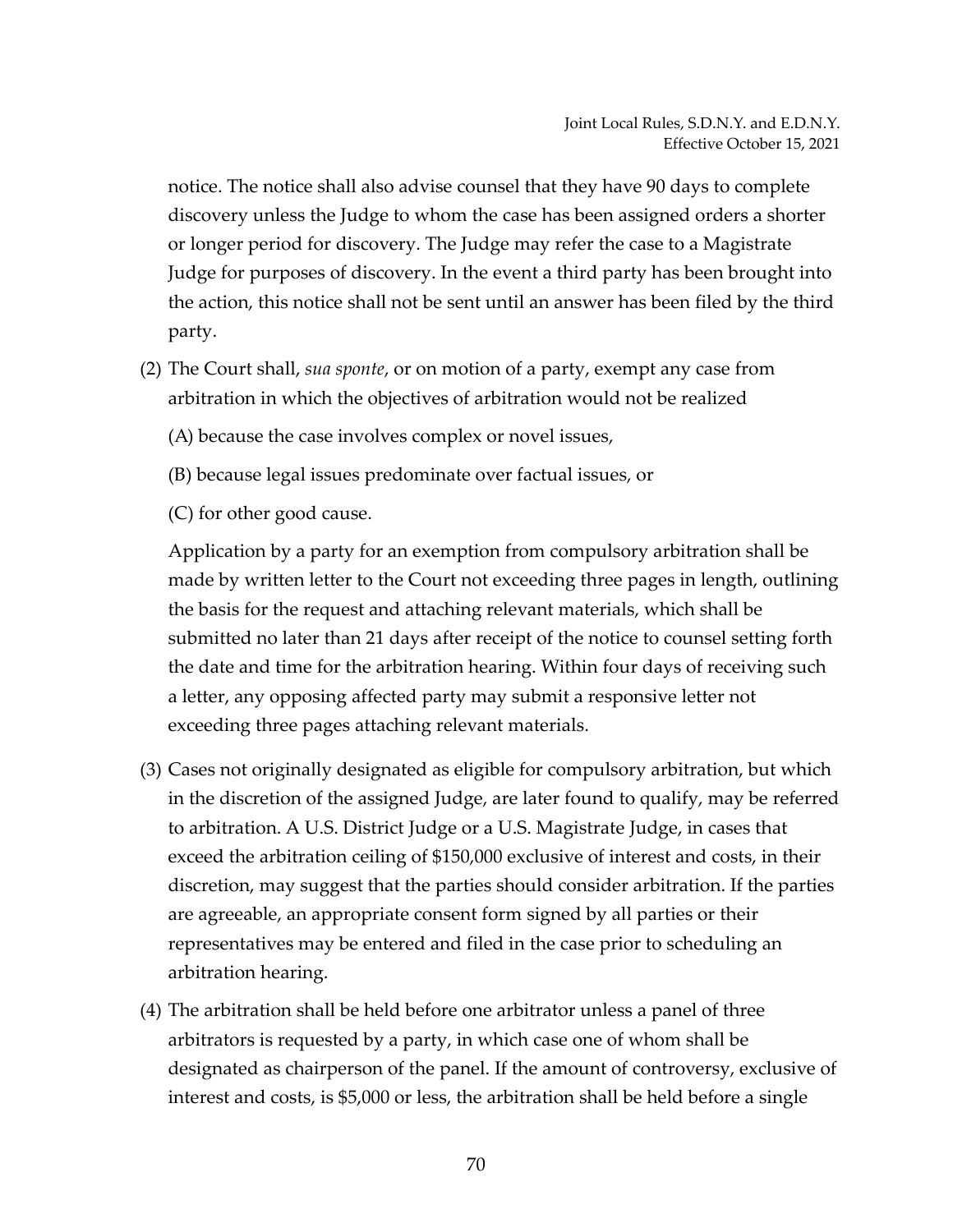notice. The notice shall also advise counsel that they have 90 days to complete discovery unless the Judge to whom the case has been assigned orders a shorter or longer period for discovery. The Judge may refer the case to a Magistrate Judge for purposes of discovery. In the event a third party has been brought into the action, this notice shall not be sent until an answer has been filed by the third party.

(2) The Court shall, *sua sponte*, or on motion of a party, exempt any case from arbitration in which the objectives of arbitration would not be realized

(A) because the case involves complex or novel issues,

(B) because legal issues predominate over factual issues, or

(C) for other good cause.

Application by a party for an exemption from compulsory arbitration shall be made by written letter to the Court not exceeding three pages in length, outlining the basis for the request and attaching relevant materials, which shall be submitted no later than 21 days after receipt of the notice to counsel setting forth the date and time for the arbitration hearing. Within four days of receiving such a letter, any opposing affected party may submit a responsive letter not exceeding three pages attaching relevant materials.

(3) Cases not originally designated as eligible for compulsory arbitration, but which in the discretion of the assigned Judge, are later found to qualify, may be referred to arbitration. A U.S. District Judge or a U.S. Magistrate Judge, in cases that exceed the arbitration ceiling of $150,000 exclusive of interest and costs, in their discretion, may suggest that the parties should consider arbitration. If the parties are agreeable, an appropriate consent form signed by all parties or their representatives may be entered and filed in the case prior to scheduling an arbitration hearing.

(4) The arbitration shall be held before one arbitrator unless a panel of three arbitrators is requested by a party, in which case one of whom shall be designated as chairperson of the panel. If the amount of controversy, exclusive of interest and costs, is $5,000 or less, the arbitration shall be held before a single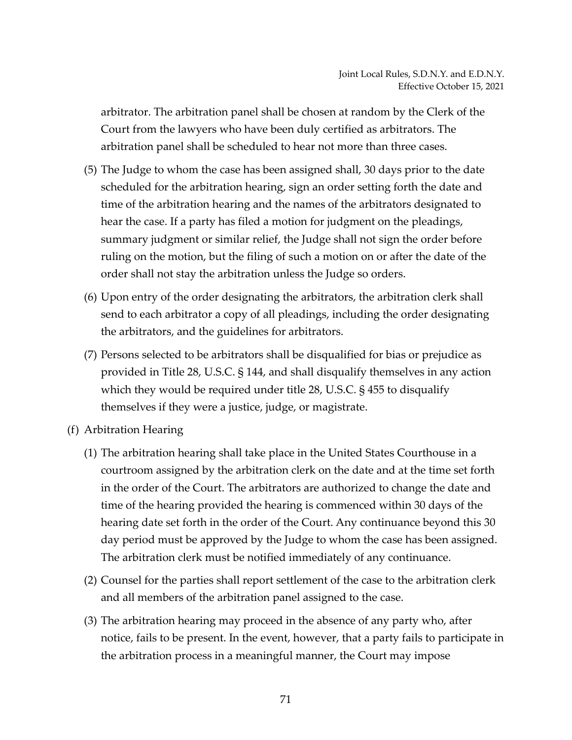arbitrator. The arbitration panel shall be chosen at random by the Clerk of the Court from the lawyers who have been duly certified as arbitrators. The arbitration panel shall be scheduled to hear not more than three cases.

(5) The Judge to whom the case has been assigned shall, 30 days prior to the date scheduled for the arbitration hearing, sign an order setting forth the date and time of the arbitration hearing and the names of the arbitrators designated to hear the case. If a party has filed a motion for judgment on the pleadings, summary judgment or similar relief, the Judge shall not sign the order before ruling on the motion, but the filing of such a motion on or after the date of the order shall not stay the arbitration unless the Judge so orders.

(6) Upon entry of the order designating the arbitrators, the arbitration clerk shall send to each arbitrator a copy of all pleadings, including the order designating the arbitrators, and the guidelines for arbitrators.

(7) Persons selected to be arbitrators shall be disqualified for bias or prejudice as provided in Title 28, U.S.C. § 144, and shall disqualify themselves in any action which they would be required under title 28, U.S.C. § 455 to disqualify themselves if they were a justice, judge, or magistrate.

(f) Arbitration Hearing

(1) The arbitration hearing shall take place in the United States Courthouse in a courtroom assigned by the arbitration clerk on the date and at the time set forth in the order of the Court. The arbitrators are authorized to change the date and time of the hearing provided the hearing is commenced within 30 days of the hearing date set forth in the order of the Court. Any continuance beyond this 30 day period must be approved by the Judge to whom the case has been assigned. The arbitration clerk must be notified immediately of any continuance.

(2) Counsel for the parties shall report settlement of the case to the arbitration clerk and all members of the arbitration panel assigned to the case.

(3) The arbitration hearing may proceed in the absence of any party who, after notice, fails to be present. In the event, however, that a party fails to participate in the arbitration process in a meaningful manner, the Court may impose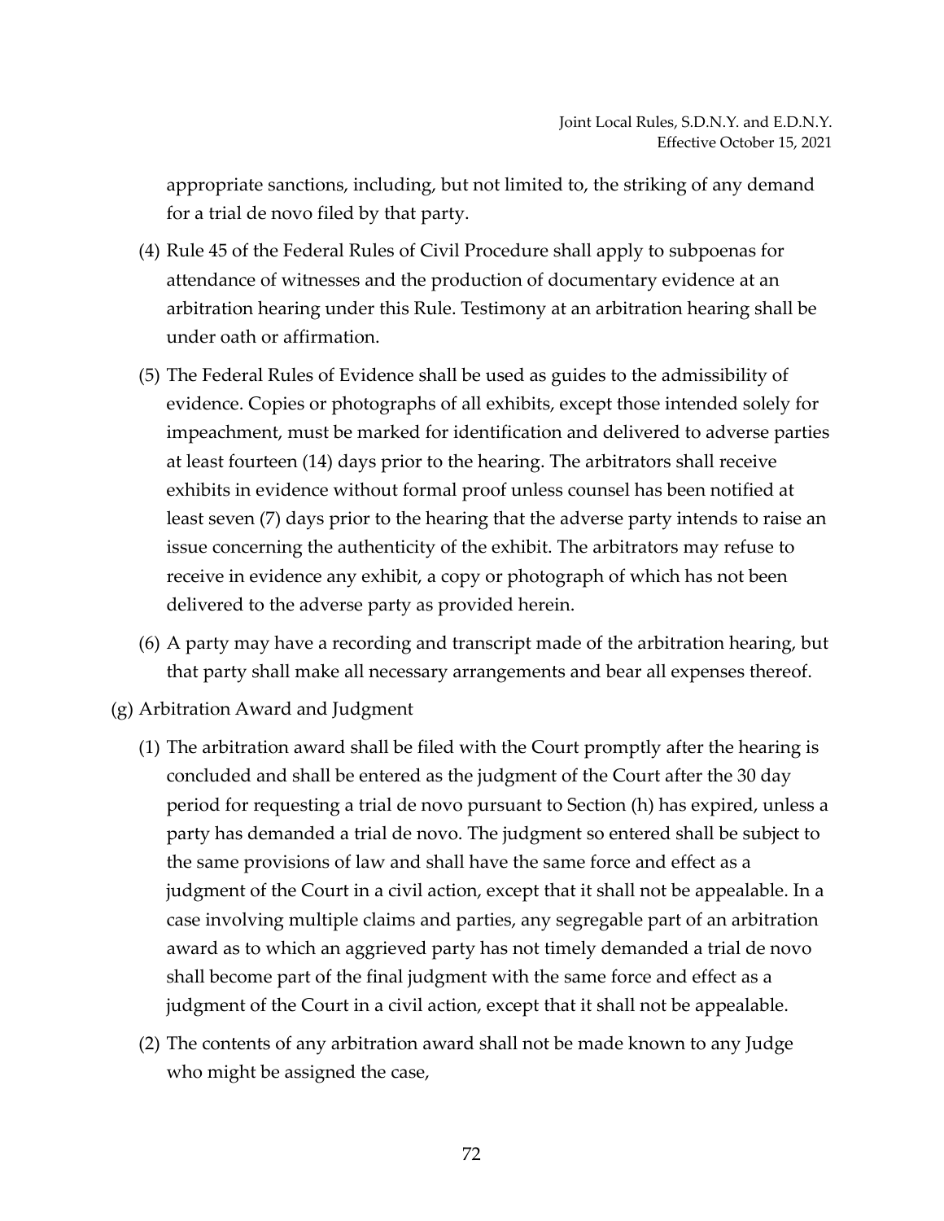appropriate sanctions, including, but not limited to, the striking of any demand for a trial de novo filed by that party.

(4) Rule 45 of the Federal Rules of Civil Procedure shall apply to subpoenas for attendance of witnesses and the production of documentary evidence at an arbitration hearing under this Rule. Testimony at an arbitration hearing shall be under oath or affirmation.

(5) The Federal Rules of Evidence shall be used as guides to the admissibility of evidence. Copies or photographs of all exhibits, except those intended solely for impeachment, must be marked for identification and delivered to adverse parties at least fourteen (14) days prior to the hearing. The arbitrators shall receive exhibits in evidence without formal proof unless counsel has been notified at least seven (7) days prior to the hearing that the adverse party intends to raise an issue concerning the authenticity of the exhibit. The arbitrators may refuse to receive in evidence any exhibit, a copy or photograph of which has not been delivered to the adverse party as provided herein.

(6) A party may have a recording and transcript made of the arbitration hearing, but that party shall make all necessary arrangements and bear all expenses thereof.

(g) Arbitration Award and Judgment

(1) The arbitration award shall be filed with the Court promptly after the hearing is concluded and shall be entered as the judgment of the Court after the 30 day period for requesting a trial de novo pursuant to Section (h) has expired, unless a party has demanded a trial de novo. The judgment so entered shall be subject to the same provisions of law and shall have the same force and effect as a judgment of the Court in a civil action, except that it shall not be appealable. In a case involving multiple claims and parties, any segregable part of an arbitration award as to which an aggrieved party has not timely demanded a trial de novo shall become part of the final judgment with the same force and effect as a judgment of the Court in a civil action, except that it shall not be appealable.

(2) The contents of any arbitration award shall not be made known to any Judge who might be assigned the case,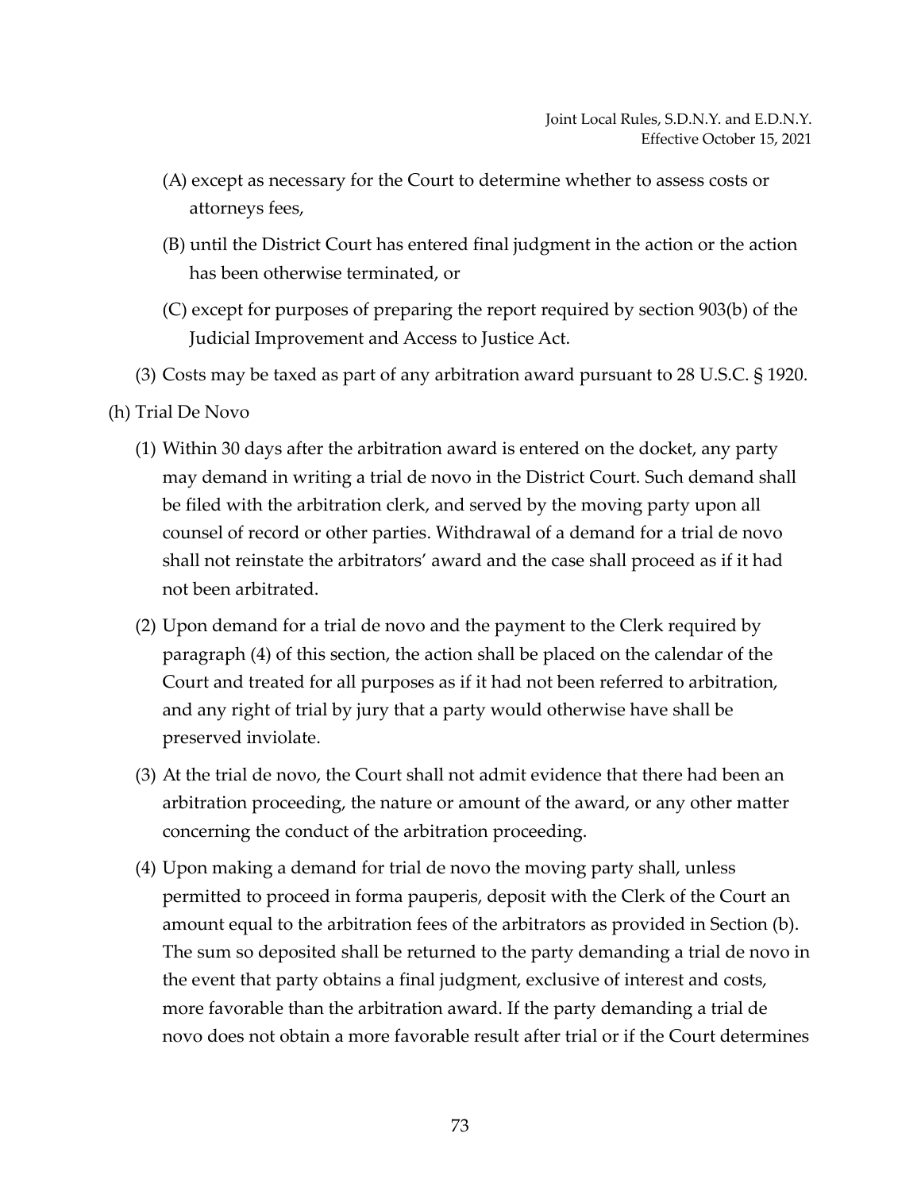(A) except as necessary for the Court to determine whether to assess costs or attorneys fees,

(B) until the District Court has entered final judgment in the action or the action has been otherwise terminated, or

(C) except for purposes of preparing the report required by section 903(b) of the Judicial Improvement and Access to Justice Act.

(3) Costs may be taxed as part of any arbitration award pursuant to 28 U.S.C. § 1920.

(h) Trial De Novo

(1) Within 30 days after the arbitration award is entered on the docket, any party may demand in writing a trial de novo in the District Court. Such demand shall be filed with the arbitration clerk, and served by the moving party upon all counsel of record or other parties. Withdrawal of a demand for a trial de novo shall not reinstate the arbitrators' award and the case shall proceed as if it had not been arbitrated.

(2) Upon demand for a trial de novo and the payment to the Clerk required by paragraph (4) of this section, the action shall be placed on the calendar of the Court and treated for all purposes as if it had not been referred to arbitration, and any right of trial by jury that a party would otherwise have shall be preserved inviolate.

(3) At the trial de novo, the Court shall not admit evidence that there had been an arbitration proceeding, the nature or amount of the award, or any other matter concerning the conduct of the arbitration proceeding.

(4) Upon making a demand for trial de novo the moving party shall, unless permitted to proceed in forma pauperis, deposit with the Clerk of the Court an amount equal to the arbitration fees of the arbitrators as provided in Section (b). The sum so deposited shall be returned to the party demanding a trial de novo in the event that party obtains a final judgment, exclusive of interest and costs, more favorable than the arbitration award. If the party demanding a trial de novo does not obtain a more favorable result after trial or if the Court determines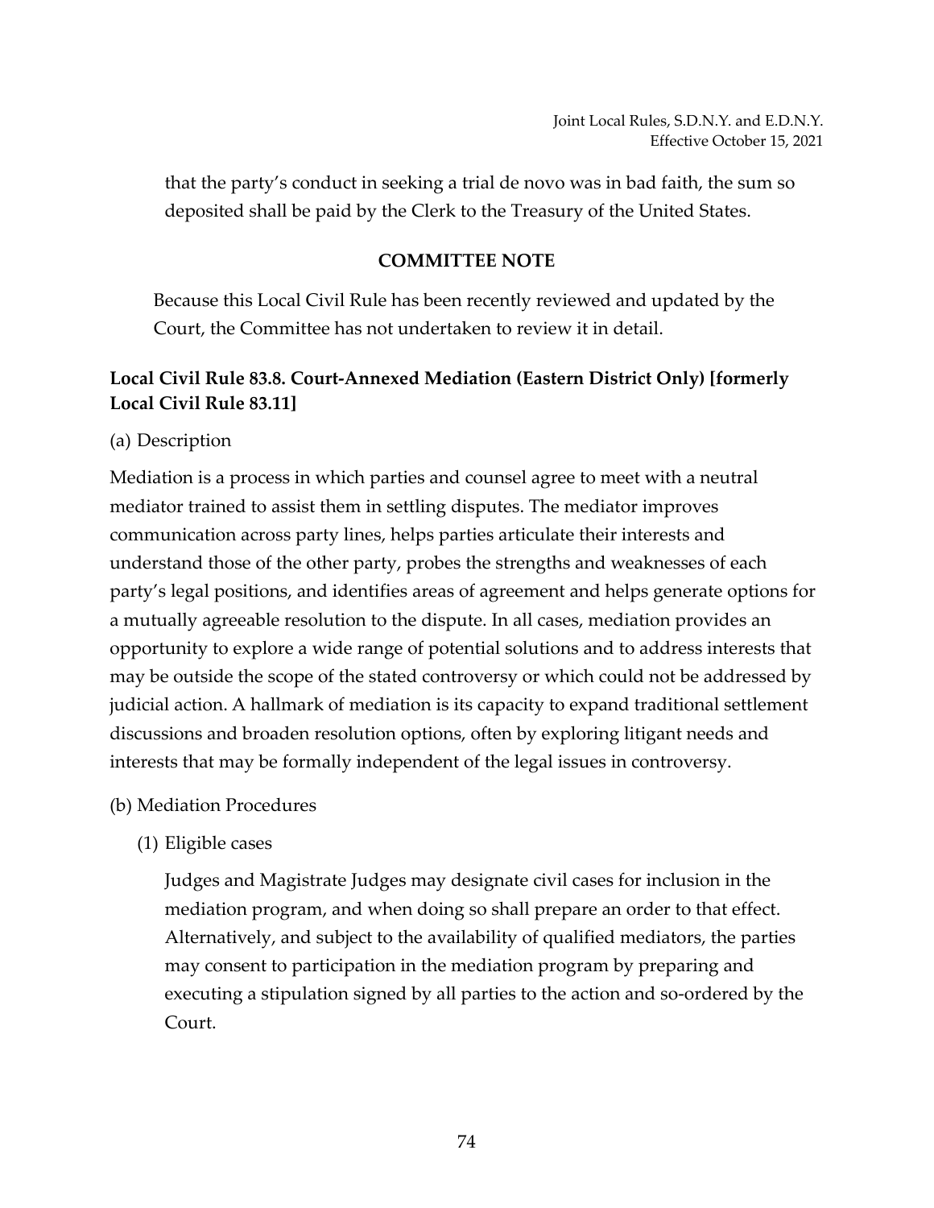that the party's conduct in seeking a trial de novo was in bad faith, the sum so deposited shall be paid by the Clerk to the Treasury of the United States.

**COMMITTEE NOTE**

Because this Local Civil Rule has been recently reviewed and updated by the Court, the Committee has not undertaken to review it in detail.

### Local Civil Rule 83.8. Court-Annexed Mediation (Eastern District Only) [formerly Local Civil Rule 83.11]

(a) Description

Mediation is a process in which parties and counsel agree to meet with a neutral mediator trained to assist them in settling disputes. The mediator improves communication across party lines, helps parties articulate their interests and understand those of the other party, probes the strengths and weaknesses of each party's legal positions, and identifies areas of agreement and helps generate options for a mutually agreeable resolution to the dispute. In all cases, mediation provides an opportunity to explore a wide range of potential solutions and to address interests that may be outside the scope of the stated controversy or which could not be addressed by judicial action. A hallmark of mediation is its capacity to expand traditional settlement discussions and broaden resolution options, often by exploring litigant needs and interests that may be formally independent of the legal issues in controversy.

(b) Mediation Procedures

(1) Eligible cases

Judges and Magistrate Judges may designate civil cases for inclusion in the mediation program, and when doing so shall prepare an order to that effect. Alternatively, and subject to the availability of qualified mediators, the parties may consent to participation in the mediation program by preparing and executing a stipulation signed by all parties to the action and so-ordered by the Court.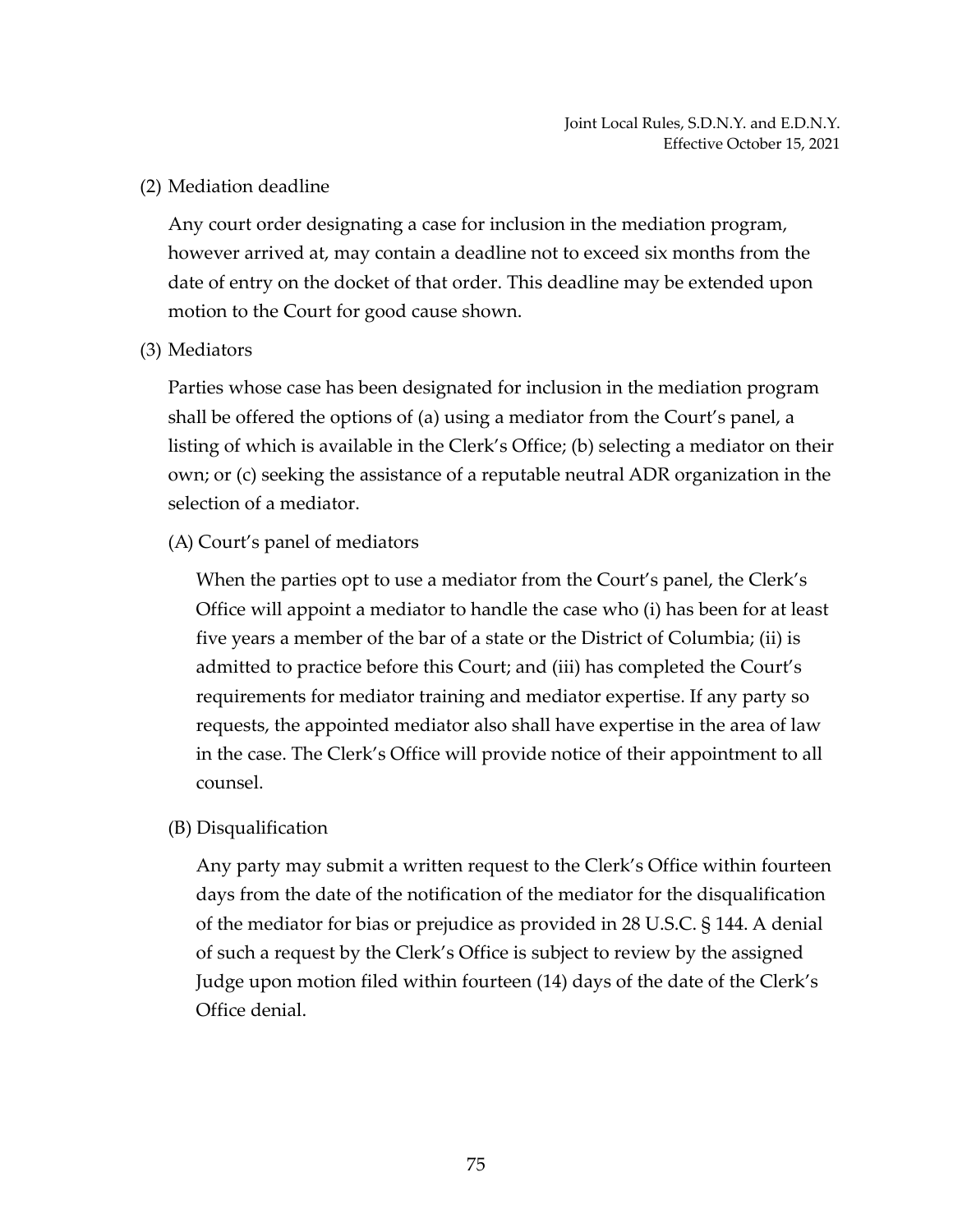(2) Mediation deadline

Any court order designating a case for inclusion in the mediation program, however arrived at, may contain a deadline not to exceed six months from the date of entry on the docket of that order. This deadline may be extended upon motion to the Court for good cause shown.

(3) Mediators

Parties whose case has been designated for inclusion in the mediation program shall be offered the options of (a) using a mediator from the Court's panel, a listing of which is available in the Clerk's Office; (b) selecting a mediator on their own; or (c) seeking the assistance of a reputable neutral ADR organization in the selection of a mediator.

(A) Court's panel of mediators

When the parties opt to use a mediator from the Court's panel, the Clerk's Office will appoint a mediator to handle the case who (i) has been for at least five years a member of the bar of a state or the District of Columbia; (ii) is admitted to practice before this Court; and (iii) has completed the Court's requirements for mediator training and mediator expertise. If any party so requests, the appointed mediator also shall have expertise in the area of law in the case. The Clerk's Office will provide notice of their appointment to all counsel.

(B) Disqualification

Any party may submit a written request to the Clerk's Office within fourteen days from the date of the notification of the mediator for the disqualification of the mediator for bias or prejudice as provided in 28 U.S.C. § 144. A denial of such a request by the Clerk's Office is subject to review by the assigned Judge upon motion filed within fourteen (14) days of the date of the Clerk's Office denial.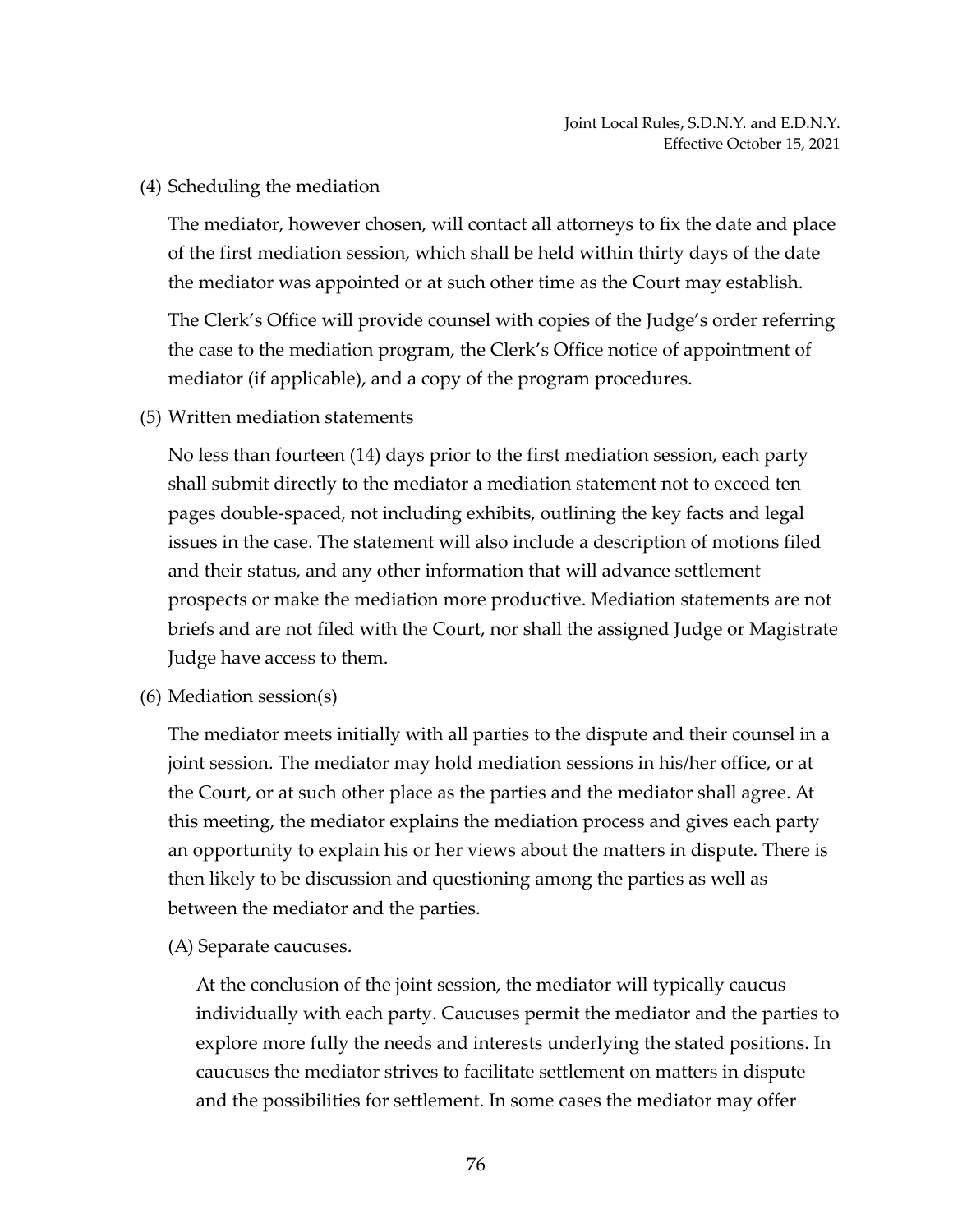(4) Scheduling the mediation

The mediator, however chosen, will contact all attorneys to fix the date and place of the first mediation session, which shall be held within thirty days of the date the mediator was appointed or at such other time as the Court may establish.

The Clerk's Office will provide counsel with copies of the Judge's order referring the case to the mediation program, the Clerk's Office notice of appointment of mediator (if applicable), and a copy of the program procedures.

(5) Written mediation statements

No less than fourteen (14) days prior to the first mediation session, each party shall submit directly to the mediator a mediation statement not to exceed ten pages double-spaced, not including exhibits, outlining the key facts and legal issues in the case. The statement will also include a description of motions filed and their status, and any other information that will advance settlement prospects or make the mediation more productive. Mediation statements are not briefs and are not filed with the Court, nor shall the assigned Judge or Magistrate Judge have access to them.

(6) Mediation session(s)

The mediator meets initially with all parties to the dispute and their counsel in a joint session. The mediator may hold mediation sessions in his/her office, or at the Court, or at such other place as the parties and the mediator shall agree. At this meeting, the mediator explains the mediation process and gives each party an opportunity to explain his or her views about the matters in dispute. There is then likely to be discussion and questioning among the parties as well as between the mediator and the parties.

(A) Separate caucuses.

At the conclusion of the joint session, the mediator will typically caucus individually with each party. Caucuses permit the mediator and the parties to explore more fully the needs and interests underlying the stated positions. In caucuses the mediator strives to facilitate settlement on matters in dispute and the possibilities for settlement. In some cases the mediator may offer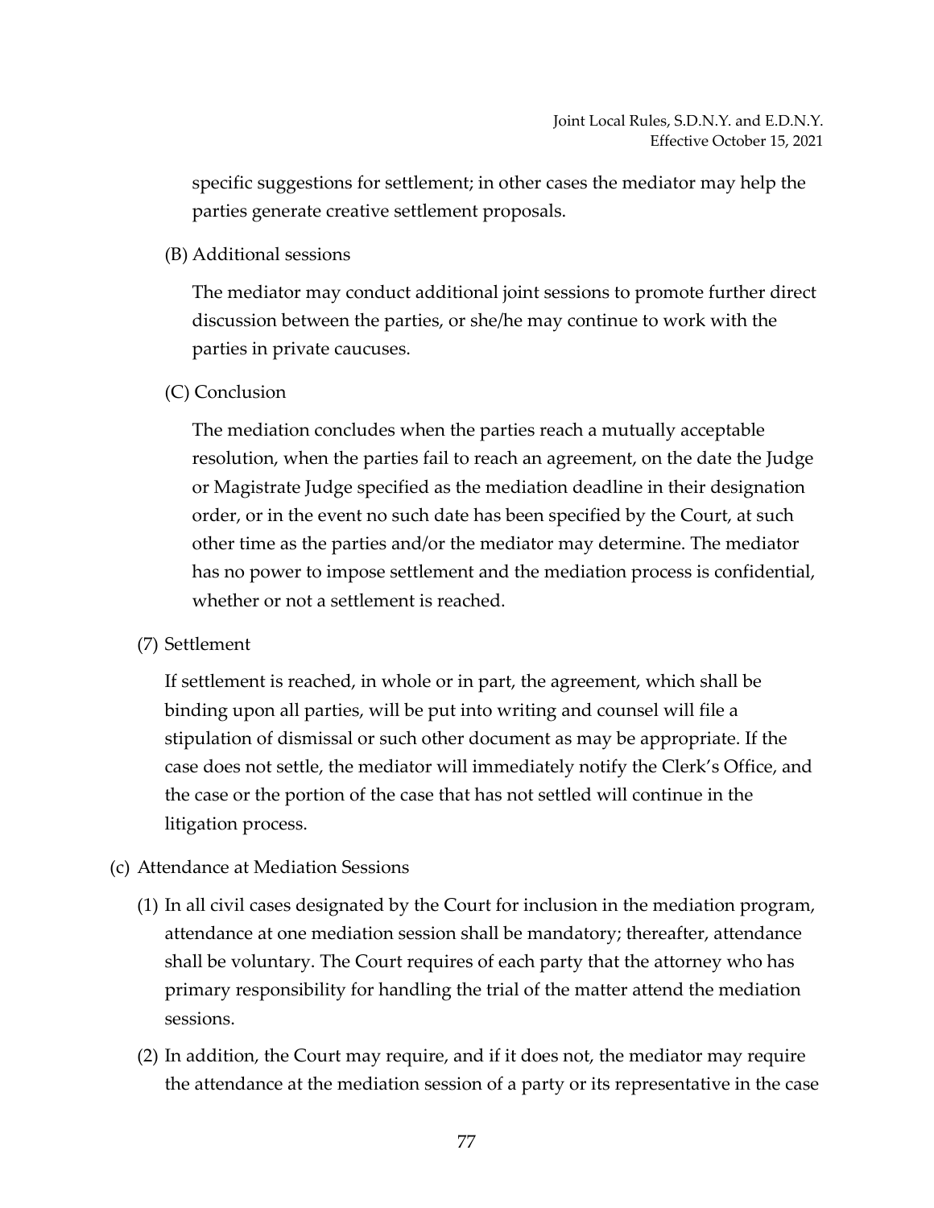specific suggestions for settlement; in other cases the mediator may help the parties generate creative settlement proposals.

(B) Additional sessions

The mediator may conduct additional joint sessions to promote further direct discussion between the parties, or she/he may continue to work with the parties in private caucuses.

(C) Conclusion

The mediation concludes when the parties reach a mutually acceptable resolution, when the parties fail to reach an agreement, on the date the Judge or Magistrate Judge specified as the mediation deadline in their designation order, or in the event no such date has been specified by the Court, at such other time as the parties and/or the mediator may determine. The mediator has no power to impose settlement and the mediation process is confidential, whether or not a settlement is reached.

(7) Settlement

If settlement is reached, in whole or in part, the agreement, which shall be binding upon all parties, will be put into writing and counsel will file a stipulation of dismissal or such other document as may be appropriate. If the case does not settle, the mediator will immediately notify the Clerk's Office, and the case or the portion of the case that has not settled will continue in the litigation process.

(c) Attendance at Mediation Sessions

(1) In all civil cases designated by the Court for inclusion in the mediation program, attendance at one mediation session shall be mandatory; thereafter, attendance shall be voluntary. The Court requires of each party that the attorney who has primary responsibility for handling the trial of the matter attend the mediation sessions.

(2) In addition, the Court may require, and if it does not, the mediator may require the attendance at the mediation session of a party or its representative in the case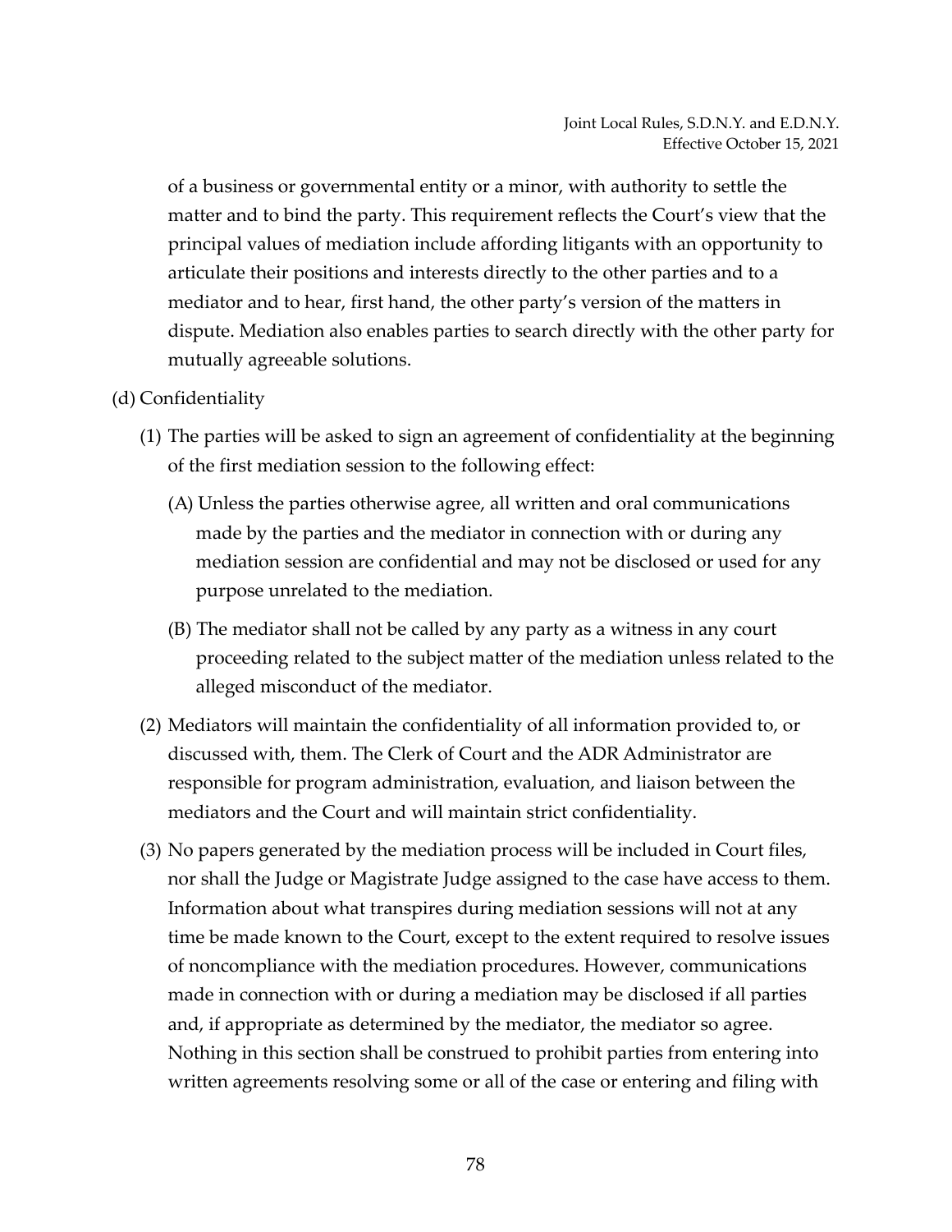of a business or governmental entity or a minor, with authority to settle the matter and to bind the party. This requirement reflects the Court's view that the principal values of mediation include affording litigants with an opportunity to articulate their positions and interests directly to the other parties and to a mediator and to hear, first hand, the other party's version of the matters in dispute. Mediation also enables parties to search directly with the other party for mutually agreeable solutions.

(d) Confidentiality

(1) The parties will be asked to sign an agreement of confidentiality at the beginning of the first mediation session to the following effect:

(A) Unless the parties otherwise agree, all written and oral communications made by the parties and the mediator in connection with or during any mediation session are confidential and may not be disclosed or used for any purpose unrelated to the mediation.

(B) The mediator shall not be called by any party as a witness in any court proceeding related to the subject matter of the mediation unless related to the alleged misconduct of the mediator.

(2) Mediators will maintain the confidentiality of all information provided to, or discussed with, them. The Clerk of Court and the ADR Administrator are responsible for program administration, evaluation, and liaison between the mediators and the Court and will maintain strict confidentiality.

(3) No papers generated by the mediation process will be included in Court files, nor shall the Judge or Magistrate Judge assigned to the case have access to them. Information about what transpires during mediation sessions will not at any time be made known to the Court, except to the extent required to resolve issues of noncompliance with the mediation procedures. However, communications made in connection with or during a mediation may be disclosed if all parties and, if appropriate as determined by the mediator, the mediator so agree. Nothing in this section shall be construed to prohibit parties from entering into written agreements resolving some or all of the case or entering and filing with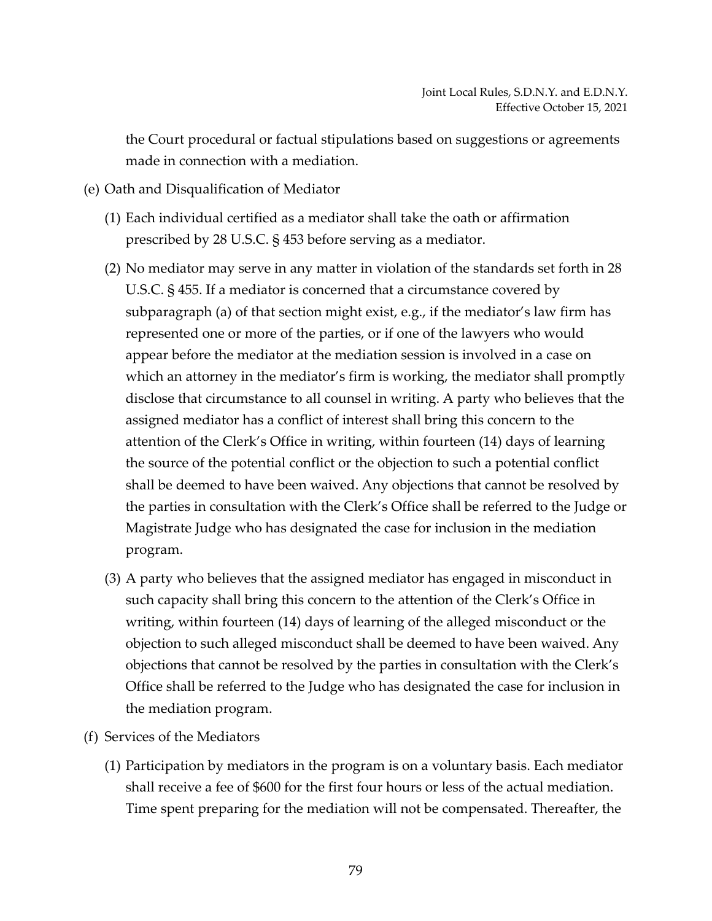the Court procedural or factual stipulations based on suggestions or agreements made in connection with a mediation.

(e) Oath and Disqualification of Mediator

(1) Each individual certified as a mediator shall take the oath or affirmation prescribed by 28 U.S.C. § 453 before serving as a mediator.

(2) No mediator may serve in any matter in violation of the standards set forth in 28 U.S.C. § 455. If a mediator is concerned that a circumstance covered by subparagraph (a) of that section might exist, e.g., if the mediator's law firm has represented one or more of the parties, or if one of the lawyers who would appear before the mediator at the mediation session is involved in a case on which an attorney in the mediator's firm is working, the mediator shall promptly disclose that circumstance to all counsel in writing. A party who believes that the assigned mediator has a conflict of interest shall bring this concern to the attention of the Clerk's Office in writing, within fourteen (14) days of learning the source of the potential conflict or the objection to such a potential conflict shall be deemed to have been waived. Any objections that cannot be resolved by the parties in consultation with the Clerk's Office shall be referred to the Judge or Magistrate Judge who has designated the case for inclusion in the mediation program.

(3) A party who believes that the assigned mediator has engaged in misconduct in such capacity shall bring this concern to the attention of the Clerk's Office in writing, within fourteen (14) days of learning of the alleged misconduct or the objection to such alleged misconduct shall be deemed to have been waived. Any objections that cannot be resolved by the parties in consultation with the Clerk's Office shall be referred to the Judge who has designated the case for inclusion in the mediation program.

(f) Services of the Mediators

(1) Participation by mediators in the program is on a voluntary basis. Each mediator shall receive a fee of $600 for the first four hours or less of the actual mediation. Time spent preparing for the mediation will not be compensated. Thereafter, the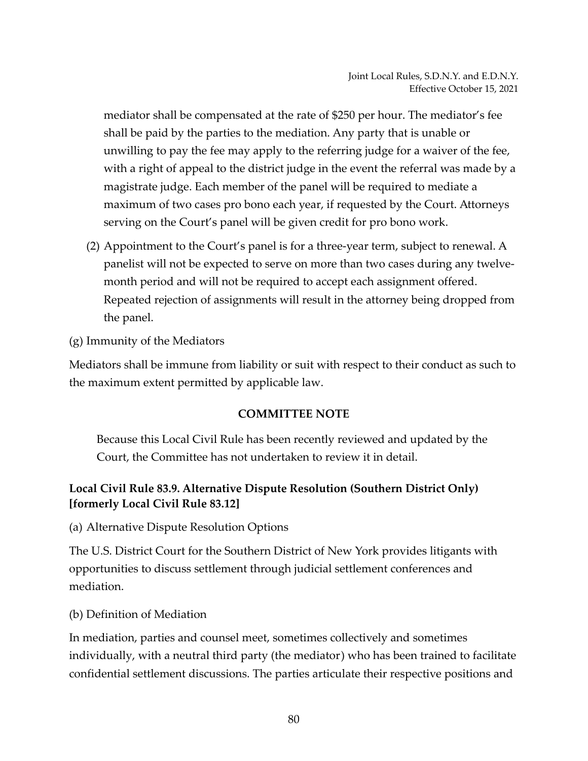mediator shall be compensated at the rate of $250 per hour. The mediator's fee shall be paid by the parties to the mediation. Any party that is unable or unwilling to pay the fee may apply to the referring judge for a waiver of the fee, with a right of appeal to the district judge in the event the referral was made by a magistrate judge. Each member of the panel will be required to mediate a maximum of two cases pro bono each year, if requested by the Court. Attorneys serving on the Court's panel will be given credit for pro bono work.

(2) Appointment to the Court's panel is for a three-year term, subject to renewal. A panelist will not be expected to serve on more than two cases during any twelve-month period and will not be required to accept each assignment offered. Repeated rejection of assignments will result in the attorney being dropped from the panel.

(g) Immunity of the Mediators

Mediators shall be immune from liability or suit with respect to their conduct as such to the maximum extent permitted by applicable law.

**COMMITTEE NOTE**

Because this Local Civil Rule has been recently reviewed and updated by the Court, the Committee has not undertaken to review it in detail.

### Local Civil Rule 83.9. Alternative Dispute Resolution (Southern District Only) [formerly Local Civil Rule 83.12]

(a) Alternative Dispute Resolution Options

The U.S. District Court for the Southern District of New York provides litigants with opportunities to discuss settlement through judicial settlement conferences and mediation.

(b) Definition of Mediation

In mediation, parties and counsel meet, sometimes collectively and sometimes individually, with a neutral third party (the mediator) who has been trained to facilitate confidential settlement discussions. The parties articulate their respective positions and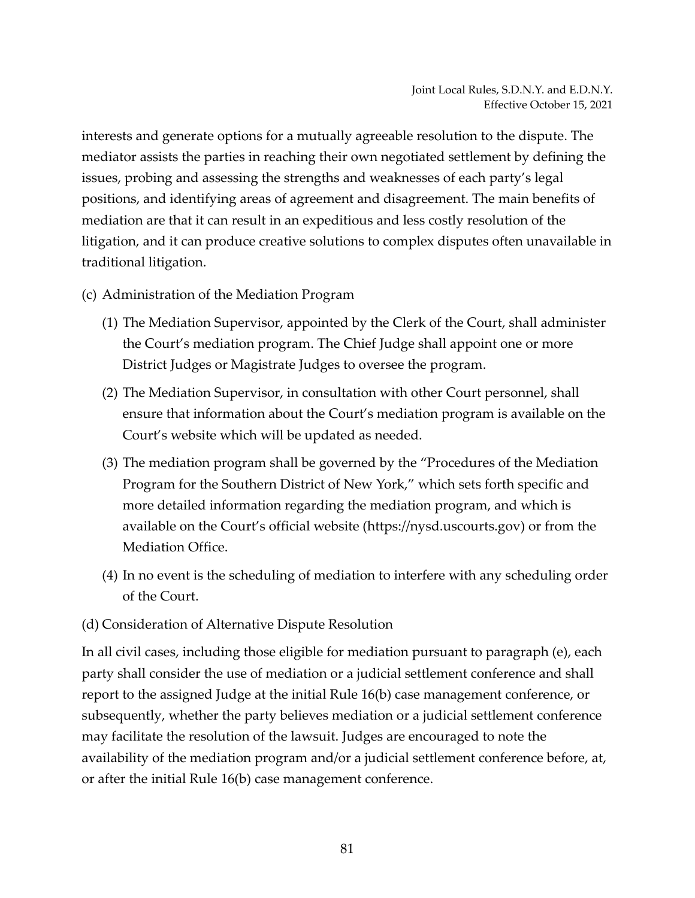interests and generate options for a mutually agreeable resolution to the dispute. The mediator assists the parties in reaching their own negotiated settlement by defining the issues, probing and assessing the strengths and weaknesses of each party's legal positions, and identifying areas of agreement and disagreement. The main benefits of mediation are that it can result in an expeditious and less costly resolution of the litigation, and it can produce creative solutions to complex disputes often unavailable in traditional litigation.

(c) Administration of the Mediation Program

(1) The Mediation Supervisor, appointed by the Clerk of the Court, shall administer the Court's mediation program. The Chief Judge shall appoint one or more District Judges or Magistrate Judges to oversee the program.

(2) The Mediation Supervisor, in consultation with other Court personnel, shall ensure that information about the Court's mediation program is available on the Court's website which will be updated as needed.

(3) The mediation program shall be governed by the "Procedures of the Mediation Program for the Southern District of New York," which sets forth specific and more detailed information regarding the mediation program, and which is available on the Court's official website (https://nysd.uscourts.gov) or from the Mediation Office.

(4) In no event is the scheduling of mediation to interfere with any scheduling order of the Court.

(d) Consideration of Alternative Dispute Resolution

In all civil cases, including those eligible for mediation pursuant to paragraph (e), each party shall consider the use of mediation or a judicial settlement conference and shall report to the assigned Judge at the initial Rule 16(b) case management conference, or subsequently, whether the party believes mediation or a judicial settlement conference may facilitate the resolution of the lawsuit. Judges are encouraged to note the availability of the mediation program and/or a judicial settlement conference before, at, or after the initial Rule 16(b) case management conference.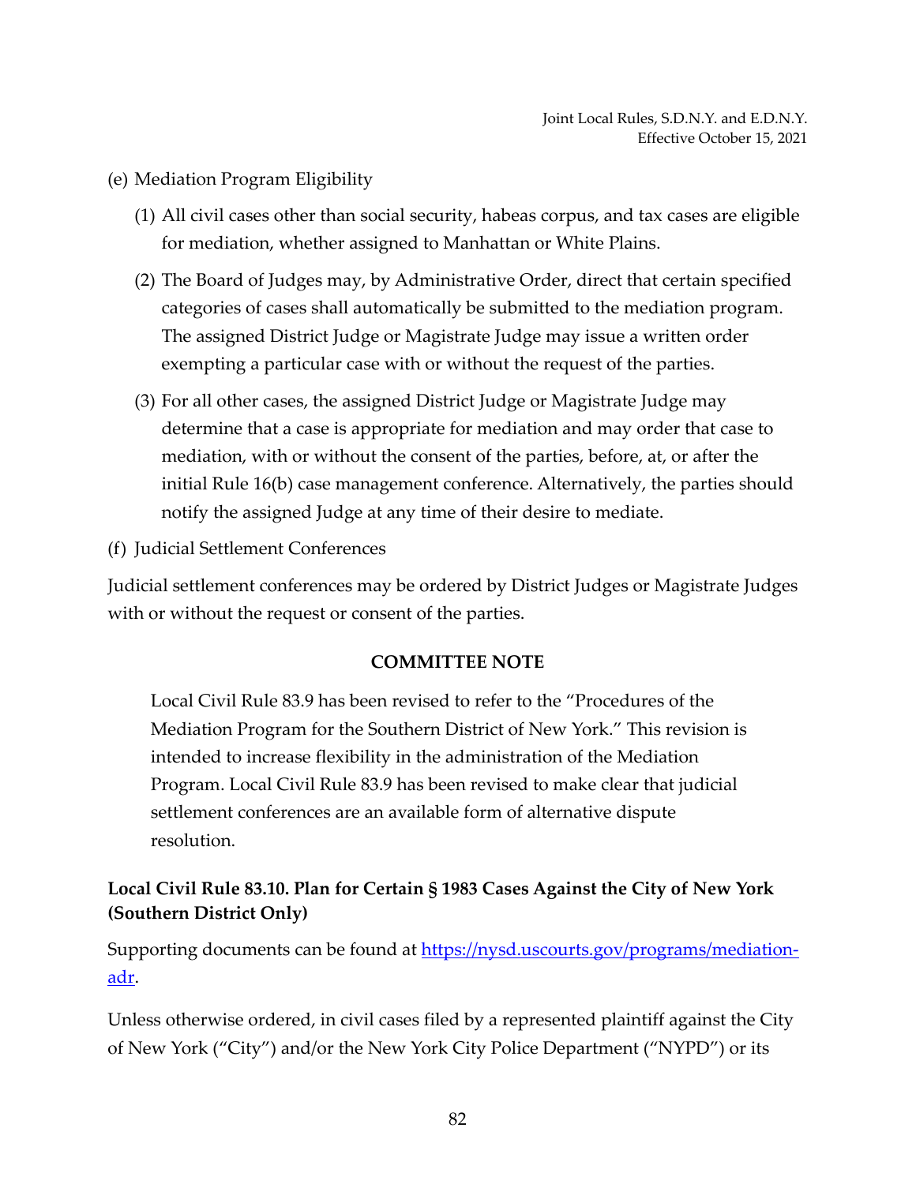(e) Mediation Program Eligibility

(1) All civil cases other than social security, habeas corpus, and tax cases are eligible for mediation, whether assigned to Manhattan or White Plains.

(2) The Board of Judges may, by Administrative Order, direct that certain specified categories of cases shall automatically be submitted to the mediation program. The assigned District Judge or Magistrate Judge may issue a written order exempting a particular case with or without the request of the parties.

(3) For all other cases, the assigned District Judge or Magistrate Judge may determine that a case is appropriate for mediation and may order that case to mediation, with or without the consent of the parties, before, at, or after the initial Rule 16(b) case management conference. Alternatively, the parties should notify the assigned Judge at any time of their desire to mediate.

(f) Judicial Settlement Conferences

Judicial settlement conferences may be ordered by District Judges or Magistrate Judges with or without the request or consent of the parties.

**COMMITTEE NOTE**

Local Civil Rule 83.9 has been revised to refer to the "Procedures of the Mediation Program for the Southern District of New York." This revision is intended to increase flexibility in the administration of the Mediation Program. Local Civil Rule 83.9 has been revised to make clear that judicial settlement conferences are an available form of alternative dispute resolution.

### Local Civil Rule 83.10. Plan for Certain § 1983 Cases Against the City of New York (Southern District Only)

Supporting documents can be found at [https://nysd.uscourts.gov/programs/mediation-adr](https://nysd.uscourts.gov/programs/mediation-adr).

Unless otherwise ordered, in civil cases filed by a represented plaintiff against the City of New York ("City") and/or the New York City Police Department ("NYPD") or its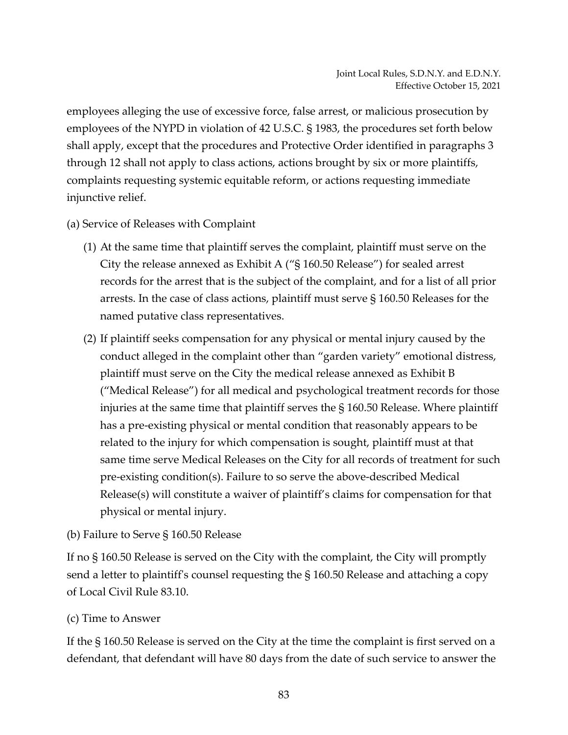employees alleging the use of excessive force, false arrest, or malicious prosecution by employees of the NYPD in violation of 42 U.S.C. § 1983, the procedures set forth below shall apply, except that the procedures and Protective Order identified in paragraphs 3 through 12 shall not apply to class actions, actions brought by six or more plaintiffs, complaints requesting systemic equitable reform, or actions requesting immediate injunctive relief.

(a) Service of Releases with Complaint

(1) At the same time that plaintiff serves the complaint, plaintiff must serve on the City the release annexed as Exhibit A ("§ 160.50 Release") for sealed arrest records for the arrest that is the subject of the complaint, and for a list of all prior arrests. In the case of class actions, plaintiff must serve § 160.50 Releases for the named putative class representatives.

(2) If plaintiff seeks compensation for any physical or mental injury caused by the conduct alleged in the complaint other than "garden variety" emotional distress, plaintiff must serve on the City the medical release annexed as Exhibit B ("Medical Release") for all medical and psychological treatment records for those injuries at the same time that plaintiff serves the § 160.50 Release. Where plaintiff has a pre-existing physical or mental condition that reasonably appears to be related to the injury for which compensation is sought, plaintiff must at that same time serve Medical Releases on the City for all records of treatment for such pre-existing condition(s). Failure to so serve the above-described Medical Release(s) will constitute a waiver of plaintiff's claims for compensation for that physical or mental injury.

(b) Failure to Serve § 160.50 Release

If no § 160.50 Release is served on the City with the complaint, the City will promptly send a letter to plaintiff's counsel requesting the § 160.50 Release and attaching a copy of Local Civil Rule 83.10.

(c) Time to Answer

If the § 160.50 Release is served on the City at the time the complaint is first served on a defendant, that defendant will have 80 days from the date of such service to answer the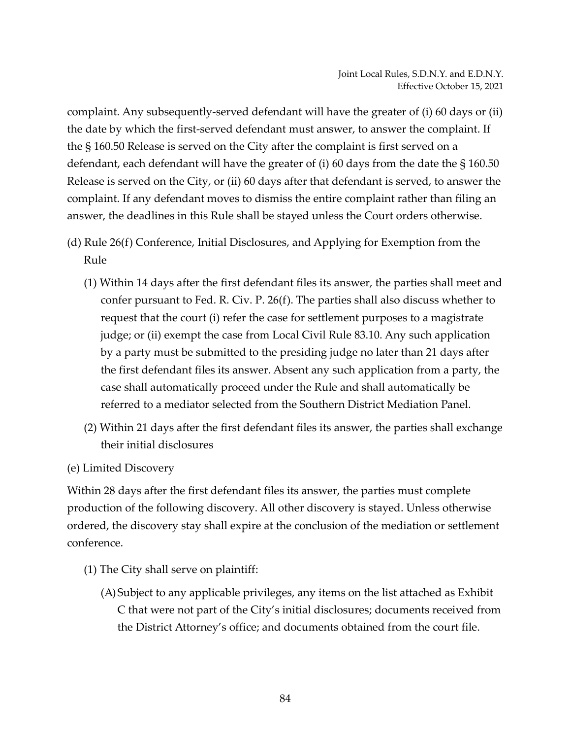complaint. Any subsequently-served defendant will have the greater of (i) 60 days or (ii) the date by which the first-served defendant must answer, to answer the complaint. If the § 160.50 Release is served on the City after the complaint is first served on a defendant, each defendant will have the greater of (i) 60 days from the date the § 160.50 Release is served on the City, or (ii) 60 days after that defendant is served, to answer the complaint. If any defendant moves to dismiss the entire complaint rather than filing an answer, the deadlines in this Rule shall be stayed unless the Court orders otherwise.

(d) Rule 26(f) Conference, Initial Disclosures, and Applying for Exemption from the Rule

(1) Within 14 days after the first defendant files its answer, the parties shall meet and confer pursuant to Fed. R. Civ. P. 26(f). The parties shall also discuss whether to request that the court (i) refer the case for settlement purposes to a magistrate judge; or (ii) exempt the case from Local Civil Rule 83.10. Any such application by a party must be submitted to the presiding judge no later than 21 days after the first defendant files its answer. Absent any such application from a party, the case shall automatically proceed under the Rule and shall automatically be referred to a mediator selected from the Southern District Mediation Panel.

(2) Within 21 days after the first defendant files its answer, the parties shall exchange their initial disclosures

(e) Limited Discovery

Within 28 days after the first defendant files its answer, the parties must complete production of the following discovery. All other discovery is stayed. Unless otherwise ordered, the discovery stay shall expire at the conclusion of the mediation or settlement conference.

(1) The City shall serve on plaintiff:

(A) Subject to any applicable privileges, any items on the list attached as Exhibit C that were not part of the City's initial disclosures; documents received from the District Attorney's office; and documents obtained from the court file.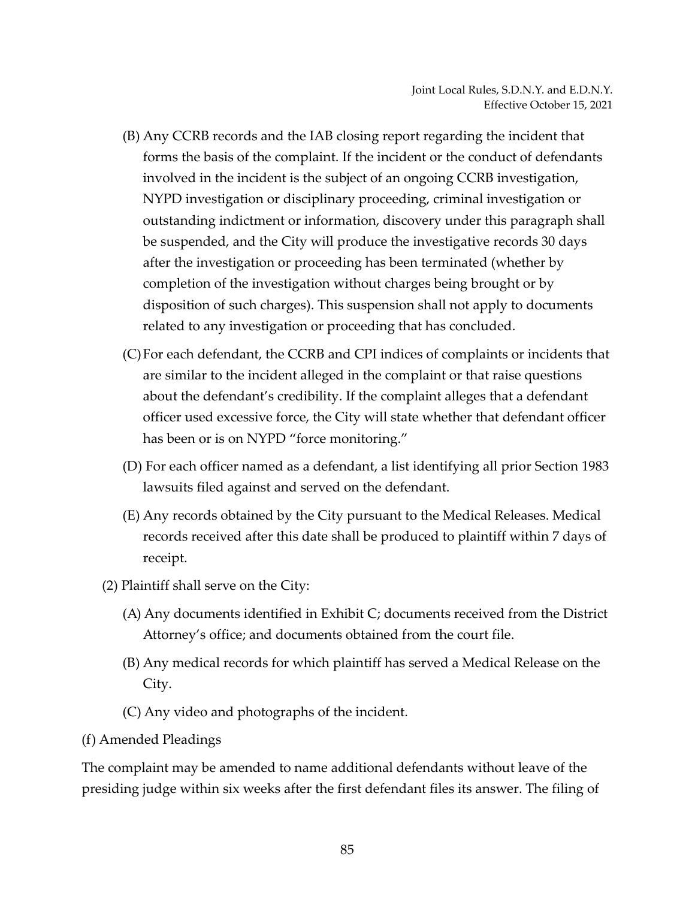(B) Any CCRB records and the IAB closing report regarding the incident that forms the basis of the complaint. If the incident or the conduct of defendants involved in the incident is the subject of an ongoing CCRB investigation, NYPD investigation or disciplinary proceeding, criminal investigation or outstanding indictment or information, discovery under this paragraph shall be suspended, and the City will produce the investigative records 30 days after the investigation or proceeding has been terminated (whether by completion of the investigation without charges being brought or by disposition of such charges). This suspension shall not apply to documents related to any investigation or proceeding that has concluded.

(C) For each defendant, the CCRB and CPI indices of complaints or incidents that are similar to the incident alleged in the complaint or that raise questions about the defendant's credibility. If the complaint alleges that a defendant officer used excessive force, the City will state whether that defendant officer has been or is on NYPD "force monitoring."

(D) For each officer named as a defendant, a list identifying all prior Section 1983 lawsuits filed against and served on the defendant.

(E) Any records obtained by the City pursuant to the Medical Releases. Medical records received after this date shall be produced to plaintiff within 7 days of receipt.

(2) Plaintiff shall serve on the City:

(A) Any documents identified in Exhibit C; documents received from the District Attorney's office; and documents obtained from the court file.

(B) Any medical records for which plaintiff has served a Medical Release on the City.

(C) Any video and photographs of the incident.

(f) Amended Pleadings

The complaint may be amended to name additional defendants without leave of the presiding judge within six weeks after the first defendant files its answer. The filing of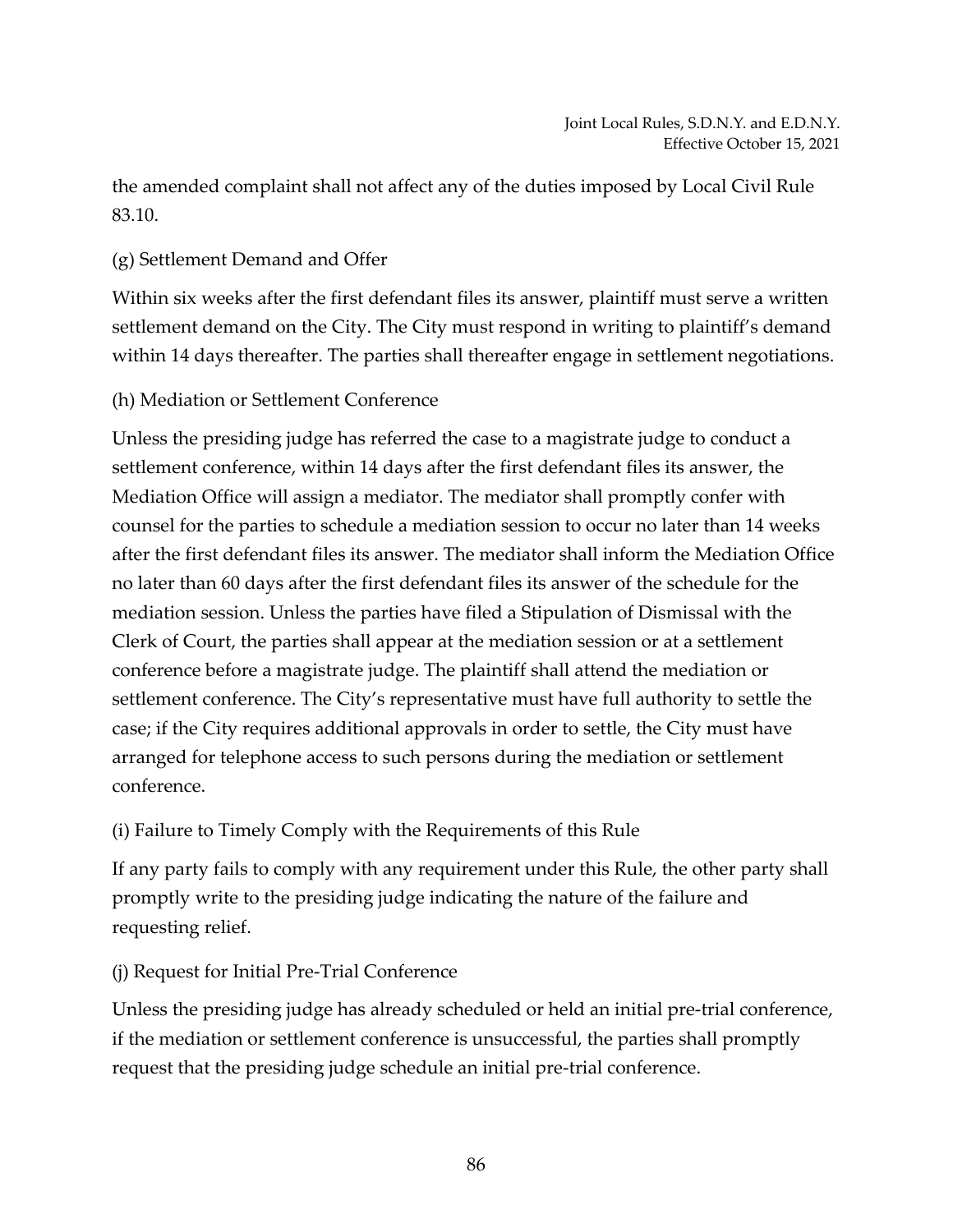the amended complaint shall not affect any of the duties imposed by Local Civil Rule 83.10.

(g) Settlement Demand and Offer

Within six weeks after the first defendant files its answer, plaintiff must serve a written settlement demand on the City. The City must respond in writing to plaintiff's demand within 14 days thereafter. The parties shall thereafter engage in settlement negotiations.

(h) Mediation or Settlement Conference

Unless the presiding judge has referred the case to a magistrate judge to conduct a settlement conference, within 14 days after the first defendant files its answer, the Mediation Office will assign a mediator. The mediator shall promptly confer with counsel for the parties to schedule a mediation session to occur no later than 14 weeks after the first defendant files its answer. The mediator shall inform the Mediation Office no later than 60 days after the first defendant files its answer of the schedule for the mediation session. Unless the parties have filed a Stipulation of Dismissal with the Clerk of Court, the parties shall appear at the mediation session or at a settlement conference before a magistrate judge. The plaintiff shall attend the mediation or settlement conference. The City's representative must have full authority to settle the case; if the City requires additional approvals in order to settle, the City must have arranged for telephone access to such persons during the mediation or settlement conference.

(i) Failure to Timely Comply with the Requirements of this Rule

If any party fails to comply with any requirement under this Rule, the other party shall promptly write to the presiding judge indicating the nature of the failure and requesting relief.

(j) Request for Initial Pre-Trial Conference

Unless the presiding judge has already scheduled or held an initial pre-trial conference, if the mediation or settlement conference is unsuccessful, the parties shall promptly request that the presiding judge schedule an initial pre-trial conference.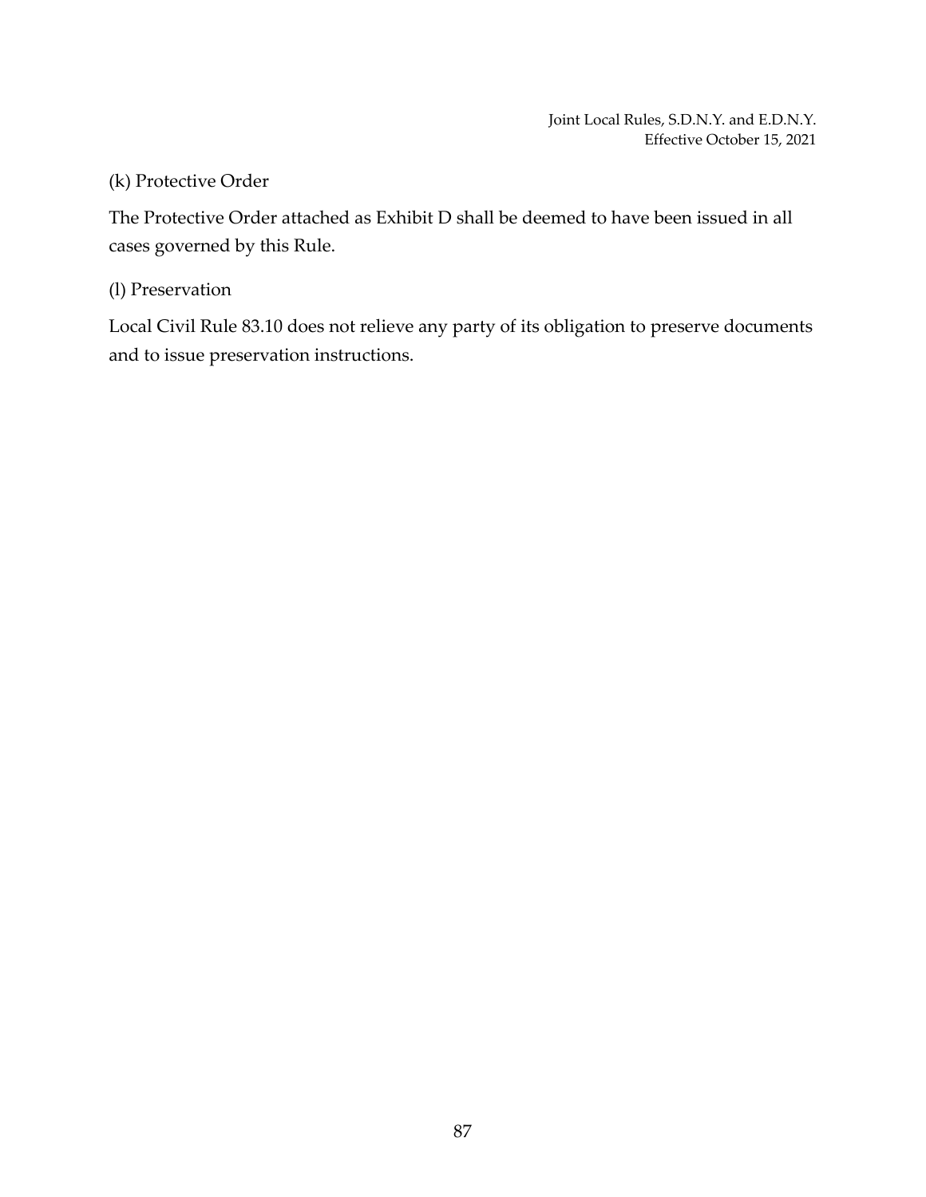(k) Protective Order

The Protective Order attached as Exhibit D shall be deemed to have been issued in all cases governed by this Rule.

(l) Preservation

Local Civil Rule 83.10 does not relieve any party of its obligation to preserve documents and to issue preservation instructions.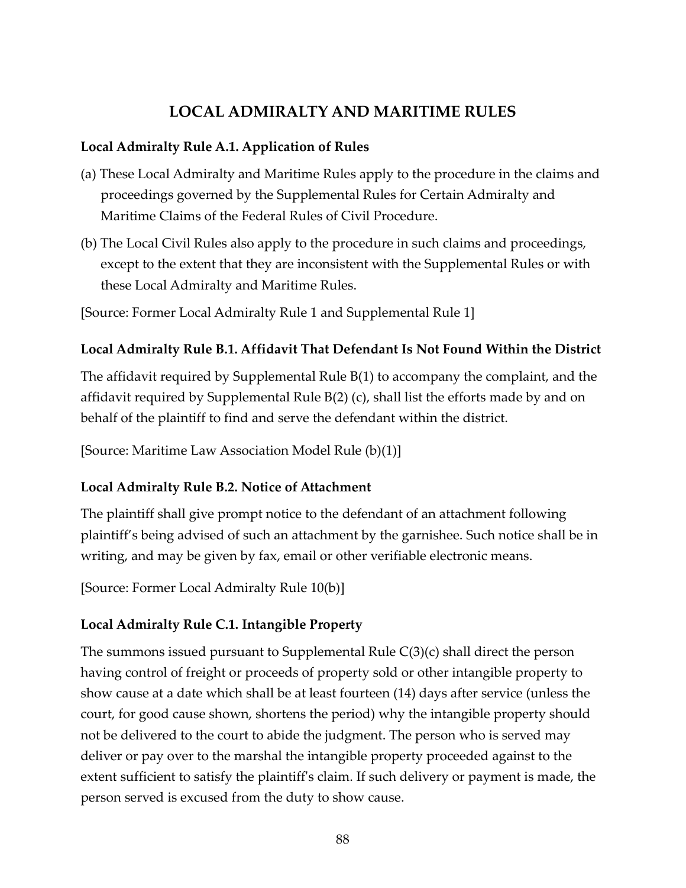# LOCAL ADMIRALTY AND MARITIME RULES

### Local Admiralty Rule A.1. Application of Rules

(a) These Local Admiralty and Maritime Rules apply to the procedure in the claims and proceedings governed by the Supplemental Rules for Certain Admiralty and Maritime Claims of the Federal Rules of Civil Procedure.

(b) The Local Civil Rules also apply to the procedure in such claims and proceedings, except to the extent that they are inconsistent with the Supplemental Rules or with these Local Admiralty and Maritime Rules.

[Source: Former Local Admiralty Rule 1 and Supplemental Rule 1]

### Local Admiralty Rule B.1. Affidavit That Defendant Is Not Found Within the District

The affidavit required by Supplemental Rule B(1) to accompany the complaint, and the affidavit required by Supplemental Rule B(2) (c), shall list the efforts made by and on behalf of the plaintiff to find and serve the defendant within the district.

[Source: Maritime Law Association Model Rule (b)(1)]

### Local Admiralty Rule B.2. Notice of Attachment

The plaintiff shall give prompt notice to the defendant of an attachment following plaintiff's being advised of such an attachment by the garnishee. Such notice shall be in writing, and may be given by fax, email or other verifiable electronic means.

[Source: Former Local Admiralty Rule 10(b)]

### Local Admiralty Rule C.1. Intangible Property

The summons issued pursuant to Supplemental Rule C(3)(c) shall direct the person having control of freight or proceeds of property sold or other intangible property to show cause at a date which shall be at least fourteen (14) days after service (unless the court, for good cause shown, shortens the period) why the intangible property should not be delivered to the court to abide the judgment. The person who is served may deliver or pay over to the marshal the intangible property proceeded against to the extent sufficient to satisfy the plaintiff's claim. If such delivery or payment is made, the person served is excused from the duty to show cause.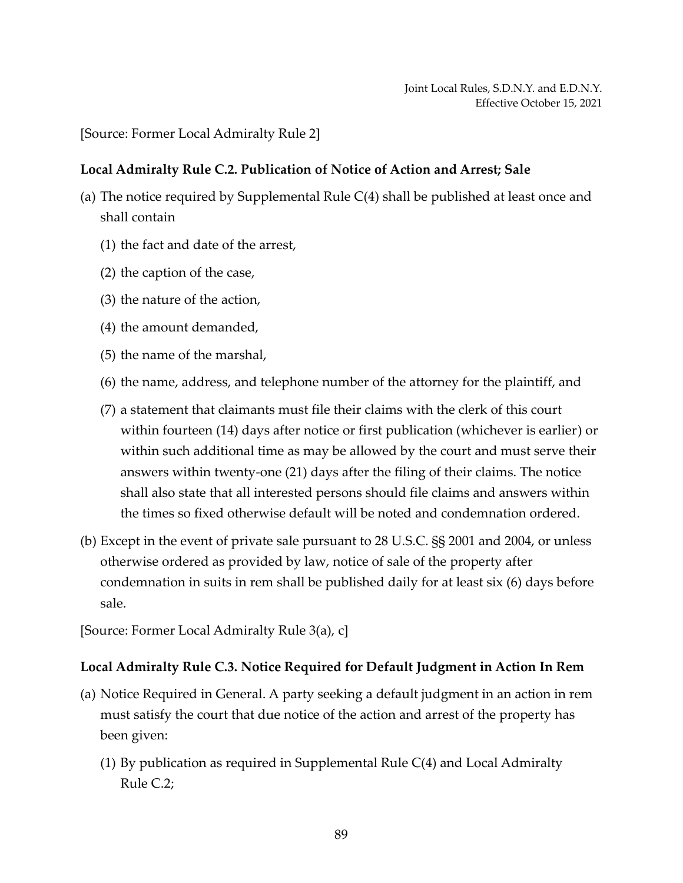[Source: Former Local Admiralty Rule 2]

**Local Admiralty Rule C.2. Publication of Notice of Action and Arrest; Sale**

(a) The notice required by Supplemental Rule C(4) shall be published at least once and shall contain

  (1) the fact and date of the arrest,

  (2) the caption of the case,

  (3) the nature of the action,

  (4) the amount demanded,

  (5) the name of the marshal,

  (6) the name, address, and telephone number of the attorney for the plaintiff, and

  (7) a statement that claimants must file their claims with the clerk of this court within fourteen (14) days after notice or first publication (whichever is earlier) or within such additional time as may be allowed by the court and must serve their answers within twenty-one (21) days after the filing of their claims. The notice shall also state that all interested persons should file claims and answers within the times so fixed otherwise default will be noted and condemnation ordered.

(b) Except in the event of private sale pursuant to 28 U.S.C. §§ 2001 and 2004, or unless otherwise ordered as provided by law, notice of sale of the property after condemnation in suits in rem shall be published daily for at least six (6) days before sale.

[Source: Former Local Admiralty Rule 3(a), c]

**Local Admiralty Rule C.3. Notice Required for Default Judgment in Action In Rem**

(a) Notice Required in General. A party seeking a default judgment in an action in rem must satisfy the court that due notice of the action and arrest of the property has been given:

  (1) By publication as required in Supplemental Rule C(4) and Local Admiralty Rule C.2;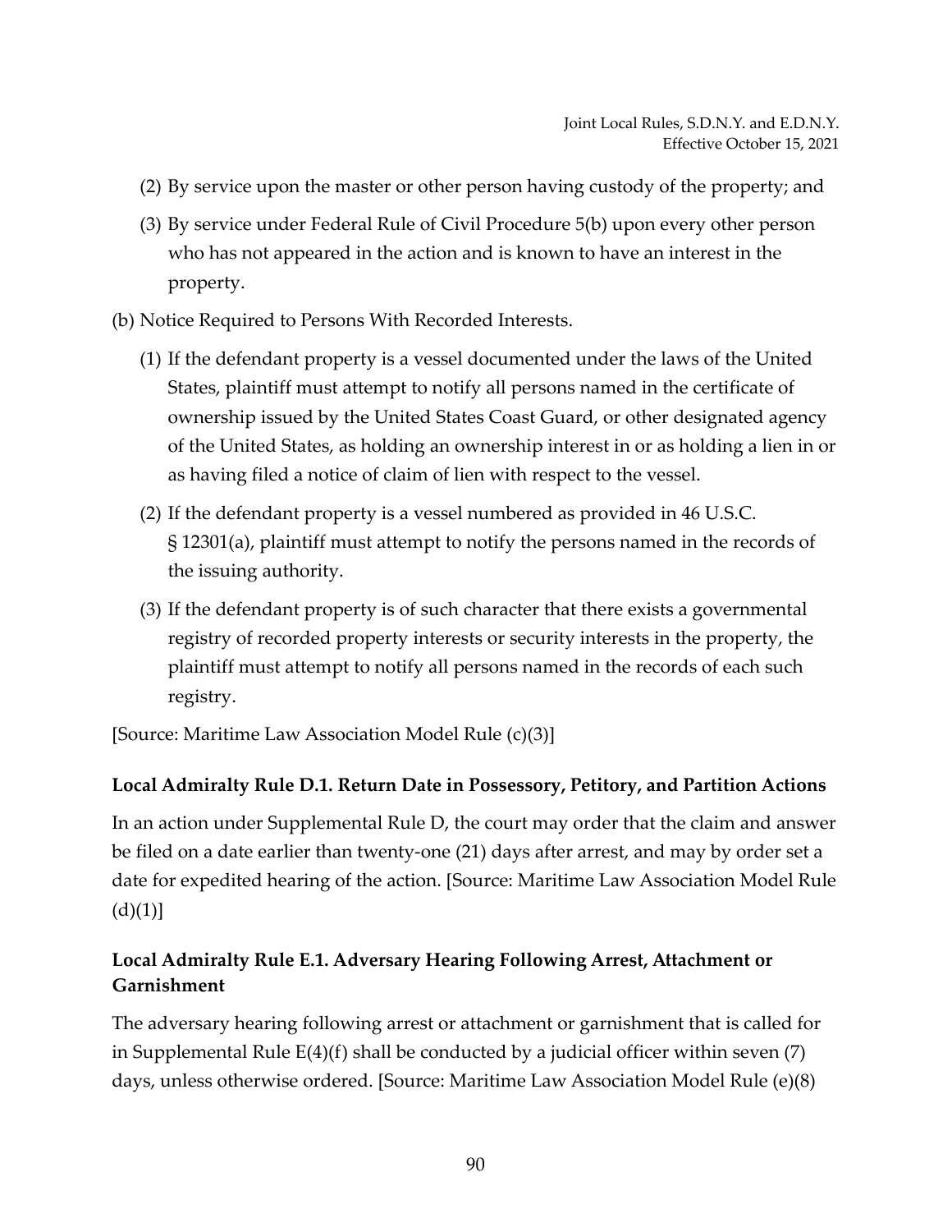(2) By service upon the master or other person having custody of the property; and

(3) By service under Federal Rule of Civil Procedure 5(b) upon every other person who has not appeared in the action and is known to have an interest in the property.

(b) Notice Required to Persons With Recorded Interests.

(1) If the defendant property is a vessel documented under the laws of the United States, plaintiff must attempt to notify all persons named in the certificate of ownership issued by the United States Coast Guard, or other designated agency of the United States, as holding an ownership interest in or as holding a lien in or as having filed a notice of claim of lien with respect to the vessel.

(2) If the defendant property is a vessel numbered as provided in 46 U.S.C. § 12301(a), plaintiff must attempt to notify the persons named in the records of the issuing authority.

(3) If the defendant property is of such character that there exists a governmental registry of recorded property interests or security interests in the property, the plaintiff must attempt to notify all persons named in the records of each such registry.

[Source: Maritime Law Association Model Rule (c)(3)]

**Local Admiralty Rule D.1. Return Date in Possessory, Petitory, and Partition Actions**

In an action under Supplemental Rule D, the court may order that the claim and answer be filed on a date earlier than twenty-one (21) days after arrest, and may by order set a date for expedited hearing of the action. [Source: Maritime Law Association Model Rule (d)(1)]

**Local Admiralty Rule E.1. Adversary Hearing Following Arrest, Attachment or Garnishment**

The adversary hearing following arrest or attachment or garnishment that is called for in Supplemental Rule E(4)(f) shall be conducted by a judicial officer within seven (7) days, unless otherwise ordered. [Source: Maritime Law Association Model Rule (e)(8)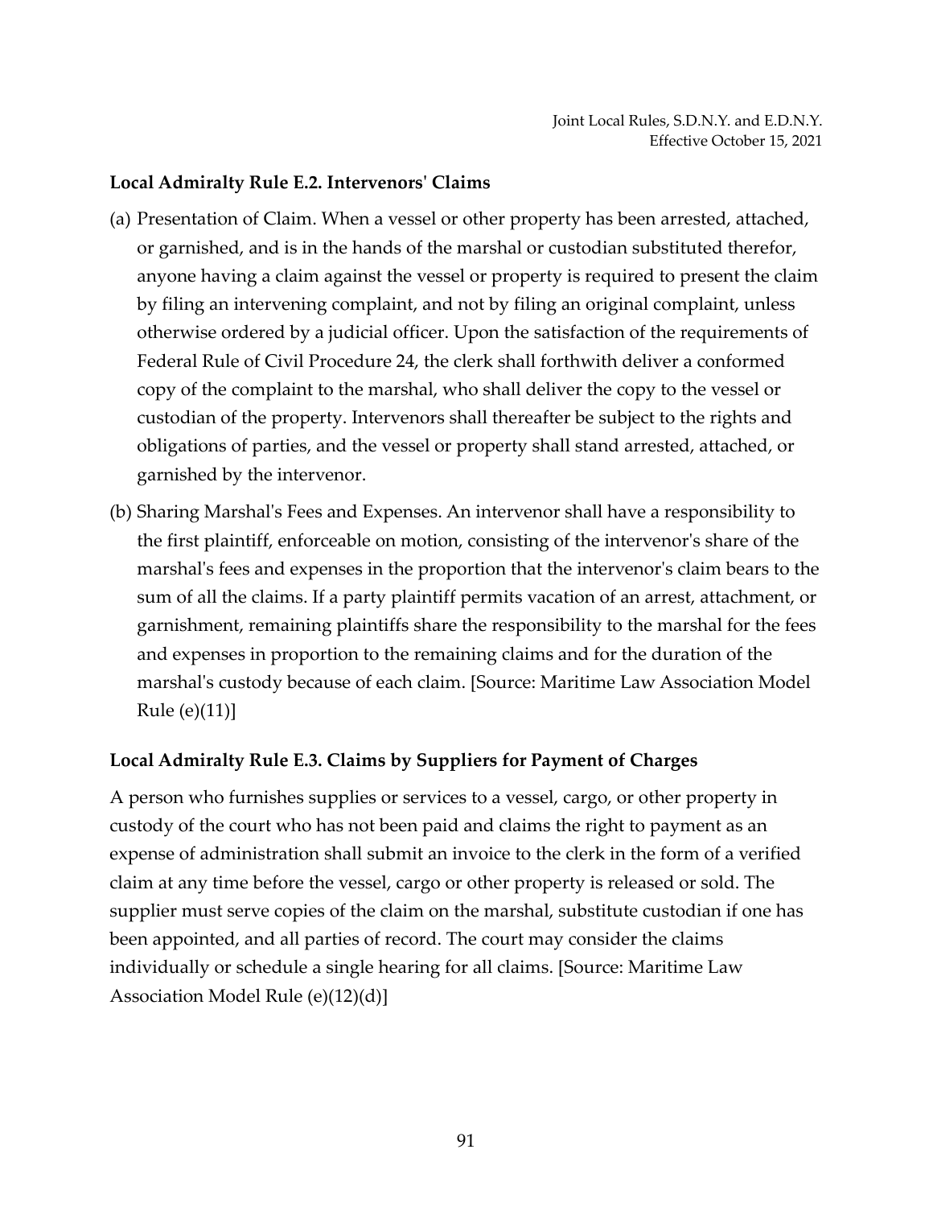### Local Admiralty Rule E.2. Intervenors' Claims

(a) Presentation of Claim. When a vessel or other property has been arrested, attached, or garnished, and is in the hands of the marshal or custodian substituted therefor, anyone having a claim against the vessel or property is required to present the claim by filing an intervening complaint, and not by filing an original complaint, unless otherwise ordered by a judicial officer. Upon the satisfaction of the requirements of Federal Rule of Civil Procedure 24, the clerk shall forthwith deliver a conformed copy of the complaint to the marshal, who shall deliver the copy to the vessel or custodian of the property. Intervenors shall thereafter be subject to the rights and obligations of parties, and the vessel or property shall stand arrested, attached, or garnished by the intervenor.

(b) Sharing Marshal's Fees and Expenses. An intervenor shall have a responsibility to the first plaintiff, enforceable on motion, consisting of the intervenor's share of the marshal's fees and expenses in the proportion that the intervenor's claim bears to the sum of all the claims. If a party plaintiff permits vacation of an arrest, attachment, or garnishment, remaining plaintiffs share the responsibility to the marshal for the fees and expenses in proportion to the remaining claims and for the duration of the marshal's custody because of each claim. [Source: Maritime Law Association Model Rule (e)(11)]

### Local Admiralty Rule E.3. Claims by Suppliers for Payment of Charges

A person who furnishes supplies or services to a vessel, cargo, or other property in custody of the court who has not been paid and claims the right to payment as an expense of administration shall submit an invoice to the clerk in the form of a verified claim at any time before the vessel, cargo or other property is released or sold. The supplier must serve copies of the claim on the marshal, substitute custodian if one has been appointed, and all parties of record. The court may consider the claims individually or schedule a single hearing for all claims. [Source: Maritime Law Association Model Rule (e)(12)(d)]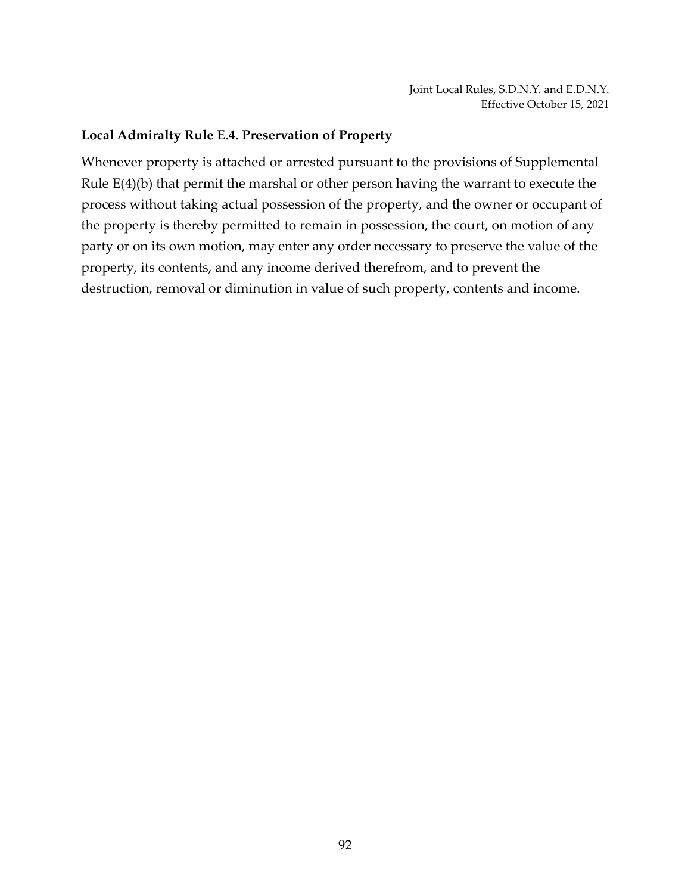### Local Admiralty Rule E.4. Preservation of Property

Whenever property is attached or arrested pursuant to the provisions of Supplemental Rule E(4)(b) that permit the marshal or other person having the warrant to execute the process without taking actual possession of the property, and the owner or occupant of the property is thereby permitted to remain in possession, the court, on motion of any party or on its own motion, may enter any order necessary to preserve the value of the property, its contents, and any income derived therefrom, and to prevent the destruction, removal or diminution in value of such property, contents and income.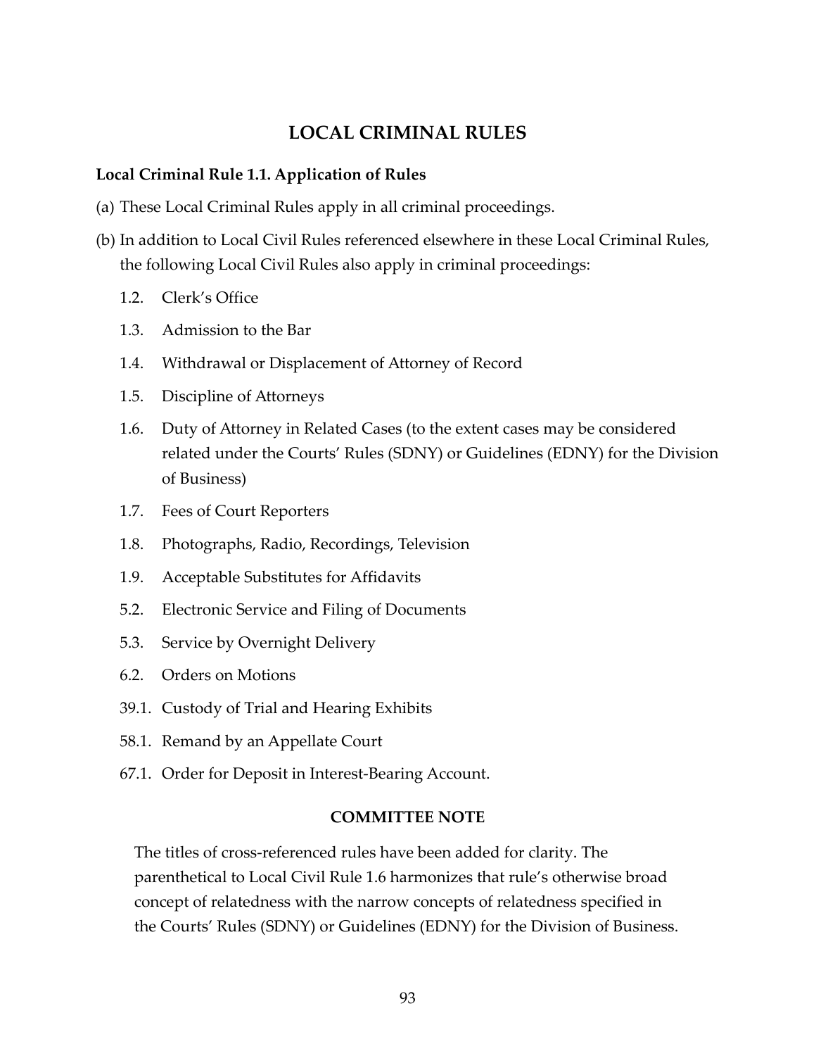# LOCAL CRIMINAL RULES

## Local Criminal Rule 1.1. Application of Rules

(a) These Local Criminal Rules apply in all criminal proceedings.

(b) In addition to Local Civil Rules referenced elsewhere in these Local Criminal Rules, the following Local Civil Rules also apply in criminal proceedings:

- 1.2. Clerk's Office
- 1.3. Admission to the Bar
- 1.4. Withdrawal or Displacement of Attorney of Record
- 1.5. Discipline of Attorneys
- 1.6. Duty of Attorney in Related Cases (to the extent cases may be considered related under the Courts' Rules (SDNY) or Guidelines (EDNY) for the Division of Business)
- 1.7. Fees of Court Reporters
- 1.8. Photographs, Radio, Recordings, Television
- 1.9. Acceptable Substitutes for Affidavits
- 5.2. Electronic Service and Filing of Documents
- 5.3. Service by Overnight Delivery
- 6.2. Orders on Motions
- 39.1. Custody of Trial and Hearing Exhibits
- 58.1. Remand by an Appellate Court
- 67.1. Order for Deposit in Interest-Bearing Account.

**COMMITTEE NOTE**

The titles of cross-referenced rules have been added for clarity. The parenthetical to Local Civil Rule 1.6 harmonizes that rule's otherwise broad concept of relatedness with the narrow concepts of relatedness specified in the Courts' Rules (SDNY) or Guidelines (EDNY) for the Division of Business.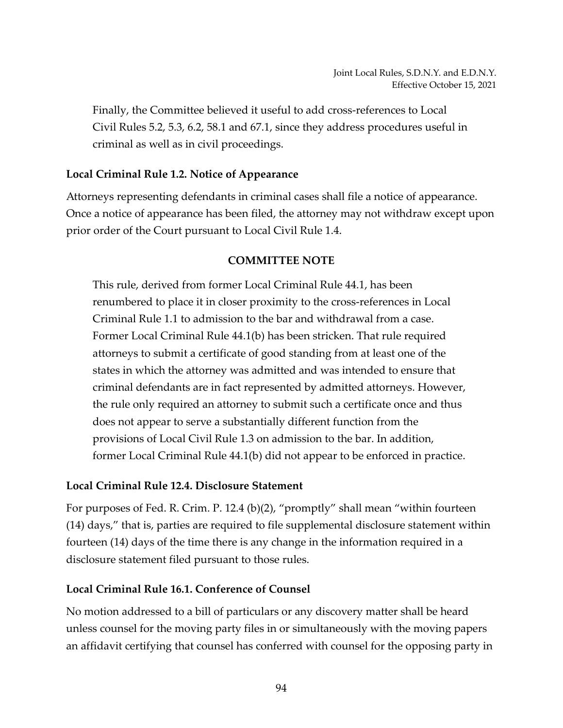Finally, the Committee believed it useful to add cross-references to Local Civil Rules 5.2, 5.3, 6.2, 58.1 and 67.1, since they address procedures useful in criminal as well as in civil proceedings.

### Local Criminal Rule 1.2. Notice of Appearance

Attorneys representing defendants in criminal cases shall file a notice of appearance. Once a notice of appearance has been filed, the attorney may not withdraw except upon prior order of the Court pursuant to Local Civil Rule 1.4.

**COMMITTEE NOTE**

This rule, derived from former Local Criminal Rule 44.1, has been renumbered to place it in closer proximity to the cross-references in Local Criminal Rule 1.1 to admission to the bar and withdrawal from a case. Former Local Criminal Rule 44.1(b) has been stricken. That rule required attorneys to submit a certificate of good standing from at least one of the states in which the attorney was admitted and was intended to ensure that criminal defendants are in fact represented by admitted attorneys. However, the rule only required an attorney to submit such a certificate once and thus does not appear to serve a substantially different function from the provisions of Local Civil Rule 1.3 on admission to the bar. In addition, former Local Criminal Rule 44.1(b) did not appear to be enforced in practice.

### Local Criminal Rule 12.4. Disclosure Statement

For purposes of Fed. R. Crim. P. 12.4 (b)(2), "promptly" shall mean "within fourteen (14) days," that is, parties are required to file supplemental disclosure statement within fourteen (14) days of the time there is any change in the information required in a disclosure statement filed pursuant to those rules.

### Local Criminal Rule 16.1. Conference of Counsel

No motion addressed to a bill of particulars or any discovery matter shall be heard unless counsel for the moving party files in or simultaneously with the moving papers an affidavit certifying that counsel has conferred with counsel for the opposing party in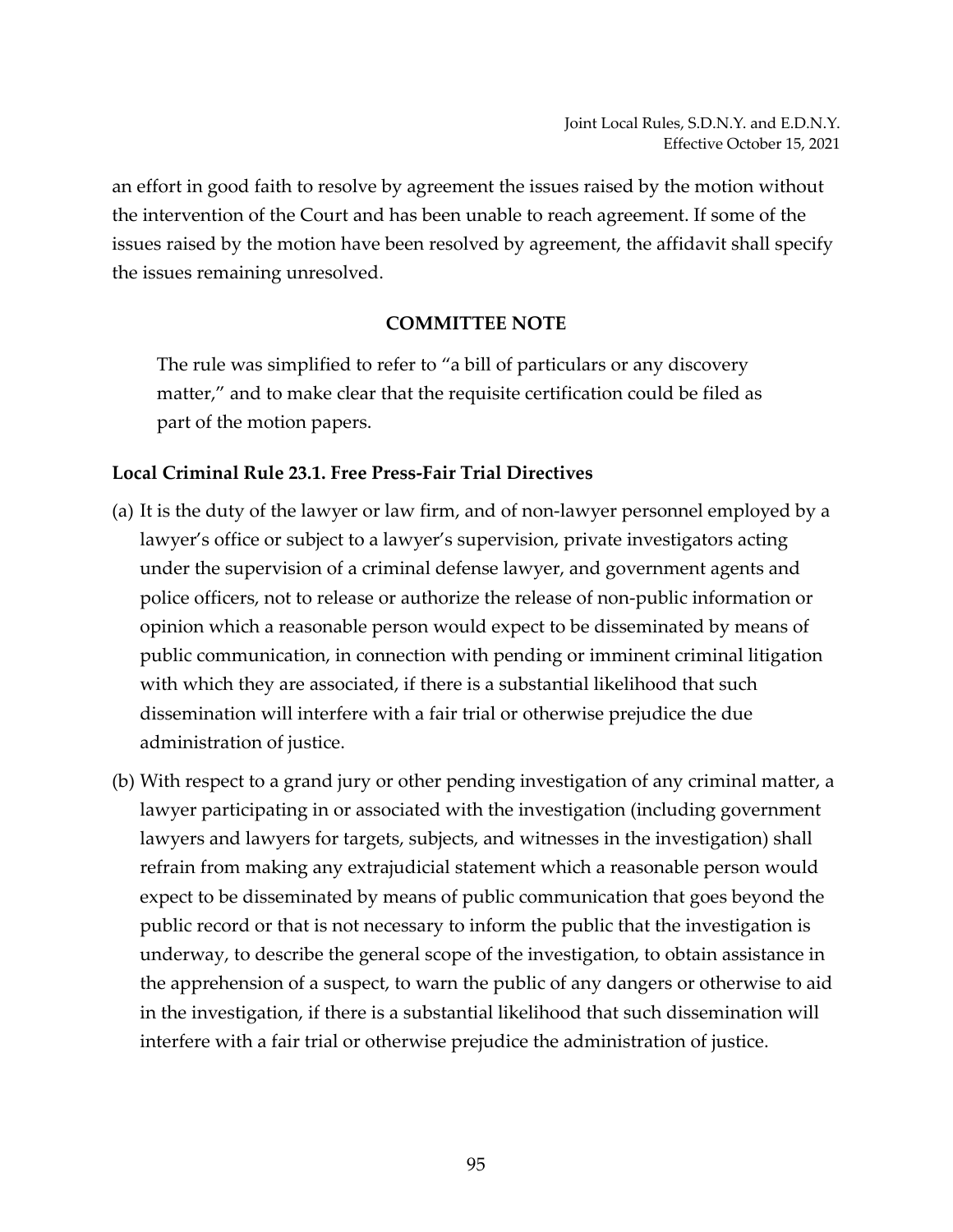an effort in good faith to resolve by agreement the issues raised by the motion without the intervention of the Court and has been unable to reach agreement. If some of the issues raised by the motion have been resolved by agreement, the affidavit shall specify the issues remaining unresolved.

**COMMITTEE NOTE**

The rule was simplified to refer to "a bill of particulars or any discovery matter," and to make clear that the requisite certification could be filed as part of the motion papers.

**Local Criminal Rule 23.1. Free Press-Fair Trial Directives**

(a) It is the duty of the lawyer or law firm, and of non-lawyer personnel employed by a lawyer's office or subject to a lawyer's supervision, private investigators acting under the supervision of a criminal defense lawyer, and government agents and police officers, not to release or authorize the release of non-public information or opinion which a reasonable person would expect to be disseminated by means of public communication, in connection with pending or imminent criminal litigation with which they are associated, if there is a substantial likelihood that such dissemination will interfere with a fair trial or otherwise prejudice the due administration of justice.

(b) With respect to a grand jury or other pending investigation of any criminal matter, a lawyer participating in or associated with the investigation (including government lawyers and lawyers for targets, subjects, and witnesses in the investigation) shall refrain from making any extrajudicial statement which a reasonable person would expect to be disseminated by means of public communication that goes beyond the public record or that is not necessary to inform the public that the investigation is underway, to describe the general scope of the investigation, to obtain assistance in the apprehension of a suspect, to warn the public of any dangers or otherwise to aid in the investigation, if there is a substantial likelihood that such dissemination will interfere with a fair trial or otherwise prejudice the administration of justice.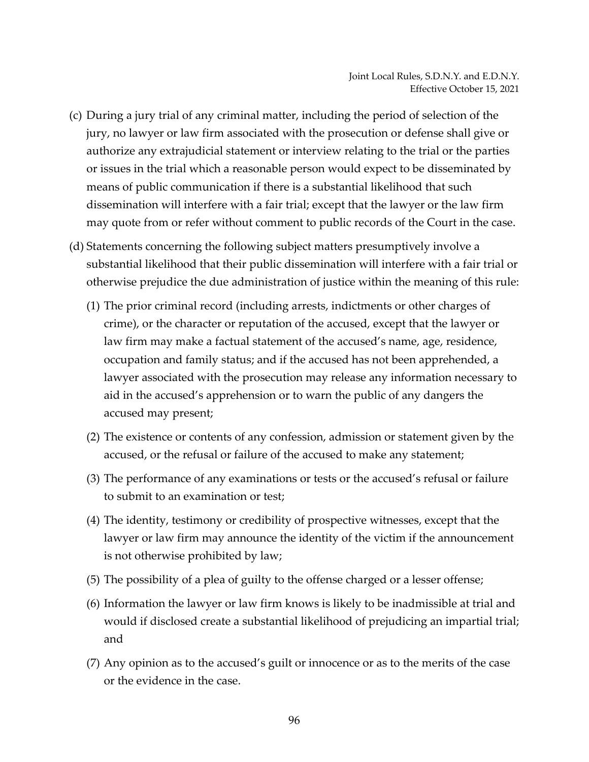(c) During a jury trial of any criminal matter, including the period of selection of the jury, no lawyer or law firm associated with the prosecution or defense shall give or authorize any extrajudicial statement or interview relating to the trial or the parties or issues in the trial which a reasonable person would expect to be disseminated by means of public communication if there is a substantial likelihood that such dissemination will interfere with a fair trial; except that the lawyer or the law firm may quote from or refer without comment to public records of the Court in the case.

(d) Statements concerning the following subject matters presumptively involve a substantial likelihood that their public dissemination will interfere with a fair trial or otherwise prejudice the due administration of justice within the meaning of this rule:

   (1) The prior criminal record (including arrests, indictments or other charges of crime), or the character or reputation of the accused, except that the lawyer or law firm may make a factual statement of the accused's name, age, residence, occupation and family status; and if the accused has not been apprehended, a lawyer associated with the prosecution may release any information necessary to aid in the accused's apprehension or to warn the public of any dangers the accused may present;

   (2) The existence or contents of any confession, admission or statement given by the accused, or the refusal or failure of the accused to make any statement;

   (3) The performance of any examinations or tests or the accused's refusal or failure to submit to an examination or test;

   (4) The identity, testimony or credibility of prospective witnesses, except that the lawyer or law firm may announce the identity of the victim if the announcement is not otherwise prohibited by law;

   (5) The possibility of a plea of guilty to the offense charged or a lesser offense;

   (6) Information the lawyer or law firm knows is likely to be inadmissible at trial and would if disclosed create a substantial likelihood of prejudicing an impartial trial; and

   (7) Any opinion as to the accused's guilt or innocence or as to the merits of the case or the evidence in the case.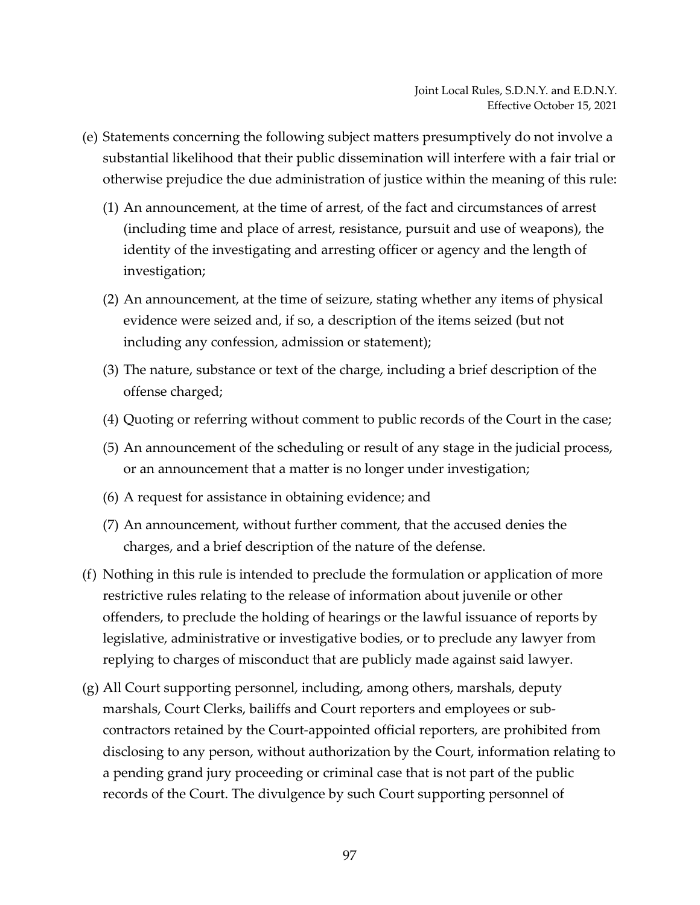(e) Statements concerning the following subject matters presumptively do not involve a substantial likelihood that their public dissemination will interfere with a fair trial or otherwise prejudice the due administration of justice within the meaning of this rule:

  (1) An announcement, at the time of arrest, of the fact and circumstances of arrest (including time and place of arrest, resistance, pursuit and use of weapons), the identity of the investigating and arresting officer or agency and the length of investigation;

  (2) An announcement, at the time of seizure, stating whether any items of physical evidence were seized and, if so, a description of the items seized (but not including any confession, admission or statement);

  (3) The nature, substance or text of the charge, including a brief description of the offense charged;

  (4) Quoting or referring without comment to public records of the Court in the case;

  (5) An announcement of the scheduling or result of any stage in the judicial process, or an announcement that a matter is no longer under investigation;

  (6) A request for assistance in obtaining evidence; and

  (7) An announcement, without further comment, that the accused denies the charges, and a brief description of the nature of the defense.

(f) Nothing in this rule is intended to preclude the formulation or application of more restrictive rules relating to the release of information about juvenile or other offenders, to preclude the holding of hearings or the lawful issuance of reports by legislative, administrative or investigative bodies, or to preclude any lawyer from replying to charges of misconduct that are publicly made against said lawyer.

(g) All Court supporting personnel, including, among others, marshals, deputy marshals, Court Clerks, bailiffs and Court reporters and employees or sub-contractors retained by the Court-appointed official reporters, are prohibited from disclosing to any person, without authorization by the Court, information relating to a pending grand jury proceeding or criminal case that is not part of the public records of the Court. The divulgence by such Court supporting personnel of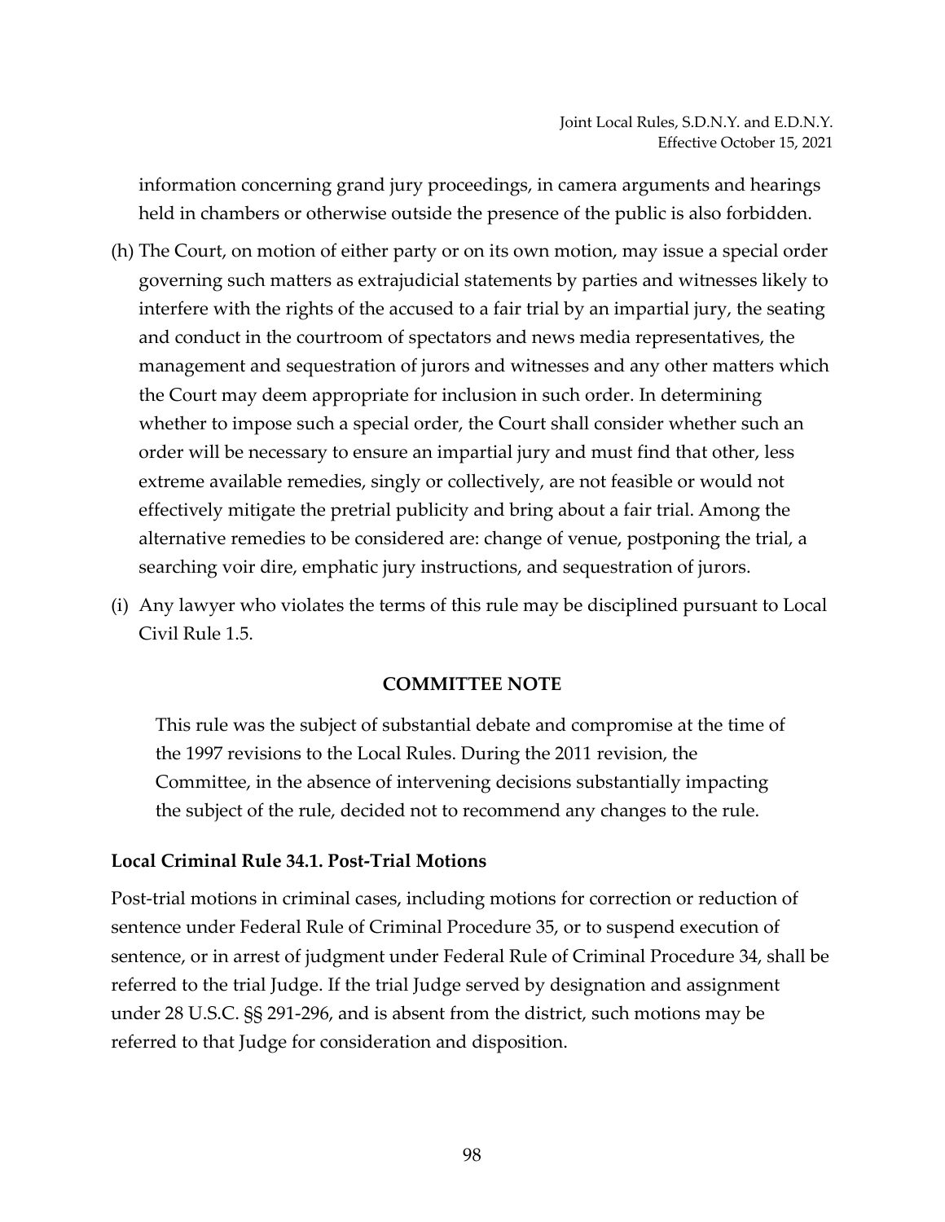information concerning grand jury proceedings, in camera arguments and hearings held in chambers or otherwise outside the presence of the public is also forbidden.

(h) The Court, on motion of either party or on its own motion, may issue a special order governing such matters as extrajudicial statements by parties and witnesses likely to interfere with the rights of the accused to a fair trial by an impartial jury, the seating and conduct in the courtroom of spectators and news media representatives, the management and sequestration of jurors and witnesses and any other matters which the Court may deem appropriate for inclusion in such order. In determining whether to impose such a special order, the Court shall consider whether such an order will be necessary to ensure an impartial jury and must find that other, less extreme available remedies, singly or collectively, are not feasible or would not effectively mitigate the pretrial publicity and bring about a fair trial. Among the alternative remedies to be considered are: change of venue, postponing the trial, a searching voir dire, emphatic jury instructions, and sequestration of jurors.

(i) Any lawyer who violates the terms of this rule may be disciplined pursuant to Local Civil Rule 1.5.

**COMMITTEE NOTE**

This rule was the subject of substantial debate and compromise at the time of the 1997 revisions to the Local Rules. During the 2011 revision, the Committee, in the absence of intervening decisions substantially impacting the subject of the rule, decided not to recommend any changes to the rule.

### Local Criminal Rule 34.1. Post-Trial Motions

Post-trial motions in criminal cases, including motions for correction or reduction of sentence under Federal Rule of Criminal Procedure 35, or to suspend execution of sentence, or in arrest of judgment under Federal Rule of Criminal Procedure 34, shall be referred to the trial Judge. If the trial Judge served by designation and assignment under 28 U.S.C. §§ 291-296, and is absent from the district, such motions may be referred to that Judge for consideration and disposition.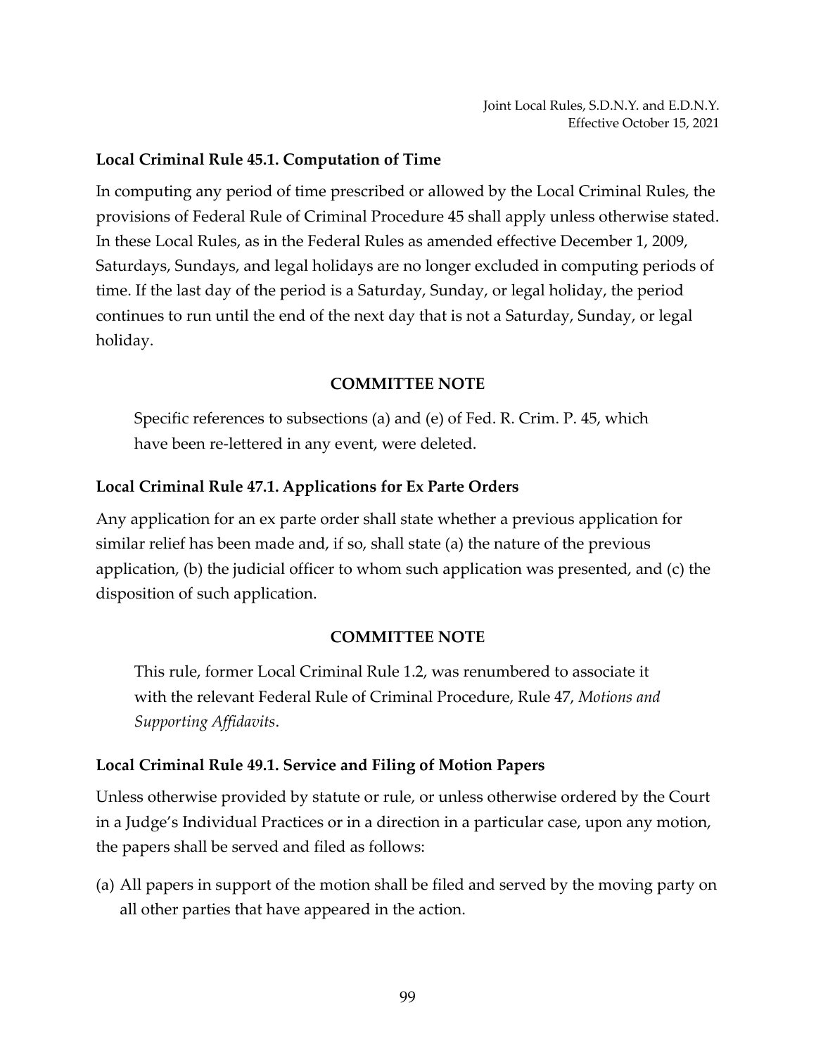### Local Criminal Rule 45.1. Computation of Time

In computing any period of time prescribed or allowed by the Local Criminal Rules, the provisions of Federal Rule of Criminal Procedure 45 shall apply unless otherwise stated. In these Local Rules, as in the Federal Rules as amended effective December 1, 2009, Saturdays, Sundays, and legal holidays are no longer excluded in computing periods of time. If the last day of the period is a Saturday, Sunday, or legal holiday, the period continues to run until the end of the next day that is not a Saturday, Sunday, or legal holiday.

**COMMITTEE NOTE**

> Specific references to subsections (a) and (e) of Fed. R. Crim. P. 45, which have been re-lettered in any event, were deleted.

### Local Criminal Rule 47.1. Applications for Ex Parte Orders

Any application for an ex parte order shall state whether a previous application for similar relief has been made and, if so, shall state (a) the nature of the previous application, (b) the judicial officer to whom such application was presented, and (c) the disposition of such application.

**COMMITTEE NOTE**

> This rule, former Local Criminal Rule 1.2, was renumbered to associate it with the relevant Federal Rule of Criminal Procedure, Rule 47, *Motions and Supporting Affidavits*.

### Local Criminal Rule 49.1. Service and Filing of Motion Papers

Unless otherwise provided by statute or rule, or unless otherwise ordered by the Court in a Judge's Individual Practices or in a direction in a particular case, upon any motion, the papers shall be served and filed as follows:

(a) All papers in support of the motion shall be filed and served by the moving party on all other parties that have appeared in the action.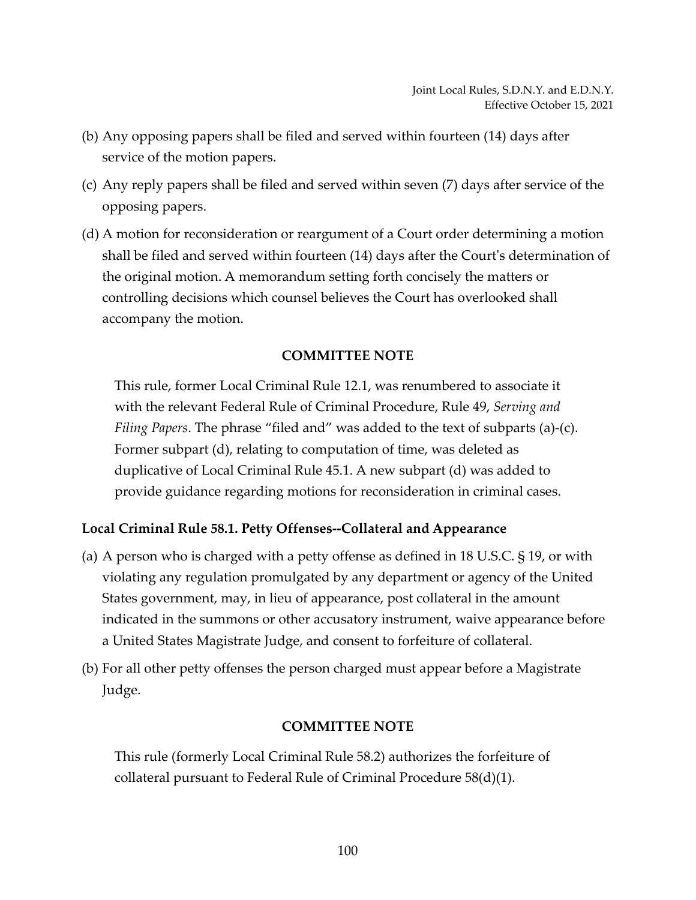(b) Any opposing papers shall be filed and served within fourteen (14) days after service of the motion papers.

(c) Any reply papers shall be filed and served within seven (7) days after service of the opposing papers.

(d) A motion for reconsideration or reargument of a Court order determining a motion shall be filed and served within fourteen (14) days after the Court's determination of the original motion. A memorandum setting forth concisely the matters or controlling decisions which counsel believes the Court has overlooked shall accompany the motion.

**COMMITTEE NOTE**

This rule, former Local Criminal Rule 12.1, was renumbered to associate it with the relevant Federal Rule of Criminal Procedure, Rule 49, *Serving and Filing Papers*. The phrase "filed and" was added to the text of subparts (a)-(c). Former subpart (d), relating to computation of time, was deleted as duplicative of Local Criminal Rule 45.1. A new subpart (d) was added to provide guidance regarding motions for reconsideration in criminal cases.

### Local Criminal Rule 58.1. Petty Offenses--Collateral and Appearance

(a) A person who is charged with a petty offense as defined in 18 U.S.C. § 19, or with violating any regulation promulgated by any department or agency of the United States government, may, in lieu of appearance, post collateral in the amount indicated in the summons or other accusatory instrument, waive appearance before a United States Magistrate Judge, and consent to forfeiture of collateral.

(b) For all other petty offenses the person charged must appear before a Magistrate Judge.

**COMMITTEE NOTE**

This rule (formerly Local Criminal Rule 58.2) authorizes the forfeiture of collateral pursuant to Federal Rule of Criminal Procedure 58(d)(1).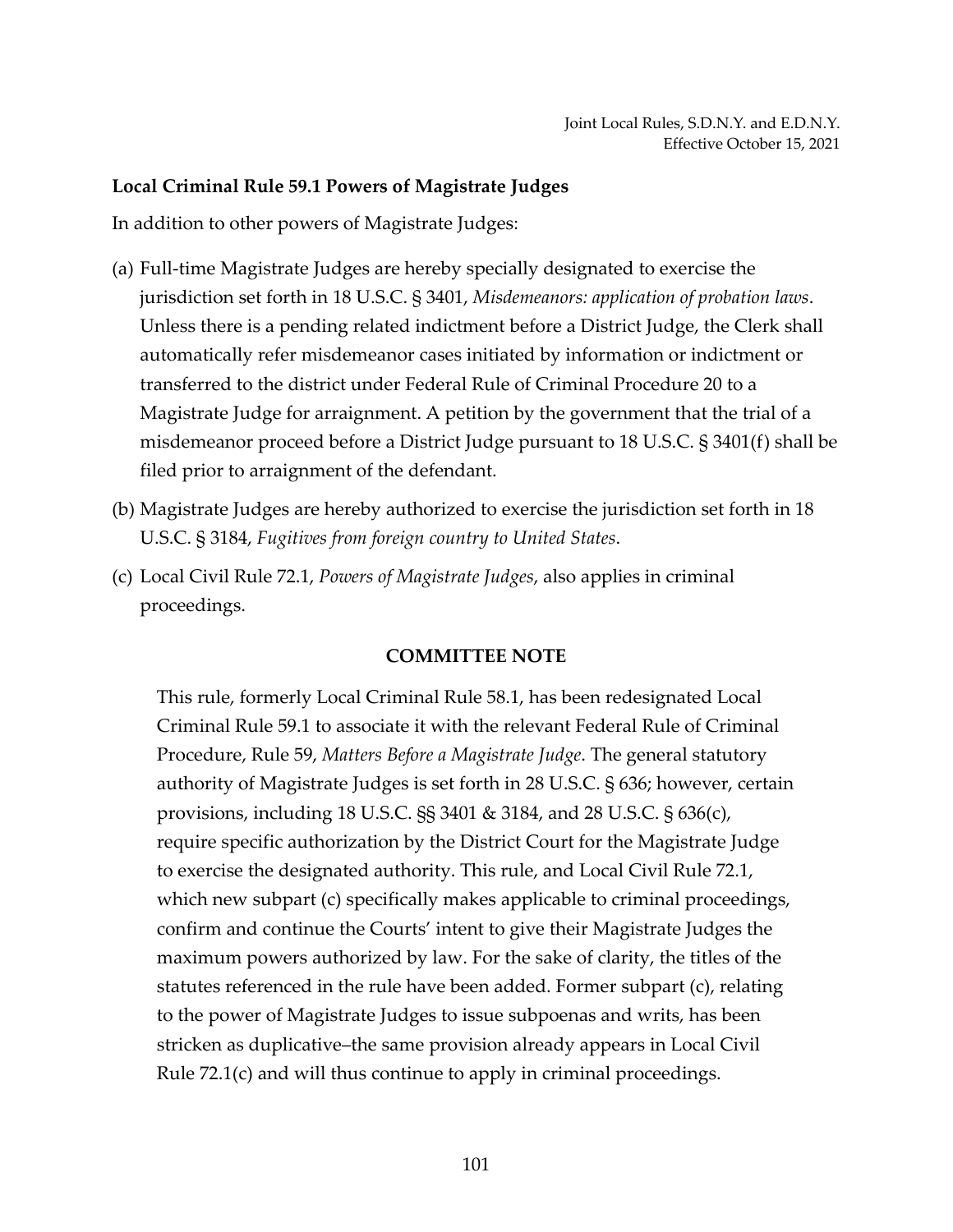**Local Criminal Rule 59.1 Powers of Magistrate Judges**

In addition to other powers of Magistrate Judges:

(a) Full-time Magistrate Judges are hereby specially designated to exercise the jurisdiction set forth in 18 U.S.C. § 3401, *Misdemeanors: application of probation laws*. Unless there is a pending related indictment before a District Judge, the Clerk shall automatically refer misdemeanor cases initiated by information or indictment or transferred to the district under Federal Rule of Criminal Procedure 20 to a Magistrate Judge for arraignment. A petition by the government that the trial of a misdemeanor proceed before a District Judge pursuant to 18 U.S.C. § 3401(f) shall be filed prior to arraignment of the defendant.

(b) Magistrate Judges are hereby authorized to exercise the jurisdiction set forth in 18 U.S.C. § 3184, *Fugitives from foreign country to United States*.

(c) Local Civil Rule 72.1, *Powers of Magistrate Judges*, also applies in criminal proceedings.

**COMMITTEE NOTE**

This rule, formerly Local Criminal Rule 58.1, has been redesignated Local Criminal Rule 59.1 to associate it with the relevant Federal Rule of Criminal Procedure, Rule 59, *Matters Before a Magistrate Judge*. The general statutory authority of Magistrate Judges is set forth in 28 U.S.C. § 636; however, certain provisions, including 18 U.S.C. §§ 3401 & 3184, and 28 U.S.C. § 636(c), require specific authorization by the District Court for the Magistrate Judge to exercise the designated authority. This rule, and Local Civil Rule 72.1, which new subpart (c) specifically makes applicable to criminal proceedings, confirm and continue the Courts' intent to give their Magistrate Judges the maximum powers authorized by law. For the sake of clarity, the titles of the statutes referenced in the rule have been added. Former subpart (c), relating to the power of Magistrate Judges to issue subpoenas and writs, has been stricken as duplicative–the same provision already appears in Local Civil Rule 72.1(c) and will thus continue to apply in criminal proceedings.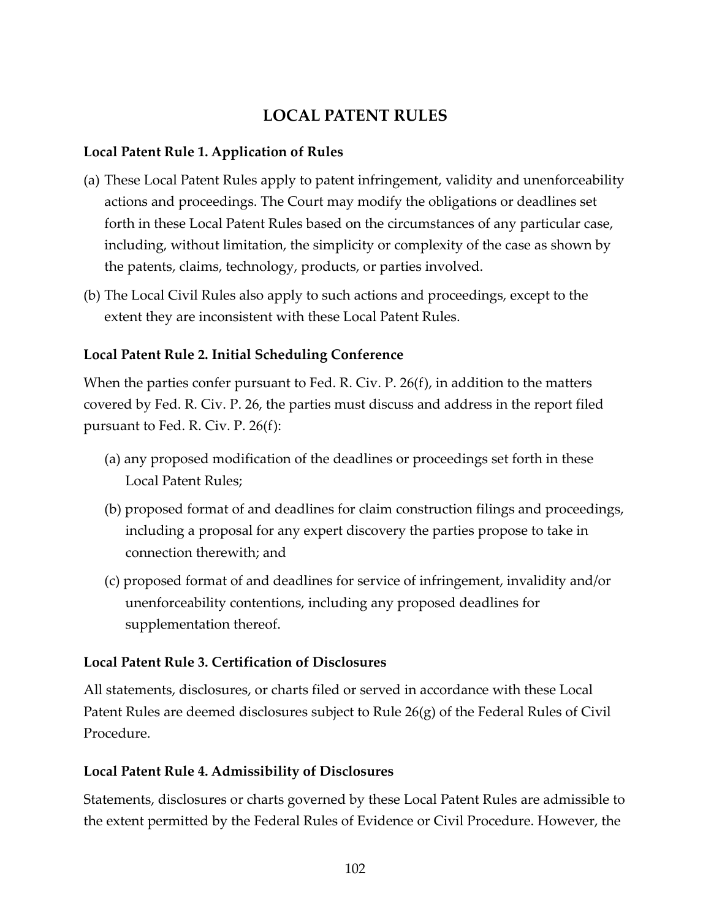# LOCAL PATENT RULES

**Local Patent Rule 1. Application of Rules**

(a) These Local Patent Rules apply to patent infringement, validity and unenforceability actions and proceedings. The Court may modify the obligations or deadlines set forth in these Local Patent Rules based on the circumstances of any particular case, including, without limitation, the simplicity or complexity of the case as shown by the patents, claims, technology, products, or parties involved.

(b) The Local Civil Rules also apply to such actions and proceedings, except to the extent they are inconsistent with these Local Patent Rules.

**Local Patent Rule 2. Initial Scheduling Conference**

When the parties confer pursuant to Fed. R. Civ. P. 26(f), in addition to the matters covered by Fed. R. Civ. P. 26, the parties must discuss and address in the report filed pursuant to Fed. R. Civ. P. 26(f):

(a) any proposed modification of the deadlines or proceedings set forth in these Local Patent Rules;

(b) proposed format of and deadlines for claim construction filings and proceedings, including a proposal for any expert discovery the parties propose to take in connection therewith; and

(c) proposed format of and deadlines for service of infringement, invalidity and/or unenforceability contentions, including any proposed deadlines for supplementation thereof.

**Local Patent Rule 3. Certification of Disclosures**

All statements, disclosures, or charts filed or served in accordance with these Local Patent Rules are deemed disclosures subject to Rule 26(g) of the Federal Rules of Civil Procedure.

**Local Patent Rule 4. Admissibility of Disclosures**

Statements, disclosures or charts governed by these Local Patent Rules are admissible to the extent permitted by the Federal Rules of Evidence or Civil Procedure. However, the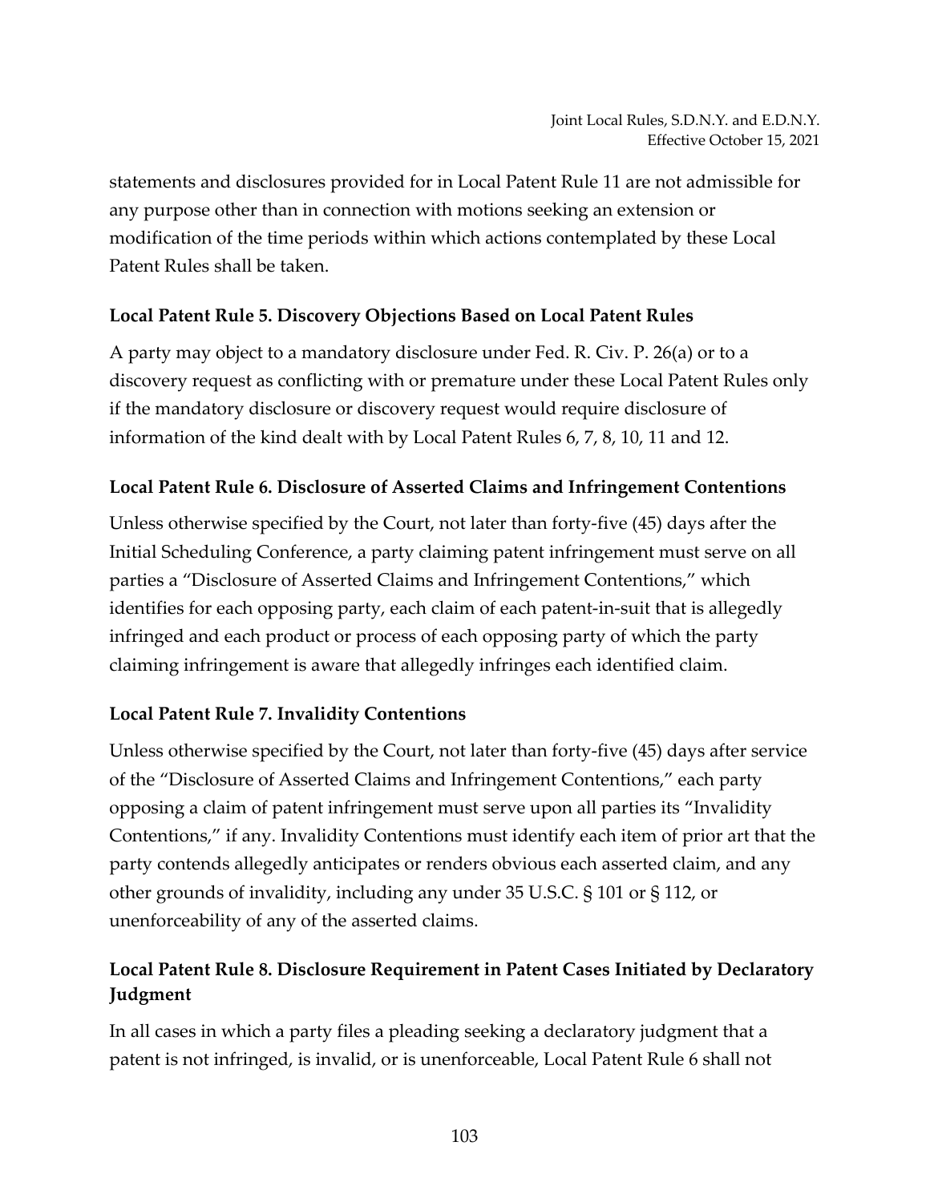statements and disclosures provided for in Local Patent Rule 11 are not admissible for any purpose other than in connection with motions seeking an extension or modification of the time periods within which actions contemplated by these Local Patent Rules shall be taken.

### Local Patent Rule 5. Discovery Objections Based on Local Patent Rules

A party may object to a mandatory disclosure under Fed. R. Civ. P. 26(a) or to a discovery request as conflicting with or premature under these Local Patent Rules only if the mandatory disclosure or discovery request would require disclosure of information of the kind dealt with by Local Patent Rules 6, 7, 8, 10, 11 and 12.

### Local Patent Rule 6. Disclosure of Asserted Claims and Infringement Contentions

Unless otherwise specified by the Court, not later than forty-five (45) days after the Initial Scheduling Conference, a party claiming patent infringement must serve on all parties a "Disclosure of Asserted Claims and Infringement Contentions," which identifies for each opposing party, each claim of each patent-in-suit that is allegedly infringed and each product or process of each opposing party of which the party claiming infringement is aware that allegedly infringes each identified claim.

### Local Patent Rule 7. Invalidity Contentions

Unless otherwise specified by the Court, not later than forty-five (45) days after service of the "Disclosure of Asserted Claims and Infringement Contentions," each party opposing a claim of patent infringement must serve upon all parties its "Invalidity Contentions," if any. Invalidity Contentions must identify each item of prior art that the party contends allegedly anticipates or renders obvious each asserted claim, and any other grounds of invalidity, including any under 35 U.S.C. § 101 or § 112, or unenforceability of any of the asserted claims.

### Local Patent Rule 8. Disclosure Requirement in Patent Cases Initiated by Declaratory Judgment

In all cases in which a party files a pleading seeking a declaratory judgment that a patent is not infringed, is invalid, or is unenforceable, Local Patent Rule 6 shall not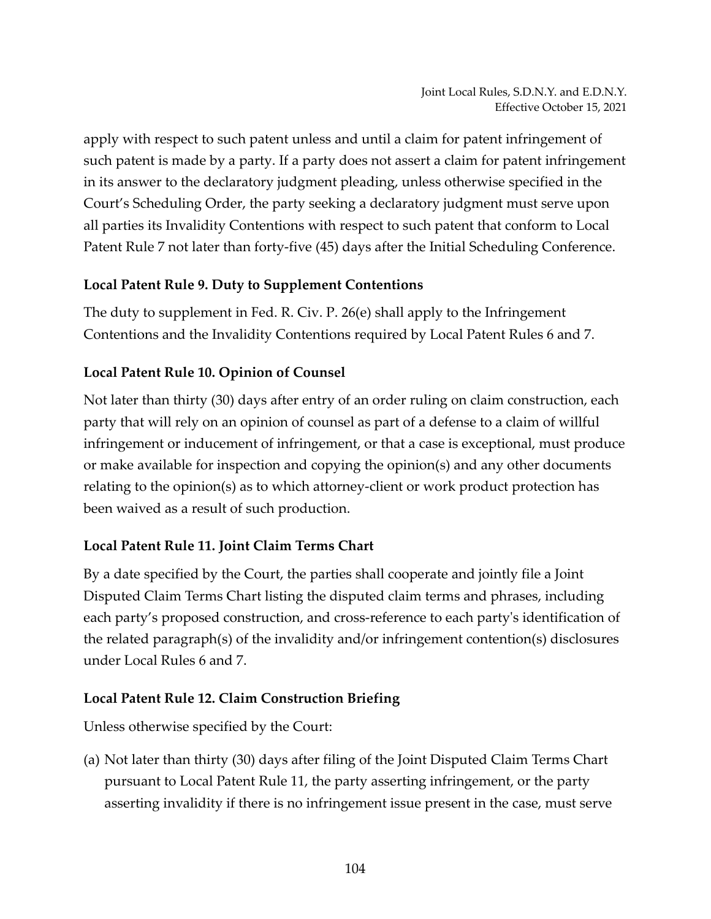apply with respect to such patent unless and until a claim for patent infringement of such patent is made by a party. If a party does not assert a claim for patent infringement in its answer to the declaratory judgment pleading, unless otherwise specified in the Court's Scheduling Order, the party seeking a declaratory judgment must serve upon all parties its Invalidity Contentions with respect to such patent that conform to Local Patent Rule 7 not later than forty-five (45) days after the Initial Scheduling Conference.

**Local Patent Rule 9. Duty to Supplement Contentions**

The duty to supplement in Fed. R. Civ. P. 26(e) shall apply to the Infringement Contentions and the Invalidity Contentions required by Local Patent Rules 6 and 7.

**Local Patent Rule 10. Opinion of Counsel**

Not later than thirty (30) days after entry of an order ruling on claim construction, each party that will rely on an opinion of counsel as part of a defense to a claim of willful infringement or inducement of infringement, or that a case is exceptional, must produce or make available for inspection and copying the opinion(s) and any other documents relating to the opinion(s) as to which attorney-client or work product protection has been waived as a result of such production.

**Local Patent Rule 11. Joint Claim Terms Chart**

By a date specified by the Court, the parties shall cooperate and jointly file a Joint Disputed Claim Terms Chart listing the disputed claim terms and phrases, including each party's proposed construction, and cross-reference to each party's identification of the related paragraph(s) of the invalidity and/or infringement contention(s) disclosures under Local Rules 6 and 7.

**Local Patent Rule 12. Claim Construction Briefing**

Unless otherwise specified by the Court:

(a) Not later than thirty (30) days after filing of the Joint Disputed Claim Terms Chart pursuant to Local Patent Rule 11, the party asserting infringement, or the party asserting invalidity if there is no infringement issue present in the case, must serve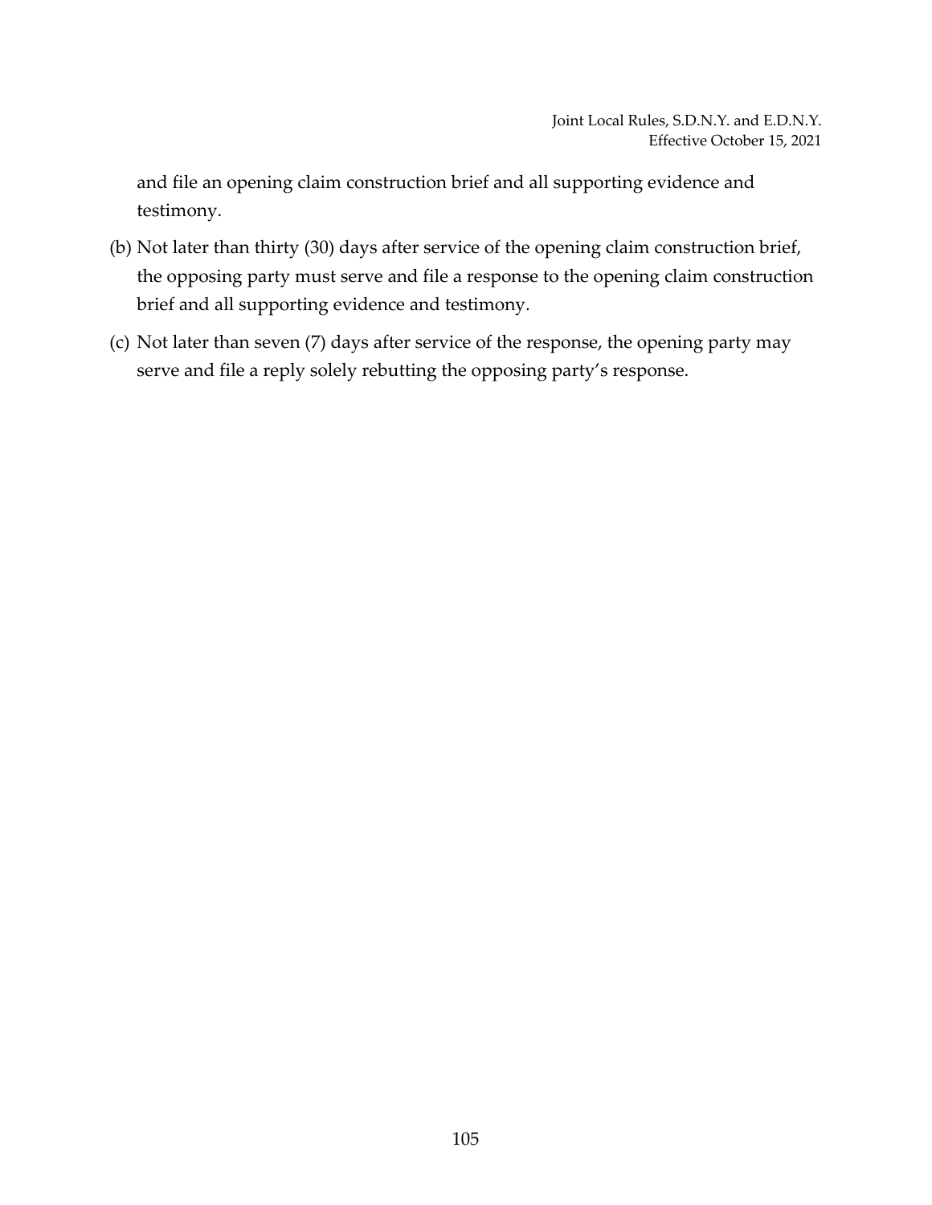and file an opening claim construction brief and all supporting evidence and testimony.

(b) Not later than thirty (30) days after service of the opening claim construction brief, the opposing party must serve and file a response to the opening claim construction brief and all supporting evidence and testimony.

(c) Not later than seven (7) days after service of the response, the opening party may serve and file a reply solely rebutting the opposing party's response.